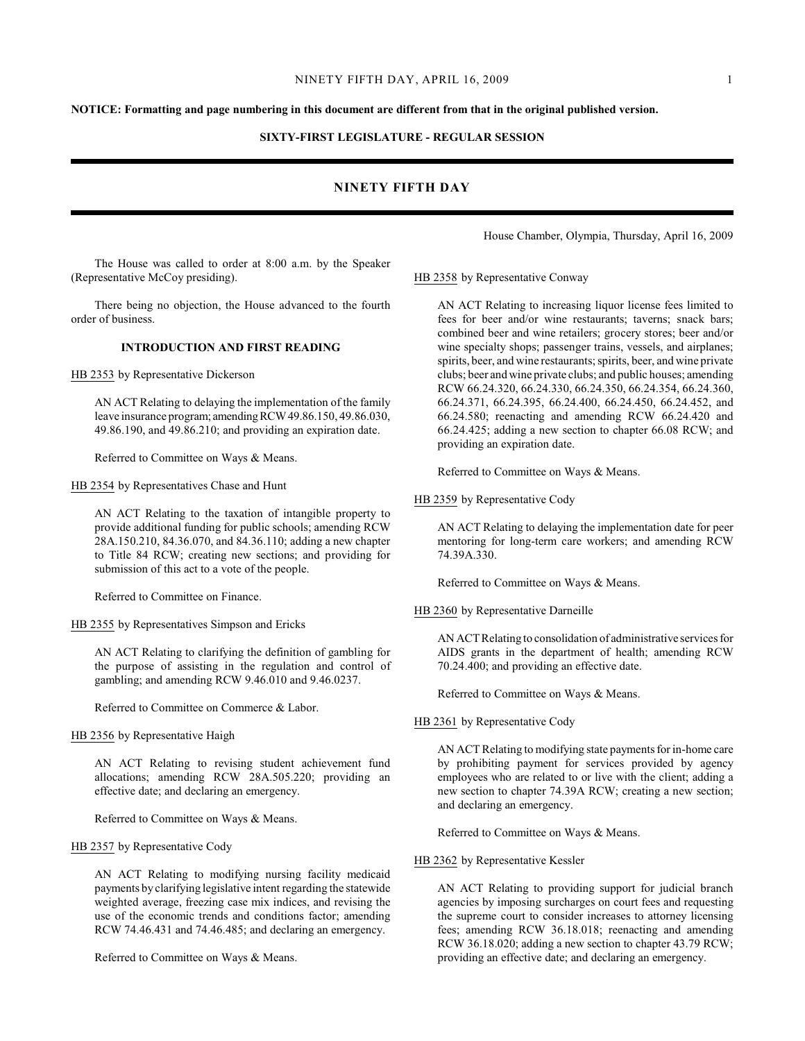**NOTICE: Formatting and page numbering in this document are different from that in the original published version.**

**SIXTY-FIRST LEGISLATURE - REGULAR SESSION**

# NINETY FIFTH DAY

House Chamber, Olympia, Thursday, April 16, 2009

The House was called to order at 8:00 a.m. by the Speaker (Representative McCoy presiding).

There being no objection, the House advanced to the fourth order of business.

## INTRODUCTION AND FIRST READING

HB 2353 by Representative Dickerson

AN ACT Relating to delaying the implementation of the family leave insurance program; amending RCW 49.86.150, 49.86.030, 49.86.190, and 49.86.210; and providing an expiration date.

Referred to Committee on Ways & Means.

HB 2354 by Representatives Chase and Hunt

AN ACT Relating to the taxation of intangible property to provide additional funding for public schools; amending RCW 28A.150.210, 84.36.070, and 84.36.110; adding a new chapter to Title 84 RCW; creating new sections; and providing for submission of this act to a vote of the people.

Referred to Committee on Finance.

HB 2355 by Representatives Simpson and Ericks

AN ACT Relating to clarifying the definition of gambling for the purpose of assisting in the regulation and control of gambling; and amending RCW 9.46.010 and 9.46.0237.

Referred to Committee on Commerce & Labor.

HB 2356 by Representative Haigh

AN ACT Relating to revising student achievement fund allocations; amending RCW 28A.505.220; providing an effective date; and declaring an emergency.

Referred to Committee on Ways & Means.

HB 2357 by Representative Cody

AN ACT Relating to modifying nursing facility medicaid payments by clarifying legislative intent regarding the statewide weighted average, freezing case mix indices, and revising the use of the economic trends and conditions factor; amending RCW 74.46.431 and 74.46.485; and declaring an emergency.

Referred to Committee on Ways & Means.

HB 2358 by Representative Conway

AN ACT Relating to increasing liquor license fees limited to fees for beer and/or wine restaurants; taverns; snack bars; combined beer and wine retailers; grocery stores; beer and/or wine specialty shops; passenger trains, vessels, and airplanes; spirits, beer, and wine restaurants; spirits, beer, and wine private clubs; beer and wine private clubs; and public houses; amending RCW 66.24.320, 66.24.330, 66.24.350, 66.24.354, 66.24.360, 66.24.371, 66.24.395, 66.24.400, 66.24.450, 66.24.452, and 66.24.580; reenacting and amending RCW 66.24.420 and 66.24.425; adding a new section to chapter 66.08 RCW; and providing an expiration date.

Referred to Committee on Ways & Means.

HB 2359 by Representative Cody

AN ACT Relating to delaying the implementation date for peer mentoring for long-term care workers; and amending RCW 74.39A.330.

Referred to Committee on Ways & Means.

HB 2360 by Representative Darneille

AN ACT Relating to consolidation of administrative services for AIDS grants in the department of health; amending RCW 70.24.400; and providing an effective date.

Referred to Committee on Ways & Means.

HB 2361 by Representative Cody

AN ACT Relating to modifying state payments for in-home care by prohibiting payment for services provided by agency employees who are related to or live with the client; adding a new section to chapter 74.39A RCW; creating a new section; and declaring an emergency.

Referred to Committee on Ways & Means.

HB 2362 by Representative Kessler

AN ACT Relating to providing support for judicial branch agencies by imposing surcharges on court fees and requesting the supreme court to consider increases to attorney licensing fees; amending RCW 36.18.018; reenacting and amending RCW 36.18.020; adding a new section to chapter 43.79 RCW; providing an effective date; and declaring an emergency.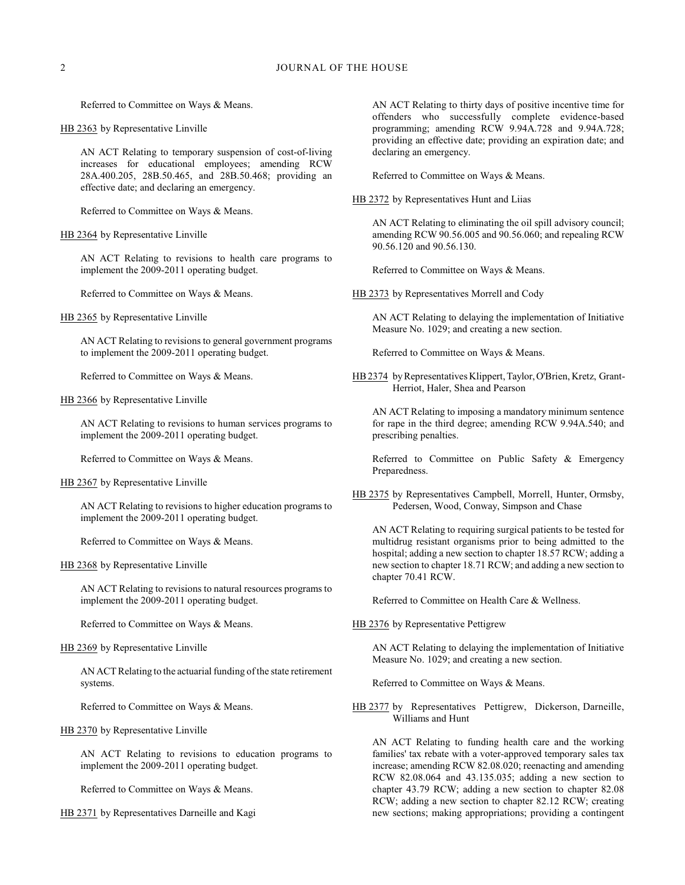Referred to Committee on Ways & Means.

HB 2363 by Representative Linville

AN ACT Relating to temporary suspension of cost-of-living increases for educational employees; amending RCW 28A.400.205, 28B.50.465, and 28B.50.468; providing an effective date; and declaring an emergency.

Referred to Committee on Ways & Means.

HB 2364 by Representative Linville

AN ACT Relating to revisions to health care programs to implement the 2009-2011 operating budget.

Referred to Committee on Ways & Means.

HB 2365 by Representative Linville

AN ACT Relating to revisions to general government programs to implement the 2009-2011 operating budget.

Referred to Committee on Ways & Means.

HB 2366 by Representative Linville

AN ACT Relating to revisions to human services programs to implement the 2009-2011 operating budget.

Referred to Committee on Ways & Means.

HB 2367 by Representative Linville

AN ACT Relating to revisions to higher education programs to implement the 2009-2011 operating budget.

Referred to Committee on Ways & Means.

HB 2368 by Representative Linville

AN ACT Relating to revisions to natural resources programs to implement the 2009-2011 operating budget.

Referred to Committee on Ways & Means.

HB 2369 by Representative Linville

AN ACT Relating to the actuarial funding of the state retirement systems.

Referred to Committee on Ways & Means.

HB 2370 by Representative Linville

AN ACT Relating to revisions to education programs to implement the 2009-2011 operating budget.

Referred to Committee on Ways & Means.

HB 2371 by Representatives Darneille and Kagi

AN ACT Relating to thirty days of positive incentive time for offenders who successfully complete evidence-based programming; amending RCW 9.94A.728 and 9.94A.728; providing an effective date; providing an expiration date; and declaring an emergency.

Referred to Committee on Ways & Means.

HB 2372 by Representatives Hunt and Liias

AN ACT Relating to eliminating the oil spill advisory council; amending RCW 90.56.005 and 90.56.060; and repealing RCW 90.56.120 and 90.56.130.

Referred to Committee on Ways & Means.

HB 2373 by Representatives Morrell and Cody

AN ACT Relating to delaying the implementation of Initiative Measure No. 1029; and creating a new section.

Referred to Committee on Ways & Means.

HB 2374 by Representatives Klippert, Taylor, O'Brien, Kretz, Grant-Herriot, Haler, Shea and Pearson

AN ACT Relating to imposing a mandatory minimum sentence for rape in the third degree; amending RCW 9.94A.540; and prescribing penalties.

Referred to Committee on Public Safety & Emergency Preparedness.

HB 2375 by Representatives Campbell, Morrell, Hunter, Ormsby, Pedersen, Wood, Conway, Simpson and Chase

AN ACT Relating to requiring surgical patients to be tested for multidrug resistant organisms prior to being admitted to the hospital; adding a new section to chapter 18.57 RCW; adding a new section to chapter 18.71 RCW; and adding a new section to chapter 70.41 RCW.

Referred to Committee on Health Care & Wellness.

HB 2376 by Representative Pettigrew

AN ACT Relating to delaying the implementation of Initiative Measure No. 1029; and creating a new section.

Referred to Committee on Ways & Means.

HB 2377 by Representatives Pettigrew, Dickerson, Darneille, Williams and Hunt

AN ACT Relating to funding health care and the working families' tax rebate with a voter-approved temporary sales tax increase; amending RCW 82.08.020; reenacting and amending RCW 82.08.064 and 43.135.035; adding a new section to chapter 43.79 RCW; adding a new section to chapter 82.08 RCW; adding a new section to chapter 82.12 RCW; creating new sections; making appropriations; providing a contingent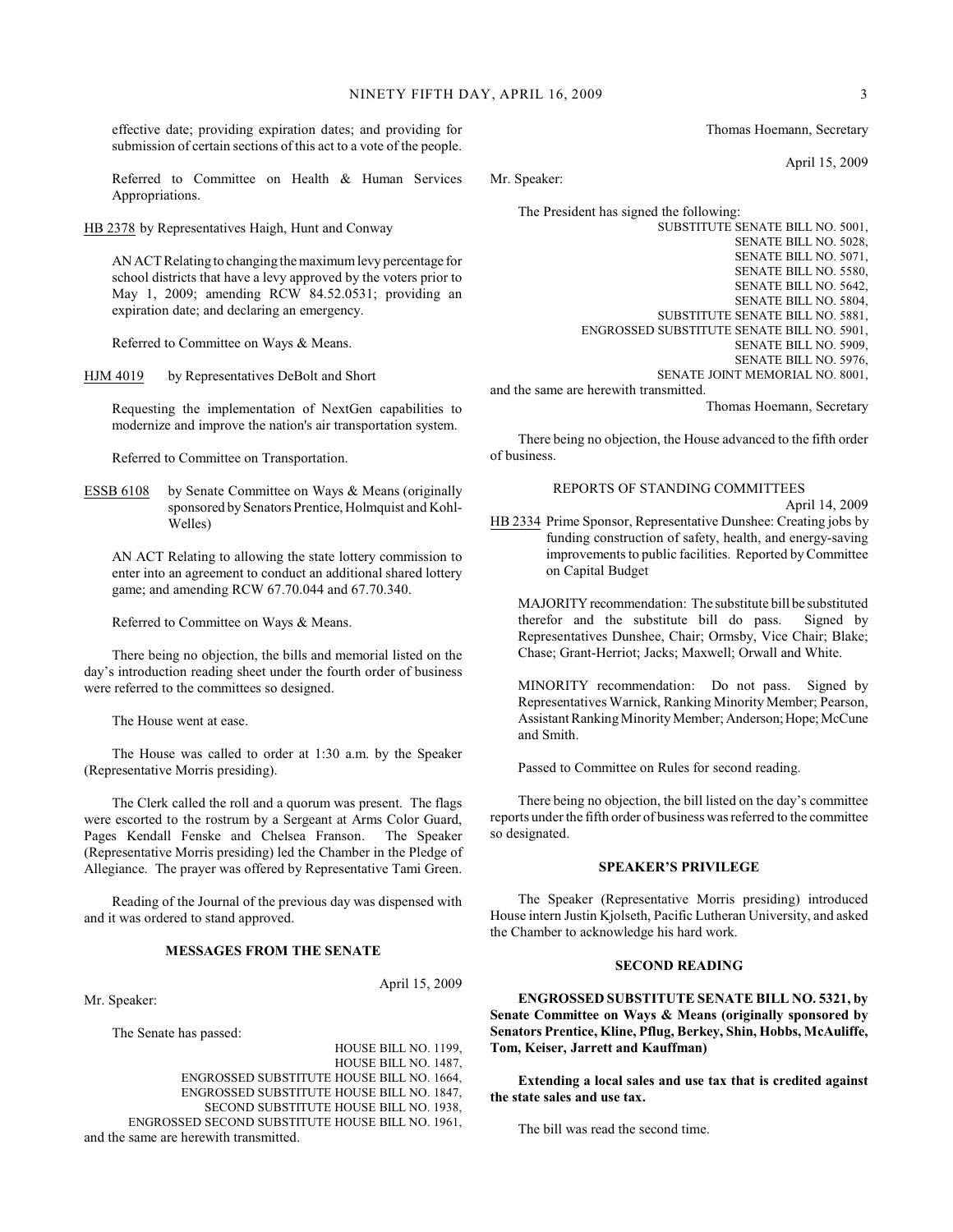effective date; providing expiration dates; and providing for submission of certain sections of this act to a vote of the people.

Referred to Committee on Health & Human Services Appropriations.

HB 2378 by Representatives Haigh, Hunt and Conway

AN ACT Relating to changing the maximum levy percentage for school districts that have a levy approved by the voters prior to May 1, 2009; amending RCW 84.52.0531; providing an expiration date; and declaring an emergency.

Referred to Committee on Ways & Means.

HJM 4019 by Representatives DeBolt and Short

Requesting the implementation of NextGen capabilities to modernize and improve the nation's air transportation system.

Referred to Committee on Transportation.

ESSB 6108 by Senate Committee on Ways & Means (originally sponsored by Senators Prentice, Holmquist and Kohl-Welles)

AN ACT Relating to allowing the state lottery commission to enter into an agreement to conduct an additional shared lottery game; and amending RCW 67.70.044 and 67.70.340.

Referred to Committee on Ways & Means.

There being no objection, the bills and memorial listed on the day's introduction reading sheet under the fourth order of business were referred to the committees so designed.

The House went at ease.

The House was called to order at 1:30 a.m. by the Speaker (Representative Morris presiding).

The Clerk called the roll and a quorum was present. The flags were escorted to the rostrum by a Sergeant at Arms Color Guard, Pages Kendall Fenske and Chelsea Franson. The Speaker (Representative Morris presiding) led the Chamber in the Pledge of Allegiance. The prayer was offered by Representative Tami Green.

Reading of the Journal of the previous day was dispensed with and it was ordered to stand approved.

**MESSAGES FROM THE SENATE**

April 15, 2009

Mr. Speaker:

The Senate has passed:

HOUSE BILL NO. 1199,
HOUSE BILL NO. 1487,
ENGROSSED SUBSTITUTE HOUSE BILL NO. 1664,
ENGROSSED SUBSTITUTE HOUSE BILL NO. 1847,
SECOND SUBSTITUTE HOUSE BILL NO. 1938,
ENGROSSED SECOND SUBSTITUTE HOUSE BILL NO. 1961,

and the same are herewith transmitted.

Thomas Hoemann, Secretary

April 15, 2009

Mr. Speaker:

The President has signed the following:

SUBSTITUTE SENATE BILL NO. 5001,
SENATE BILL NO. 5028,
SENATE BILL NO. 5071,
SENATE BILL NO. 5580,
SENATE BILL NO. 5642,
SENATE BILL NO. 5804,
SUBSTITUTE SENATE BILL NO. 5881,
ENGROSSED SUBSTITUTE SENATE BILL NO. 5901,
SENATE BILL NO. 5909,
SENATE BILL NO. 5976,
SENATE JOINT MEMORIAL NO. 8001,

and the same are herewith transmitted.

Thomas Hoemann, Secretary

There being no objection, the House advanced to the fifth order of business.

REPORTS OF STANDING COMMITTEES

April 14, 2009

HB 2334 Prime Sponsor, Representative Dunshee: Creating jobs by funding construction of safety, health, and energy-saving improvements to public facilities. Reported by Committee on Capital Budget

MAJORITY recommendation: The substitute bill be substituted therefor and the substitute bill do pass. Signed by Representatives Dunshee, Chair; Ormsby, Vice Chair; Blake; Chase; Grant-Herriot; Jacks; Maxwell; Orwall and White.

MINORITY recommendation: Do not pass. Signed by Representatives Warnick, Ranking Minority Member; Pearson, Assistant Ranking Minority Member; Anderson; Hope; McCune and Smith.

Passed to Committee on Rules for second reading.

There being no objection, the bill listed on the day's committee reports under the fifth order of business was referred to the committee so designated.

**SPEAKER'S PRIVILEGE**

The Speaker (Representative Morris presiding) introduced House intern Justin Kjolseth, Pacific Lutheran University, and asked the Chamber to acknowledge his hard work.

**SECOND READING**

**ENGROSSED SUBSTITUTE SENATE BILL NO. 5321, by Senate Committee on Ways & Means (originally sponsored by Senators Prentice, Kline, Pflug, Berkey, Shin, Hobbs, McAuliffe, Tom, Keiser, Jarrett and Kauffman)**

**Extending a local sales and use tax that is credited against the state sales and use tax.**

The bill was read the second time.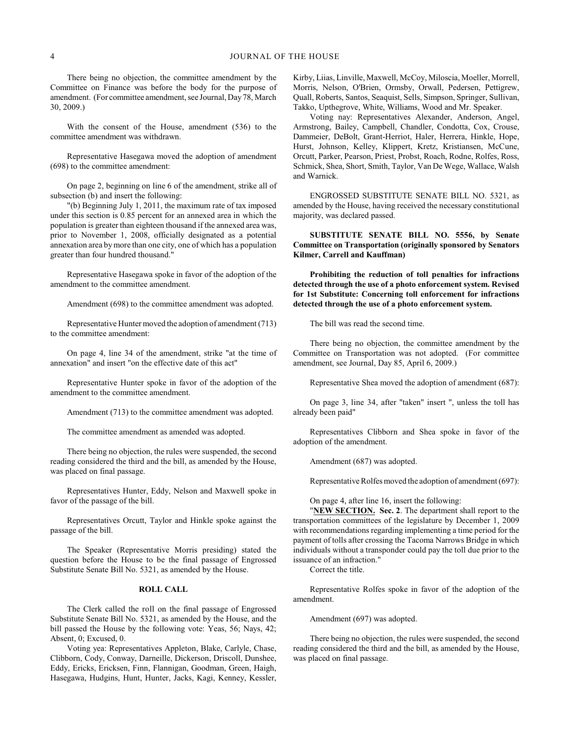There being no objection, the committee amendment by the Committee on Finance was before the body for the purpose of amendment. (For committee amendment, see Journal, Day 78, March 30, 2009.)

With the consent of the House, amendment (536) to the committee amendment was withdrawn.

Representative Hasegawa moved the adoption of amendment (698) to the committee amendment:

On page 2, beginning on line 6 of the amendment, strike all of subsection (b) and insert the following:

"(b) Beginning July 1, 2011, the maximum rate of tax imposed under this section is 0.85 percent for an annexed area in which the population is greater than eighteen thousand if the annexed area was, prior to November 1, 2008, officially designated as a potential annexation area by more than one city, one of which has a population greater than four hundred thousand."

Representative Hasegawa spoke in favor of the adoption of the amendment to the committee amendment.

Amendment (698) to the committee amendment was adopted.

Representative Hunter moved the adoption of amendment (713) to the committee amendment:

On page 4, line 34 of the amendment, strike "at the time of annexation" and insert "on the effective date of this act"

Representative Hunter spoke in favor of the adoption of the amendment to the committee amendment.

Amendment (713) to the committee amendment was adopted.

The committee amendment as amended was adopted.

There being no objection, the rules were suspended, the second reading considered the third and the bill, as amended by the House, was placed on final passage.

Representatives Hunter, Eddy, Nelson and Maxwell spoke in favor of the passage of the bill.

Representatives Orcutt, Taylor and Hinkle spoke against the passage of the bill.

The Speaker (Representative Morris presiding) stated the question before the House to be the final passage of Engrossed Substitute Senate Bill No. 5321, as amended by the House.

## ROLL CALL

The Clerk called the roll on the final passage of Engrossed Substitute Senate Bill No. 5321, as amended by the House, and the bill passed the House by the following vote: Yeas, 56; Nays, 42; Absent, 0; Excused, 0.

Voting yea: Representatives Appleton, Blake, Carlyle, Chase, Clibborn, Cody, Conway, Darneille, Dickerson, Driscoll, Dunshee, Eddy, Ericks, Ericksen, Finn, Flannigan, Goodman, Green, Haigh, Hasegawa, Hudgins, Hunt, Hunter, Jacks, Kagi, Kenney, Kessler, Kirby, Liias, Linville, Maxwell, McCoy, Miloscia, Moeller, Morrell, Morris, Nelson, O'Brien, Ormsby, Orwall, Pedersen, Pettigrew, Quall, Roberts, Santos, Seaquist, Sells, Simpson, Springer, Sullivan, Takko, Upthegrove, White, Williams, Wood and Mr. Speaker.

Voting nay: Representatives Alexander, Anderson, Angel, Armstrong, Bailey, Campbell, Chandler, Condotta, Cox, Crouse, Dammeier, DeBolt, Grant-Herriot, Haler, Herrera, Hinkle, Hope, Hurst, Johnson, Kelley, Klippert, Kretz, Kristiansen, McCune, Orcutt, Parker, Pearson, Priest, Probst, Roach, Rodne, Rolfes, Ross, Schmick, Shea, Short, Smith, Taylor, Van De Wege, Wallace, Walsh and Warnick.

ENGROSSED SUBSTITUTE SENATE BILL NO. 5321, as amended by the House, having received the necessary constitutional majority, was declared passed.

**SUBSTITUTE SENATE BILL NO. 5556, by Senate Committee on Transportation (originally sponsored by Senators Kilmer, Carrell and Kauffman)**

**Prohibiting the reduction of toll penalties for infractions detected through the use of a photo enforcement system. Revised for 1st Substitute: Concerning toll enforcement for infractions detected through the use of a photo enforcement system.**

The bill was read the second time.

There being no objection, the committee amendment by the Committee on Transportation was not adopted. (For committee amendment, see Journal, Day 85, April 6, 2009.)

Representative Shea moved the adoption of amendment (687):

On page 3, line 34, after "taken" insert ", unless the toll has already been paid"

Representatives Clibborn and Shea spoke in favor of the adoption of the amendment.

Amendment (687) was adopted.

Representative Rolfes moved the adoption of amendment (697):

On page 4, after line 16, insert the following:

"**NEW SECTION. Sec. 2**. The department shall report to the transportation committees of the legislature by December 1, 2009 with recommendations regarding implementing a time period for the payment of tolls after crossing the Tacoma Narrows Bridge in which individuals without a transponder could pay the toll due prior to the issuance of an infraction."

Correct the title.

Representative Rolfes spoke in favor of the adoption of the amendment.

Amendment (697) was adopted.

There being no objection, the rules were suspended, the second reading considered the third and the bill, as amended by the House, was placed on final passage.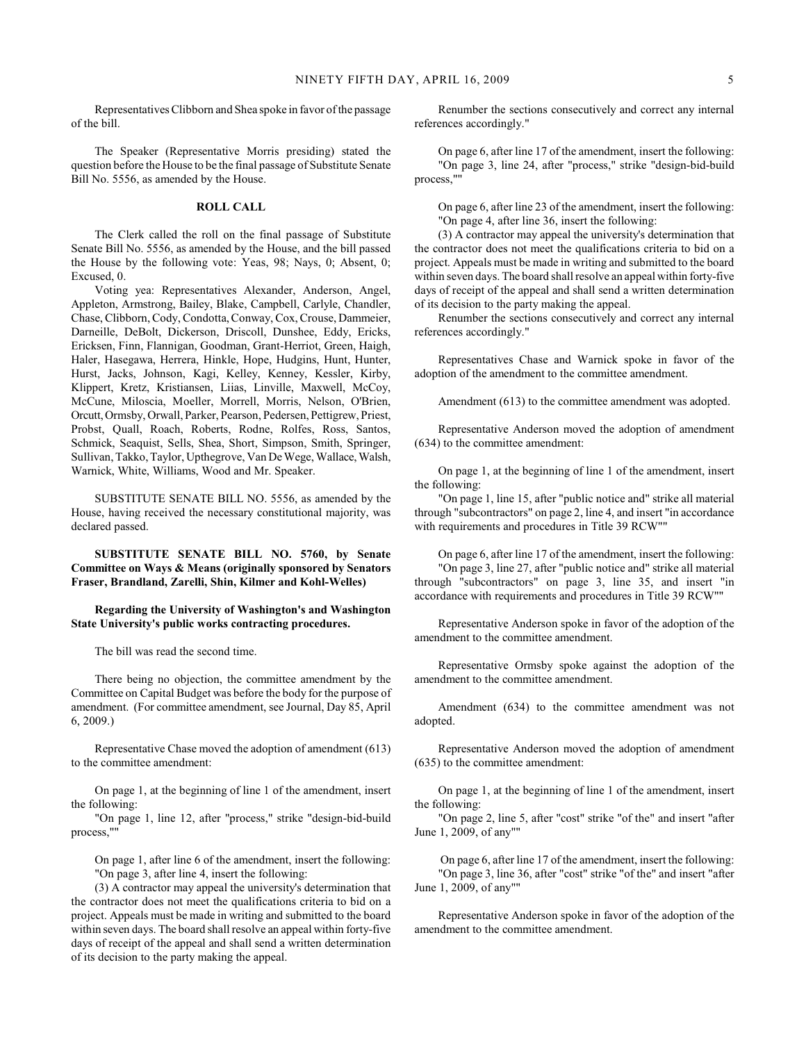Representatives Clibborn and Shea spoke in favor of the passage of the bill.

The Speaker (Representative Morris presiding) stated the question before the House to be the final passage of Substitute Senate Bill No. 5556, as amended by the House.

**ROLL CALL**

The Clerk called the roll on the final passage of Substitute Senate Bill No. 5556, as amended by the House, and the bill passed the House by the following vote: Yeas, 98; Nays, 0; Absent, 0; Excused, 0.

Voting yea: Representatives Alexander, Anderson, Angel, Appleton, Armstrong, Bailey, Blake, Campbell, Carlyle, Chandler, Chase, Clibborn, Cody, Condotta, Conway, Cox, Crouse, Dammeier, Darneille, DeBolt, Dickerson, Driscoll, Dunshee, Eddy, Ericks, Ericksen, Finn, Flannigan, Goodman, Grant-Herriot, Green, Haigh, Haler, Hasegawa, Herrera, Hinkle, Hope, Hudgins, Hunt, Hunter, Hurst, Jacks, Johnson, Kagi, Kelley, Kenney, Kessler, Kirby, Klippert, Kretz, Kristiansen, Liias, Linville, Maxwell, McCoy, McCune, Miloscia, Moeller, Morrell, Morris, Nelson, O'Brien, Orcutt, Ormsby, Orwall, Parker, Pearson, Pedersen, Pettigrew, Priest, Probst, Quall, Roach, Roberts, Rodne, Rolfes, Ross, Santos, Schmick, Seaquist, Sells, Shea, Short, Simpson, Smith, Springer, Sullivan, Takko, Taylor, Upthegrove, Van De Wege, Wallace, Walsh, Warnick, White, Williams, Wood and Mr. Speaker.

SUBSTITUTE SENATE BILL NO. 5556, as amended by the House, having received the necessary constitutional majority, was declared passed.

**SUBSTITUTE SENATE BILL NO. 5760, by Senate Committee on Ways & Means (originally sponsored by Senators Fraser, Brandland, Zarelli, Shin, Kilmer and Kohl-Welles)**

**Regarding the University of Washington's and Washington State University's public works contracting procedures.**

The bill was read the second time.

There being no objection, the committee amendment by the Committee on Capital Budget was before the body for the purpose of amendment. (For committee amendment, see Journal, Day 85, April 6, 2009.)

Representative Chase moved the adoption of amendment (613) to the committee amendment:

On page 1, at the beginning of line 1 of the amendment, insert the following:
"On page 1, line 12, after "process," strike "design-bid-build process,""

On page 1, after line 6 of the amendment, insert the following:
"On page 3, after line 4, insert the following:

(3) A contractor may appeal the university's determination that the contractor does not meet the qualifications criteria to bid on a project. Appeals must be made in writing and submitted to the board within seven days. The board shall resolve an appeal within forty-five days of receipt of the appeal and shall send a written determination of its decision to the party making the appeal.

Renumber the sections consecutively and correct any internal references accordingly."

On page 6, after line 17 of the amendment, insert the following:
"On page 3, line 24, after "process," strike "design-bid-build process,""

On page 6, after line 23 of the amendment, insert the following:
"On page 4, after line 36, insert the following:

(3) A contractor may appeal the university's determination that the contractor does not meet the qualifications criteria to bid on a project. Appeals must be made in writing and submitted to the board within seven days. The board shall resolve an appeal within forty-five days of receipt of the appeal and shall send a written determination of its decision to the party making the appeal.

Renumber the sections consecutively and correct any internal references accordingly."

Representatives Chase and Warnick spoke in favor of the adoption of the amendment to the committee amendment.

Amendment (613) to the committee amendment was adopted.

Representative Anderson moved the adoption of amendment (634) to the committee amendment:

On page 1, at the beginning of line 1 of the amendment, insert the following:
"On page 1, line 15, after "public notice and" strike all material through "subcontractors" on page 2, line 4, and insert "in accordance with requirements and procedures in Title 39 RCW""

On page 6, after line 17 of the amendment, insert the following:
"On page 3, line 27, after "public notice and" strike all material through "subcontractors" on page 3, line 35, and insert "in accordance with requirements and procedures in Title 39 RCW""

Representative Anderson spoke in favor of the adoption of the amendment to the committee amendment.

Representative Ormsby spoke against the adoption of the amendment to the committee amendment.

Amendment (634) to the committee amendment was not adopted.

Representative Anderson moved the adoption of amendment (635) to the committee amendment:

On page 1, at the beginning of line 1 of the amendment, insert the following:
"On page 2, line 5, after "cost" strike "of the" and insert "after June 1, 2009, of any""

On page 6, after line 17 of the amendment, insert the following:
"On page 3, line 36, after "cost" strike "of the" and insert "after June 1, 2009, of any""

Representative Anderson spoke in favor of the adoption of the amendment to the committee amendment.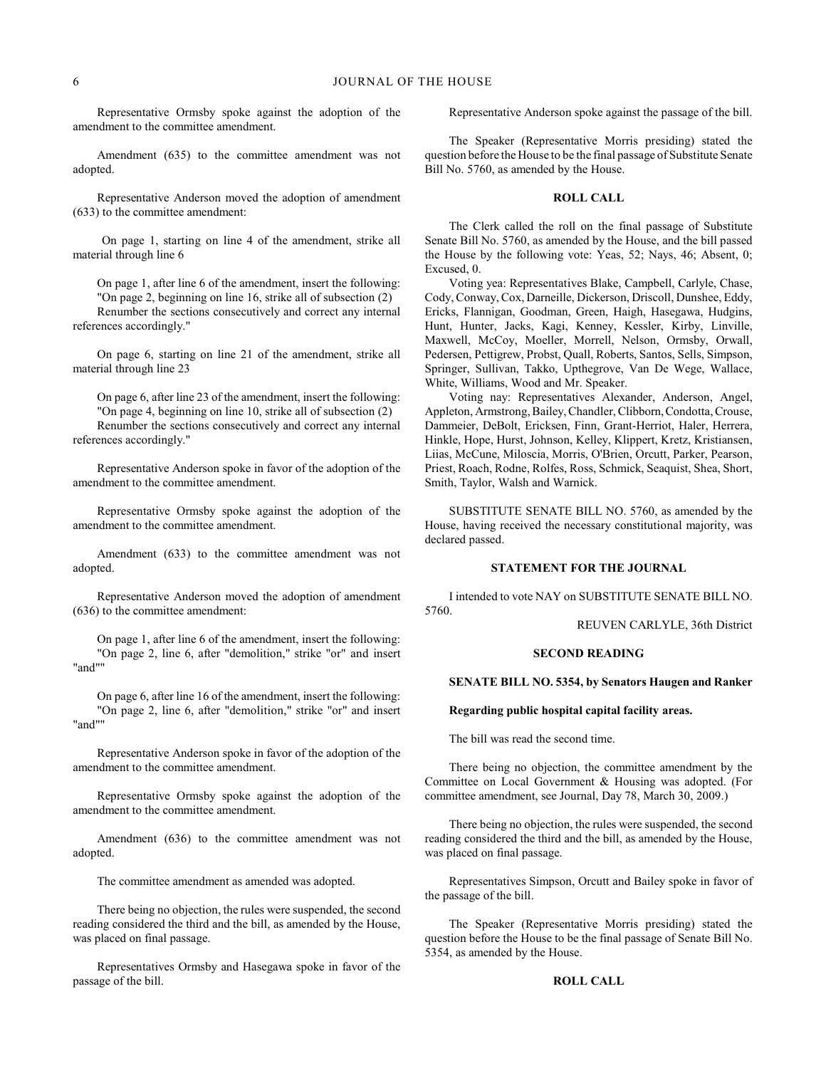Representative Ormsby spoke against the adoption of the amendment to the committee amendment.

Amendment (635) to the committee amendment was not adopted.

Representative Anderson moved the adoption of amendment (633) to the committee amendment:

On page 1, starting on line 4 of the amendment, strike all material through line 6

On page 1, after line 6 of the amendment, insert the following: "On page 2, beginning on line 16, strike all of subsection (2)

Renumber the sections consecutively and correct any internal references accordingly."

On page 6, starting on line 21 of the amendment, strike all material through line 23

On page 6, after line 23 of the amendment, insert the following: "On page 4, beginning on line 10, strike all of subsection (2)

Renumber the sections consecutively and correct any internal references accordingly."

Representative Anderson spoke in favor of the adoption of the amendment to the committee amendment.

Representative Ormsby spoke against the adoption of the amendment to the committee amendment.

Amendment (633) to the committee amendment was not adopted.

Representative Anderson moved the adoption of amendment (636) to the committee amendment:

On page 1, after line 6 of the amendment, insert the following: "On page 2, line 6, after "demolition," strike "or" and insert "and""

On page 6, after line 16 of the amendment, insert the following: "On page 2, line 6, after "demolition," strike "or" and insert "and""

Representative Anderson spoke in favor of the adoption of the amendment to the committee amendment.

Representative Ormsby spoke against the adoption of the amendment to the committee amendment.

Amendment (636) to the committee amendment was not adopted.

The committee amendment as amended was adopted.

There being no objection, the rules were suspended, the second reading considered the third and the bill, as amended by the House, was placed on final passage.

Representatives Ormsby and Hasegawa spoke in favor of the passage of the bill.

Representative Anderson spoke against the passage of the bill.

The Speaker (Representative Morris presiding) stated the question before the House to be the final passage of Substitute Senate Bill No. 5760, as amended by the House.

**ROLL CALL**

The Clerk called the roll on the final passage of Substitute Senate Bill No. 5760, as amended by the House, and the bill passed the House by the following vote: Yeas, 52; Nays, 46; Absent, 0; Excused, 0.

Voting yea: Representatives Blake, Campbell, Carlyle, Chase, Cody, Conway, Cox, Darneille, Dickerson, Driscoll, Dunshee, Eddy, Ericks, Flannigan, Goodman, Green, Haigh, Hasegawa, Hudgins, Hunt, Hunter, Jacks, Kagi, Kenney, Kessler, Kirby, Linville, Maxwell, McCoy, Moeller, Morrell, Nelson, Ormsby, Orwall, Pedersen, Pettigrew, Probst, Quall, Roberts, Santos, Sells, Simpson, Springer, Sullivan, Takko, Upthegrove, Van De Wege, Wallace, White, Williams, Wood and Mr. Speaker.

Voting nay: Representatives Alexander, Anderson, Angel, Appleton, Armstrong, Bailey, Chandler, Clibborn, Condotta, Crouse, Dammeier, DeBolt, Ericksen, Finn, Grant-Herriot, Haler, Herrera, Hinkle, Hope, Hurst, Johnson, Kelley, Klippert, Kretz, Kristiansen, Liias, McCune, Miloscia, Morris, O'Brien, Orcutt, Parker, Pearson, Priest, Roach, Rodne, Rolfes, Ross, Schmick, Seaquist, Shea, Short, Smith, Taylor, Walsh and Warnick.

SUBSTITUTE SENATE BILL NO. 5760, as amended by the House, having received the necessary constitutional majority, was declared passed.

**STATEMENT FOR THE JOURNAL**

I intended to vote NAY on SUBSTITUTE SENATE BILL NO. 5760.

REUVEN CARLYLE, 36th District

**SECOND READING**

**SENATE BILL NO. 5354, by Senators Haugen and Ranker**

**Regarding public hospital capital facility areas.**

The bill was read the second time.

There being no objection, the committee amendment by the Committee on Local Government & Housing was adopted. (For committee amendment, see Journal, Day 78, March 30, 2009.)

There being no objection, the rules were suspended, the second reading considered the third and the bill, as amended by the House, was placed on final passage.

Representatives Simpson, Orcutt and Bailey spoke in favor of the passage of the bill.

The Speaker (Representative Morris presiding) stated the question before the House to be the final passage of Senate Bill No. 5354, as amended by the House.

**ROLL CALL**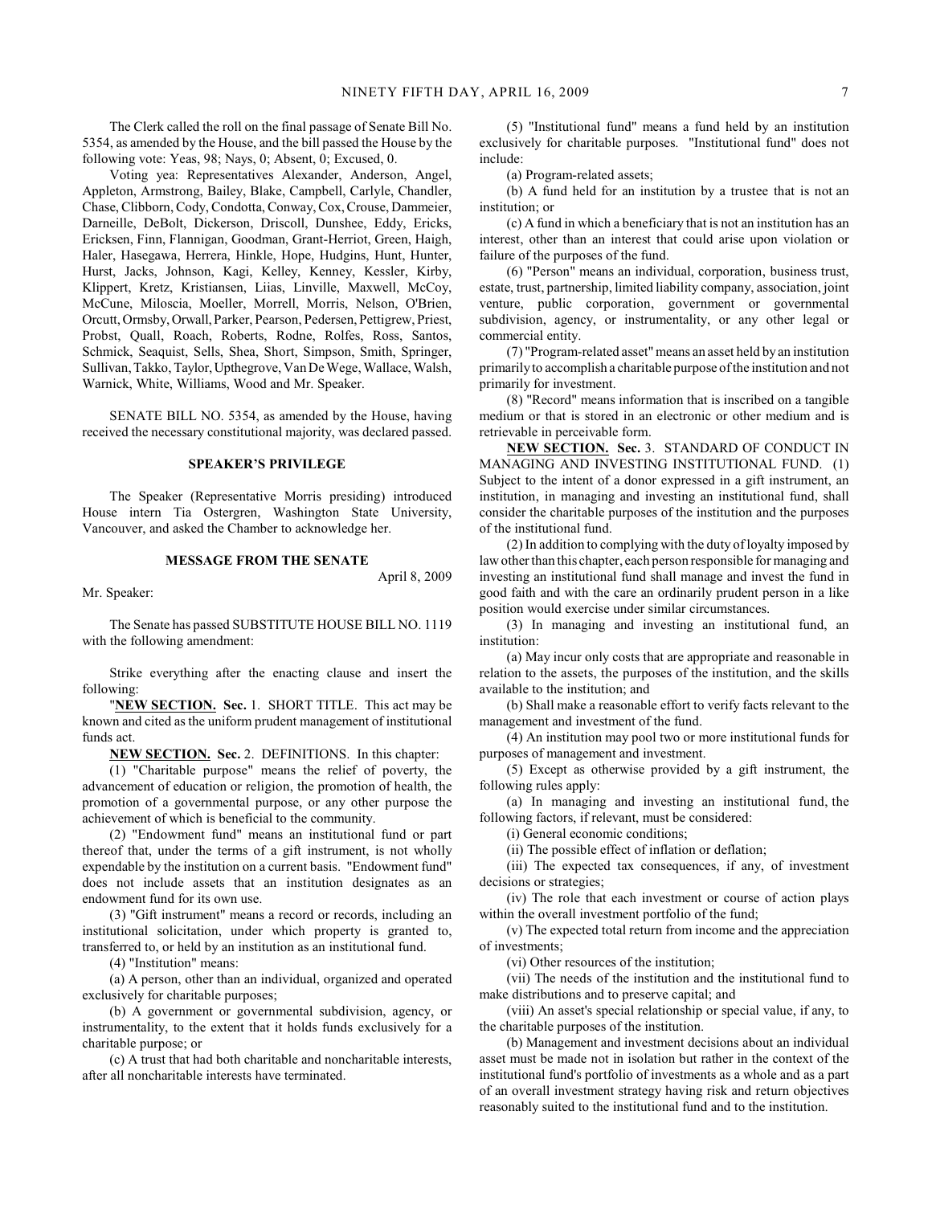The Clerk called the roll on the final passage of Senate Bill No. 5354, as amended by the House, and the bill passed the House by the following vote: Yeas, 98; Nays, 0; Absent, 0; Excused, 0.

Voting yea: Representatives Alexander, Anderson, Angel, Appleton, Armstrong, Bailey, Blake, Campbell, Carlyle, Chandler, Chase, Clibborn, Cody, Condotta, Conway, Cox, Crouse, Dammeier, Darneille, DeBolt, Dickerson, Driscoll, Dunshee, Eddy, Ericks, Ericksen, Finn, Flannigan, Goodman, Grant-Herriot, Green, Haigh, Haler, Hasegawa, Herrera, Hinkle, Hope, Hudgins, Hunt, Hunter, Hurst, Jacks, Johnson, Kagi, Kelley, Kenney, Kessler, Kirby, Klippert, Kretz, Kristiansen, Liias, Linville, Maxwell, McCoy, McCune, Miloscia, Moeller, Morrell, Morris, Nelson, O'Brien, Orcutt, Ormsby, Orwall, Parker, Pearson, Pedersen, Pettigrew, Priest, Probst, Quall, Roach, Roberts, Rodne, Rolfes, Ross, Santos, Schmick, Seaquist, Sells, Shea, Short, Simpson, Smith, Springer, Sullivan, Takko, Taylor, Upthegrove, Van De Wege, Wallace, Walsh, Warnick, White, Williams, Wood and Mr. Speaker.

SENATE BILL NO. 5354, as amended by the House, having received the necessary constitutional majority, was declared passed.

## SPEAKER'S PRIVILEGE

The Speaker (Representative Morris presiding) introduced House intern Tia Ostergren, Washington State University, Vancouver, and asked the Chamber to acknowledge her.

## MESSAGE FROM THE SENATE

April 8, 2009

Mr. Speaker:

The Senate has passed SUBSTITUTE HOUSE BILL NO. 1119 with the following amendment:

Strike everything after the enacting clause and insert the following:

"**NEW SECTION. Sec.** 1. SHORT TITLE. This act may be known and cited as the uniform prudent management of institutional funds act.

**NEW SECTION. Sec.** 2. DEFINITIONS. In this chapter:

(1) "Charitable purpose" means the relief of poverty, the advancement of education or religion, the promotion of health, the promotion of a governmental purpose, or any other purpose the achievement of which is beneficial to the community.

(2) "Endowment fund" means an institutional fund or part thereof that, under the terms of a gift instrument, is not wholly expendable by the institution on a current basis. "Endowment fund" does not include assets that an institution designates as an endowment fund for its own use.

(3) "Gift instrument" means a record or records, including an institutional solicitation, under which property is granted to, transferred to, or held by an institution as an institutional fund.

(4) "Institution" means:

(a) A person, other than an individual, organized and operated exclusively for charitable purposes;

(b) A government or governmental subdivision, agency, or instrumentality, to the extent that it holds funds exclusively for a charitable purpose; or

(c) A trust that had both charitable and noncharitable interests, after all noncharitable interests have terminated.

(5) "Institutional fund" means a fund held by an institution exclusively for charitable purposes. "Institutional fund" does not include:

(a) Program-related assets;

(b) A fund held for an institution by a trustee that is not an institution; or

(c) A fund in which a beneficiary that is not an institution has an interest, other than an interest that could arise upon violation or failure of the purposes of the fund.

(6) "Person" means an individual, corporation, business trust, estate, trust, partnership, limited liability company, association, joint venture, public corporation, government or governmental subdivision, agency, or instrumentality, or any other legal or commercial entity.

(7) "Program-related asset" means an asset held by an institution primarily to accomplish a charitable purpose of the institution and not primarily for investment.

(8) "Record" means information that is inscribed on a tangible medium or that is stored in an electronic or other medium and is retrievable in perceivable form.

**NEW SECTION. Sec.** 3. STANDARD OF CONDUCT IN MANAGING AND INVESTING INSTITUTIONAL FUND. (1) Subject to the intent of a donor expressed in a gift instrument, an institution, in managing and investing an institutional fund, shall consider the charitable purposes of the institution and the purposes of the institutional fund.

(2) In addition to complying with the duty of loyalty imposed by law other than this chapter, each person responsible for managing and investing an institutional fund shall manage and invest the fund in good faith and with the care an ordinarily prudent person in a like position would exercise under similar circumstances.

(3) In managing and investing an institutional fund, an institution:

(a) May incur only costs that are appropriate and reasonable in relation to the assets, the purposes of the institution, and the skills available to the institution; and

(b) Shall make a reasonable effort to verify facts relevant to the management and investment of the fund.

(4) An institution may pool two or more institutional funds for purposes of management and investment.

(5) Except as otherwise provided by a gift instrument, the following rules apply:

(a) In managing and investing an institutional fund, the following factors, if relevant, must be considered:

(i) General economic conditions;

(ii) The possible effect of inflation or deflation;

(iii) The expected tax consequences, if any, of investment decisions or strategies;

(iv) The role that each investment or course of action plays within the overall investment portfolio of the fund;

(v) The expected total return from income and the appreciation of investments;

(vi) Other resources of the institution;

(vii) The needs of the institution and the institutional fund to make distributions and to preserve capital; and

(viii) An asset's special relationship or special value, if any, to the charitable purposes of the institution.

(b) Management and investment decisions about an individual asset must be made not in isolation but rather in the context of the institutional fund's portfolio of investments as a whole and as a part of an overall investment strategy having risk and return objectives reasonably suited to the institutional fund and to the institution.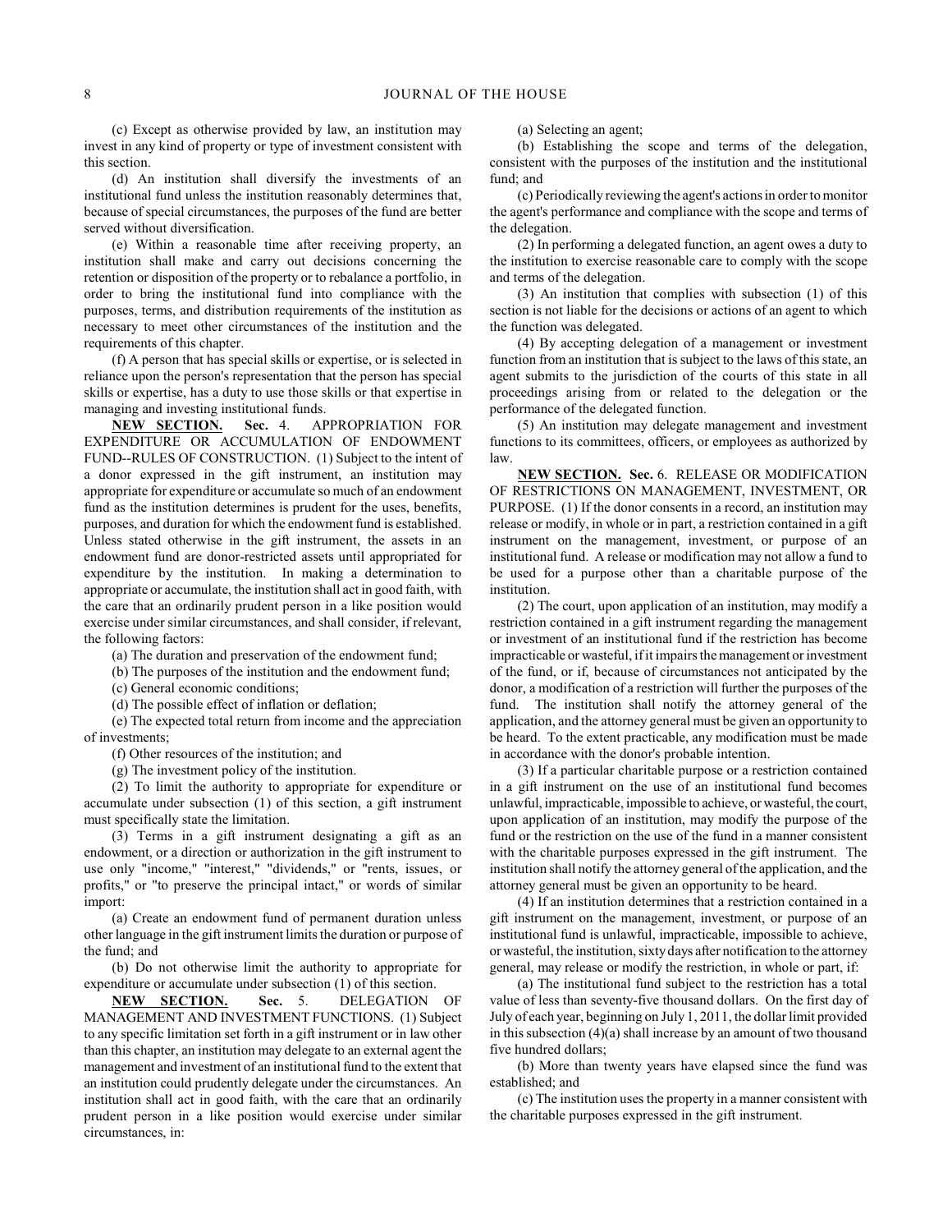(c) Except as otherwise provided by law, an institution may invest in any kind of property or type of investment consistent with this section.

(d) An institution shall diversify the investments of an institutional fund unless the institution reasonably determines that, because of special circumstances, the purposes of the fund are better served without diversification.

(e) Within a reasonable time after receiving property, an institution shall make and carry out decisions concerning the retention or disposition of the property or to rebalance a portfolio, in order to bring the institutional fund into compliance with the purposes, terms, and distribution requirements of the institution as necessary to meet other circumstances of the institution and the requirements of this chapter.

(f) A person that has special skills or expertise, or is selected in reliance upon the person's representation that the person has special skills or expertise, has a duty to use those skills or that expertise in managing and investing institutional funds.

**NEW SECTION.** **Sec.** 4. APPROPRIATION FOR EXPENDITURE OR ACCUMULATION OF ENDOWMENT FUND--RULES OF CONSTRUCTION. (1) Subject to the intent of a donor expressed in the gift instrument, an institution may appropriate for expenditure or accumulate so much of an endowment fund as the institution determines is prudent for the uses, benefits, purposes, and duration for which the endowment fund is established. Unless stated otherwise in the gift instrument, the assets in an endowment fund are donor-restricted assets until appropriated for expenditure by the institution. In making a determination to appropriate or accumulate, the institution shall act in good faith, with the care that an ordinarily prudent person in a like position would exercise under similar circumstances, and shall consider, if relevant, the following factors:

(a) The duration and preservation of the endowment fund;

(b) The purposes of the institution and the endowment fund;

(c) General economic conditions;

(d) The possible effect of inflation or deflation;

(e) The expected total return from income and the appreciation of investments;

(f) Other resources of the institution; and

(g) The investment policy of the institution.

(2) To limit the authority to appropriate for expenditure or accumulate under subsection (1) of this section, a gift instrument must specifically state the limitation.

(3) Terms in a gift instrument designating a gift as an endowment, or a direction or authorization in the gift instrument to use only "income," "interest," "dividends," or "rents, issues, or profits," or "to preserve the principal intact," or words of similar import:

(a) Create an endowment fund of permanent duration unless other language in the gift instrument limits the duration or purpose of the fund; and

(b) Do not otherwise limit the authority to appropriate for expenditure or accumulate under subsection (1) of this section.

**NEW SECTION.** **Sec.** 5. DELEGATION OF MANAGEMENT AND INVESTMENT FUNCTIONS. (1) Subject to any specific limitation set forth in a gift instrument or in law other than this chapter, an institution may delegate to an external agent the management and investment of an institutional fund to the extent that an institution could prudently delegate under the circumstances. An institution shall act in good faith, with the care that an ordinarily prudent person in a like position would exercise under similar circumstances, in:

(a) Selecting an agent;

(b) Establishing the scope and terms of the delegation, consistent with the purposes of the institution and the institutional fund; and

(c) Periodically reviewing the agent's actions in order to monitor the agent's performance and compliance with the scope and terms of the delegation.

(2) In performing a delegated function, an agent owes a duty to the institution to exercise reasonable care to comply with the scope and terms of the delegation.

(3) An institution that complies with subsection (1) of this section is not liable for the decisions or actions of an agent to which the function was delegated.

(4) By accepting delegation of a management or investment function from an institution that is subject to the laws of this state, an agent submits to the jurisdiction of the courts of this state in all proceedings arising from or related to the delegation or the performance of the delegated function.

(5) An institution may delegate management and investment functions to its committees, officers, or employees as authorized by law.

**NEW SECTION.** **Sec.** 6. RELEASE OR MODIFICATION OF RESTRICTIONS ON MANAGEMENT, INVESTMENT, OR PURPOSE. (1) If the donor consents in a record, an institution may release or modify, in whole or in part, a restriction contained in a gift instrument on the management, investment, or purpose of an institutional fund. A release or modification may not allow a fund to be used for a purpose other than a charitable purpose of the institution.

(2) The court, upon application of an institution, may modify a restriction contained in a gift instrument regarding the management or investment of an institutional fund if the restriction has become impracticable or wasteful, if it impairs the management or investment of the fund, or if, because of circumstances not anticipated by the donor, a modification of a restriction will further the purposes of the fund. The institution shall notify the attorney general of the application, and the attorney general must be given an opportunity to be heard. To the extent practicable, any modification must be made in accordance with the donor's probable intention.

(3) If a particular charitable purpose or a restriction contained in a gift instrument on the use of an institutional fund becomes unlawful, impracticable, impossible to achieve, or wasteful, the court, upon application of an institution, may modify the purpose of the fund or the restriction on the use of the fund in a manner consistent with the charitable purposes expressed in the gift instrument. The institution shall notify the attorney general of the application, and the attorney general must be given an opportunity to be heard.

(4) If an institution determines that a restriction contained in a gift instrument on the management, investment, or purpose of an institutional fund is unlawful, impracticable, impossible to achieve, or wasteful, the institution, sixty days after notification to the attorney general, may release or modify the restriction, in whole or part, if:

(a) The institutional fund subject to the restriction has a total value of less than seventy-five thousand dollars. On the first day of July of each year, beginning on July 1, 2011, the dollar limit provided in this subsection (4)(a) shall increase by an amount of two thousand five hundred dollars;

(b) More than twenty years have elapsed since the fund was established; and

(c) The institution uses the property in a manner consistent with the charitable purposes expressed in the gift instrument.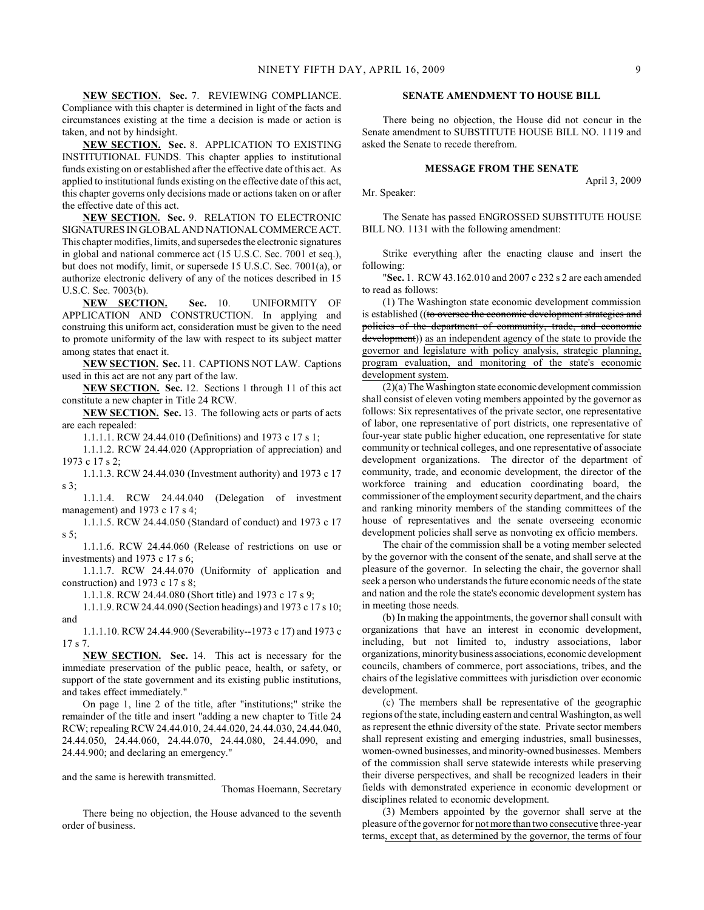**NEW SECTION.** **Sec.** 7. REVIEWING COMPLIANCE. Compliance with this chapter is determined in light of the facts and circumstances existing at the time a decision is made or action is taken, and not by hindsight.

**NEW SECTION.** **Sec.** 8. APPLICATION TO EXISTING INSTITUTIONAL FUNDS. This chapter applies to institutional funds existing on or established after the effective date of this act. As applied to institutional funds existing on the effective date of this act, this chapter governs only decisions made or actions taken on or after the effective date of this act.

**NEW SECTION.** **Sec.** 9. RELATION TO ELECTRONIC SIGNATURES IN GLOBAL AND NATIONAL COMMERCE ACT. This chapter modifies, limits, and supersedes the electronic signatures in global and national commerce act (15 U.S.C. Sec. 7001 et seq.), but does not modify, limit, or supersede 15 U.S.C. Sec. 7001(a), or authorize electronic delivery of any of the notices described in 15 U.S.C. Sec. 7003(b).

**NEW SECTION.** **Sec.** 10. UNIFORMITY OF APPLICATION AND CONSTRUCTION. In applying and construing this uniform act, consideration must be given to the need to promote uniformity of the law with respect to its subject matter among states that enact it.

**NEW SECTION.** **Sec.** 11. CAPTIONS NOT LAW. Captions used in this act are not any part of the law.

**NEW SECTION.** **Sec.** 12. Sections 1 through 11 of this act constitute a new chapter in Title 24 RCW.

**NEW SECTION.** **Sec.** 13. The following acts or parts of acts are each repealed:

1.1.1.1. RCW 24.44.010 (Definitions) and 1973 c 17 s 1;

1.1.1.2. RCW 24.44.020 (Appropriation of appreciation) and 1973 c 17 s 2;

1.1.1.3. RCW 24.44.030 (Investment authority) and 1973 c 17 s 3;

1.1.1.4. RCW 24.44.040 (Delegation of investment management) and 1973 c 17 s 4;

1.1.1.5. RCW 24.44.050 (Standard of conduct) and 1973 c 17 s 5;

1.1.1.6. RCW 24.44.060 (Release of restrictions on use or investments) and 1973 c 17 s 6;

1.1.1.7. RCW 24.44.070 (Uniformity of application and construction) and 1973 c 17 s 8;

1.1.1.8. RCW 24.44.080 (Short title) and 1973 c 17 s 9;

1.1.1.9. RCW 24.44.090 (Section headings) and 1973 c 17 s 10; and

1.1.1.10. RCW 24.44.900 (Severability--1973 c 17) and 1973 c 17 s 7.

**NEW SECTION.** **Sec.** 14. This act is necessary for the immediate preservation of the public peace, health, or safety, or support of the state government and its existing public institutions, and takes effect immediately."

On page 1, line 2 of the title, after "institutions;" strike the remainder of the title and insert "adding a new chapter to Title 24 RCW; repealing RCW 24.44.010, 24.44.020, 24.44.030, 24.44.040, 24.44.050, 24.44.060, 24.44.070, 24.44.080, 24.44.090, and 24.44.900; and declaring an emergency."

and the same is herewith transmitted.

Thomas Hoemann, Secretary

There being no objection, the House advanced to the seventh order of business.

## SENATE AMENDMENT TO HOUSE BILL

There being no objection, the House did not concur in the Senate amendment to SUBSTITUTE HOUSE BILL NO. 1119 and asked the Senate to recede therefrom.

## MESSAGE FROM THE SENATE

April 3, 2009

Mr. Speaker:

The Senate has passed ENGROSSED SUBSTITUTE HOUSE BILL NO. 1131 with the following amendment:

Strike everything after the enacting clause and insert the following:

"**Sec.** 1. RCW 43.162.010 and 2007 c 232 s 2 are each amended to read as follows:

(1) The Washington state economic development commission is established ((~~to oversee the economic development strategies and policies of the department of community, trade, and economic development~~)) as an independent agency of the state to provide the governor and legislature with policy analysis, strategic planning, program evaluation, and monitoring of the state's economic development system.

(2)(a) The Washington state economic development commission shall consist of eleven voting members appointed by the governor as follows: Six representatives of the private sector, one representative of labor, one representative of port districts, one representative of four-year state public higher education, one representative for state community or technical colleges, and one representative of associate development organizations. The director of the department of community, trade, and economic development, the director of the workforce training and education coordinating board, the commissioner of the employment security department, and the chairs and ranking minority members of the standing committees of the house of representatives and the senate overseeing economic development policies shall serve as nonvoting ex officio members.

The chair of the commission shall be a voting member selected by the governor with the consent of the senate, and shall serve at the pleasure of the governor. In selecting the chair, the governor shall seek a person who understands the future economic needs of the state and nation and the role the state's economic development system has in meeting those needs.

(b) In making the appointments, the governor shall consult with organizations that have an interest in economic development, including, but not limited to, industry associations, labor organizations, minority business associations, economic development councils, chambers of commerce, port associations, tribes, and the chairs of the legislative committees with jurisdiction over economic development.

(c) The members shall be representative of the geographic regions of the state, including eastern and central Washington, as well as represent the ethnic diversity of the state. Private sector members shall represent existing and emerging industries, small businesses, women-owned businesses, and minority-owned businesses. Members of the commission shall serve statewide interests while preserving their diverse perspectives, and shall be recognized leaders in their fields with demonstrated experience in economic development or disciplines related to economic development.

(3) Members appointed by the governor shall serve at the pleasure of the governor for not more than two consecutive three-year terms, except that, as determined by the governor, the terms of four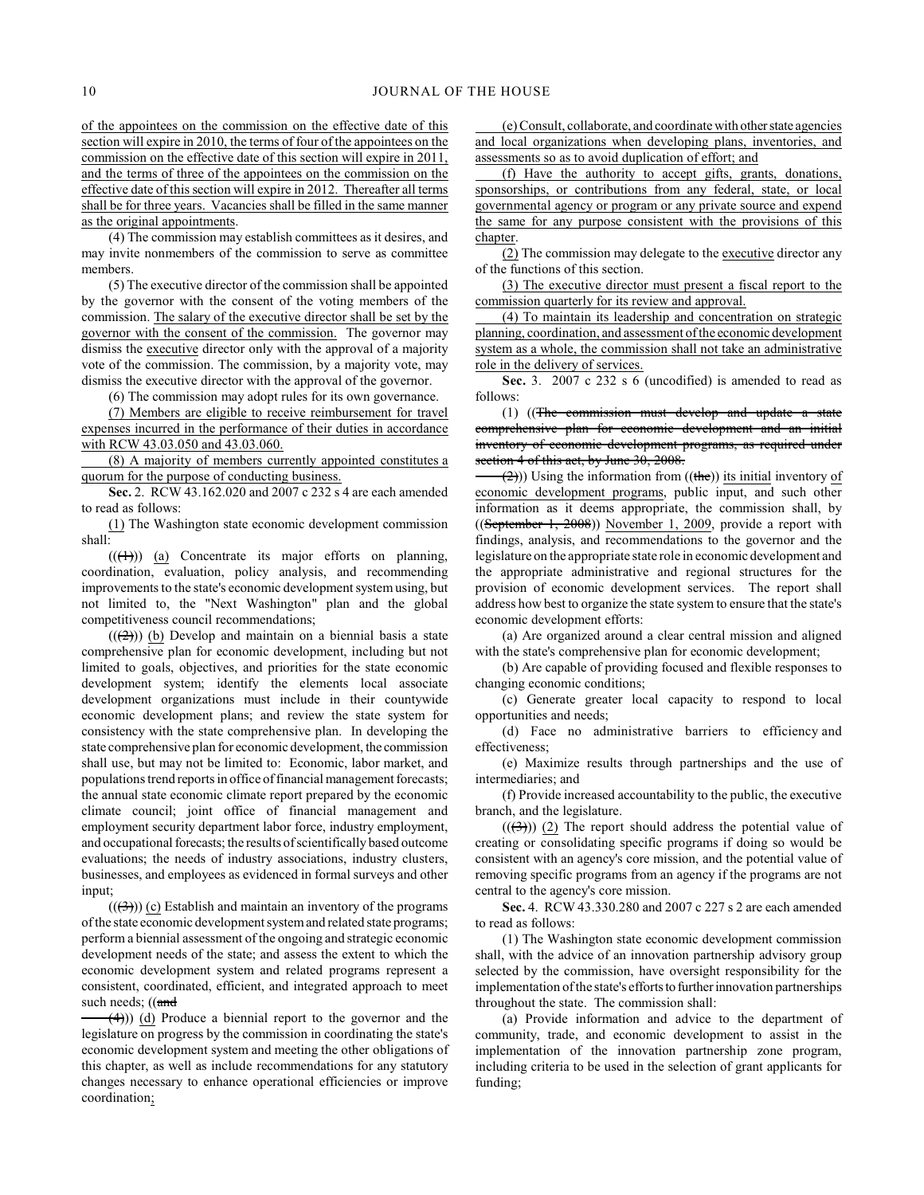of the appointees on the commission on the effective date of this section will expire in 2010, the terms of four of the appointees on the commission on the effective date of this section will expire in 2011, and the terms of three of the appointees on the commission on the effective date of this section will expire in 2012. Thereafter all terms shall be for three years. Vacancies shall be filled in the same manner as the original appointments.

(4) The commission may establish committees as it desires, and may invite nonmembers of the commission to serve as committee members.

(5) The executive director of the commission shall be appointed by the governor with the consent of the voting members of the commission. The salary of the executive director shall be set by the governor with the consent of the commission. The governor may dismiss the executive director only with the approval of a majority vote of the commission. The commission, by a majority vote, may dismiss the executive director with the approval of the governor.

(6) The commission may adopt rules for its own governance.

(7) Members are eligible to receive reimbursement for travel expenses incurred in the performance of their duties in accordance with RCW 43.03.050 and 43.03.060.

(8) A majority of members currently appointed constitutes a quorum for the purpose of conducting business.

**Sec.** 2. RCW 43.162.020 and 2007 c 232 s 4 are each amended to read as follows:

(1) The Washington state economic development commission shall:

(((1))) (a) Concentrate its major efforts on planning, coordination, evaluation, policy analysis, and recommending improvements to the state's economic development system using, but not limited to, the "Next Washington" plan and the global competitiveness council recommendations;

(((2))) (b) Develop and maintain on a biennial basis a state comprehensive plan for economic development, including but not limited to goals, objectives, and priorities for the state economic development system; identify the elements local associate development organizations must include in their countywide economic development plans; and review the state system for consistency with the state comprehensive plan. In developing the state comprehensive plan for economic development, the commission shall use, but may not be limited to: Economic, labor market, and populations trend reports in office of financial management forecasts; the annual state economic climate report prepared by the economic climate council; joint office of financial management and employment security department labor force, industry employment, and occupational forecasts; the results of scientifically based outcome evaluations; the needs of industry associations, industry clusters, businesses, and employees as evidenced in formal surveys and other input;

(((3))) (c) Establish and maintain an inventory of the programs of the state economic development system and related state programs; perform a biennial assessment of the ongoing and strategic economic development needs of the state; and assess the extent to which the economic development system and related programs represent a consistent, coordinated, efficient, and integrated approach to meet such needs; ((and

(4))) (d) Produce a biennial report to the governor and the legislature on progress by the commission in coordinating the state's economic development system and meeting the other obligations of this chapter, as well as include recommendations for any statutory changes necessary to enhance operational efficiencies or improve coordination;

(e) Consult, collaborate, and coordinate with other state agencies and local organizations when developing plans, inventories, and assessments so as to avoid duplication of effort; and

(f) Have the authority to accept gifts, grants, donations, sponsorships, or contributions from any federal, state, or local governmental agency or program or any private source and expend the same for any purpose consistent with the provisions of this chapter.

(2) The commission may delegate to the executive director any of the functions of this section.

(3) The executive director must present a fiscal report to the commission quarterly for its review and approval.

(4) To maintain its leadership and concentration on strategic planning, coordination, and assessment of the economic development system as a whole, the commission shall not take an administrative role in the delivery of services.

**Sec.** 3. 2007 c 232 s 6 (uncodified) is amended to read as follows:

(1) ((The commission must develop and update a state comprehensive plan for economic development and an initial inventory of economic development programs, as required under section 4 of this act, by June 30, 2008.

(2))) Using the information from ((the)) its initial inventory of economic development programs, public input, and such other information as it deems appropriate, the commission shall, by ((September 1, 2008)) November 1, 2009, provide a report with findings, analysis, and recommendations to the governor and the legislature on the appropriate state role in economic development and the appropriate administrative and regional structures for the provision of economic development services. The report shall address how best to organize the state system to ensure that the state's economic development efforts:

(a) Are organized around a clear central mission and aligned with the state's comprehensive plan for economic development;

(b) Are capable of providing focused and flexible responses to changing economic conditions;

(c) Generate greater local capacity to respond to local opportunities and needs;

(d) Face no administrative barriers to efficiency and effectiveness;

(e) Maximize results through partnerships and the use of intermediaries; and

(f) Provide increased accountability to the public, the executive branch, and the legislature.

(((3))) (2) The report should address the potential value of creating or consolidating specific programs if doing so would be consistent with an agency's core mission, and the potential value of removing specific programs from an agency if the programs are not central to the agency's core mission.

**Sec.** 4. RCW 43.330.280 and 2007 c 227 s 2 are each amended to read as follows:

(1) The Washington state economic development commission shall, with the advice of an innovation partnership advisory group selected by the commission, have oversight responsibility for the implementation of the state's efforts to further innovation partnerships throughout the state. The commission shall:

(a) Provide information and advice to the department of community, trade, and economic development to assist in the implementation of the innovation partnership zone program, including criteria to be used in the selection of grant applicants for funding;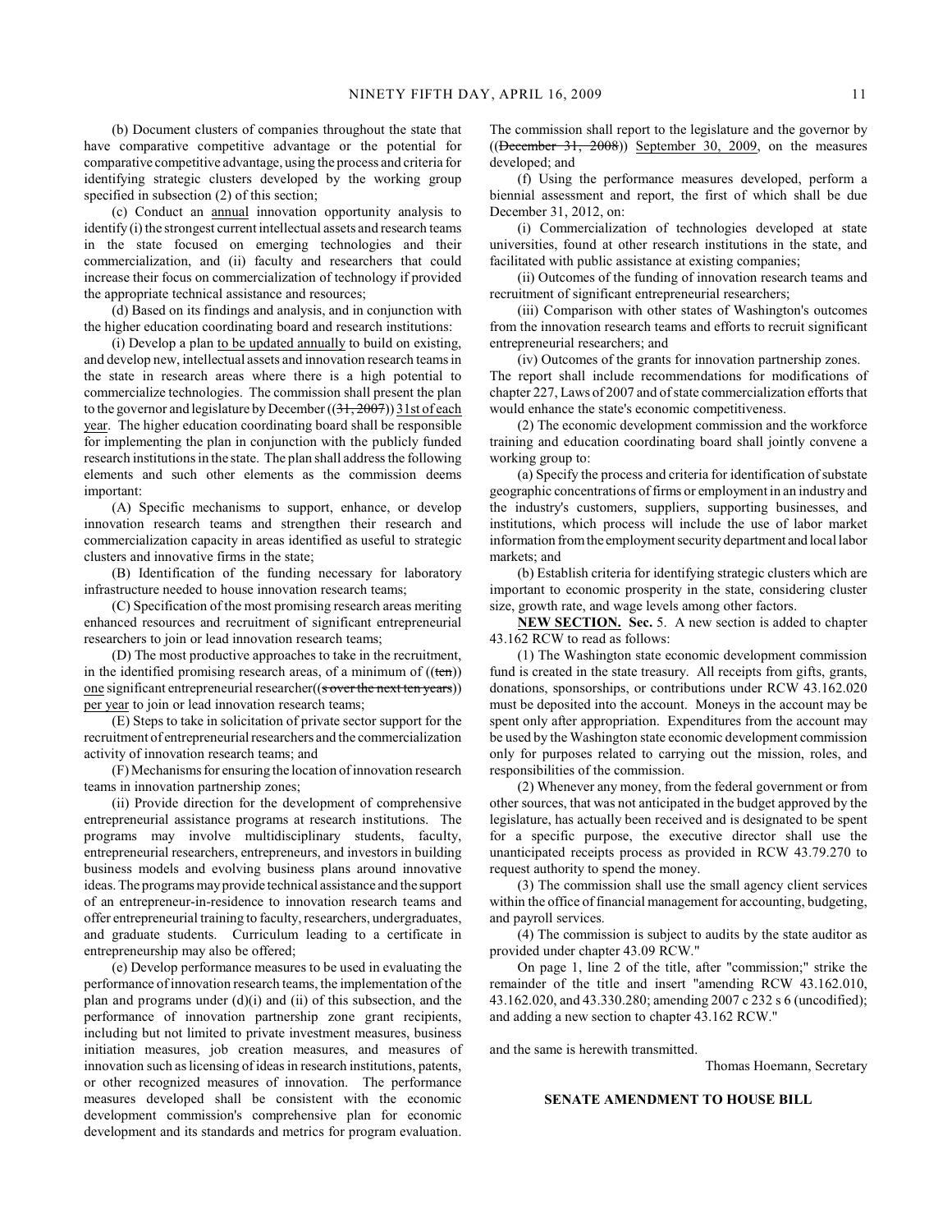(b) Document clusters of companies throughout the state that have comparative competitive advantage or the potential for comparative competitive advantage, using the process and criteria for identifying strategic clusters developed by the working group specified in subsection (2) of this section;

(c) Conduct an annual innovation opportunity analysis to identify (i) the strongest current intellectual assets and research teams in the state focused on emerging technologies and their commercialization, and (ii) faculty and researchers that could increase their focus on commercialization of technology if provided the appropriate technical assistance and resources;

(d) Based on its findings and analysis, and in conjunction with the higher education coordinating board and research institutions:

(i) Develop a plan to be updated annually to build on existing, and develop new, intellectual assets and innovation research teams in the state in research areas where there is a high potential to commercialize technologies. The commission shall present the plan to the governor and legislature by December ((~~31, 2007~~)) 31st of each year. The higher education coordinating board shall be responsible for implementing the plan in conjunction with the publicly funded research institutions in the state. The plan shall address the following elements and such other elements as the commission deems important:

(A) Specific mechanisms to support, enhance, or develop innovation research teams and strengthen their research and commercialization capacity in areas identified as useful to strategic clusters and innovative firms in the state;

(B) Identification of the funding necessary for laboratory infrastructure needed to house innovation research teams;

(C) Specification of the most promising research areas meriting enhanced resources and recruitment of significant entrepreneurial researchers to join or lead innovation research teams;

(D) The most productive approaches to take in the recruitment, in the identified promising research areas, of a minimum of ((~~ten~~)) one significant entrepreneurial researcher((~~s over the next ten years~~)) per year to join or lead innovation research teams;

(E) Steps to take in solicitation of private sector support for the recruitment of entrepreneurial researchers and the commercialization activity of innovation research teams; and

(F) Mechanisms for ensuring the location of innovation research teams in innovation partnership zones;

(ii) Provide direction for the development of comprehensive entrepreneurial assistance programs at research institutions. The programs may involve multidisciplinary students, faculty, entrepreneurial researchers, entrepreneurs, and investors in building business models and evolving business plans around innovative ideas. The programs may provide technical assistance and the support of an entrepreneur-in-residence to innovation research teams and offer entrepreneurial training to faculty, researchers, undergraduates, and graduate students. Curriculum leading to a certificate in entrepreneurship may also be offered;

(e) Develop performance measures to be used in evaluating the performance of innovation research teams, the implementation of the plan and programs under (d)(i) and (ii) of this subsection, and the performance of innovation partnership zone grant recipients, including but not limited to private investment measures, business initiation measures, job creation measures, and measures of innovation such as licensing of ideas in research institutions, patents, or other recognized measures of innovation. The performance measures developed shall be consistent with the economic development commission's comprehensive plan for economic development and its standards and metrics for program evaluation. The commission shall report to the legislature and the governor by ((~~December 31, 2008~~)) September 30, 2009, on the measures developed; and

(f) Using the performance measures developed, perform a biennial assessment and report, the first of which shall be due December 31, 2012, on:

(i) Commercialization of technologies developed at state universities, found at other research institutions in the state, and facilitated with public assistance at existing companies;

(ii) Outcomes of the funding of innovation research teams and recruitment of significant entrepreneurial researchers;

(iii) Comparison with other states of Washington's outcomes from the innovation research teams and efforts to recruit significant entrepreneurial researchers; and

(iv) Outcomes of the grants for innovation partnership zones.

The report shall include recommendations for modifications of chapter 227, Laws of 2007 and of state commercialization efforts that would enhance the state's economic competitiveness.

(2) The economic development commission and the workforce training and education coordinating board shall jointly convene a working group to:

(a) Specify the process and criteria for identification of substate geographic concentrations of firms or employment in an industry and the industry's customers, suppliers, supporting businesses, and institutions, which process will include the use of labor market information from the employment security department and local labor markets; and

(b) Establish criteria for identifying strategic clusters which are important to economic prosperity in the state, considering cluster size, growth rate, and wage levels among other factors.

**NEW SECTION. Sec.** 5. A new section is added to chapter 43.162 RCW to read as follows:

(1) The Washington state economic development commission fund is created in the state treasury. All receipts from gifts, grants, donations, sponsorships, or contributions under RCW 43.162.020 must be deposited into the account. Moneys in the account may be spent only after appropriation. Expenditures from the account may be used by the Washington state economic development commission only for purposes related to carrying out the mission, roles, and responsibilities of the commission.

(2) Whenever any money, from the federal government or from other sources, that was not anticipated in the budget approved by the legislature, has actually been received and is designated to be spent for a specific purpose, the executive director shall use the unanticipated receipts process as provided in RCW 43.79.270 to request authority to spend the money.

(3) The commission shall use the small agency client services within the office of financial management for accounting, budgeting, and payroll services.

(4) The commission is subject to audits by the state auditor as provided under chapter 43.09 RCW."

On page 1, line 2 of the title, after "commission;" strike the remainder of the title and insert "amending RCW 43.162.010, 43.162.020, and 43.330.280; amending 2007 c 232 s 6 (uncodified); and adding a new section to chapter 43.162 RCW."

and the same is herewith transmitted.

Thomas Hoemann, Secretary

**SENATE AMENDMENT TO HOUSE BILL**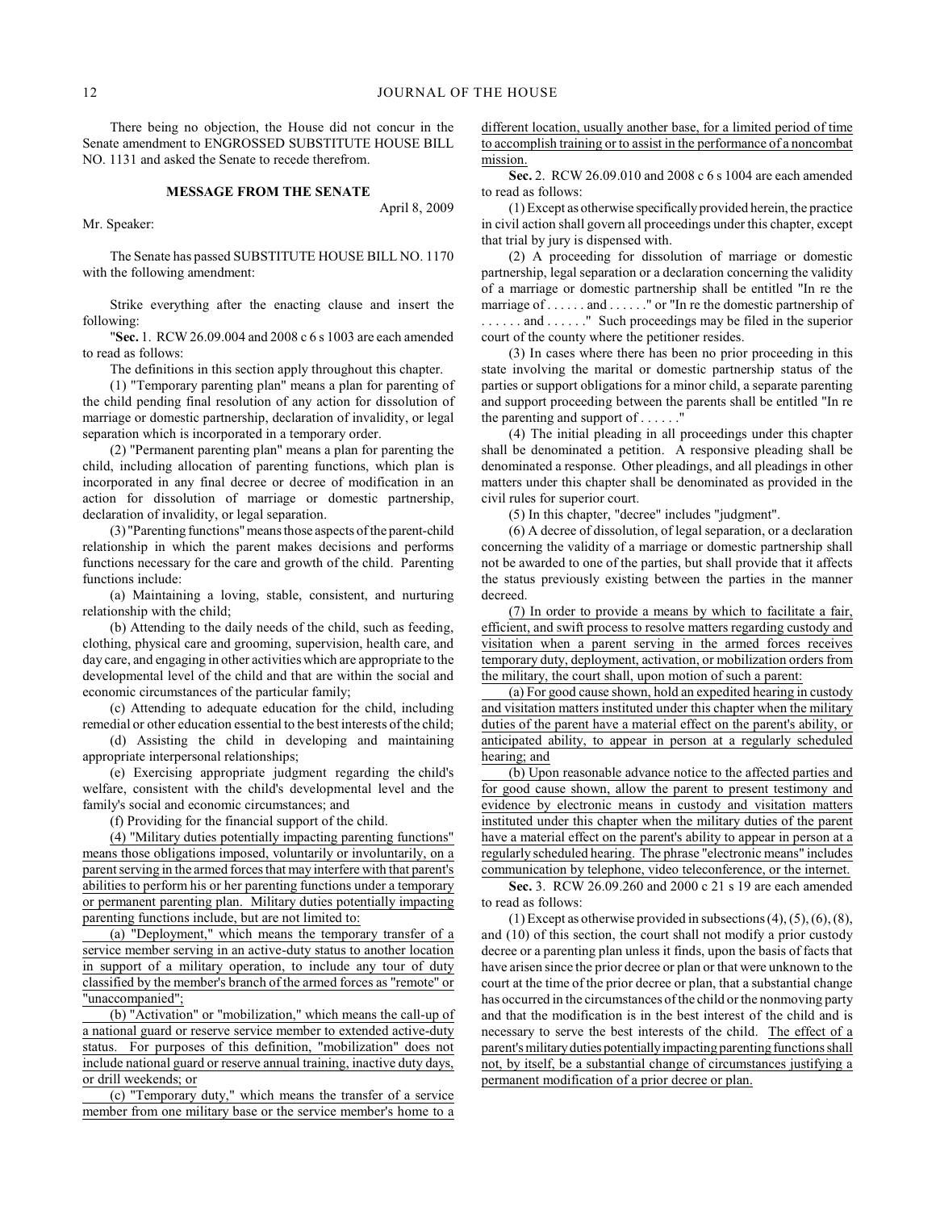There being no objection, the House did not concur in the Senate amendment to ENGROSSED SUBSTITUTE HOUSE BILL NO. 1131 and asked the Senate to recede therefrom.

### MESSAGE FROM THE SENATE

April 8, 2009

Mr. Speaker:

The Senate has passed SUBSTITUTE HOUSE BILL NO. 1170 with the following amendment:

Strike everything after the enacting clause and insert the following:

"**Sec.** 1. RCW 26.09.004 and 2008 c 6 s 1003 are each amended to read as follows:

The definitions in this section apply throughout this chapter.

(1) "Temporary parenting plan" means a plan for parenting of the child pending final resolution of any action for dissolution of marriage or domestic partnership, declaration of invalidity, or legal separation which is incorporated in a temporary order.

(2) "Permanent parenting plan" means a plan for parenting the child, including allocation of parenting functions, which plan is incorporated in any final decree or decree of modification in an action for dissolution of marriage or domestic partnership, declaration of invalidity, or legal separation.

(3) "Parenting functions" means those aspects of the parent-child relationship in which the parent makes decisions and performs functions necessary for the care and growth of the child. Parenting functions include:

(a) Maintaining a loving, stable, consistent, and nurturing relationship with the child;

(b) Attending to the daily needs of the child, such as feeding, clothing, physical care and grooming, supervision, health care, and day care, and engaging in other activities which are appropriate to the developmental level of the child and that are within the social and economic circumstances of the particular family;

(c) Attending to adequate education for the child, including remedial or other education essential to the best interests of the child;

(d) Assisting the child in developing and maintaining appropriate interpersonal relationships;

(e) Exercising appropriate judgment regarding the child's welfare, consistent with the child's developmental level and the family's social and economic circumstances; and

(f) Providing for the financial support of the child.

(4) "Military duties potentially impacting parenting functions" means those obligations imposed, voluntarily or involuntarily, on a parent serving in the armed forces that may interfere with that parent's abilities to perform his or her parenting functions under a temporary or permanent parenting plan. Military duties potentially impacting parenting functions include, but are not limited to:

(a) "Deployment," which means the temporary transfer of a service member serving in an active-duty status to another location in support of a military operation, to include any tour of duty classified by the member's branch of the armed forces as "remote" or "unaccompanied";

(b) "Activation" or "mobilization," which means the call-up of a national guard or reserve service member to extended active-duty status. For purposes of this definition, "mobilization" does not include national guard or reserve annual training, inactive duty days, or drill weekends; or

(c) "Temporary duty," which means the transfer of a service member from one military base or the service member's home to a different location, usually another base, for a limited period of time to accomplish training or to assist in the performance of a noncombat mission.

**Sec.** 2. RCW 26.09.010 and 2008 c 6 s 1004 are each amended to read as follows:

(1) Except as otherwise specifically provided herein, the practice in civil action shall govern all proceedings under this chapter, except that trial by jury is dispensed with.

(2) A proceeding for dissolution of marriage or domestic partnership, legal separation or a declaration concerning the validity of a marriage or domestic partnership shall be entitled "In re the marriage of . . . . . . and . . . . . ." or "In re the domestic partnership of . . . . . . and . . . . . ." Such proceedings may be filed in the superior court of the county where the petitioner resides.

(3) In cases where there has been no prior proceeding in this state involving the marital or domestic partnership status of the parties or support obligations for a minor child, a separate parenting and support proceeding between the parents shall be entitled "In re the parenting and support of . . . . . ."

(4) The initial pleading in all proceedings under this chapter shall be denominated a petition. A responsive pleading shall be denominated a response. Other pleadings, and all pleadings in other matters under this chapter shall be denominated as provided in the civil rules for superior court.

(5) In this chapter, "decree" includes "judgment".

(6) A decree of dissolution, of legal separation, or a declaration concerning the validity of a marriage or domestic partnership shall not be awarded to one of the parties, but shall provide that it affects the status previously existing between the parties in the manner decreed.

(7) In order to provide a means by which to facilitate a fair, efficient, and swift process to resolve matters regarding custody and visitation when a parent serving in the armed forces receives temporary duty, deployment, activation, or mobilization orders from the military, the court shall, upon motion of such a parent:

(a) For good cause shown, hold an expedited hearing in custody and visitation matters instituted under this chapter when the military duties of the parent have a material effect on the parent's ability, or anticipated ability, to appear in person at a regularly scheduled hearing; and

(b) Upon reasonable advance notice to the affected parties and for good cause shown, allow the parent to present testimony and evidence by electronic means in custody and visitation matters instituted under this chapter when the military duties of the parent have a material effect on the parent's ability to appear in person at a regularly scheduled hearing. The phrase "electronic means" includes communication by telephone, video teleconference, or the internet.

**Sec.** 3. RCW 26.09.260 and 2000 c 21 s 19 are each amended to read as follows:

(1) Except as otherwise provided in subsections (4), (5), (6), (8), and (10) of this section, the court shall not modify a prior custody decree or a parenting plan unless it finds, upon the basis of facts that have arisen since the prior decree or plan or that were unknown to the court at the time of the prior decree or plan, that a substantial change has occurred in the circumstances of the child or the nonmoving party and that the modification is in the best interest of the child and is necessary to serve the best interests of the child. The effect of a parent's military duties potentially impacting parenting functions shall not, by itself, be a substantial change of circumstances justifying a permanent modification of a prior decree or plan.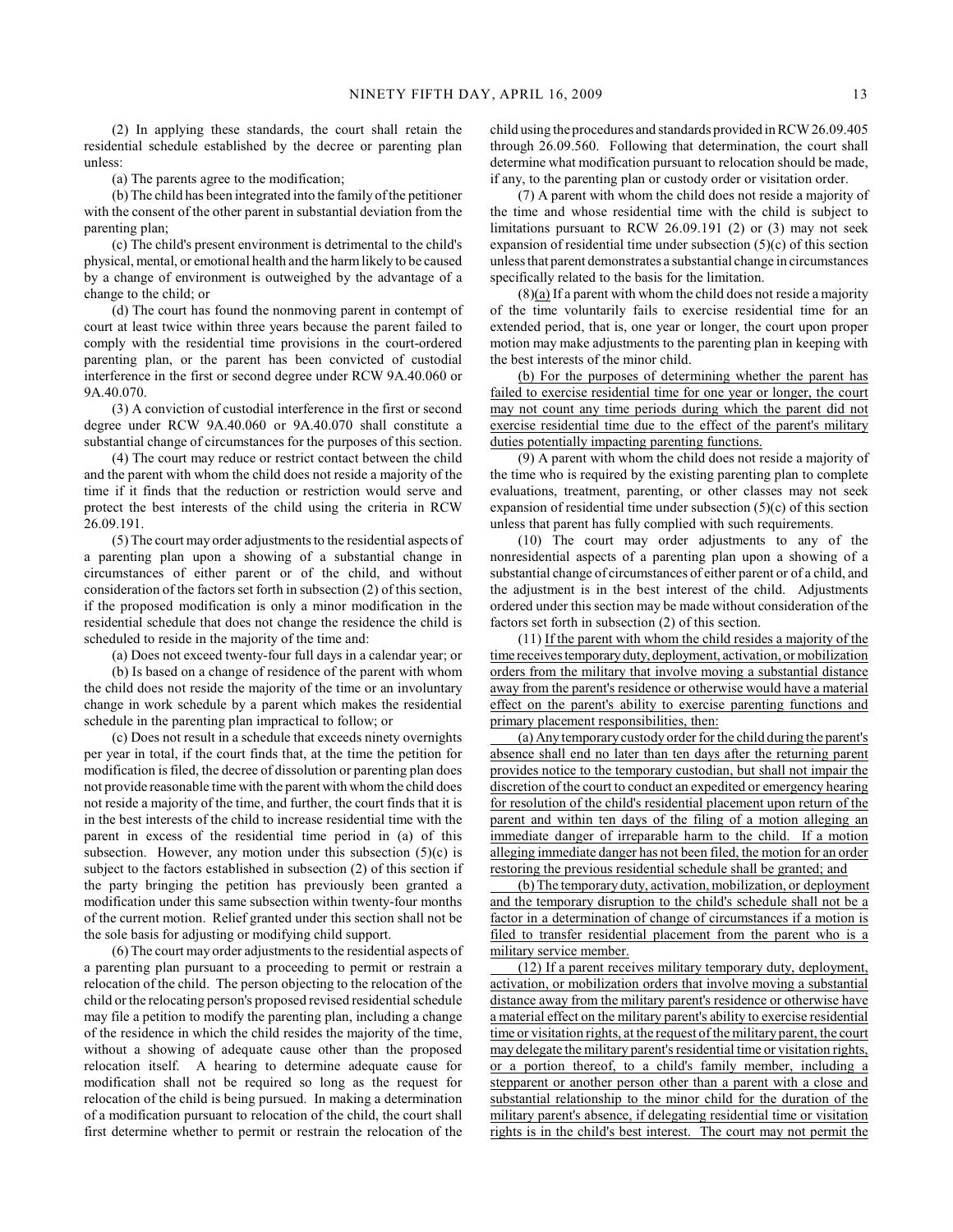(2) In applying these standards, the court shall retain the residential schedule established by the decree or parenting plan unless:

(a) The parents agree to the modification;

(b) The child has been integrated into the family of the petitioner with the consent of the other parent in substantial deviation from the parenting plan;

(c) The child's present environment is detrimental to the child's physical, mental, or emotional health and the harm likely to be caused by a change of environment is outweighed by the advantage of a change to the child; or

(d) The court has found the nonmoving parent in contempt of court at least twice within three years because the parent failed to comply with the residential time provisions in the court-ordered parenting plan, or the parent has been convicted of custodial interference in the first or second degree under RCW 9A.40.060 or 9A.40.070.

(3) A conviction of custodial interference in the first or second degree under RCW 9A.40.060 or 9A.40.070 shall constitute a substantial change of circumstances for the purposes of this section.

(4) The court may reduce or restrict contact between the child and the parent with whom the child does not reside a majority of the time if it finds that the reduction or restriction would serve and protect the best interests of the child using the criteria in RCW 26.09.191.

(5) The court may order adjustments to the residential aspects of a parenting plan upon a showing of a substantial change in circumstances of either parent or of the child, and without consideration of the factors set forth in subsection (2) of this section, if the proposed modification is only a minor modification in the residential schedule that does not change the residence the child is scheduled to reside in the majority of the time and:

(a) Does not exceed twenty-four full days in a calendar year; or

(b) Is based on a change of residence of the parent with whom the child does not reside the majority of the time or an involuntary change in work schedule by a parent which makes the residential schedule in the parenting plan impractical to follow; or

(c) Does not result in a schedule that exceeds ninety overnights per year in total, if the court finds that, at the time the petition for modification is filed, the decree of dissolution or parenting plan does not provide reasonable time with the parent with whom the child does not reside a majority of the time, and further, the court finds that it is in the best interests of the child to increase residential time with the parent in excess of the residential time period in (a) of this subsection. However, any motion under this subsection (5)(c) is subject to the factors established in subsection (2) of this section if the party bringing the petition has previously been granted a modification under this same subsection within twenty-four months of the current motion. Relief granted under this section shall not be the sole basis for adjusting or modifying child support.

(6) The court may order adjustments to the residential aspects of a parenting plan pursuant to a proceeding to permit or restrain a relocation of the child. The person objecting to the relocation of the child or the relocating person's proposed revised residential schedule may file a petition to modify the parenting plan, including a change of the residence in which the child resides the majority of the time, without a showing of adequate cause other than the proposed relocation itself. A hearing to determine adequate cause for modification shall not be required so long as the request for relocation of the child is being pursued. In making a determination of a modification pursuant to relocation of the child, the court shall first determine whether to permit or restrain the relocation of the child using the procedures and standards provided in RCW 26.09.405 through 26.09.560. Following that determination, the court shall determine what modification pursuant to relocation should be made, if any, to the parenting plan or custody order or visitation order.

(7) A parent with whom the child does not reside a majority of the time and whose residential time with the child is subject to limitations pursuant to RCW 26.09.191 (2) or (3) may not seek expansion of residential time under subsection (5)(c) of this section unless that parent demonstrates a substantial change in circumstances specifically related to the basis for the limitation.

(8)(a) If a parent with whom the child does not reside a majority of the time voluntarily fails to exercise residential time for an extended period, that is, one year or longer, the court upon proper motion may make adjustments to the parenting plan in keeping with the best interests of the minor child.

(b) For the purposes of determining whether the parent has failed to exercise residential time for one year or longer, the court may not count any time periods during which the parent did not exercise residential time due to the effect of the parent's military duties potentially impacting parenting functions.

(9) A parent with whom the child does not reside a majority of the time who is required by the existing parenting plan to complete evaluations, treatment, parenting, or other classes may not seek expansion of residential time under subsection (5)(c) of this section unless that parent has fully complied with such requirements.

(10) The court may order adjustments to any of the nonresidential aspects of a parenting plan upon a showing of a substantial change of circumstances of either parent or of a child, and the adjustment is in the best interest of the child. Adjustments ordered under this section may be made without consideration of the factors set forth in subsection (2) of this section.

(11) If the parent with whom the child resides a majority of the time receives temporary duty, deployment, activation, or mobilization orders from the military that involve moving a substantial distance away from the parent's residence or otherwise would have a material effect on the parent's ability to exercise parenting functions and primary placement responsibilities, then:

(a) Any temporary custody order for the child during the parent's absence shall end no later than ten days after the returning parent provides notice to the temporary custodian, but shall not impair the discretion of the court to conduct an expedited or emergency hearing for resolution of the child's residential placement upon return of the parent and within ten days of the filing of a motion alleging an immediate danger of irreparable harm to the child. If a motion alleging immediate danger has not been filed, the motion for an order restoring the previous residential schedule shall be granted; and

(b) The temporary duty, activation, mobilization, or deployment and the temporary disruption to the child's schedule shall not be a factor in a determination of change of circumstances if a motion is filed to transfer residential placement from the parent who is a military service member.

(12) If a parent receives military temporary duty, deployment, activation, or mobilization orders that involve moving a substantial distance away from the military parent's residence or otherwise have a material effect on the military parent's ability to exercise residential time or visitation rights, at the request of the military parent, the court may delegate the military parent's residential time or visitation rights, or a portion thereof, to a child's family member, including a stepparent or another person other than a parent with a close and substantial relationship to the minor child for the duration of the military parent's absence, if delegating residential time or visitation rights is in the child's best interest. The court may not permit the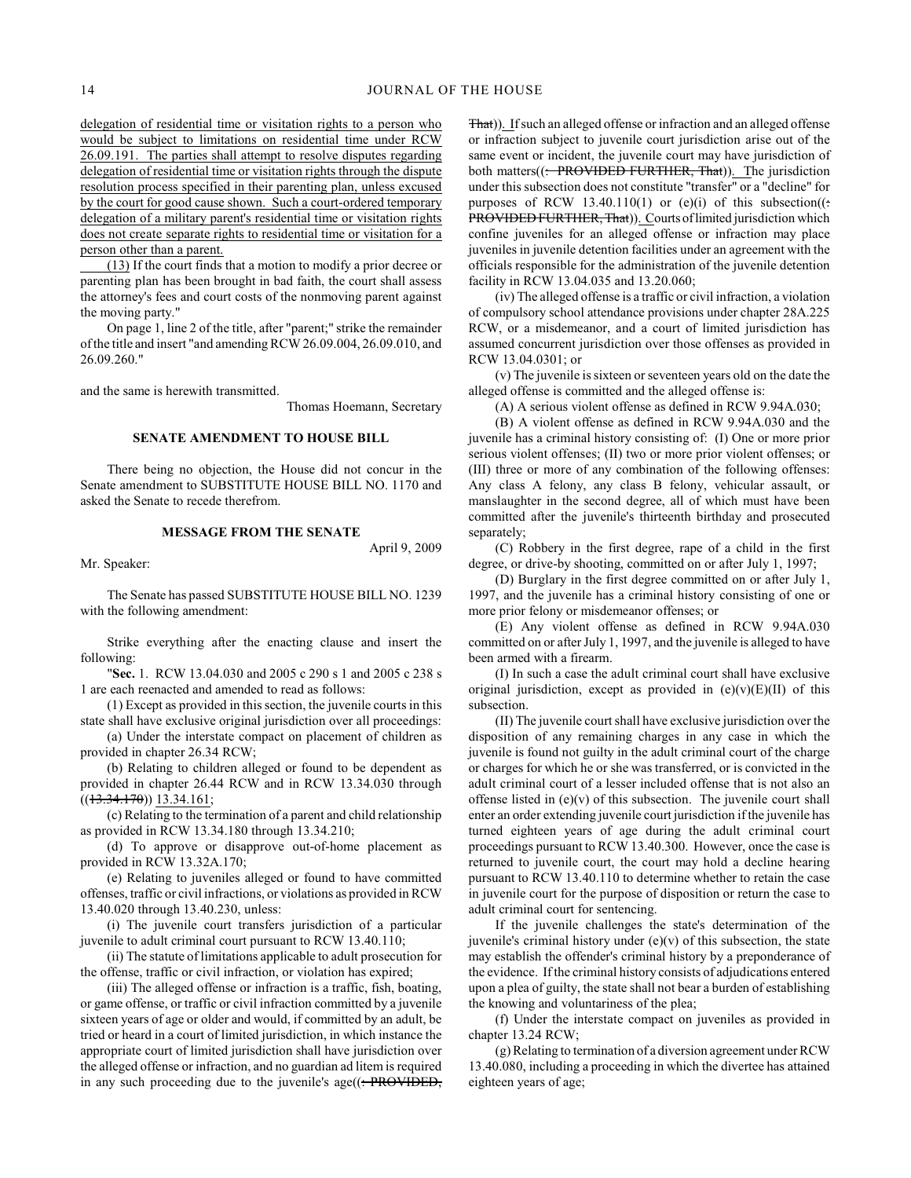delegation of residential time or visitation rights to a person who would be subject to limitations on residential time under RCW 26.09.191. The parties shall attempt to resolve disputes regarding delegation of residential time or visitation rights through the dispute resolution process specified in their parenting plan, unless excused by the court for good cause shown. Such a court-ordered temporary delegation of a military parent's residential time or visitation rights does not create separate rights to residential time or visitation for a person other than a parent.

(13) If the court finds that a motion to modify a prior decree or parenting plan has been brought in bad faith, the court shall assess the attorney's fees and court costs of the nonmoving parent against the moving party."

On page 1, line 2 of the title, after "parent;" strike the remainder of the title and insert "and amending RCW 26.09.004, 26.09.010, and 26.09.260."

and the same is herewith transmitted.

Thomas Hoemann, Secretary

## SENATE AMENDMENT TO HOUSE BILL

There being no objection, the House did not concur in the Senate amendment to SUBSTITUTE HOUSE BILL NO. 1170 and asked the Senate to recede therefrom.

## MESSAGE FROM THE SENATE

April 9, 2009

Mr. Speaker:

The Senate has passed SUBSTITUTE HOUSE BILL NO. 1239 with the following amendment:

Strike everything after the enacting clause and insert the following:

"**Sec.** 1. RCW 13.04.030 and 2005 c 290 s 1 and 2005 c 238 s 1 are each reenacted and amended to read as follows:

(1) Except as provided in this section, the juvenile courts in this state shall have exclusive original jurisdiction over all proceedings:

(a) Under the interstate compact on placement of children as provided in chapter 26.34 RCW;

(b) Relating to children alleged or found to be dependent as provided in chapter 26.44 RCW and in RCW 13.34.030 through ((~~13.34.170~~)) 13.34.161;

(c) Relating to the termination of a parent and child relationship as provided in RCW 13.34.180 through 13.34.210;

(d) To approve or disapprove out-of-home placement as provided in RCW 13.32A.170;

(e) Relating to juveniles alleged or found to have committed offenses, traffic or civil infractions, or violations as provided in RCW 13.40.020 through 13.40.230, unless:

(i) The juvenile court transfers jurisdiction of a particular juvenile to adult criminal court pursuant to RCW 13.40.110;

(ii) The statute of limitations applicable to adult prosecution for the offense, traffic or civil infraction, or violation has expired;

(iii) The alleged offense or infraction is a traffic, fish, boating, or game offense, or traffic or civil infraction committed by a juvenile sixteen years of age or older and would, if committed by an adult, be tried or heard in a court of limited jurisdiction, in which instance the appropriate court of limited jurisdiction shall have jurisdiction over the alleged offense or infraction, and no guardian ad litem is required in any such proceeding due to the juvenile's age((~~: PROVIDED, That~~)). If such an alleged offense or infraction and an alleged offense or infraction subject to juvenile court jurisdiction arise out of the same event or incident, the juvenile court may have jurisdiction of both matters((~~: PROVIDED FURTHER, That~~)). The jurisdiction under this subsection does not constitute "transfer" or a "decline" for purposes of RCW 13.40.110(1) or (e)(i) of this subsection((~~: PROVIDED FURTHER, That~~)). Courts of limited jurisdiction which confine juveniles for an alleged offense or infraction may place juveniles in juvenile detention facilities under an agreement with the officials responsible for the administration of the juvenile detention facility in RCW 13.04.035 and 13.20.060;

(iv) The alleged offense is a traffic or civil infraction, a violation of compulsory school attendance provisions under chapter 28A.225 RCW, or a misdemeanor, and a court of limited jurisdiction has assumed concurrent jurisdiction over those offenses as provided in RCW 13.04.0301; or

(v) The juvenile is sixteen or seventeen years old on the date the alleged offense is committed and the alleged offense is:

(A) A serious violent offense as defined in RCW 9.94A.030;

(B) A violent offense as defined in RCW 9.94A.030 and the juvenile has a criminal history consisting of: (I) One or more prior serious violent offenses; (II) two or more prior violent offenses; or (III) three or more of any combination of the following offenses: Any class A felony, any class B felony, vehicular assault, or manslaughter in the second degree, all of which must have been committed after the juvenile's thirteenth birthday and prosecuted separately;

(C) Robbery in the first degree, rape of a child in the first degree, or drive-by shooting, committed on or after July 1, 1997;

(D) Burglary in the first degree committed on or after July 1, 1997, and the juvenile has a criminal history consisting of one or more prior felony or misdemeanor offenses; or

(E) Any violent offense as defined in RCW 9.94A.030 committed on or after July 1, 1997, and the juvenile is alleged to have been armed with a firearm.

(I) In such a case the adult criminal court shall have exclusive original jurisdiction, except as provided in (e)(v)(E)(II) of this subsection.

(II) The juvenile court shall have exclusive jurisdiction over the disposition of any remaining charges in any case in which the juvenile is found not guilty in the adult criminal court of the charge or charges for which he or she was transferred, or is convicted in the adult criminal court of a lesser included offense that is not also an offense listed in (e)(v) of this subsection. The juvenile court shall enter an order extending juvenile court jurisdiction if the juvenile has turned eighteen years of age during the adult criminal court proceedings pursuant to RCW 13.40.300. However, once the case is returned to juvenile court, the court may hold a decline hearing pursuant to RCW 13.40.110 to determine whether to retain the case in juvenile court for the purpose of disposition or return the case to adult criminal court for sentencing.

If the juvenile challenges the state's determination of the juvenile's criminal history under (e)(v) of this subsection, the state may establish the offender's criminal history by a preponderance of the evidence. If the criminal history consists of adjudications entered upon a plea of guilty, the state shall not bear a burden of establishing the knowing and voluntariness of the plea;

(f) Under the interstate compact on juveniles as provided in chapter 13.24 RCW;

(g) Relating to termination of a diversion agreement under RCW 13.40.080, including a proceeding in which the divertee has attained eighteen years of age;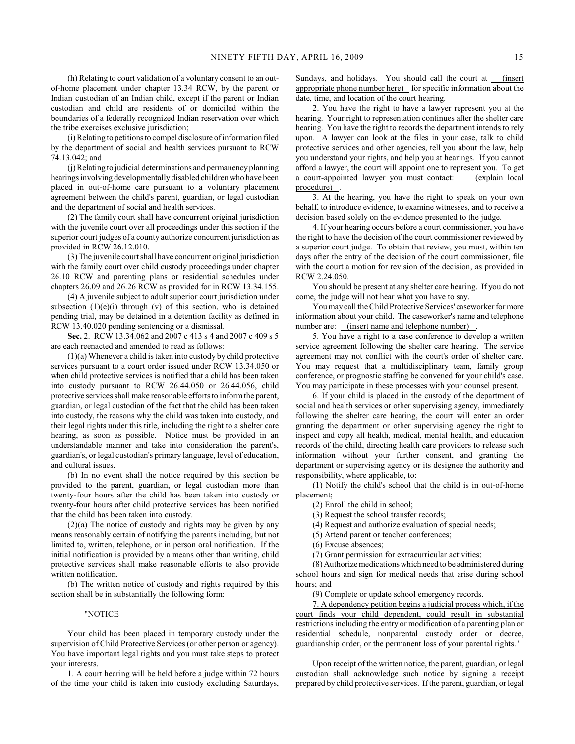(h) Relating to court validation of a voluntary consent to an out-of-home placement under chapter 13.34 RCW, by the parent or Indian custodian of an Indian child, except if the parent or Indian custodian and child are residents of or domiciled within the boundaries of a federally recognized Indian reservation over which the tribe exercises exclusive jurisdiction;

(i) Relating to petitions to compel disclosure of information filed by the department of social and health services pursuant to RCW 74.13.042; and

(j) Relating to judicial determinations and permanency planning hearings involving developmentally disabled children who have been placed in out-of-home care pursuant to a voluntary placement agreement between the child's parent, guardian, or legal custodian and the department of social and health services.

(2) The family court shall have concurrent original jurisdiction with the juvenile court over all proceedings under this section if the superior court judges of a county authorize concurrent jurisdiction as provided in RCW 26.12.010.

(3) The juvenile court shall have concurrent original jurisdiction with the family court over child custody proceedings under chapter 26.10 RCW and parenting plans or residential schedules under chapters 26.09 and 26.26 RCW as provided for in RCW 13.34.155.

(4) A juvenile subject to adult superior court jurisdiction under subsection (1)(e)(i) through (v) of this section, who is detained pending trial, may be detained in a detention facility as defined in RCW 13.40.020 pending sentencing or a dismissal.

**Sec.** 2. RCW 13.34.062 and 2007 c 413 s 4 and 2007 c 409 s 5 are each reenacted and amended to read as follows:

(1)(a) Whenever a child is taken into custody by child protective services pursuant to a court order issued under RCW 13.34.050 or when child protective services is notified that a child has been taken into custody pursuant to RCW 26.44.050 or 26.44.056, child protective services shall make reasonable efforts to inform the parent, guardian, or legal custodian of the fact that the child has been taken into custody, the reasons why the child was taken into custody, and their legal rights under this title, including the right to a shelter care hearing, as soon as possible. Notice must be provided in an understandable manner and take into consideration the parent's, guardian's, or legal custodian's primary language, level of education, and cultural issues.

(b) In no event shall the notice required by this section be provided to the parent, guardian, or legal custodian more than twenty-four hours after the child has been taken into custody or twenty-four hours after child protective services has been notified that the child has been taken into custody.

(2)(a) The notice of custody and rights may be given by any means reasonably certain of notifying the parents including, but not limited to, written, telephone, or in person oral notification. If the initial notification is provided by a means other than writing, child protective services shall make reasonable efforts to also provide written notification.

(b) The written notice of custody and rights required by this section shall be in substantially the following form:

"NOTICE

Your child has been placed in temporary custody under the supervision of Child Protective Services (or other person or agency). You have important legal rights and you must take steps to protect your interests.

1. A court hearing will be held before a judge within 72 hours of the time your child is taken into custody excluding Saturdays, Sundays, and holidays. You should call the court at (insert appropriate phone number here) for specific information about the date, time, and location of the court hearing.

2. You have the right to have a lawyer represent you at the hearing. Your right to representation continues after the shelter care hearing. You have the right to records the department intends to rely upon. A lawyer can look at the files in your case, talk to child protective services and other agencies, tell you about the law, help you understand your rights, and help you at hearings. If you cannot afford a lawyer, the court will appoint one to represent you. To get a court-appointed lawyer you must contact: (explain local procedure) .

3. At the hearing, you have the right to speak on your own behalf, to introduce evidence, to examine witnesses, and to receive a decision based solely on the evidence presented to the judge.

4. If your hearing occurs before a court commissioner, you have the right to have the decision of the court commissioner reviewed by a superior court judge. To obtain that review, you must, within ten days after the entry of the decision of the court commissioner, file with the court a motion for revision of the decision, as provided in RCW 2.24.050.

You should be present at any shelter care hearing. If you do not come, the judge will not hear what you have to say.

You may call the Child Protective Services' caseworker for more information about your child. The caseworker's name and telephone number are: (insert name and telephone number) .

5. You have a right to a case conference to develop a written service agreement following the shelter care hearing. The service agreement may not conflict with the court's order of shelter care. You may request that a multidisciplinary team, family group conference, or prognostic staffing be convened for your child's case. You may participate in these processes with your counsel present.

6. If your child is placed in the custody of the department of social and health services or other supervising agency, immediately following the shelter care hearing, the court will enter an order granting the department or other supervising agency the right to inspect and copy all health, medical, mental health, and education records of the child, directing health care providers to release such information without your further consent, and granting the department or supervising agency or its designee the authority and responsibility, where applicable, to:

(1) Notify the child's school that the child is in out-of-home placement;

(2) Enroll the child in school;

(3) Request the school transfer records;

(4) Request and authorize evaluation of special needs;

(5) Attend parent or teacher conferences;

(6) Excuse absences;

(7) Grant permission for extracurricular activities;

(8) Authorize medications which need to be administered during school hours and sign for medical needs that arise during school hours; and

(9) Complete or update school emergency records.

7. A dependency petition begins a judicial process which, if the court finds your child dependent, could result in substantial restrictions including the entry or modification of a parenting plan or residential schedule, nonparental custody order or decree, guardianship order, or the permanent loss of your parental rights."

Upon receipt of the written notice, the parent, guardian, or legal custodian shall acknowledge such notice by signing a receipt prepared by child protective services. If the parent, guardian, or legal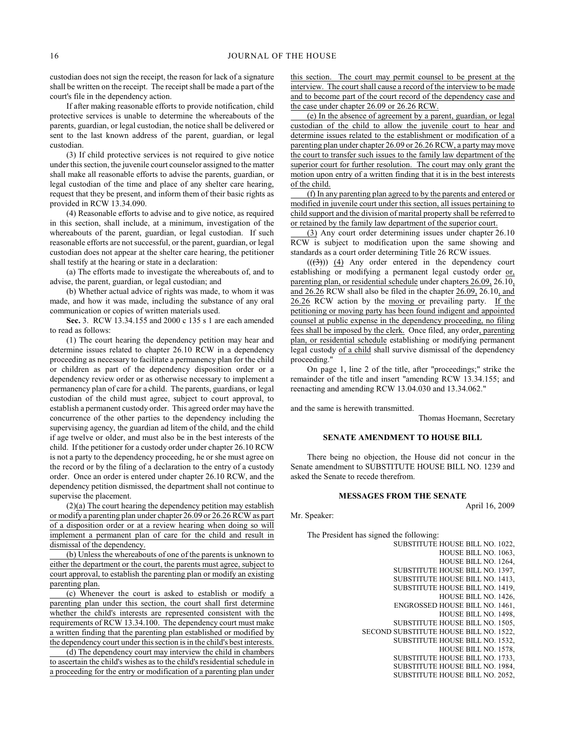custodian does not sign the receipt, the reason for lack of a signature shall be written on the receipt. The receipt shall be made a part of the court's file in the dependency action.

If after making reasonable efforts to provide notification, child protective services is unable to determine the whereabouts of the parents, guardian, or legal custodian, the notice shall be delivered or sent to the last known address of the parent, guardian, or legal custodian.

(3) If child protective services is not required to give notice under this section, the juvenile court counselor assigned to the matter shall make all reasonable efforts to advise the parents, guardian, or legal custodian of the time and place of any shelter care hearing, request that they be present, and inform them of their basic rights as provided in RCW 13.34.090.

(4) Reasonable efforts to advise and to give notice, as required in this section, shall include, at a minimum, investigation of the whereabouts of the parent, guardian, or legal custodian. If such reasonable efforts are not successful, or the parent, guardian, or legal custodian does not appear at the shelter care hearing, the petitioner shall testify at the hearing or state in a declaration:

(a) The efforts made to investigate the whereabouts of, and to advise, the parent, guardian, or legal custodian; and

(b) Whether actual advice of rights was made, to whom it was made, and how it was made, including the substance of any oral communication or copies of written materials used.

**Sec.** 3. RCW 13.34.155 and 2000 c 135 s 1 are each amended to read as follows:

(1) The court hearing the dependency petition may hear and determine issues related to chapter 26.10 RCW in a dependency proceeding as necessary to facilitate a permanency plan for the child or children as part of the dependency disposition order or a dependency review order or as otherwise necessary to implement a permanency plan of care for a child. The parents, guardians, or legal custodian of the child must agree, subject to court approval, to establish a permanent custody order. This agreed order may have the concurrence of the other parties to the dependency including the supervising agency, the guardian ad litem of the child, and the child if age twelve or older, and must also be in the best interests of the child. If the petitioner for a custody order under chapter 26.10 RCW is not a party to the dependency proceeding, he or she must agree on the record or by the filing of a declaration to the entry of a custody order. Once an order is entered under chapter 26.10 RCW, and the dependency petition dismissed, the department shall not continue to supervise the placement.

(2)(a) The court hearing the dependency petition may establish or modify a parenting plan under chapter 26.09 or 26.26 RCW as part of a disposition order or at a review hearing when doing so will implement a permanent plan of care for the child and result in dismissal of the dependency.

(b) Unless the whereabouts of one of the parents is unknown to either the department or the court, the parents must agree, subject to court approval, to establish the parenting plan or modify an existing parenting plan.

(c) Whenever the court is asked to establish or modify a parenting plan under this section, the court shall first determine whether the child's interests are represented consistent with the requirements of RCW 13.34.100. The dependency court must make a written finding that the parenting plan established or modified by the dependency court under this section is in the child's best interests.

(d) The dependency court may interview the child in chambers to ascertain the child's wishes as to the child's residential schedule in a proceeding for the entry or modification of a parenting plan under this section. The court may permit counsel to be present at the interview. The court shall cause a record of the interview to be made and to become part of the court record of the dependency case and the case under chapter 26.09 or 26.26 RCW.

(e) In the absence of agreement by a parent, guardian, or legal custodian of the child to allow the juvenile court to hear and determine issues related to the establishment or modification of a parenting plan under chapter 26.09 or 26.26 RCW, a party may move the court to transfer such issues to the family law department of the superior court for further resolution. The court may only grant the motion upon entry of a written finding that it is in the best interests of the child.

(f) In any parenting plan agreed to by the parents and entered or modified in juvenile court under this section, all issues pertaining to child support and the division of marital property shall be referred to or retained by the family law department of the superior court.

(3) Any court order determining issues under chapter 26.10 RCW is subject to modification upon the same showing and standards as a court order determining Title 26 RCW issues.

(((3))) (4) Any order entered in the dependency court establishing or modifying a permanent legal custody order or, parenting plan, or residential schedule under chapters 26.09, 26.10, and 26.26 RCW shall also be filed in the chapter 26.09, 26.10, and 26.26 RCW action by the moving or prevailing party. If the petitioning or moving party has been found indigent and appointed counsel at public expense in the dependency proceeding, no filing fees shall be imposed by the clerk. Once filed, any order, parenting plan, or residential schedule establishing or modifying permanent legal custody of a child shall survive dismissal of the dependency proceeding."

On page 1, line 2 of the title, after "proceedings;" strike the remainder of the title and insert "amending RCW 13.34.155; and reenacting and amending RCW 13.04.030 and 13.34.062."

and the same is herewith transmitted.

Thomas Hoemann, Secretary

## SENATE AMENDMENT TO HOUSE BILL

There being no objection, the House did not concur in the Senate amendment to SUBSTITUTE HOUSE BILL NO. 1239 and asked the Senate to recede therefrom.

## MESSAGES FROM THE SENATE

April 16, 2009

Mr. Speaker:

The President has signed the following:

SUBSTITUTE HOUSE BILL NO. 1022,
HOUSE BILL NO. 1063,
HOUSE BILL NO. 1264,
SUBSTITUTE HOUSE BILL NO. 1397,
SUBSTITUTE HOUSE BILL NO. 1413,
SUBSTITUTE HOUSE BILL NO. 1419,
HOUSE BILL NO. 1426,
ENGROSSED HOUSE BILL NO. 1461,
HOUSE BILL NO. 1498,
SUBSTITUTE HOUSE BILL NO. 1505,
SECOND SUBSTITUTE HOUSE BILL NO. 1522,
SUBSTITUTE HOUSE BILL NO. 1532,
HOUSE BILL NO. 1578,
SUBSTITUTE HOUSE BILL NO. 1733,
SUBSTITUTE HOUSE BILL NO. 1984,
SUBSTITUTE HOUSE BILL NO. 2052,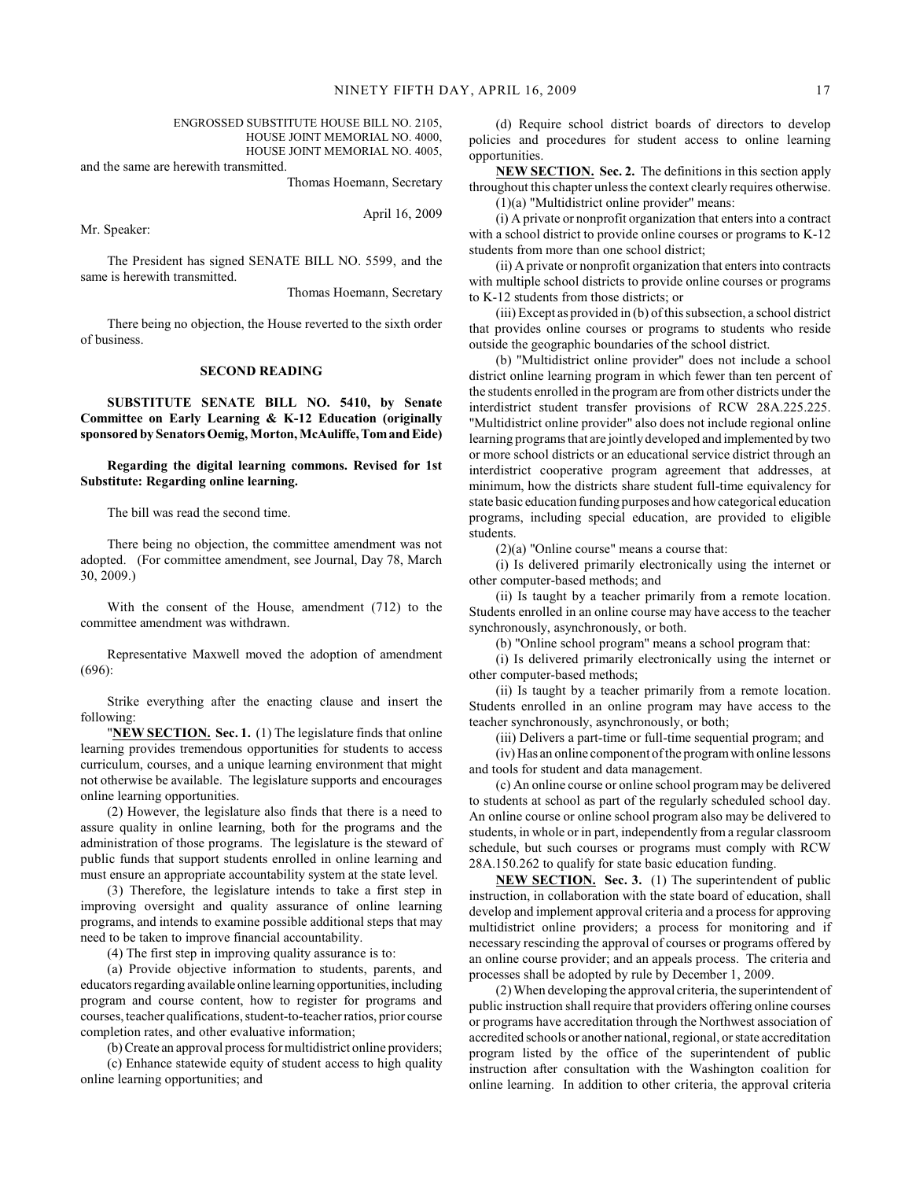ENGROSSED SUBSTITUTE HOUSE BILL NO. 2105,
HOUSE JOINT MEMORIAL NO. 4000,
HOUSE JOINT MEMORIAL NO. 4005,

and the same are herewith transmitted.

Thomas Hoemann, Secretary

April 16, 2009

Mr. Speaker:

The President has signed SENATE BILL NO. 5599, and the same is herewith transmitted.

Thomas Hoemann, Secretary

There being no objection, the House reverted to the sixth order of business.

## SECOND READING

**SUBSTITUTE SENATE BILL NO. 5410, by Senate Committee on Early Learning & K-12 Education (originally sponsored by Senators Oemig, Morton, McAuliffe, Tom and Eide)**

**Regarding the digital learning commons. Revised for 1st Substitute: Regarding online learning.**

The bill was read the second time.

There being no objection, the committee amendment was not adopted. (For committee amendment, see Journal, Day 78, March 30, 2009.)

With the consent of the House, amendment (712) to the committee amendment was withdrawn.

Representative Maxwell moved the adoption of amendment (696):

Strike everything after the enacting clause and insert the following:

"**NEW SECTION. Sec. 1.** (1) The legislature finds that online learning provides tremendous opportunities for students to access curriculum, courses, and a unique learning environment that might not otherwise be available. The legislature supports and encourages online learning opportunities.

(2) However, the legislature also finds that there is a need to assure quality in online learning, both for the programs and the administration of those programs. The legislature is the steward of public funds that support students enrolled in online learning and must ensure an appropriate accountability system at the state level.

(3) Therefore, the legislature intends to take a first step in improving oversight and quality assurance of online learning programs, and intends to examine possible additional steps that may need to be taken to improve financial accountability.

(4) The first step in improving quality assurance is to:

(a) Provide objective information to students, parents, and educators regarding available online learning opportunities, including program and course content, how to register for programs and courses, teacher qualifications, student-to-teacher ratios, prior course completion rates, and other evaluative information;

(b) Create an approval process for multidistrict online providers;

(c) Enhance statewide equity of student access to high quality online learning opportunities; and

(d) Require school district boards of directors to develop policies and procedures for student access to online learning opportunities.

**NEW SECTION. Sec. 2.** The definitions in this section apply throughout this chapter unless the context clearly requires otherwise.

(1)(a) "Multidistrict online provider" means:

(i) A private or nonprofit organization that enters into a contract with a school district to provide online courses or programs to K-12 students from more than one school district;

(ii) A private or nonprofit organization that enters into contracts with multiple school districts to provide online courses or programs to K-12 students from those districts; or

(iii) Except as provided in (b) of this subsection, a school district that provides online courses or programs to students who reside outside the geographic boundaries of the school district.

(b) "Multidistrict online provider" does not include a school district online learning program in which fewer than ten percent of the students enrolled in the program are from other districts under the interdistrict student transfer provisions of RCW 28A.225.225. "Multidistrict online provider" also does not include regional online learning programs that are jointly developed and implemented by two or more school districts or an educational service district through an interdistrict cooperative program agreement that addresses, at minimum, how the districts share student full-time equivalency for state basic education funding purposes and how categorical education programs, including special education, are provided to eligible students.

(2)(a) "Online course" means a course that:

(i) Is delivered primarily electronically using the internet or other computer-based methods; and

(ii) Is taught by a teacher primarily from a remote location. Students enrolled in an online course may have access to the teacher synchronously, asynchronously, or both.

(b) "Online school program" means a school program that:

(i) Is delivered primarily electronically using the internet or other computer-based methods;

(ii) Is taught by a teacher primarily from a remote location. Students enrolled in an online program may have access to the teacher synchronously, asynchronously, or both;

(iii) Delivers a part-time or full-time sequential program; and

(iv) Has an online component of the program with online lessons and tools for student and data management.

(c) An online course or online school program may be delivered to students at school as part of the regularly scheduled school day. An online course or online school program also may be delivered to students, in whole or in part, independently from a regular classroom schedule, but such courses or programs must comply with RCW 28A.150.262 to qualify for state basic education funding.

**NEW SECTION. Sec. 3.** (1) The superintendent of public instruction, in collaboration with the state board of education, shall develop and implement approval criteria and a process for approving multidistrict online providers; a process for monitoring and if necessary rescinding the approval of courses or programs offered by an online course provider; and an appeals process. The criteria and processes shall be adopted by rule by December 1, 2009.

(2) When developing the approval criteria, the superintendent of public instruction shall require that providers offering online courses or programs have accreditation through the Northwest association of accredited schools or another national, regional, or state accreditation program listed by the office of the superintendent of public instruction after consultation with the Washington coalition for online learning. In addition to other criteria, the approval criteria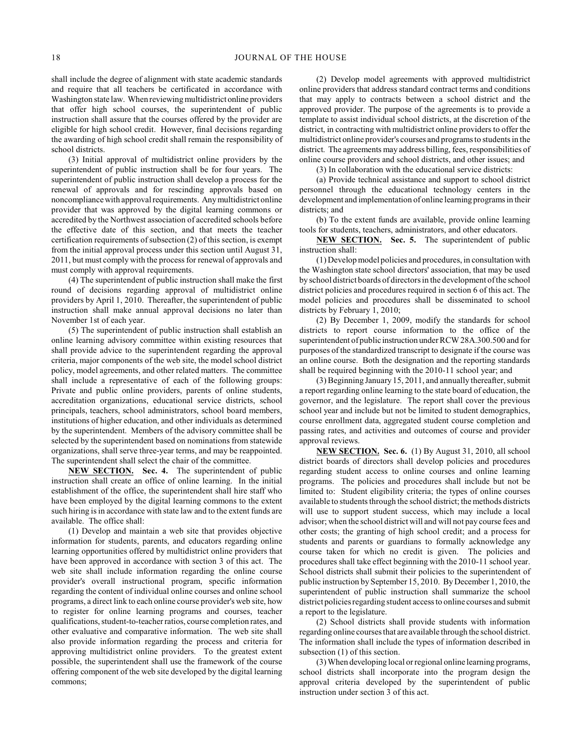shall include the degree of alignment with state academic standards and require that all teachers be certificated in accordance with Washington state law. When reviewing multidistrict online providers that offer high school courses, the superintendent of public instruction shall assure that the courses offered by the provider are eligible for high school credit. However, final decisions regarding the awarding of high school credit shall remain the responsibility of school districts.

(3) Initial approval of multidistrict online providers by the superintendent of public instruction shall be for four years. The superintendent of public instruction shall develop a process for the renewal of approvals and for rescinding approvals based on noncompliance with approval requirements. Any multidistrict online provider that was approved by the digital learning commons or accredited by the Northwest association of accredited schools before the effective date of this section, and that meets the teacher certification requirements of subsection (2) of this section, is exempt from the initial approval process under this section until August 31, 2011, but must comply with the process for renewal of approvals and must comply with approval requirements.

(4) The superintendent of public instruction shall make the first round of decisions regarding approval of multidistrict online providers by April 1, 2010. Thereafter, the superintendent of public instruction shall make annual approval decisions no later than November 1st of each year.

(5) The superintendent of public instruction shall establish an online learning advisory committee within existing resources that shall provide advice to the superintendent regarding the approval criteria, major components of the web site, the model school district policy, model agreements, and other related matters. The committee shall include a representative of each of the following groups: Private and public online providers, parents of online students, accreditation organizations, educational service districts, school principals, teachers, school administrators, school board members, institutions of higher education, and other individuals as determined by the superintendent. Members of the advisory committee shall be selected by the superintendent based on nominations from statewide organizations, shall serve three-year terms, and may be reappointed. The superintendent shall select the chair of the committee.

**NEW SECTION. Sec. 4.** The superintendent of public instruction shall create an office of online learning. In the initial establishment of the office, the superintendent shall hire staff who have been employed by the digital learning commons to the extent such hiring is in accordance with state law and to the extent funds are available. The office shall:

(1) Develop and maintain a web site that provides objective information for students, parents, and educators regarding online learning opportunities offered by multidistrict online providers that have been approved in accordance with section 3 of this act. The web site shall include information regarding the online course provider's overall instructional program, specific information regarding the content of individual online courses and online school programs, a direct link to each online course provider's web site, how to register for online learning programs and courses, teacher qualifications, student-to-teacher ratios, course completion rates, and other evaluative and comparative information. The web site shall also provide information regarding the process and criteria for approving multidistrict online providers. To the greatest extent possible, the superintendent shall use the framework of the course offering component of the web site developed by the digital learning commons;

(2) Develop model agreements with approved multidistrict online providers that address standard contract terms and conditions that may apply to contracts between a school district and the approved provider. The purpose of the agreements is to provide a template to assist individual school districts, at the discretion of the district, in contracting with multidistrict online providers to offer the multidistrict online provider's courses and programs to students in the district. The agreements may address billing, fees, responsibilities of online course providers and school districts, and other issues; and

(3) In collaboration with the educational service districts:

(a) Provide technical assistance and support to school district personnel through the educational technology centers in the development and implementation of online learning programs in their districts; and

(b) To the extent funds are available, provide online learning tools for students, teachers, administrators, and other educators.

**NEW SECTION. Sec. 5.** The superintendent of public instruction shall:

(1) Develop model policies and procedures, in consultation with the Washington state school directors' association, that may be used by school district boards of directors in the development of the school district policies and procedures required in section 6 of this act. The model policies and procedures shall be disseminated to school districts by February 1, 2010;

(2) By December 1, 2009, modify the standards for school districts to report course information to the office of the superintendent of public instruction under RCW 28A.300.500 and for purposes of the standardized transcript to designate if the course was an online course. Both the designation and the reporting standards shall be required beginning with the 2010-11 school year; and

(3) Beginning January 15, 2011, and annually thereafter, submit a report regarding online learning to the state board of education, the governor, and the legislature. The report shall cover the previous school year and include but not be limited to student demographics, course enrollment data, aggregated student course completion and passing rates, and activities and outcomes of course and provider approval reviews.

**NEW SECTION. Sec. 6.** (1) By August 31, 2010, all school district boards of directors shall develop policies and procedures regarding student access to online courses and online learning programs. The policies and procedures shall include but not be limited to: Student eligibility criteria; the types of online courses available to students through the school district; the methods districts will use to support student success, which may include a local advisor; when the school district will and will not pay course fees and other costs; the granting of high school credit; and a process for students and parents or guardians to formally acknowledge any course taken for which no credit is given. The policies and procedures shall take effect beginning with the 2010-11 school year. School districts shall submit their policies to the superintendent of public instruction by September 15, 2010. By December 1, 2010, the superintendent of public instruction shall summarize the school district policies regarding student access to online courses and submit a report to the legislature.

(2) School districts shall provide students with information regarding online courses that are available through the school district. The information shall include the types of information described in subsection (1) of this section.

(3) When developing local or regional online learning programs, school districts shall incorporate into the program design the approval criteria developed by the superintendent of public instruction under section 3 of this act.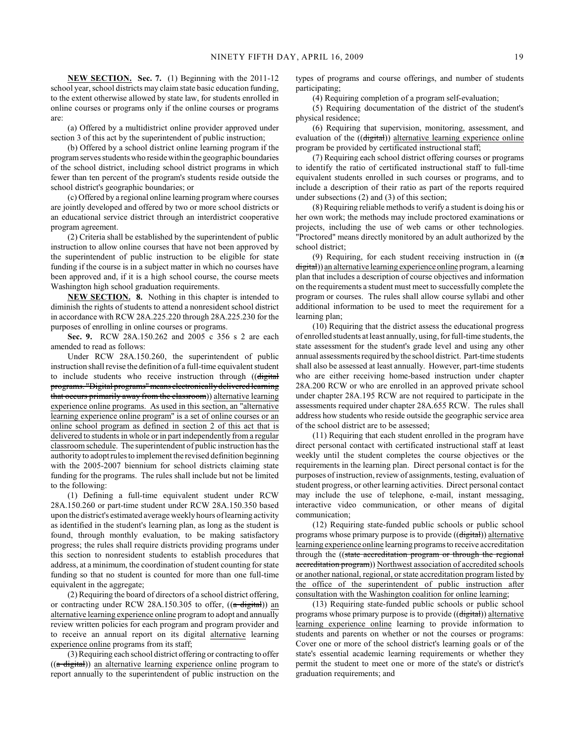**NEW SECTION.** **Sec. 7.** (1) Beginning with the 2011-12 school year, school districts may claim state basic education funding, to the extent otherwise allowed by state law, for students enrolled in online courses or programs only if the online courses or programs are:

(a) Offered by a multidistrict online provider approved under section 3 of this act by the superintendent of public instruction;

(b) Offered by a school district online learning program if the program serves students who reside within the geographic boundaries of the school district, including school district programs in which fewer than ten percent of the program's students reside outside the school district's geographic boundaries; or

(c) Offered by a regional online learning program where courses are jointly developed and offered by two or more school districts or an educational service district through an interdistrict cooperative program agreement.

(2) Criteria shall be established by the superintendent of public instruction to allow online courses that have not been approved by the superintendent of public instruction to be eligible for state funding if the course is in a subject matter in which no courses have been approved and, if it is a high school course, the course meets Washington high school graduation requirements.

**NEW SECTION.** **8.** Nothing in this chapter is intended to diminish the rights of students to attend a nonresident school district in accordance with RCW 28A.225.220 through 28A.225.230 for the purposes of enrolling in online courses or programs.

**Sec. 9.** RCW 28A.150.262 and 2005 c 356 s 2 are each amended to read as follows:

Under RCW 28A.150.260, the superintendent of public instruction shall revise the definition of a full-time equivalent student to include students who receive instruction through ((~~digital programs. "Digital programs" means electronically delivered learning that occurs primarily away from the classroom~~)) alternative learning experience online programs. As used in this section, an "alternative learning experience online program" is a set of online courses or an online school program as defined in section 2 of this act that is delivered to students in whole or in part independently from a regular classroom schedule. The superintendent of public instruction has the authority to adopt rules to implement the revised definition beginning with the 2005-2007 biennium for school districts claiming state funding for the programs. The rules shall include but not be limited to the following:

(1) Defining a full-time equivalent student under RCW 28A.150.260 or part-time student under RCW 28A.150.350 based upon the district's estimated average weekly hours of learning activity as identified in the student's learning plan, as long as the student is found, through monthly evaluation, to be making satisfactory progress; the rules shall require districts providing programs under this section to nonresident students to establish procedures that address, at a minimum, the coordination of student counting for state funding so that no student is counted for more than one full-time equivalent in the aggregate;

(2) Requiring the board of directors of a school district offering, or contracting under RCW 28A.150.305 to offer, ((~~a digital~~)) an alternative learning experience online program to adopt and annually review written policies for each program and program provider and to receive an annual report on its digital alternative learning experience online programs from its staff;

(3) Requiring each school district offering or contracting to offer ((~~a digital~~)) an alternative learning experience online program to report annually to the superintendent of public instruction on the types of programs and course offerings, and number of students participating;

(4) Requiring completion of a program self-evaluation;

(5) Requiring documentation of the district of the student's physical residence;

(6) Requiring that supervision, monitoring, assessment, and evaluation of the ((~~digital~~)) alternative learning experience online program be provided by certificated instructional staff;

(7) Requiring each school district offering courses or programs to identify the ratio of certificated instructional staff to full-time equivalent students enrolled in such courses or programs, and to include a description of their ratio as part of the reports required under subsections (2) and (3) of this section;

(8) Requiring reliable methods to verify a student is doing his or her own work; the methods may include proctored examinations or projects, including the use of web cams or other technologies. "Proctored" means directly monitored by an adult authorized by the school district;

(9) Requiring, for each student receiving instruction in ((~~a digital~~)) an alternative learning experience online program, a learning plan that includes a description of course objectives and information on the requirements a student must meet to successfully complete the program or courses. The rules shall allow course syllabi and other additional information to be used to meet the requirement for a learning plan;

(10) Requiring that the district assess the educational progress of enrolled students at least annually, using, for full-time students, the state assessment for the student's grade level and using any other annual assessments required by the school district. Part-time students shall also be assessed at least annually. However, part-time students who are either receiving home-based instruction under chapter 28A.200 RCW or who are enrolled in an approved private school under chapter 28A.195 RCW are not required to participate in the assessments required under chapter 28A.655 RCW. The rules shall address how students who reside outside the geographic service area of the school district are to be assessed;

(11) Requiring that each student enrolled in the program have direct personal contact with certificated instructional staff at least weekly until the student completes the course objectives or the requirements in the learning plan. Direct personal contact is for the purposes of instruction, review of assignments, testing, evaluation of student progress, or other learning activities. Direct personal contact may include the use of telephone, e-mail, instant messaging, interactive video communication, or other means of digital communication;

(12) Requiring state-funded public schools or public school programs whose primary purpose is to provide ((~~digital~~)) alternative learning experience online learning programs to receive accreditation through the ((~~state accreditation program or through the regional accreditation program~~)) Northwest association of accredited schools or another national, regional, or state accreditation program listed by the office of the superintendent of public instruction after consultation with the Washington coalition for online learning;

(13) Requiring state-funded public schools or public school programs whose primary purpose is to provide ((~~digital~~)) alternative learning experience online learning to provide information to students and parents on whether or not the courses or programs: Cover one or more of the school district's learning goals or of the state's essential academic learning requirements or whether they permit the student to meet one or more of the state's or district's graduation requirements; and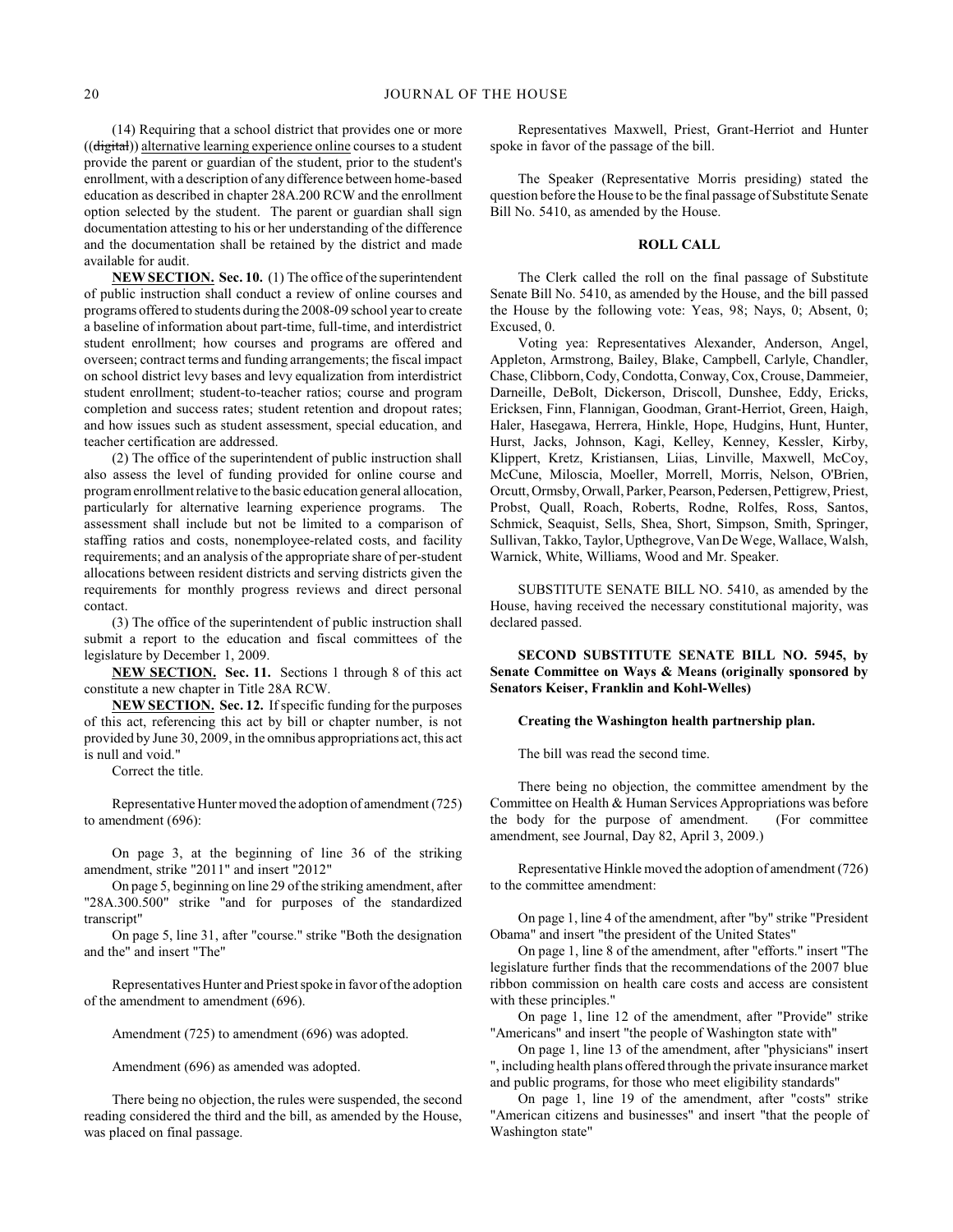(14) Requiring that a school district that provides one or more ((~~digital~~)) alternative learning experience online courses to a student provide the parent or guardian of the student, prior to the student's enrollment, with a description of any difference between home-based education as described in chapter 28A.200 RCW and the enrollment option selected by the student. The parent or guardian shall sign documentation attesting to his or her understanding of the difference and the documentation shall be retained by the district and made available for audit.

**NEW SECTION. Sec. 10.** (1) The office of the superintendent of public instruction shall conduct a review of online courses and programs offered to students during the 2008-09 school year to create a baseline of information about part-time, full-time, and interdistrict student enrollment; how courses and programs are offered and overseen; contract terms and funding arrangements; the fiscal impact on school district levy bases and levy equalization from interdistrict student enrollment; student-to-teacher ratios; course and program completion and success rates; student retention and dropout rates; and how issues such as student assessment, special education, and teacher certification are addressed.

(2) The office of the superintendent of public instruction shall also assess the level of funding provided for online course and program enrollment relative to the basic education general allocation, particularly for alternative learning experience programs. The assessment shall include but not be limited to a comparison of staffing ratios and costs, nonemployee-related costs, and facility requirements; and an analysis of the appropriate share of per-student allocations between resident districts and serving districts given the requirements for monthly progress reviews and direct personal contact.

(3) The office of the superintendent of public instruction shall submit a report to the education and fiscal committees of the legislature by December 1, 2009.

**NEW SECTION. Sec. 11.** Sections 1 through 8 of this act constitute a new chapter in Title 28A RCW.

**NEW SECTION. Sec. 12.** If specific funding for the purposes of this act, referencing this act by bill or chapter number, is not provided by June 30, 2009, in the omnibus appropriations act, this act is null and void."

Correct the title.

Representative Hunter moved the adoption of amendment (725) to amendment (696):

On page 3, at the beginning of line 36 of the striking amendment, strike "2011" and insert "2012"

On page 5, beginning on line 29 of the striking amendment, after "28A.300.500" strike "and for purposes of the standardized transcript"

On page 5, line 31, after "course." strike "Both the designation and the" and insert "The"

Representatives Hunter and Priest spoke in favor of the adoption of the amendment to amendment (696).

Amendment (725) to amendment (696) was adopted.

Amendment (696) as amended was adopted.

There being no objection, the rules were suspended, the second reading considered the third and the bill, as amended by the House, was placed on final passage.

Representatives Maxwell, Priest, Grant-Herriot and Hunter spoke in favor of the passage of the bill.

The Speaker (Representative Morris presiding) stated the question before the House to be the final passage of Substitute Senate Bill No. 5410, as amended by the House.

**ROLL CALL**

The Clerk called the roll on the final passage of Substitute Senate Bill No. 5410, as amended by the House, and the bill passed the House by the following vote: Yeas, 98; Nays, 0; Absent, 0; Excused, 0.

Voting yea: Representatives Alexander, Anderson, Angel, Appleton, Armstrong, Bailey, Blake, Campbell, Carlyle, Chandler, Chase, Clibborn, Cody, Condotta, Conway, Cox, Crouse, Dammeier, Darneille, DeBolt, Dickerson, Driscoll, Dunshee, Eddy, Ericks, Ericksen, Finn, Flannigan, Goodman, Grant-Herriot, Green, Haigh, Haler, Hasegawa, Herrera, Hinkle, Hope, Hudgins, Hunt, Hunter, Hurst, Jacks, Johnson, Kagi, Kelley, Kenney, Kessler, Kirby, Klippert, Kretz, Kristiansen, Liias, Linville, Maxwell, McCoy, McCune, Miloscia, Moeller, Morrell, Morris, Nelson, O'Brien, Orcutt, Ormsby, Orwall, Parker, Pearson, Pedersen, Pettigrew, Priest, Probst, Quall, Roach, Roberts, Rodne, Rolfes, Ross, Santos, Schmick, Seaquist, Sells, Shea, Short, Simpson, Smith, Springer, Sullivan, Takko, Taylor, Upthegrove, Van De Wege, Wallace, Walsh, Warnick, White, Williams, Wood and Mr. Speaker.

SUBSTITUTE SENATE BILL NO. 5410, as amended by the House, having received the necessary constitutional majority, was declared passed.

**SECOND SUBSTITUTE SENATE BILL NO. 5945, by Senate Committee on Ways & Means (originally sponsored by Senators Keiser, Franklin and Kohl-Welles)**

**Creating the Washington health partnership plan.**

The bill was read the second time.

There being no objection, the committee amendment by the Committee on Health & Human Services Appropriations was before the body for the purpose of amendment. (For committee amendment, see Journal, Day 82, April 3, 2009.)

Representative Hinkle moved the adoption of amendment (726) to the committee amendment:

On page 1, line 4 of the amendment, after "by" strike "President Obama" and insert "the president of the United States"

On page 1, line 8 of the amendment, after "efforts." insert "The legislature further finds that the recommendations of the 2007 blue ribbon commission on health care costs and access are consistent with these principles."

On page 1, line 12 of the amendment, after "Provide" strike "Americans" and insert "the people of Washington state with"

On page 1, line 13 of the amendment, after "physicians" insert ", including health plans offered through the private insurance market and public programs, for those who meet eligibility standards"

On page 1, line 19 of the amendment, after "costs" strike "American citizens and businesses" and insert "that the people of Washington state"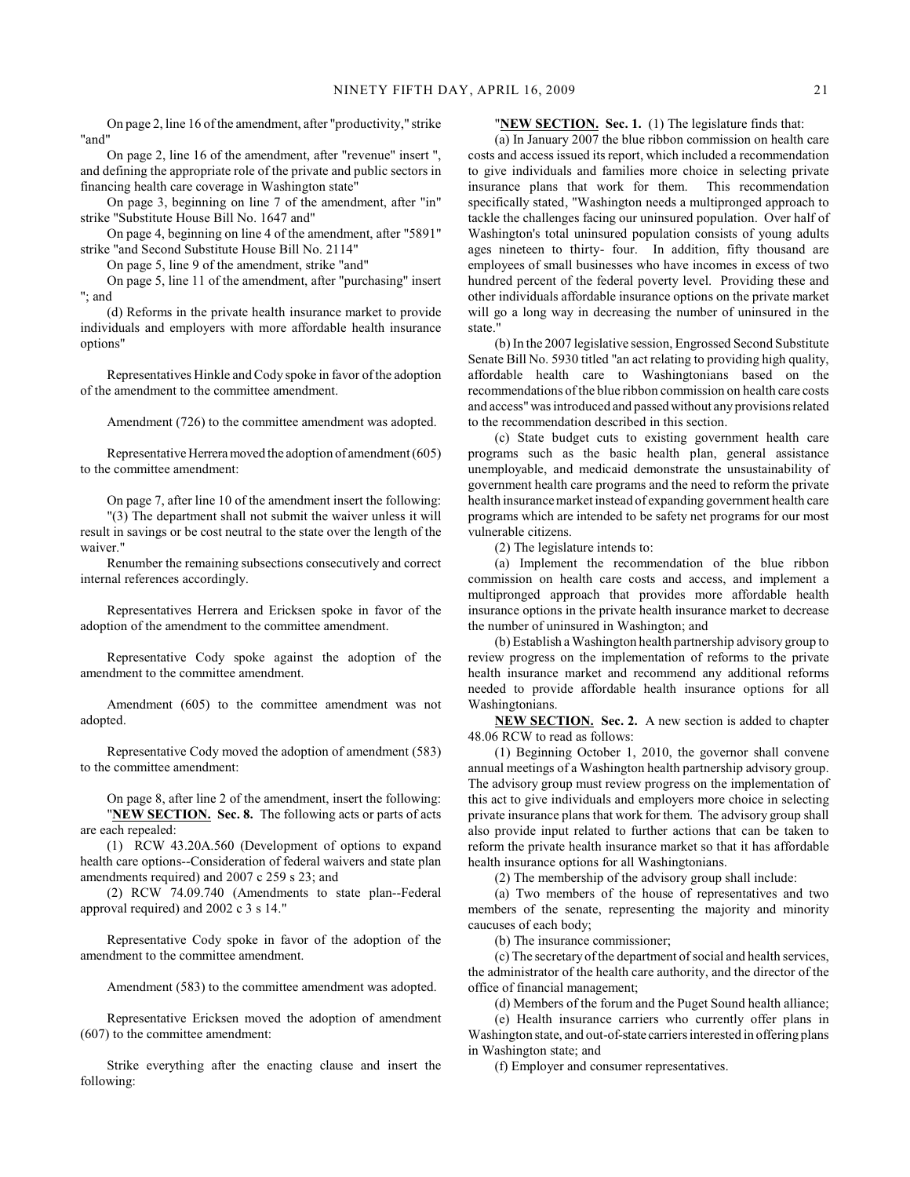On page 2, line 16 of the amendment, after "productivity," strike "and"

On page 2, line 16 of the amendment, after "revenue" insert ", and defining the appropriate role of the private and public sectors in financing health care coverage in Washington state"

On page 3, beginning on line 7 of the amendment, after "in" strike "Substitute House Bill No. 1647 and"

On page 4, beginning on line 4 of the amendment, after "5891" strike "and Second Substitute House Bill No. 2114"

On page 5, line 9 of the amendment, strike "and"

On page 5, line 11 of the amendment, after "purchasing" insert "; and

(d) Reforms in the private health insurance market to provide individuals and employers with more affordable health insurance options"

Representatives Hinkle and Cody spoke in favor of the adoption of the amendment to the committee amendment.

Amendment (726) to the committee amendment was adopted.

Representative Herrera moved the adoption of amendment (605) to the committee amendment:

On page 7, after line 10 of the amendment insert the following:

"(3) The department shall not submit the waiver unless it will result in savings or be cost neutral to the state over the length of the waiver."

Renumber the remaining subsections consecutively and correct internal references accordingly.

Representatives Herrera and Ericksen spoke in favor of the adoption of the amendment to the committee amendment.

Representative Cody spoke against the adoption of the amendment to the committee amendment.

Amendment (605) to the committee amendment was not adopted.

Representative Cody moved the adoption of amendment (583) to the committee amendment:

On page 8, after line 2 of the amendment, insert the following:

"**NEW SECTION.** **Sec. 8.** The following acts or parts of acts are each repealed:

(1) RCW 43.20A.560 (Development of options to expand health care options--Consideration of federal waivers and state plan amendments required) and 2007 c 259 s 23; and

(2) RCW 74.09.740 (Amendments to state plan--Federal approval required) and 2002 c 3 s 14."

Representative Cody spoke in favor of the adoption of the amendment to the committee amendment.

Amendment (583) to the committee amendment was adopted.

Representative Ericksen moved the adoption of amendment (607) to the committee amendment:

Strike everything after the enacting clause and insert the following:

"**NEW SECTION.** **Sec. 1.** (1) The legislature finds that:

(a) In January 2007 the blue ribbon commission on health care costs and access issued its report, which included a recommendation to give individuals and families more choice in selecting private insurance plans that work for them. This recommendation specifically stated, "Washington needs a multipronged approach to tackle the challenges facing our uninsured population. Over half of Washington's total uninsured population consists of young adults ages nineteen to thirty- four. In addition, fifty thousand are employees of small businesses who have incomes in excess of two hundred percent of the federal poverty level. Providing these and other individuals affordable insurance options on the private market will go a long way in decreasing the number of uninsured in the state."

(b) In the 2007 legislative session, Engrossed Second Substitute Senate Bill No. 5930 titled "an act relating to providing high quality, affordable health care to Washingtonians based on the recommendations of the blue ribbon commission on health care costs and access" was introduced and passed without any provisions related to the recommendation described in this section.

(c) State budget cuts to existing government health care programs such as the basic health plan, general assistance unemployable, and medicaid demonstrate the unsustainability of government health care programs and the need to reform the private health insurance market instead of expanding government health care programs which are intended to be safety net programs for our most vulnerable citizens.

(2) The legislature intends to:

(a) Implement the recommendation of the blue ribbon commission on health care costs and access, and implement a multipronged approach that provides more affordable health insurance options in the private health insurance market to decrease the number of uninsured in Washington; and

(b) Establish a Washington health partnership advisory group to review progress on the implementation of reforms to the private health insurance market and recommend any additional reforms needed to provide affordable health insurance options for all Washingtonians.

**NEW SECTION.** **Sec. 2.** A new section is added to chapter 48.06 RCW to read as follows:

(1) Beginning October 1, 2010, the governor shall convene annual meetings of a Washington health partnership advisory group. The advisory group must review progress on the implementation of this act to give individuals and employers more choice in selecting private insurance plans that work for them. The advisory group shall also provide input related to further actions that can be taken to reform the private health insurance market so that it has affordable health insurance options for all Washingtonians.

(2) The membership of the advisory group shall include:

(a) Two members of the house of representatives and two members of the senate, representing the majority and minority caucuses of each body;

(b) The insurance commissioner;

(c) The secretary of the department of social and health services, the administrator of the health care authority, and the director of the office of financial management;

(d) Members of the forum and the Puget Sound health alliance;

(e) Health insurance carriers who currently offer plans in Washington state, and out-of-state carriers interested in offering plans in Washington state; and

(f) Employer and consumer representatives.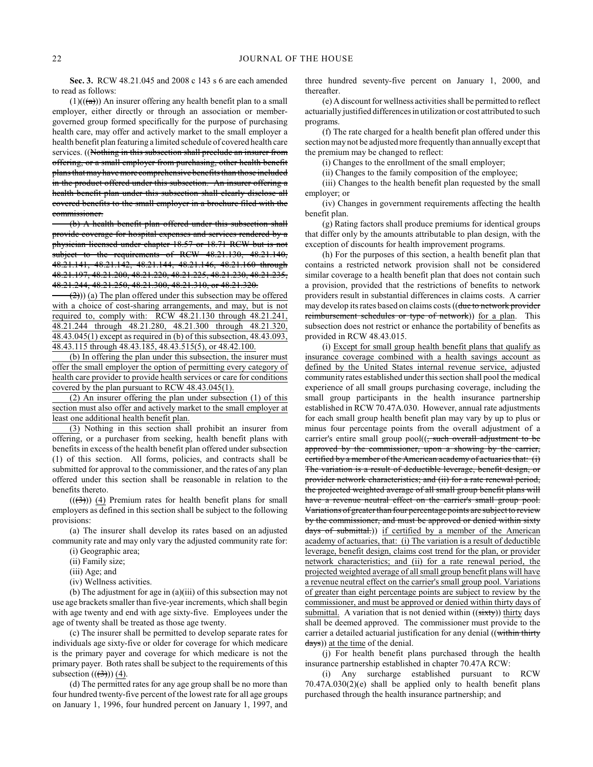**Sec. 3.** RCW 48.21.045 and 2008 c 143 s 6 are each amended to read as follows:

(1)(((a))) An insurer offering any health benefit plan to a small employer, either directly or through an association or member-governed group formed specifically for the purpose of purchasing health care, may offer and actively market to the small employer a health benefit plan featuring a limited schedule of covered health care services. ((~~Nothing in this subsection shall preclude an insurer from offering, or a small employer from purchasing, other health benefit plans that may have more comprehensive benefits than those included in the product offered under this subsection. An insurer offering a health benefit plan under this subsection shall clearly disclose all covered benefits to the small employer in a brochure filed with the commissioner.~~

~~(b) A health benefit plan offered under this subsection shall provide coverage for hospital expenses and services rendered by a physician licensed under chapter 18.57 or 18.71 RCW but is not subject to the requirements of RCW 48.21.130, 48.21.140, 48.21.141, 48.21.142, 48.21.144, 48.21.146, 48.21.160 through 48.21.197, 48.21.200, 48.21.220, 48.21.225, 48.21.230, 48.21.235, 48.21.244, 48.21.250, 48.21.300, 48.21.310, or 48.21.320.~~

~~(2)~~)) (a) The plan offered under this subsection may be offered with a choice of cost-sharing arrangements, and may, but is not required to, comply with: RCW 48.21.130 through 48.21.241, 48.21.244 through 48.21.280, 48.21.300 through 48.21.320, 48.43.045(1) except as required in (b) of this subsection, 48.43.093, 48.43.115 through 48.43.185, 48.43.515(5), or 48.42.100.

(b) In offering the plan under this subsection, the insurer must offer the small employer the option of permitting every category of health care provider to provide health services or care for conditions covered by the plan pursuant to RCW 48.43.045(1).

(2) An insurer offering the plan under subsection (1) of this section must also offer and actively market to the small employer at least one additional health benefit plan.

(3) Nothing in this section shall prohibit an insurer from offering, or a purchaser from seeking, health benefit plans with benefits in excess of the health benefit plan offered under subsection (1) of this section. All forms, policies, and contracts shall be submitted for approval to the commissioner, and the rates of any plan offered under this section shall be reasonable in relation to the benefits thereto.

(((3))) (4) Premium rates for health benefit plans for small employers as defined in this section shall be subject to the following provisions:

(a) The insurer shall develop its rates based on an adjusted community rate and may only vary the adjusted community rate for:

(i) Geographic area;

(ii) Family size;

(iii) Age; and

(iv) Wellness activities.

(b) The adjustment for age in (a)(iii) of this subsection may not use age brackets smaller than five-year increments, which shall begin with age twenty and end with age sixty-five. Employees under the age of twenty shall be treated as those age twenty.

(c) The insurer shall be permitted to develop separate rates for individuals age sixty-five or older for coverage for which medicare is the primary payer and coverage for which medicare is not the primary payer. Both rates shall be subject to the requirements of this subsection (((3))) (4).

(d) The permitted rates for any age group shall be no more than four hundred twenty-five percent of the lowest rate for all age groups on January 1, 1996, four hundred percent on January 1, 1997, and three hundred seventy-five percent on January 1, 2000, and thereafter.

(e) A discount for wellness activities shall be permitted to reflect actuarially justified differences in utilization or cost attributed to such programs.

(f) The rate charged for a health benefit plan offered under this section may not be adjusted more frequently than annually except that the premium may be changed to reflect:

(i) Changes to the enrollment of the small employer;

(ii) Changes to the family composition of the employee;

(iii) Changes to the health benefit plan requested by the small employer; or

(iv) Changes in government requirements affecting the health benefit plan.

(g) Rating factors shall produce premiums for identical groups that differ only by the amounts attributable to plan design, with the exception of discounts for health improvement programs.

(h) For the purposes of this section, a health benefit plan that contains a restricted network provision shall not be considered similar coverage to a health benefit plan that does not contain such a provision, provided that the restrictions of benefits to network providers result in substantial differences in claims costs. A carrier may develop its rates based on claims costs ((~~due to network provider reimbursement schedules or type of network~~)) for a plan. This subsection does not restrict or enhance the portability of benefits as provided in RCW 48.43.015.

(i) Except for small group health benefit plans that qualify as insurance coverage combined with a health savings account as defined by the United States internal revenue service, adjusted community rates established under this section shall pool the medical experience of all small groups purchasing coverage, including the small group participants in the health insurance partnership established in RCW 70.47A.030. However, annual rate adjustments for each small group health benefit plan may vary by up to plus or minus four percentage points from the overall adjustment of a carrier's entire small group pool((~~, such overall adjustment to be approved by the commissioner, upon a showing by the carrier, certified by a member of the American academy of actuaries that: (i) The variation is a result of deductible leverage, benefit design, or provider network characteristics; and (ii) for a rate renewal period, the projected weighted average of all small group benefit plans will have a revenue neutral effect on the carrier's small group pool. Variations of greater than four percentage points are subject to review by the commissioner, and must be approved or denied within sixty days of submittal.~~)) if certified by a member of the American academy of actuaries, that: (i) The variation is a result of deductible leverage, benefit design, claims cost trend for the plan, or provider network characteristics; and (ii) for a rate renewal period, the projected weighted average of all small group benefit plans will have a revenue neutral effect on the carrier's small group pool. Variations of greater than eight percentage points are subject to review by the commissioner, and must be approved or denied within thirty days of submittal. A variation that is not denied within ((~~sixty~~)) thirty days shall be deemed approved. The commissioner must provide to the carrier a detailed actuarial justification for any denial ((~~within thirty days~~)) at the time of the denial.

(j) For health benefit plans purchased through the health insurance partnership established in chapter 70.47A RCW:

(i) Any surcharge established pursuant to RCW 70.47A.030(2)(e) shall be applied only to health benefit plans purchased through the health insurance partnership; and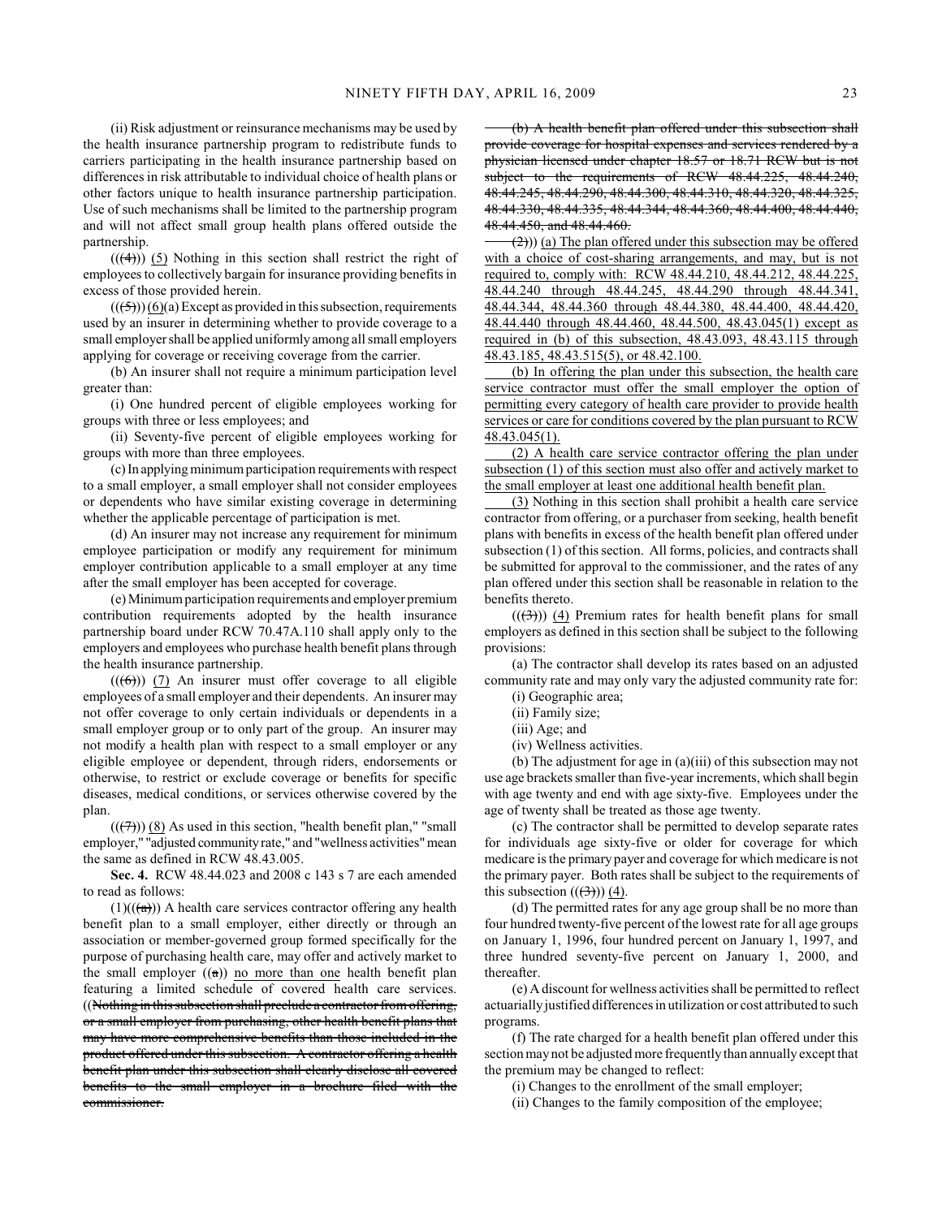(ii) Risk adjustment or reinsurance mechanisms may be used by the health insurance partnership program to redistribute funds to carriers participating in the health insurance partnership based on differences in risk attributable to individual choice of health plans or other factors unique to health insurance partnership participation. Use of such mechanisms shall be limited to the partnership program and will not affect small group health plans offered outside the partnership.

((~~(4)~~)) (5) Nothing in this section shall restrict the right of employees to collectively bargain for insurance providing benefits in excess of those provided herein.

((~~(5)~~)) (6)(a) Except as provided in this subsection, requirements used by an insurer in determining whether to provide coverage to a small employer shall be applied uniformly among all small employers applying for coverage or receiving coverage from the carrier.

(b) An insurer shall not require a minimum participation level greater than:

(i) One hundred percent of eligible employees working for groups with three or less employees; and

(ii) Seventy-five percent of eligible employees working for groups with more than three employees.

(c) In applying minimum participation requirements with respect to a small employer, a small employer shall not consider employees or dependents who have similar existing coverage in determining whether the applicable percentage of participation is met.

(d) An insurer may not increase any requirement for minimum employee participation or modify any requirement for minimum employer contribution applicable to a small employer at any time after the small employer has been accepted for coverage.

(e) Minimum participation requirements and employer premium contribution requirements adopted by the health insurance partnership board under RCW 70.47A.110 shall apply only to the employers and employees who purchase health benefit plans through the health insurance partnership.

((~~(6)~~)) (7) An insurer must offer coverage to all eligible employees of a small employer and their dependents. An insurer may not offer coverage to only certain individuals or dependents in a small employer group or to only part of the group. An insurer may not modify a health plan with respect to a small employer or any eligible employee or dependent, through riders, endorsements or otherwise, to restrict or exclude coverage or benefits for specific diseases, medical conditions, or services otherwise covered by the plan.

((~~(7)~~)) (8) As used in this section, "health benefit plan," "small employer," "adjusted community rate," and "wellness activities" mean the same as defined in RCW 48.43.005.

**Sec. 4.** RCW 48.44.023 and 2008 c 143 s 7 are each amended to read as follows:

(1)((~~(a)~~)) A health care services contractor offering any health benefit plan to a small employer, either directly or through an association or member-governed group formed specifically for the purpose of purchasing health care, may offer and actively market to the small employer ((~~a~~)) no more than one health benefit plan featuring a limited schedule of covered health care services. ((~~Nothing in this subsection shall preclude a contractor from offering, or a small employer from purchasing, other health benefit plans that may have more comprehensive benefits than those included in the product offered under this subsection. A contractor offering a health benefit plan under this subsection shall clearly disclose all covered benefits to the small employer in a brochure filed with the commissioner.~~

~~(b) A health benefit plan offered under this subsection shall provide coverage for hospital expenses and services rendered by a physician licensed under chapter 18.57 or 18.71 RCW but is not subject to the requirements of RCW 48.44.225, 48.44.240, 48.44.245, 48.44.290, 48.44.300, 48.44.310, 48.44.320, 48.44.325, 48.44.330, 48.44.335, 48.44.344, 48.44.360, 48.44.400, 48.44.440, 48.44.450, and 48.44.460.~~

~~(2)~~)) (a) The plan offered under this subsection may be offered with a choice of cost-sharing arrangements, and may, but is not required to, comply with: RCW 48.44.210, 48.44.212, 48.44.225, 48.44.240 through 48.44.245, 48.44.290 through 48.44.341, 48.44.344, 48.44.360 through 48.44.380, 48.44.400, 48.44.420, 48.44.440 through 48.44.460, 48.44.500, 48.43.045(1) except as required in (b) of this subsection, 48.43.093, 48.43.115 through 48.43.185, 48.43.515(5), or 48.42.100.

(b) In offering the plan under this subsection, the health care service contractor must offer the small employer the option of permitting every category of health care provider to provide health services or care for conditions covered by the plan pursuant to RCW 48.43.045(1).

(2) A health care service contractor offering the plan under subsection (1) of this section must also offer and actively market to the small employer at least one additional health benefit plan.

(3) Nothing in this section shall prohibit a health care service contractor from offering, or a purchaser from seeking, health benefit plans with benefits in excess of the health benefit plan offered under subsection (1) of this section. All forms, policies, and contracts shall be submitted for approval to the commissioner, and the rates of any plan offered under this section shall be reasonable in relation to the benefits thereto.

((~~(3)~~)) (4) Premium rates for health benefit plans for small employers as defined in this section shall be subject to the following provisions:

(a) The contractor shall develop its rates based on an adjusted community rate and may only vary the adjusted community rate for:

(i) Geographic area;

(ii) Family size;

(iii) Age; and

(iv) Wellness activities.

(b) The adjustment for age in (a)(iii) of this subsection may not use age brackets smaller than five-year increments, which shall begin with age twenty and end with age sixty-five. Employees under the age of twenty shall be treated as those age twenty.

(c) The contractor shall be permitted to develop separate rates for individuals age sixty-five or older for coverage for which medicare is the primary payer and coverage for which medicare is not the primary payer. Both rates shall be subject to the requirements of this subsection ((~~(3)~~)) (4).

(d) The permitted rates for any age group shall be no more than four hundred twenty-five percent of the lowest rate for all age groups on January 1, 1996, four hundred percent on January 1, 1997, and three hundred seventy-five percent on January 1, 2000, and thereafter.

(e) A discount for wellness activities shall be permitted to reflect actuarially justified differences in utilization or cost attributed to such programs.

(f) The rate charged for a health benefit plan offered under this section may not be adjusted more frequently than annually except that the premium may be changed to reflect:

(i) Changes to the enrollment of the small employer;

(ii) Changes to the family composition of the employee;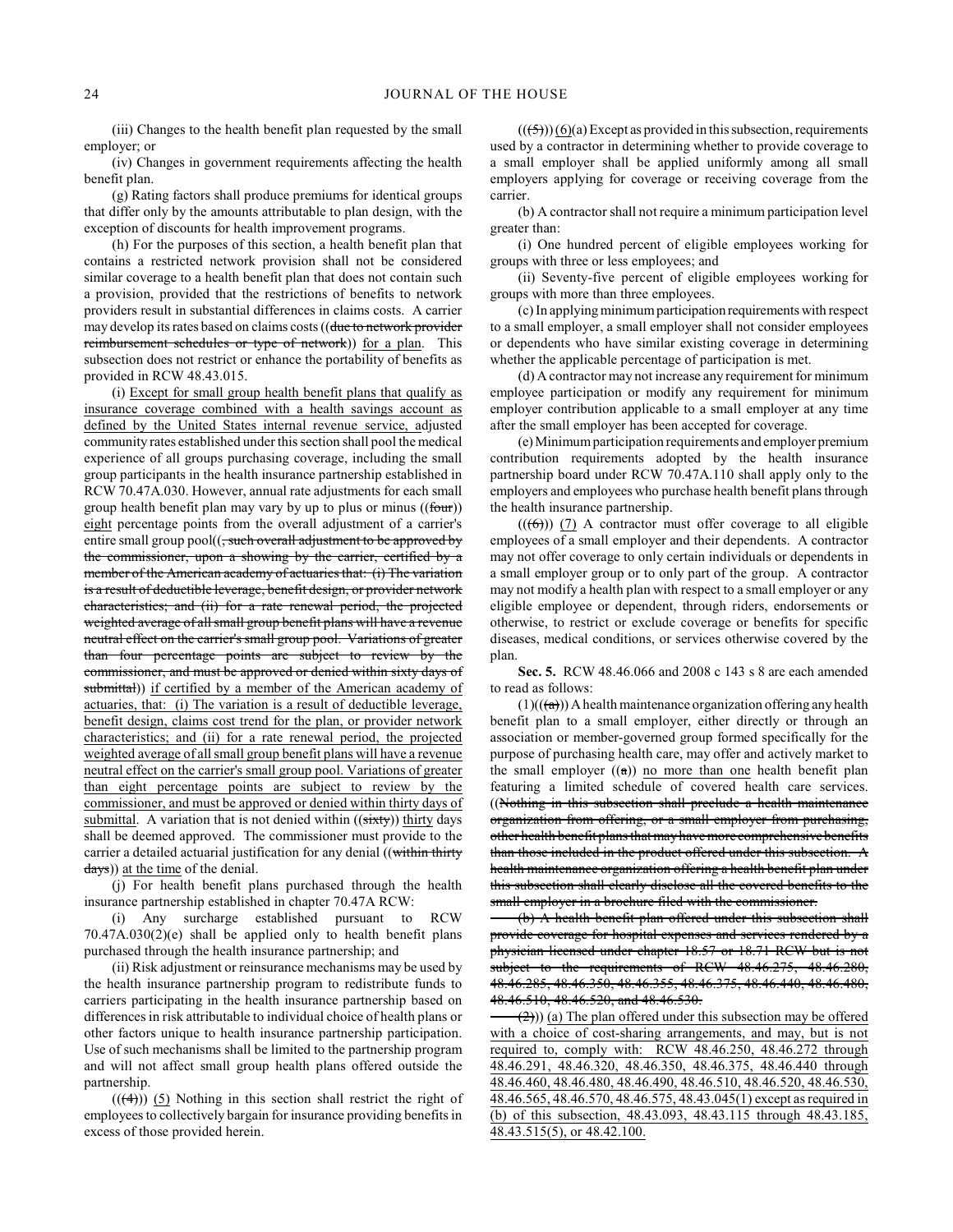(iii) Changes to the health benefit plan requested by the small employer; or

(iv) Changes in government requirements affecting the health benefit plan.

(g) Rating factors shall produce premiums for identical groups that differ only by the amounts attributable to plan design, with the exception of discounts for health improvement programs.

(h) For the purposes of this section, a health benefit plan that contains a restricted network provision shall not be considered similar coverage to a health benefit plan that does not contain such a provision, provided that the restrictions of benefits to network providers result in substantial differences in claims costs. A carrier may develop its rates based on claims costs ((due to network provider reimbursement schedules or type of network)) for a plan. This subsection does not restrict or enhance the portability of benefits as provided in RCW 48.43.015.

(i) Except for small group health benefit plans that qualify as insurance coverage combined with a health savings account as defined by the United States internal revenue service, adjusted community rates established under this section shall pool the medical experience of all groups purchasing coverage, including the small group participants in the health insurance partnership established in RCW 70.47A.030. However, annual rate adjustments for each small group health benefit plan may vary by up to plus or minus ((four)) eight percentage points from the overall adjustment of a carrier's entire small group pool((, such overall adjustment to be approved by the commissioner, upon a showing by the carrier, certified by a member of the American academy of actuaries that: (i) The variation is a result of deductible leverage, benefit design, or provider network characteristics; and (ii) for a rate renewal period, the projected weighted average of all small group benefit plans will have a revenue neutral effect on the carrier's small group pool. Variations of greater than four percentage points are subject to review by the commissioner, and must be approved or denied within sixty days of submittal)) if certified by a member of the American academy of actuaries, that: (i) The variation is a result of deductible leverage, benefit design, claims cost trend for the plan, or provider network characteristics; and (ii) for a rate renewal period, the projected weighted average of all small group benefit plans will have a revenue neutral effect on the carrier's small group pool. Variations of greater than eight percentage points are subject to review by the commissioner, and must be approved or denied within thirty days of submittal. A variation that is not denied within ((sixty)) thirty days shall be deemed approved. The commissioner must provide to the carrier a detailed actuarial justification for any denial ((within thirty days)) at the time of the denial.

(j) For health benefit plans purchased through the health insurance partnership established in chapter 70.47A RCW:

(i) Any surcharge established pursuant to RCW 70.47A.030(2)(e) shall be applied only to health benefit plans purchased through the health insurance partnership; and

(ii) Risk adjustment or reinsurance mechanisms may be used by the health insurance partnership program to redistribute funds to carriers participating in the health insurance partnership based on differences in risk attributable to individual choice of health plans or other factors unique to health insurance partnership participation. Use of such mechanisms shall be limited to the partnership program and will not affect small group health plans offered outside the partnership.

(((4))) (5) Nothing in this section shall restrict the right of employees to collectively bargain for insurance providing benefits in excess of those provided herein.

(((5))) (6)(a) Except as provided in this subsection, requirements used by a contractor in determining whether to provide coverage to a small employer shall be applied uniformly among all small employers applying for coverage or receiving coverage from the carrier.

(b) A contractor shall not require a minimum participation level greater than:

(i) One hundred percent of eligible employees working for groups with three or less employees; and

(ii) Seventy-five percent of eligible employees working for groups with more than three employees.

(c) In applying minimum participation requirements with respect to a small employer, a small employer shall not consider employees or dependents who have similar existing coverage in determining whether the applicable percentage of participation is met.

(d) A contractor may not increase any requirement for minimum employee participation or modify any requirement for minimum employer contribution applicable to a small employer at any time after the small employer has been accepted for coverage.

(e) Minimum participation requirements and employer premium contribution requirements adopted by the health insurance partnership board under RCW 70.47A.110 shall apply only to the employers and employees who purchase health benefit plans through the health insurance partnership.

(((6))) (7) A contractor must offer coverage to all eligible employees of a small employer and their dependents. A contractor may not offer coverage to only certain individuals or dependents in a small employer group or to only part of the group. A contractor may not modify a health plan with respect to a small employer or any eligible employee or dependent, through riders, endorsements or otherwise, to restrict or exclude coverage or benefits for specific diseases, medical conditions, or services otherwise covered by the plan.

**Sec. 5.** RCW 48.46.066 and 2008 c 143 s 8 are each amended to read as follows:

(1)(((a))) A health maintenance organization offering any health benefit plan to a small employer, either directly or through an association or member-governed group formed specifically for the purpose of purchasing health care, may offer and actively market to the small employer ((a)) no more than one health benefit plan featuring a limited schedule of covered health care services. ((Nothing in this subsection shall preclude a health maintenance organization from offering, or a small employer from purchasing, other health benefit plans that may have more comprehensive benefits than those included in the product offered under this subsection. A health maintenance organization offering a health benefit plan under this subsection shall clearly disclose all the covered benefits to the small employer in a brochure filed with the commissioner.

(b) A health benefit plan offered under this subsection shall provide coverage for hospital expenses and services rendered by a physician licensed under chapter 18.57 or 18.71 RCW but is not subject to the requirements of RCW 48.46.275, 48.46.280, 48.46.285, 48.46.350, 48.46.355, 48.46.375, 48.46.440, 48.46.480, 48.46.510, 48.46.520, and 48.46.530.

(2))) (a) The plan offered under this subsection may be offered with a choice of cost-sharing arrangements, and may, but is not required to, comply with: RCW 48.46.250, 48.46.272 through 48.46.291, 48.46.320, 48.46.350, 48.46.375, 48.46.440 through 48.46.460, 48.46.480, 48.46.490, 48.46.510, 48.46.520, 48.46.530, 48.46.565, 48.46.570, 48.46.575, 48.43.045(1) except as required in (b) of this subsection, 48.43.093, 48.43.115 through 48.43.185, 48.43.515(5), or 48.42.100.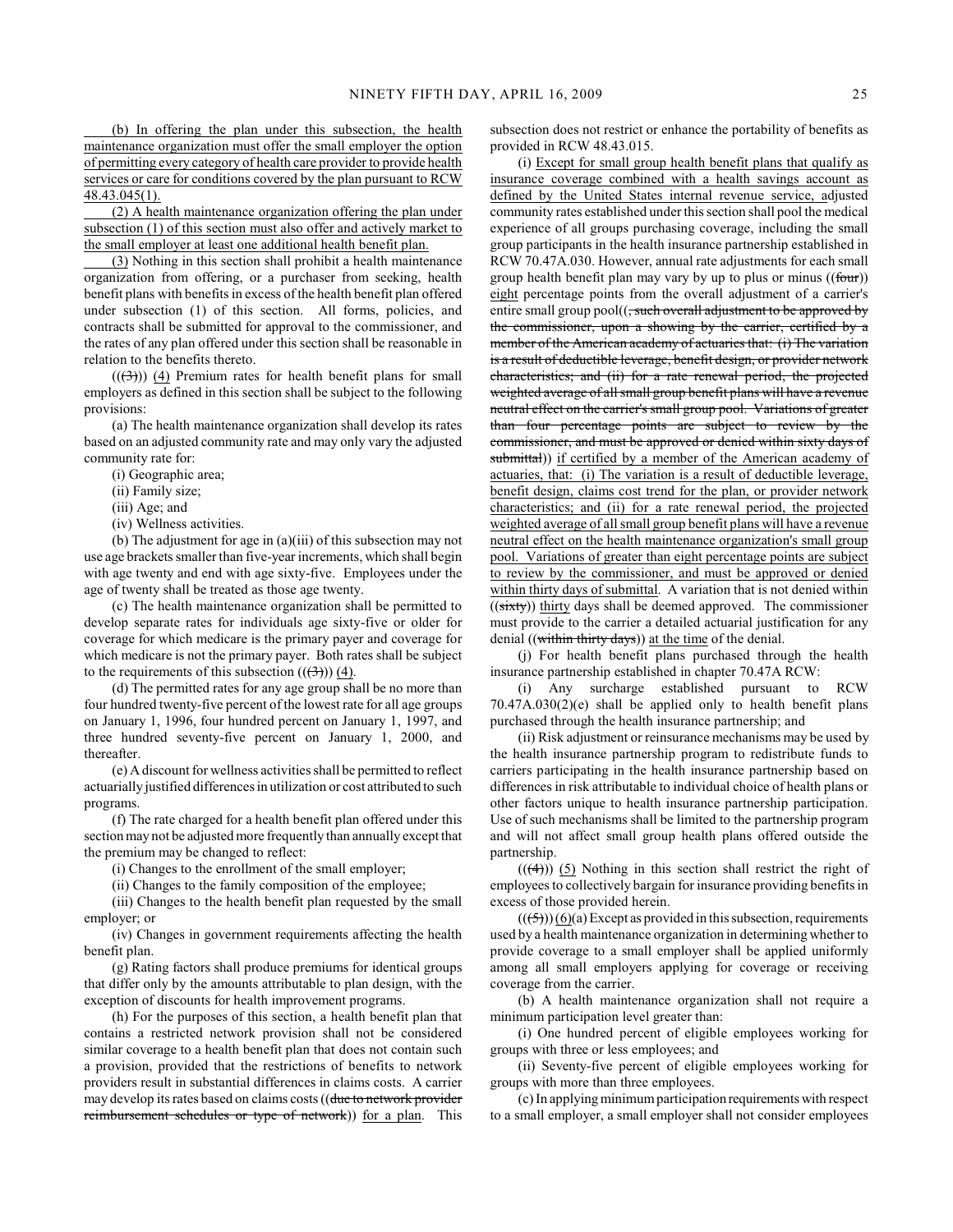(b) In offering the plan under this subsection, the health maintenance organization must offer the small employer the option of permitting every category of health care provider to provide health services or care for conditions covered by the plan pursuant to RCW 48.43.045(1).

(2) A health maintenance organization offering the plan under subsection (1) of this section must also offer and actively market to the small employer at least one additional health benefit plan.

(3) Nothing in this section shall prohibit a health maintenance organization from offering, or a purchaser from seeking, health benefit plans with benefits in excess of the health benefit plan offered under subsection (1) of this section. All forms, policies, and contracts shall be submitted for approval to the commissioner, and the rates of any plan offered under this section shall be reasonable in relation to the benefits thereto.

(((3))) (4) Premium rates for health benefit plans for small employers as defined in this section shall be subject to the following provisions:

(a) The health maintenance organization shall develop its rates based on an adjusted community rate and may only vary the adjusted community rate for:

(i) Geographic area;

(ii) Family size;

(iii) Age; and

(iv) Wellness activities.

(b) The adjustment for age in (a)(iii) of this subsection may not use age brackets smaller than five-year increments, which shall begin with age twenty and end with age sixty-five. Employees under the age of twenty shall be treated as those age twenty.

(c) The health maintenance organization shall be permitted to develop separate rates for individuals age sixty-five or older for coverage for which medicare is the primary payer and coverage for which medicare is not the primary payer. Both rates shall be subject to the requirements of this subsection (((3))) (4).

(d) The permitted rates for any age group shall be no more than four hundred twenty-five percent of the lowest rate for all age groups on January 1, 1996, four hundred percent on January 1, 1997, and three hundred seventy-five percent on January 1, 2000, and thereafter.

(e) A discount for wellness activities shall be permitted to reflect actuarially justified differences in utilization or cost attributed to such programs.

(f) The rate charged for a health benefit plan offered under this section may not be adjusted more frequently than annually except that the premium may be changed to reflect:

(i) Changes to the enrollment of the small employer;

(ii) Changes to the family composition of the employee;

(iii) Changes to the health benefit plan requested by the small employer; or

(iv) Changes in government requirements affecting the health benefit plan.

(g) Rating factors shall produce premiums for identical groups that differ only by the amounts attributable to plan design, with the exception of discounts for health improvement programs.

(h) For the purposes of this section, a health benefit plan that contains a restricted network provision shall not be considered similar coverage to a health benefit plan that does not contain such a provision, provided that the restrictions of benefits to network providers result in substantial differences in claims costs. A carrier may develop its rates based on claims costs ((due to network provider reimbursement schedules or type of network)) for a plan. This subsection does not restrict or enhance the portability of benefits as provided in RCW 48.43.015.

(i) Except for small group health benefit plans that qualify as insurance coverage combined with a health savings account as defined by the United States internal revenue service, adjusted community rates established under this section shall pool the medical experience of all groups purchasing coverage, including the small group participants in the health insurance partnership established in RCW 70.47A.030. However, annual rate adjustments for each small group health benefit plan may vary by up to plus or minus ((four)) eight percentage points from the overall adjustment of a carrier's entire small group pool((, such overall adjustment to be approved by the commissioner, upon a showing by the carrier, certified by a member of the American academy of actuaries that: (i) The variation is a result of deductible leverage, benefit design, or provider network characteristics; and (ii) for a rate renewal period, the projected weighted average of all small group benefit plans will have a revenue neutral effect on the carrier's small group pool. Variations of greater than four percentage points are subject to review by the commissioner, and must be approved or denied within sixty days of submittal)) if certified by a member of the American academy of actuaries, that: (i) The variation is a result of deductible leverage, benefit design, claims cost trend for the plan, or provider network characteristics; and (ii) for a rate renewal period, the projected weighted average of all small group benefit plans will have a revenue neutral effect on the health maintenance organization's small group pool. Variations of greater than eight percentage points are subject to review by the commissioner, and must be approved or denied within thirty days of submittal. A variation that is not denied within ((sixty)) thirty days shall be deemed approved. The commissioner must provide to the carrier a detailed actuarial justification for any denial ((within thirty days)) at the time of the denial.

(j) For health benefit plans purchased through the health insurance partnership established in chapter 70.47A RCW:

(i) Any surcharge established pursuant to RCW 70.47A.030(2)(e) shall be applied only to health benefit plans purchased through the health insurance partnership; and

(ii) Risk adjustment or reinsurance mechanisms may be used by the health insurance partnership program to redistribute funds to carriers participating in the health insurance partnership based on differences in risk attributable to individual choice of health plans or other factors unique to health insurance partnership participation. Use of such mechanisms shall be limited to the partnership program and will not affect small group health plans offered outside the partnership.

(((4))) (5) Nothing in this section shall restrict the right of employees to collectively bargain for insurance providing benefits in excess of those provided herein.

(((5))) (6)(a) Except as provided in this subsection, requirements used by a health maintenance organization in determining whether to provide coverage to a small employer shall be applied uniformly among all small employers applying for coverage or receiving coverage from the carrier.

(b) A health maintenance organization shall not require a minimum participation level greater than:

(i) One hundred percent of eligible employees working for groups with three or less employees; and

(ii) Seventy-five percent of eligible employees working for groups with more than three employees.

(c) In applying minimum participation requirements with respect to a small employer, a small employer shall not consider employees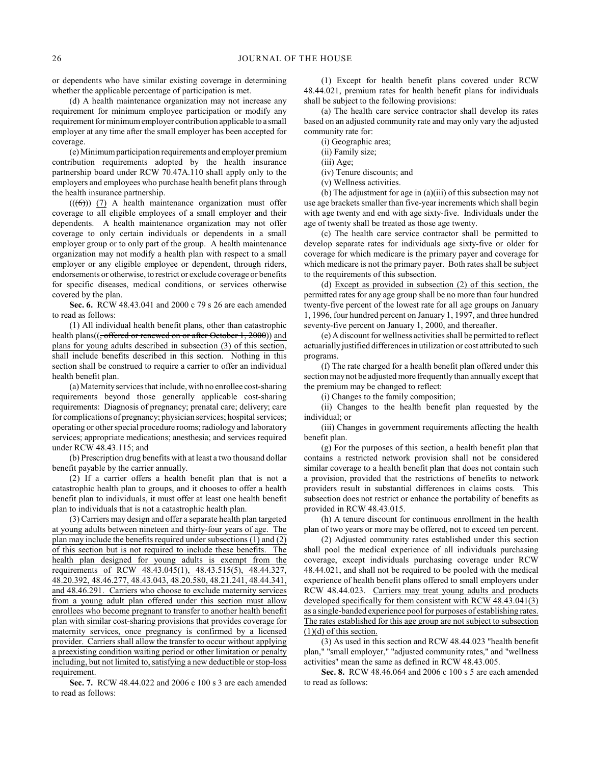or dependents who have similar existing coverage in determining whether the applicable percentage of participation is met.

(d) A health maintenance organization may not increase any requirement for minimum employee participation or modify any requirement for minimum employer contribution applicable to a small employer at any time after the small employer has been accepted for coverage.

(e) Minimum participation requirements and employer premium contribution requirements adopted by the health insurance partnership board under RCW 70.47A.110 shall apply only to the employers and employees who purchase health benefit plans through the health insurance partnership.

(((6))) (7) A health maintenance organization must offer coverage to all eligible employees of a small employer and their dependents. A health maintenance organization may not offer coverage to only certain individuals or dependents in a small employer group or to only part of the group. A health maintenance organization may not modify a health plan with respect to a small employer or any eligible employee or dependent, through riders, endorsements or otherwise, to restrict or exclude coverage or benefits for specific diseases, medical conditions, or services otherwise covered by the plan.

**Sec. 6.** RCW 48.43.041 and 2000 c 79 s 26 are each amended to read as follows:

(1) All individual health benefit plans, other than catastrophic health plans((~~, offered or renewed on or after October 1, 2000~~)) and plans for young adults described in subsection (3) of this section, shall include benefits described in this section. Nothing in this section shall be construed to require a carrier to offer an individual health benefit plan.

(a) Maternity services that include, with no enrollee cost-sharing requirements beyond those generally applicable cost-sharing requirements: Diagnosis of pregnancy; prenatal care; delivery; care for complications of pregnancy; physician services; hospital services; operating or other special procedure rooms; radiology and laboratory services; appropriate medications; anesthesia; and services required under RCW 48.43.115; and

(b) Prescription drug benefits with at least a two thousand dollar benefit payable by the carrier annually.

(2) If a carrier offers a health benefit plan that is not a catastrophic health plan to groups, and it chooses to offer a health benefit plan to individuals, it must offer at least one health benefit plan to individuals that is not a catastrophic health plan.

(3) Carriers may design and offer a separate health plan targeted at young adults between nineteen and thirty-four years of age. The plan may include the benefits required under subsections (1) and (2) of this section but is not required to include these benefits. The health plan designed for young adults is exempt from the requirements of RCW 48.43.045(1), 48.43.515(5), 48.44.327, 48.20.392, 48.46.277, 48.43.043, 48.20.580, 48.21.241, 48.44.341, and 48.46.291. Carriers who choose to exclude maternity services from a young adult plan offered under this section must allow enrollees who become pregnant to transfer to another health benefit plan with similar cost-sharing provisions that provides coverage for maternity services, once pregnancy is confirmed by a licensed provider. Carriers shall allow the transfer to occur without applying a preexisting condition waiting period or other limitation or penalty including, but not limited to, satisfying a new deductible or stop-loss requirement.

**Sec. 7.** RCW 48.44.022 and 2006 c 100 s 3 are each amended to read as follows:

(1) Except for health benefit plans covered under RCW 48.44.021, premium rates for health benefit plans for individuals shall be subject to the following provisions:

(a) The health care service contractor shall develop its rates based on an adjusted community rate and may only vary the adjusted community rate for:

(i) Geographic area;

(ii) Family size;

(iii) Age;

(iv) Tenure discounts; and

(v) Wellness activities.

(b) The adjustment for age in (a)(iii) of this subsection may not use age brackets smaller than five-year increments which shall begin with age twenty and end with age sixty-five. Individuals under the age of twenty shall be treated as those age twenty.

(c) The health care service contractor shall be permitted to develop separate rates for individuals age sixty-five or older for coverage for which medicare is the primary payer and coverage for which medicare is not the primary payer. Both rates shall be subject to the requirements of this subsection.

(d) Except as provided in subsection (2) of this section, the permitted rates for any age group shall be no more than four hundred twenty-five percent of the lowest rate for all age groups on January 1, 1996, four hundred percent on January 1, 1997, and three hundred seventy-five percent on January 1, 2000, and thereafter.

(e) A discount for wellness activities shall be permitted to reflect actuarially justified differences in utilization or cost attributed to such programs.

(f) The rate charged for a health benefit plan offered under this section may not be adjusted more frequently than annually except that the premium may be changed to reflect:

(i) Changes to the family composition;

(ii) Changes to the health benefit plan requested by the individual; or

(iii) Changes in government requirements affecting the health benefit plan.

(g) For the purposes of this section, a health benefit plan that contains a restricted network provision shall not be considered similar coverage to a health benefit plan that does not contain such a provision, provided that the restrictions of benefits to network providers result in substantial differences in claims costs. This subsection does not restrict or enhance the portability of benefits as provided in RCW 48.43.015.

(h) A tenure discount for continuous enrollment in the health plan of two years or more may be offered, not to exceed ten percent.

(2) Adjusted community rates established under this section shall pool the medical experience of all individuals purchasing coverage, except individuals purchasing coverage under RCW 48.44.021, and shall not be required to be pooled with the medical experience of health benefit plans offered to small employers under RCW 48.44.023. Carriers may treat young adults and products developed specifically for them consistent with RCW 48.43.041(3) as a single-banded experience pool for purposes of establishing rates. The rates established for this age group are not subject to subsection (1)(d) of this section.

(3) As used in this section and RCW 48.44.023 "health benefit plan," "small employer," "adjusted community rates," and "wellness activities" mean the same as defined in RCW 48.43.005.

**Sec. 8.** RCW 48.46.064 and 2006 c 100 s 5 are each amended to read as follows: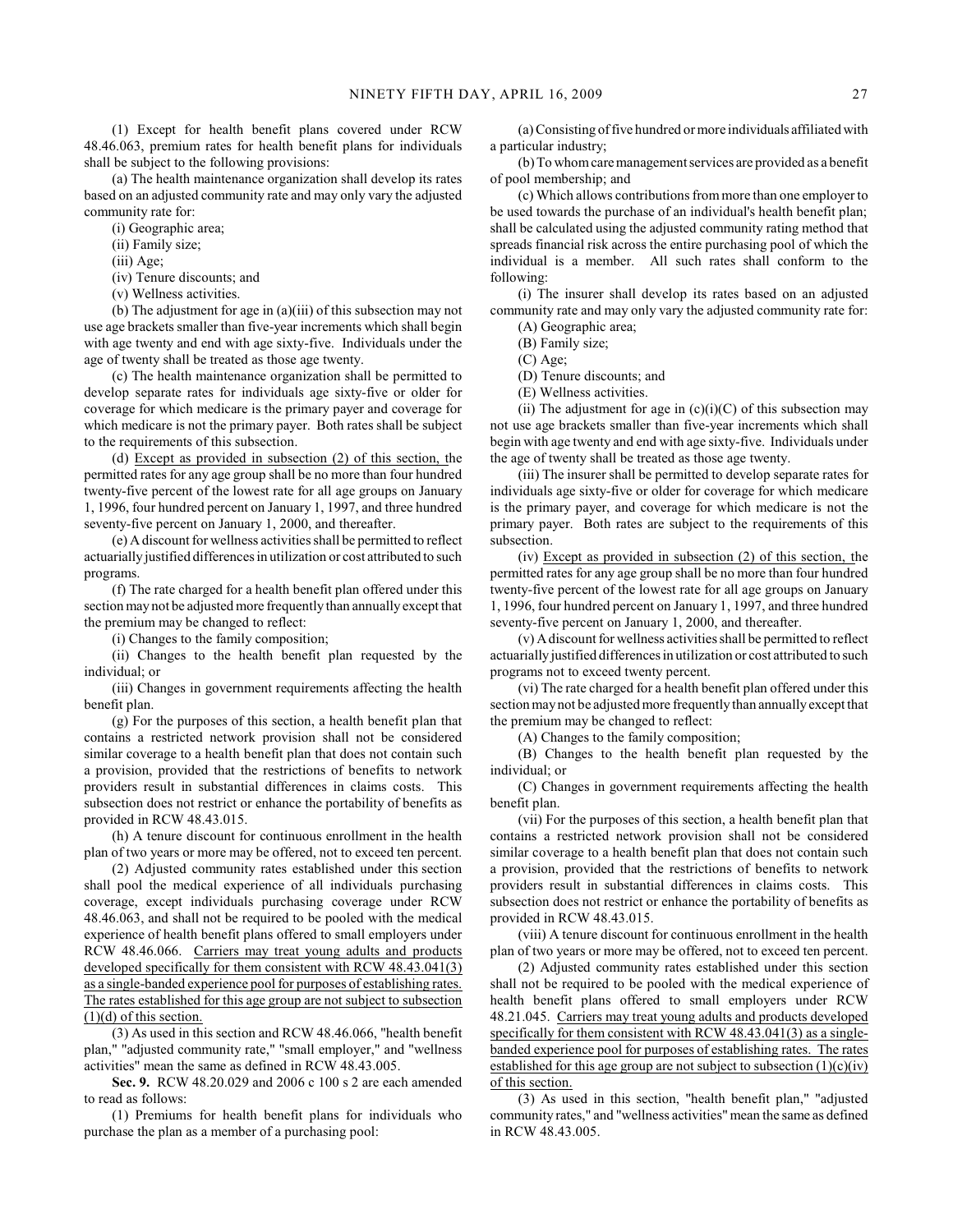(1) Except for health benefit plans covered under RCW 48.46.063, premium rates for health benefit plans for individuals shall be subject to the following provisions:

(a) The health maintenance organization shall develop its rates based on an adjusted community rate and may only vary the adjusted community rate for:

(i) Geographic area;

(ii) Family size;

(iii) Age;

(iv) Tenure discounts; and

(v) Wellness activities.

(b) The adjustment for age in (a)(iii) of this subsection may not use age brackets smaller than five-year increments which shall begin with age twenty and end with age sixty-five. Individuals under the age of twenty shall be treated as those age twenty.

(c) The health maintenance organization shall be permitted to develop separate rates for individuals age sixty-five or older for coverage for which medicare is the primary payer and coverage for which medicare is not the primary payer. Both rates shall be subject to the requirements of this subsection.

(d) Except as provided in subsection (2) of this section, the permitted rates for any age group shall be no more than four hundred twenty-five percent of the lowest rate for all age groups on January 1, 1996, four hundred percent on January 1, 1997, and three hundred seventy-five percent on January 1, 2000, and thereafter.

(e) A discount for wellness activities shall be permitted to reflect actuarially justified differences in utilization or cost attributed to such programs.

(f) The rate charged for a health benefit plan offered under this section may not be adjusted more frequently than annually except that the premium may be changed to reflect:

(i) Changes to the family composition;

(ii) Changes to the health benefit plan requested by the individual; or

(iii) Changes in government requirements affecting the health benefit plan.

(g) For the purposes of this section, a health benefit plan that contains a restricted network provision shall not be considered similar coverage to a health benefit plan that does not contain such a provision, provided that the restrictions of benefits to network providers result in substantial differences in claims costs. This subsection does not restrict or enhance the portability of benefits as provided in RCW 48.43.015.

(h) A tenure discount for continuous enrollment in the health plan of two years or more may be offered, not to exceed ten percent.

(2) Adjusted community rates established under this section shall pool the medical experience of all individuals purchasing coverage, except individuals purchasing coverage under RCW 48.46.063, and shall not be required to be pooled with the medical experience of health benefit plans offered to small employers under RCW 48.46.066. Carriers may treat young adults and products developed specifically for them consistent with RCW 48.43.041(3) as a single-banded experience pool for purposes of establishing rates. The rates established for this age group are not subject to subsection (1)(d) of this section.

(3) As used in this section and RCW 48.46.066, "health benefit plan," "adjusted community rate," "small employer," and "wellness activities" mean the same as defined in RCW 48.43.005.

**Sec. 9.** RCW 48.20.029 and 2006 c 100 s 2 are each amended to read as follows:

(1) Premiums for health benefit plans for individuals who purchase the plan as a member of a purchasing pool:

(a) Consisting of five hundred or more individuals affiliated with a particular industry;

(b) To whom care management services are provided as a benefit of pool membership; and

(c) Which allows contributions from more than one employer to be used towards the purchase of an individual's health benefit plan; shall be calculated using the adjusted community rating method that spreads financial risk across the entire purchasing pool of which the individual is a member. All such rates shall conform to the following:

(i) The insurer shall develop its rates based on an adjusted community rate and may only vary the adjusted community rate for:

(A) Geographic area;

(B) Family size;

(C) Age;

(D) Tenure discounts; and

(E) Wellness activities.

(ii) The adjustment for age in (c)(i)(C) of this subsection may not use age brackets smaller than five-year increments which shall begin with age twenty and end with age sixty-five. Individuals under the age of twenty shall be treated as those age twenty.

(iii) The insurer shall be permitted to develop separate rates for individuals age sixty-five or older for coverage for which medicare is the primary payer, and coverage for which medicare is not the primary payer. Both rates are subject to the requirements of this subsection.

(iv) Except as provided in subsection (2) of this section, the permitted rates for any age group shall be no more than four hundred twenty-five percent of the lowest rate for all age groups on January 1, 1996, four hundred percent on January 1, 1997, and three hundred seventy-five percent on January 1, 2000, and thereafter.

(v) A discount for wellness activities shall be permitted to reflect actuarially justified differences in utilization or cost attributed to such programs not to exceed twenty percent.

(vi) The rate charged for a health benefit plan offered under this section may not be adjusted more frequently than annually except that the premium may be changed to reflect:

(A) Changes to the family composition;

(B) Changes to the health benefit plan requested by the individual; or

(C) Changes in government requirements affecting the health benefit plan.

(vii) For the purposes of this section, a health benefit plan that contains a restricted network provision shall not be considered similar coverage to a health benefit plan that does not contain such a provision, provided that the restrictions of benefits to network providers result in substantial differences in claims costs. This subsection does not restrict or enhance the portability of benefits as provided in RCW 48.43.015.

(viii) A tenure discount for continuous enrollment in the health plan of two years or more may be offered, not to exceed ten percent.

(2) Adjusted community rates established under this section shall not be required to be pooled with the medical experience of health benefit plans offered to small employers under RCW 48.21.045. Carriers may treat young adults and products developed specifically for them consistent with RCW 48.43.041(3) as a single-banded experience pool for purposes of establishing rates. The rates established for this age group are not subject to subsection (1)(c)(iv) of this section.

(3) As used in this section, "health benefit plan," "adjusted community rates," and "wellness activities" mean the same as defined in RCW 48.43.005.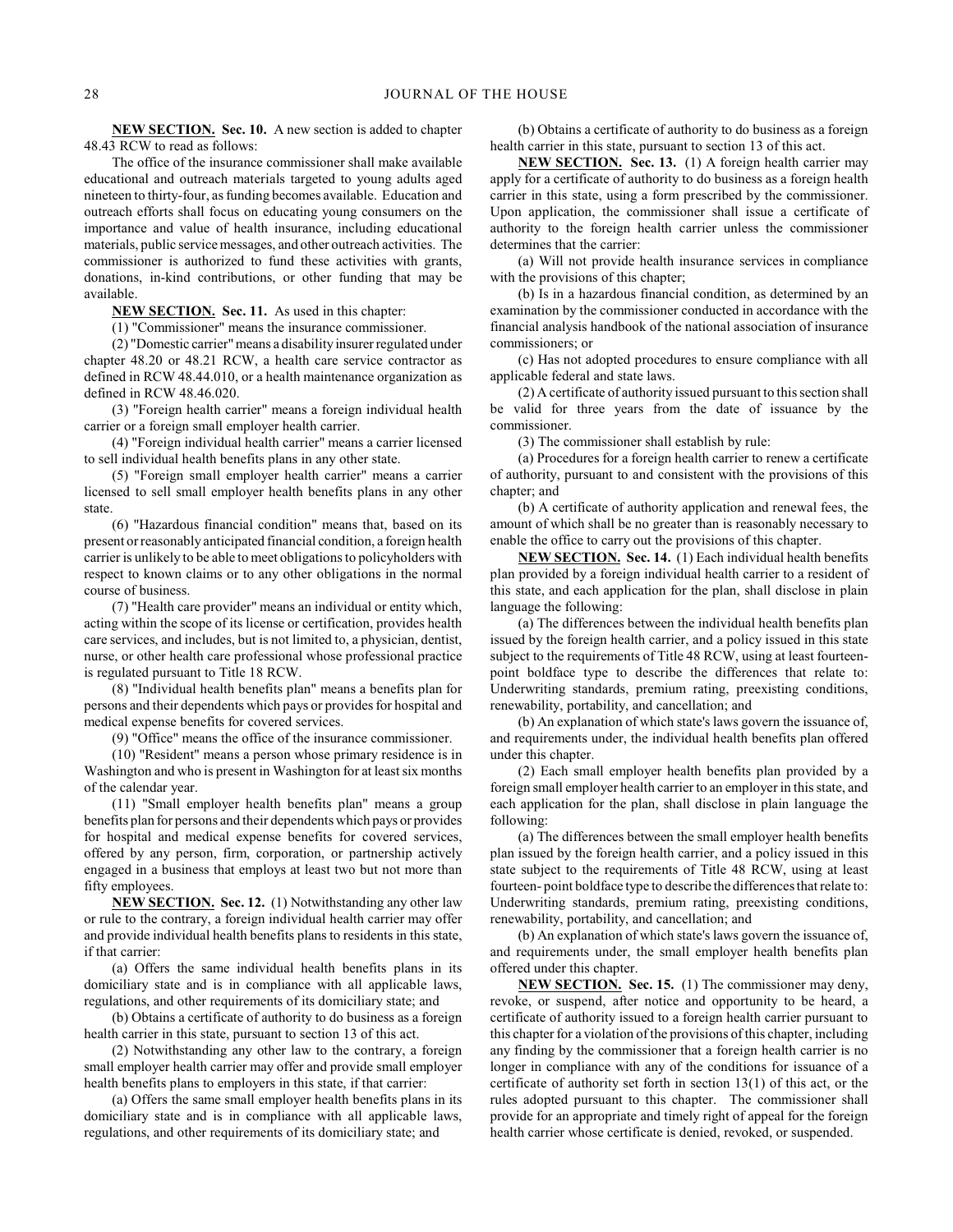**NEW SECTION.** **Sec. 10.** A new section is added to chapter 48.43 RCW to read as follows:

The office of the insurance commissioner shall make available educational and outreach materials targeted to young adults aged nineteen to thirty-four, as funding becomes available. Education and outreach efforts shall focus on educating young consumers on the importance and value of health insurance, including educational materials, public service messages, and other outreach activities. The commissioner is authorized to fund these activities with grants, donations, in-kind contributions, or other funding that may be available.

**NEW SECTION.** **Sec. 11.** As used in this chapter:

(1) "Commissioner" means the insurance commissioner.

(2) "Domestic carrier" means a disability insurer regulated under chapter 48.20 or 48.21 RCW, a health care service contractor as defined in RCW 48.44.010, or a health maintenance organization as defined in RCW 48.46.020.

(3) "Foreign health carrier" means a foreign individual health carrier or a foreign small employer health carrier.

(4) "Foreign individual health carrier" means a carrier licensed to sell individual health benefits plans in any other state.

(5) "Foreign small employer health carrier" means a carrier licensed to sell small employer health benefits plans in any other state.

(6) "Hazardous financial condition" means that, based on its present or reasonably anticipated financial condition, a foreign health carrier is unlikely to be able to meet obligations to policyholders with respect to known claims or to any other obligations in the normal course of business.

(7) "Health care provider" means an individual or entity which, acting within the scope of its license or certification, provides health care services, and includes, but is not limited to, a physician, dentist, nurse, or other health care professional whose professional practice is regulated pursuant to Title 18 RCW.

(8) "Individual health benefits plan" means a benefits plan for persons and their dependents which pays or provides for hospital and medical expense benefits for covered services.

(9) "Office" means the office of the insurance commissioner.

(10) "Resident" means a person whose primary residence is in Washington and who is present in Washington for at least six months of the calendar year.

(11) "Small employer health benefits plan" means a group benefits plan for persons and their dependents which pays or provides for hospital and medical expense benefits for covered services, offered by any person, firm, corporation, or partnership actively engaged in a business that employs at least two but not more than fifty employees.

**NEW SECTION.** **Sec. 12.** (1) Notwithstanding any other law or rule to the contrary, a foreign individual health carrier may offer and provide individual health benefits plans to residents in this state, if that carrier:

(a) Offers the same individual health benefits plans in its domiciliary state and is in compliance with all applicable laws, regulations, and other requirements of its domiciliary state; and

(b) Obtains a certificate of authority to do business as a foreign health carrier in this state, pursuant to section 13 of this act.

(2) Notwithstanding any other law to the contrary, a foreign small employer health carrier may offer and provide small employer health benefits plans to employers in this state, if that carrier:

(a) Offers the same small employer health benefits plans in its domiciliary state and is in compliance with all applicable laws, regulations, and other requirements of its domiciliary state; and

(b) Obtains a certificate of authority to do business as a foreign health carrier in this state, pursuant to section 13 of this act.

**NEW SECTION.** **Sec. 13.** (1) A foreign health carrier may apply for a certificate of authority to do business as a foreign health carrier in this state, using a form prescribed by the commissioner. Upon application, the commissioner shall issue a certificate of authority to the foreign health carrier unless the commissioner determines that the carrier:

(a) Will not provide health insurance services in compliance with the provisions of this chapter;

(b) Is in a hazardous financial condition, as determined by an examination by the commissioner conducted in accordance with the financial analysis handbook of the national association of insurance commissioners; or

(c) Has not adopted procedures to ensure compliance with all applicable federal and state laws.

(2) A certificate of authority issued pursuant to this section shall be valid for three years from the date of issuance by the commissioner.

(3) The commissioner shall establish by rule:

(a) Procedures for a foreign health carrier to renew a certificate of authority, pursuant to and consistent with the provisions of this chapter; and

(b) A certificate of authority application and renewal fees, the amount of which shall be no greater than is reasonably necessary to enable the office to carry out the provisions of this chapter.

**NEW SECTION.** **Sec. 14.** (1) Each individual health benefits plan provided by a foreign individual health carrier to a resident of this state, and each application for the plan, shall disclose in plain language the following:

(a) The differences between the individual health benefits plan issued by the foreign health carrier, and a policy issued in this state subject to the requirements of Title 48 RCW, using at least fourteen-point boldface type to describe the differences that relate to: Underwriting standards, premium rating, preexisting conditions, renewability, portability, and cancellation; and

(b) An explanation of which state's laws govern the issuance of, and requirements under, the individual health benefits plan offered under this chapter.

(2) Each small employer health benefits plan provided by a foreign small employer health carrier to an employer in this state, and each application for the plan, shall disclose in plain language the following:

(a) The differences between the small employer health benefits plan issued by the foreign health carrier, and a policy issued in this state subject to the requirements of Title 48 RCW, using at least fourteen- point boldface type to describe the differences that relate to: Underwriting standards, premium rating, preexisting conditions, renewability, portability, and cancellation; and

(b) An explanation of which state's laws govern the issuance of, and requirements under, the small employer health benefits plan offered under this chapter.

**NEW SECTION.** **Sec. 15.** (1) The commissioner may deny, revoke, or suspend, after notice and opportunity to be heard, a certificate of authority issued to a foreign health carrier pursuant to this chapter for a violation of the provisions of this chapter, including any finding by the commissioner that a foreign health carrier is no longer in compliance with any of the conditions for issuance of a certificate of authority set forth in section 13(1) of this act, or the rules adopted pursuant to this chapter. The commissioner shall provide for an appropriate and timely right of appeal for the foreign health carrier whose certificate is denied, revoked, or suspended.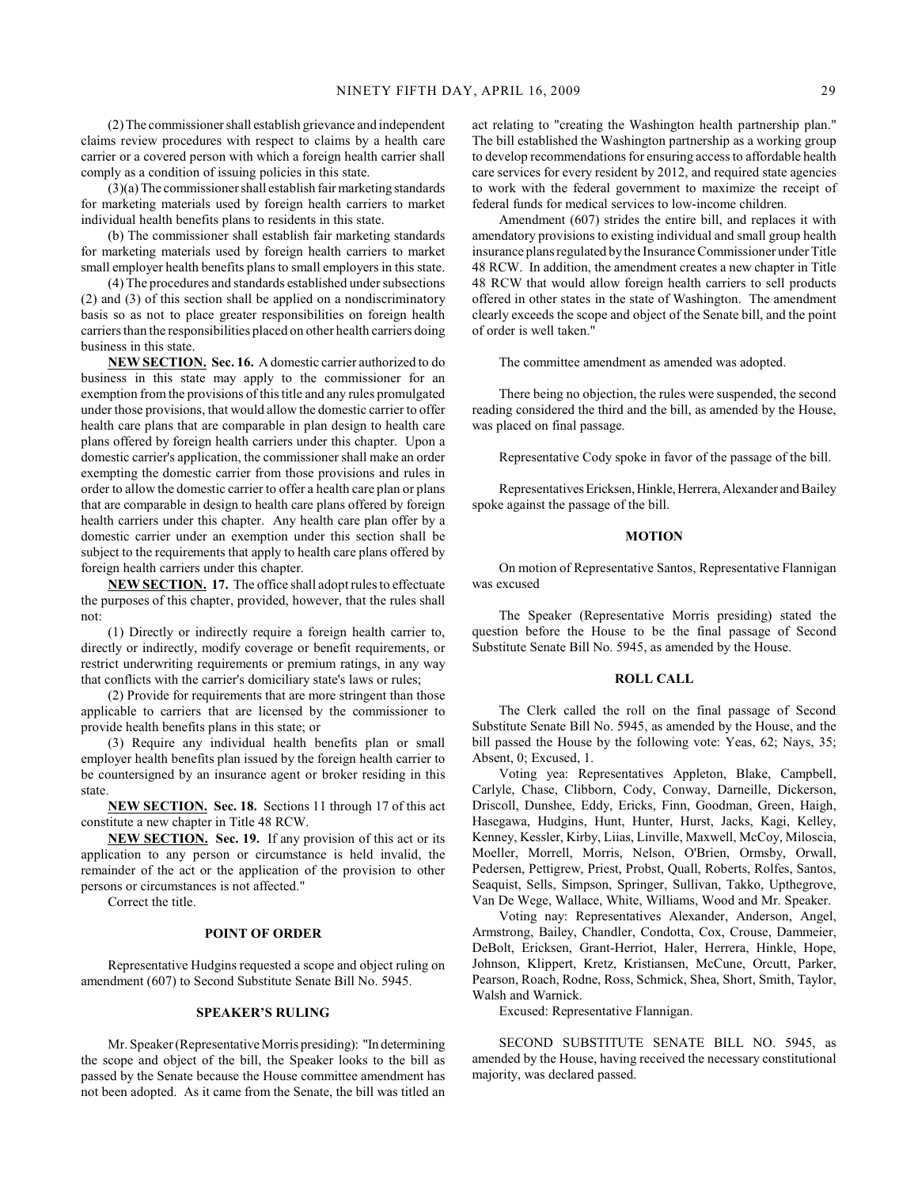(2) The commissioner shall establish grievance and independent claims review procedures with respect to claims by a health care carrier or a covered person with which a foreign health carrier shall comply as a condition of issuing policies in this state.

(3)(a) The commissioner shall establish fair marketing standards for marketing materials used by foreign health carriers to market individual health benefits plans to residents in this state.

(b) The commissioner shall establish fair marketing standards for marketing materials used by foreign health carriers to market small employer health benefits plans to small employers in this state.

(4) The procedures and standards established under subsections (2) and (3) of this section shall be applied on a nondiscriminatory basis so as not to place greater responsibilities on foreign health carriers than the responsibilities placed on other health carriers doing business in this state.

NEW SECTION. **Sec. 16.** A domestic carrier authorized to do business in this state may apply to the commissioner for an exemption from the provisions of this title and any rules promulgated under those provisions, that would allow the domestic carrier to offer health care plans that are comparable in plan design to health care plans offered by foreign health carriers under this chapter. Upon a domestic carrier's application, the commissioner shall make an order exempting the domestic carrier from those provisions and rules in order to allow the domestic carrier to offer a health care plan or plans that are comparable in design to health care plans offered by foreign health carriers under this chapter. Any health care plan offer by a domestic carrier under an exemption under this section shall be subject to the requirements that apply to health care plans offered by foreign health carriers under this chapter.

NEW SECTION. **17.** The office shall adopt rules to effectuate the purposes of this chapter, provided, however, that the rules shall not:

(1) Directly or indirectly require a foreign health carrier to, directly or indirectly, modify coverage or benefit requirements, or restrict underwriting requirements or premium ratings, in any way that conflicts with the carrier's domiciliary state's laws or rules;

(2) Provide for requirements that are more stringent than those applicable to carriers that are licensed by the commissioner to provide health benefits plans in this state; or

(3) Require any individual health benefits plan or small employer health benefits plan issued by the foreign health carrier to be countersigned by an insurance agent or broker residing in this state.

NEW SECTION. **Sec. 18.** Sections 11 through 17 of this act constitute a new chapter in Title 48 RCW.

NEW SECTION. **Sec. 19.** If any provision of this act or its application to any person or circumstance is held invalid, the remainder of the act or the application of the provision to other persons or circumstances is not affected."

Correct the title.

## POINT OF ORDER

Representative Hudgins requested a scope and object ruling on amendment (607) to Second Substitute Senate Bill No. 5945.

## SPEAKER'S RULING

Mr. Speaker (Representative Morris presiding): "In determining the scope and object of the bill, the Speaker looks to the bill as passed by the Senate because the House committee amendment has not been adopted. As it came from the Senate, the bill was titled an act relating to "creating the Washington health partnership plan." The bill established the Washington partnership as a working group to develop recommendations for ensuring access to affordable health care services for every resident by 2012, and required state agencies to work with the federal government to maximize the receipt of federal funds for medical services to low-income children.

Amendment (607) strides the entire bill, and replaces it with amendatory provisions to existing individual and small group health insurance plans regulated by the Insurance Commissioner under Title 48 RCW. In addition, the amendment creates a new chapter in Title 48 RCW that would allow foreign health carriers to sell products offered in other states in the state of Washington. The amendment clearly exceeds the scope and object of the Senate bill, and the point of order is well taken."

The committee amendment as amended was adopted.

There being no objection, the rules were suspended, the second reading considered the third and the bill, as amended by the House, was placed on final passage.

Representative Cody spoke in favor of the passage of the bill.

Representatives Ericksen, Hinkle, Herrera, Alexander and Bailey spoke against the passage of the bill.

## MOTION

On motion of Representative Santos, Representative Flannigan was excused

The Speaker (Representative Morris presiding) stated the question before the House to be the final passage of Second Substitute Senate Bill No. 5945, as amended by the House.

## ROLL CALL

The Clerk called the roll on the final passage of Second Substitute Senate Bill No. 5945, as amended by the House, and the bill passed the House by the following vote: Yeas, 62; Nays, 35; Absent, 0; Excused, 1.

Voting yea: Representatives Appleton, Blake, Campbell, Carlyle, Chase, Clibborn, Cody, Conway, Darneille, Dickerson, Driscoll, Dunshee, Eddy, Ericks, Finn, Goodman, Green, Haigh, Hasegawa, Hudgins, Hunt, Hunter, Hurst, Jacks, Kagi, Kelley, Kenney, Kessler, Kirby, Liias, Linville, Maxwell, McCoy, Miloscia, Moeller, Morrell, Morris, Nelson, O'Brien, Ormsby, Orwall, Pedersen, Pettigrew, Priest, Probst, Quall, Roberts, Rolfes, Santos, Seaquist, Sells, Simpson, Springer, Sullivan, Takko, Upthegrove, Van De Wege, Wallace, White, Williams, Wood and Mr. Speaker.

Voting nay: Representatives Alexander, Anderson, Angel, Armstrong, Bailey, Chandler, Condotta, Cox, Crouse, Dammeier, DeBolt, Ericksen, Grant-Herriot, Haler, Herrera, Hinkle, Hope, Johnson, Klippert, Kretz, Kristiansen, McCune, Orcutt, Parker, Pearson, Roach, Rodne, Ross, Schmick, Shea, Short, Smith, Taylor, Walsh and Warnick.

Excused: Representative Flannigan.

SECOND SUBSTITUTE SENATE BILL NO. 5945, as amended by the House, having received the necessary constitutional majority, was declared passed.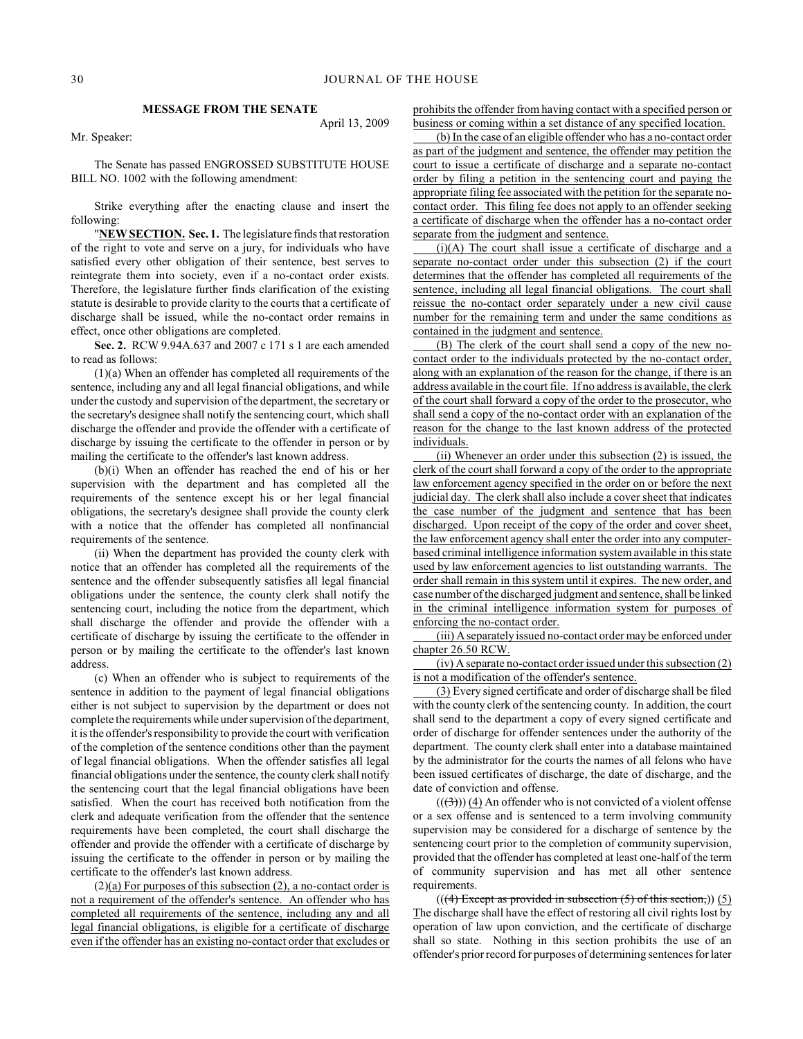## MESSAGE FROM THE SENATE

April 13, 2009

Mr. Speaker:

The Senate has passed ENGROSSED SUBSTITUTE HOUSE BILL NO. 1002 with the following amendment:

Strike everything after the enacting clause and insert the following:

"**NEW SECTION. Sec. 1.** The legislature finds that restoration of the right to vote and serve on a jury, for individuals who have satisfied every other obligation of their sentence, best serves to reintegrate them into society, even if a no-contact order exists. Therefore, the legislature further finds clarification of the existing statute is desirable to provide clarity to the courts that a certificate of discharge shall be issued, while the no-contact order remains in effect, once other obligations are completed.

**Sec. 2.** RCW 9.94A.637 and 2007 c 171 s 1 are each amended to read as follows:

(1)(a) When an offender has completed all requirements of the sentence, including any and all legal financial obligations, and while under the custody and supervision of the department, the secretary or the secretary's designee shall notify the sentencing court, which shall discharge the offender and provide the offender with a certificate of discharge by issuing the certificate to the offender in person or by mailing the certificate to the offender's last known address.

(b)(i) When an offender has reached the end of his or her supervision with the department and has completed all the requirements of the sentence except his or her legal financial obligations, the secretary's designee shall provide the county clerk with a notice that the offender has completed all nonfinancial requirements of the sentence.

(ii) When the department has provided the county clerk with notice that an offender has completed all the requirements of the sentence and the offender subsequently satisfies all legal financial obligations under the sentence, the county clerk shall notify the sentencing court, including the notice from the department, which shall discharge the offender and provide the offender with a certificate of discharge by issuing the certificate to the offender in person or by mailing the certificate to the offender's last known address.

(c) When an offender who is subject to requirements of the sentence in addition to the payment of legal financial obligations either is not subject to supervision by the department or does not complete the requirements while under supervision of the department, it is the offender's responsibility to provide the court with verification of the completion of the sentence conditions other than the payment of legal financial obligations. When the offender satisfies all legal financial obligations under the sentence, the county clerk shall notify the sentencing court that the legal financial obligations have been satisfied. When the court has received both notification from the clerk and adequate verification from the offender that the sentence requirements have been completed, the court shall discharge the offender and provide the offender with a certificate of discharge by issuing the certificate to the offender in person or by mailing the certificate to the offender's last known address.

(2)(a) For purposes of this subsection (2), a no-contact order is not a requirement of the offender's sentence. An offender who has completed all requirements of the sentence, including any and all legal financial obligations, is eligible for a certificate of discharge even if the offender has an existing no-contact order that excludes or prohibits the offender from having contact with a specified person or business or coming within a set distance of any specified location.

(b) In the case of an eligible offender who has a no-contact order as part of the judgment and sentence, the offender may petition the court to issue a certificate of discharge and a separate no-contact order by filing a petition in the sentencing court and paying the appropriate filing fee associated with the petition for the separate no-contact order. This filing fee does not apply to an offender seeking a certificate of discharge when the offender has a no-contact order separate from the judgment and sentence.

(i)(A) The court shall issue a certificate of discharge and a separate no-contact order under this subsection (2) if the court determines that the offender has completed all requirements of the sentence, including all legal financial obligations. The court shall reissue the no-contact order separately under a new civil cause number for the remaining term and under the same conditions as contained in the judgment and sentence.

(B) The clerk of the court shall send a copy of the new no-contact order to the individuals protected by the no-contact order, along with an explanation of the reason for the change, if there is an address available in the court file. If no address is available, the clerk of the court shall forward a copy of the order to the prosecutor, who shall send a copy of the no-contact order with an explanation of the reason for the change to the last known address of the protected individuals.

(ii) Whenever an order under this subsection (2) is issued, the clerk of the court shall forward a copy of the order to the appropriate law enforcement agency specified in the order on or before the next judicial day. The clerk shall also include a cover sheet that indicates the case number of the judgment and sentence that has been discharged. Upon receipt of the copy of the order and cover sheet, the law enforcement agency shall enter the order into any computer-based criminal intelligence information system available in this state used by law enforcement agencies to list outstanding warrants. The order shall remain in this system until it expires. The new order, and case number of the discharged judgment and sentence, shall be linked in the criminal intelligence information system for purposes of enforcing the no-contact order.

(iii) A separately issued no-contact order may be enforced under chapter 26.50 RCW.

(iv) A separate no-contact order issued under this subsection (2) is not a modification of the offender's sentence.

(3) Every signed certificate and order of discharge shall be filed with the county clerk of the sentencing county. In addition, the court shall send to the department a copy of every signed certificate and order of discharge for offender sentences under the authority of the department. The county clerk shall enter into a database maintained by the administrator for the courts the names of all felons who have been issued certificates of discharge, the date of discharge, and the date of conviction and offense.

~~((3))~~ (4) An offender who is not convicted of a violent offense or a sex offense and is sentenced to a term involving community supervision may be considered for a discharge of sentence by the sentencing court prior to the completion of community supervision, provided that the offender has completed at least one-half of the term of community supervision and has met all other sentence requirements.

~~((4) Except as provided in subsection (5) of this section,))~~ (5) The discharge shall have the effect of restoring all civil rights lost by operation of law upon conviction, and the certificate of discharge shall so state. Nothing in this section prohibits the use of an offender's prior record for purposes of determining sentences for later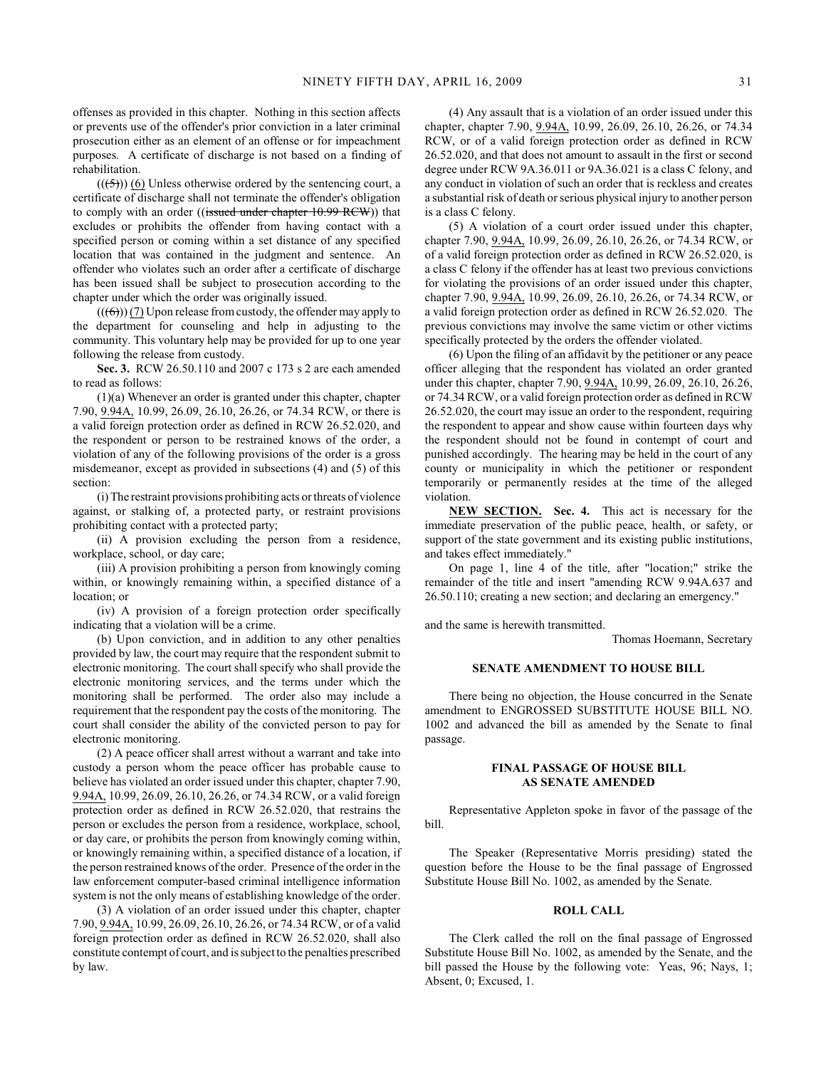offenses as provided in this chapter. Nothing in this section affects or prevents use of the offender's prior conviction in a later criminal prosecution either as an element of an offense or for impeachment purposes. A certificate of discharge is not based on a finding of rehabilitation.

((~~(5)~~)) (6) Unless otherwise ordered by the sentencing court, a certificate of discharge shall not terminate the offender's obligation to comply with an order ((~~issued under chapter 10.99 RCW~~)) that excludes or prohibits the offender from having contact with a specified person or coming within a set distance of any specified location that was contained in the judgment and sentence. An offender who violates such an order after a certificate of discharge has been issued shall be subject to prosecution according to the chapter under which the order was originally issued.

((~~(6)~~)) (7) Upon release from custody, the offender may apply to the department for counseling and help in adjusting to the community. This voluntary help may be provided for up to one year following the release from custody.

**Sec. 3.** RCW 26.50.110 and 2007 c 173 s 2 are each amended to read as follows:

(1)(a) Whenever an order is granted under this chapter, chapter 7.90, 9.94A, 10.99, 26.09, 26.10, 26.26, or 74.34 RCW, or there is a valid foreign protection order as defined in RCW 26.52.020, and the respondent or person to be restrained knows of the order, a violation of any of the following provisions of the order is a gross misdemeanor, except as provided in subsections (4) and (5) of this section:

(i) The restraint provisions prohibiting acts or threats of violence against, or stalking of, a protected party, or restraint provisions prohibiting contact with a protected party;

(ii) A provision excluding the person from a residence, workplace, school, or day care;

(iii) A provision prohibiting a person from knowingly coming within, or knowingly remaining within, a specified distance of a location; or

(iv) A provision of a foreign protection order specifically indicating that a violation will be a crime.

(b) Upon conviction, and in addition to any other penalties provided by law, the court may require that the respondent submit to electronic monitoring. The court shall specify who shall provide the electronic monitoring services, and the terms under which the monitoring shall be performed. The order also may include a requirement that the respondent pay the costs of the monitoring. The court shall consider the ability of the convicted person to pay for electronic monitoring.

(2) A peace officer shall arrest without a warrant and take into custody a person whom the peace officer has probable cause to believe has violated an order issued under this chapter, chapter 7.90, 9.94A, 10.99, 26.09, 26.10, 26.26, or 74.34 RCW, or a valid foreign protection order as defined in RCW 26.52.020, that restrains the person or excludes the person from a residence, workplace, school, or day care, or prohibits the person from knowingly coming within, or knowingly remaining within, a specified distance of a location, if the person restrained knows of the order. Presence of the order in the law enforcement computer-based criminal intelligence information system is not the only means of establishing knowledge of the order.

(3) A violation of an order issued under this chapter, chapter 7.90, 9.94A, 10.99, 26.09, 26.10, 26.26, or 74.34 RCW, or of a valid foreign protection order as defined in RCW 26.52.020, shall also constitute contempt of court, and is subject to the penalties prescribed by law.

(4) Any assault that is a violation of an order issued under this chapter, chapter 7.90, 9.94A, 10.99, 26.09, 26.10, 26.26, or 74.34 RCW, or of a valid foreign protection order as defined in RCW 26.52.020, and that does not amount to assault in the first or second degree under RCW 9A.36.011 or 9A.36.021 is a class C felony, and any conduct in violation of such an order that is reckless and creates a substantial risk of death or serious physical injury to another person is a class C felony.

(5) A violation of a court order issued under this chapter, chapter 7.90, 9.94A, 10.99, 26.09, 26.10, 26.26, or 74.34 RCW, or of a valid foreign protection order as defined in RCW 26.52.020, is a class C felony if the offender has at least two previous convictions for violating the provisions of an order issued under this chapter, chapter 7.90, 9.94A, 10.99, 26.09, 26.10, 26.26, or 74.34 RCW, or a valid foreign protection order as defined in RCW 26.52.020. The previous convictions may involve the same victim or other victims specifically protected by the orders the offender violated.

(6) Upon the filing of an affidavit by the petitioner or any peace officer alleging that the respondent has violated an order granted under this chapter, chapter 7.90, 9.94A, 10.99, 26.09, 26.10, 26.26, or 74.34 RCW, or a valid foreign protection order as defined in RCW 26.52.020, the court may issue an order to the respondent, requiring the respondent to appear and show cause within fourteen days why the respondent should not be found in contempt of court and punished accordingly. The hearing may be held in the court of any county or municipality in which the petitioner or respondent temporarily or permanently resides at the time of the alleged violation.

**NEW SECTION. Sec. 4.** This act is necessary for the immediate preservation of the public peace, health, or safety, or support of the state government and its existing public institutions, and takes effect immediately."

On page 1, line 4 of the title, after "location;" strike the remainder of the title and insert "amending RCW 9.94A.637 and 26.50.110; creating a new section; and declaring an emergency."

and the same is herewith transmitted.

Thomas Hoemann, Secretary

### SENATE AMENDMENT TO HOUSE BILL

There being no objection, the House concurred in the Senate amendment to ENGROSSED SUBSTITUTE HOUSE BILL NO. 1002 and advanced the bill as amended by the Senate to final passage.

### FINAL PASSAGE OF HOUSE BILL AS SENATE AMENDED

Representative Appleton spoke in favor of the passage of the bill.

The Speaker (Representative Morris presiding) stated the question before the House to be the final passage of Engrossed Substitute House Bill No. 1002, as amended by the Senate.

### ROLL CALL

The Clerk called the roll on the final passage of Engrossed Substitute House Bill No. 1002, as amended by the Senate, and the bill passed the House by the following vote: Yeas, 96; Nays, 1; Absent, 0; Excused, 1.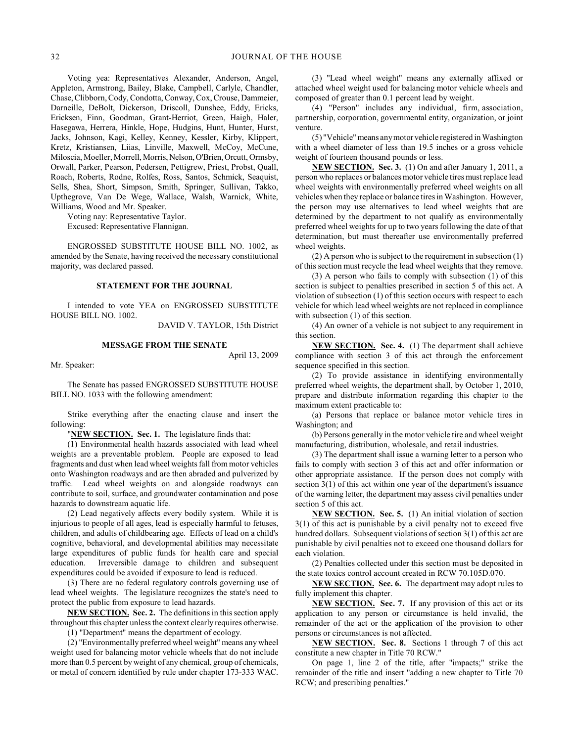Voting yea: Representatives Alexander, Anderson, Angel, Appleton, Armstrong, Bailey, Blake, Campbell, Carlyle, Chandler, Chase, Clibborn, Cody, Condotta, Conway, Cox, Crouse, Dammeier, Darneille, DeBolt, Dickerson, Driscoll, Dunshee, Eddy, Ericks, Ericksen, Finn, Goodman, Grant-Herriot, Green, Haigh, Haler, Hasegawa, Herrera, Hinkle, Hope, Hudgins, Hunt, Hunter, Hurst, Jacks, Johnson, Kagi, Kelley, Kenney, Kessler, Kirby, Klippert, Kretz, Kristiansen, Liias, Linville, Maxwell, McCoy, McCune, Miloscia, Moeller, Morrell, Morris, Nelson, O'Brien, Orcutt, Ormsby, Orwall, Parker, Pearson, Pedersen, Pettigrew, Priest, Probst, Quall, Roach, Roberts, Rodne, Rolfes, Ross, Santos, Schmick, Seaquist, Sells, Shea, Short, Simpson, Smith, Springer, Sullivan, Takko, Upthegrove, Van De Wege, Wallace, Walsh, Warnick, White, Williams, Wood and Mr. Speaker.

Voting nay: Representative Taylor.

Excused: Representative Flannigan.

ENGROSSED SUBSTITUTE HOUSE BILL NO. 1002, as amended by the Senate, having received the necessary constitutional majority, was declared passed.

## STATEMENT FOR THE JOURNAL

I intended to vote YEA on ENGROSSED SUBSTITUTE HOUSE BILL NO. 1002.

DAVID V. TAYLOR, 15th District

## MESSAGE FROM THE SENATE

April 13, 2009

Mr. Speaker:

The Senate has passed ENGROSSED SUBSTITUTE HOUSE BILL NO. 1033 with the following amendment:

Strike everything after the enacting clause and insert the following:

"**NEW SECTION.** **Sec. 1.** The legislature finds that:

(1) Environmental health hazards associated with lead wheel weights are a preventable problem. People are exposed to lead fragments and dust when lead wheel weights fall from motor vehicles onto Washington roadways and are then abraded and pulverized by traffic. Lead wheel weights on and alongside roadways can contribute to soil, surface, and groundwater contamination and pose hazards to downstream aquatic life.

(2) Lead negatively affects every bodily system. While it is injurious to people of all ages, lead is especially harmful to fetuses, children, and adults of childbearing age. Effects of lead on a child's cognitive, behavioral, and developmental abilities may necessitate large expenditures of public funds for health care and special education. Irreversible damage to children and subsequent expenditures could be avoided if exposure to lead is reduced.

(3) There are no federal regulatory controls governing use of lead wheel weights. The legislature recognizes the state's need to protect the public from exposure to lead hazards.

**NEW SECTION.** **Sec. 2.** The definitions in this section apply throughout this chapter unless the context clearly requires otherwise.

(1) "Department" means the department of ecology.

(2) "Environmentally preferred wheel weight" means any wheel weight used for balancing motor vehicle wheels that do not include more than 0.5 percent by weight of any chemical, group of chemicals, or metal of concern identified by rule under chapter 173-333 WAC.

(3) "Lead wheel weight" means any externally affixed or attached wheel weight used for balancing motor vehicle wheels and composed of greater than 0.1 percent lead by weight.

(4) "Person" includes any individual, firm, association, partnership, corporation, governmental entity, organization, or joint venture.

(5) "Vehicle" means any motor vehicle registered in Washington with a wheel diameter of less than 19.5 inches or a gross vehicle weight of fourteen thousand pounds or less.

**NEW SECTION.** **Sec. 3.** (1) On and after January 1, 2011, a person who replaces or balances motor vehicle tires must replace lead wheel weights with environmentally preferred wheel weights on all vehicles when they replace or balance tires in Washington. However, the person may use alternatives to lead wheel weights that are determined by the department to not qualify as environmentally preferred wheel weights for up to two years following the date of that determination, but must thereafter use environmentally preferred wheel weights.

(2) A person who is subject to the requirement in subsection (1) of this section must recycle the lead wheel weights that they remove.

(3) A person who fails to comply with subsection (1) of this section is subject to penalties prescribed in section 5 of this act. A violation of subsection (1) of this section occurs with respect to each vehicle for which lead wheel weights are not replaced in compliance with subsection (1) of this section.

(4) An owner of a vehicle is not subject to any requirement in this section.

**NEW SECTION.** **Sec. 4.** (1) The department shall achieve compliance with section 3 of this act through the enforcement sequence specified in this section.

(2) To provide assistance in identifying environmentally preferred wheel weights, the department shall, by October 1, 2010, prepare and distribute information regarding this chapter to the maximum extent practicable to:

(a) Persons that replace or balance motor vehicle tires in Washington; and

(b) Persons generally in the motor vehicle tire and wheel weight manufacturing, distribution, wholesale, and retail industries.

(3) The department shall issue a warning letter to a person who fails to comply with section 3 of this act and offer information or other appropriate assistance. If the person does not comply with section 3(1) of this act within one year of the department's issuance of the warning letter, the department may assess civil penalties under section 5 of this act.

**NEW SECTION.** **Sec. 5.** (1) An initial violation of section 3(1) of this act is punishable by a civil penalty not to exceed five hundred dollars. Subsequent violations of section 3(1) of this act are punishable by civil penalties not to exceed one thousand dollars for each violation.

(2) Penalties collected under this section must be deposited in the state toxics control account created in RCW 70.105D.070.

**NEW SECTION.** **Sec. 6.** The department may adopt rules to fully implement this chapter.

**NEW SECTION.** **Sec. 7.** If any provision of this act or its application to any person or circumstance is held invalid, the remainder of the act or the application of the provision to other persons or circumstances is not affected.

**NEW SECTION.** **Sec. 8.** Sections 1 through 7 of this act constitute a new chapter in Title 70 RCW."

On page 1, line 2 of the title, after "impacts;" strike the remainder of the title and insert "adding a new chapter to Title 70 RCW; and prescribing penalties."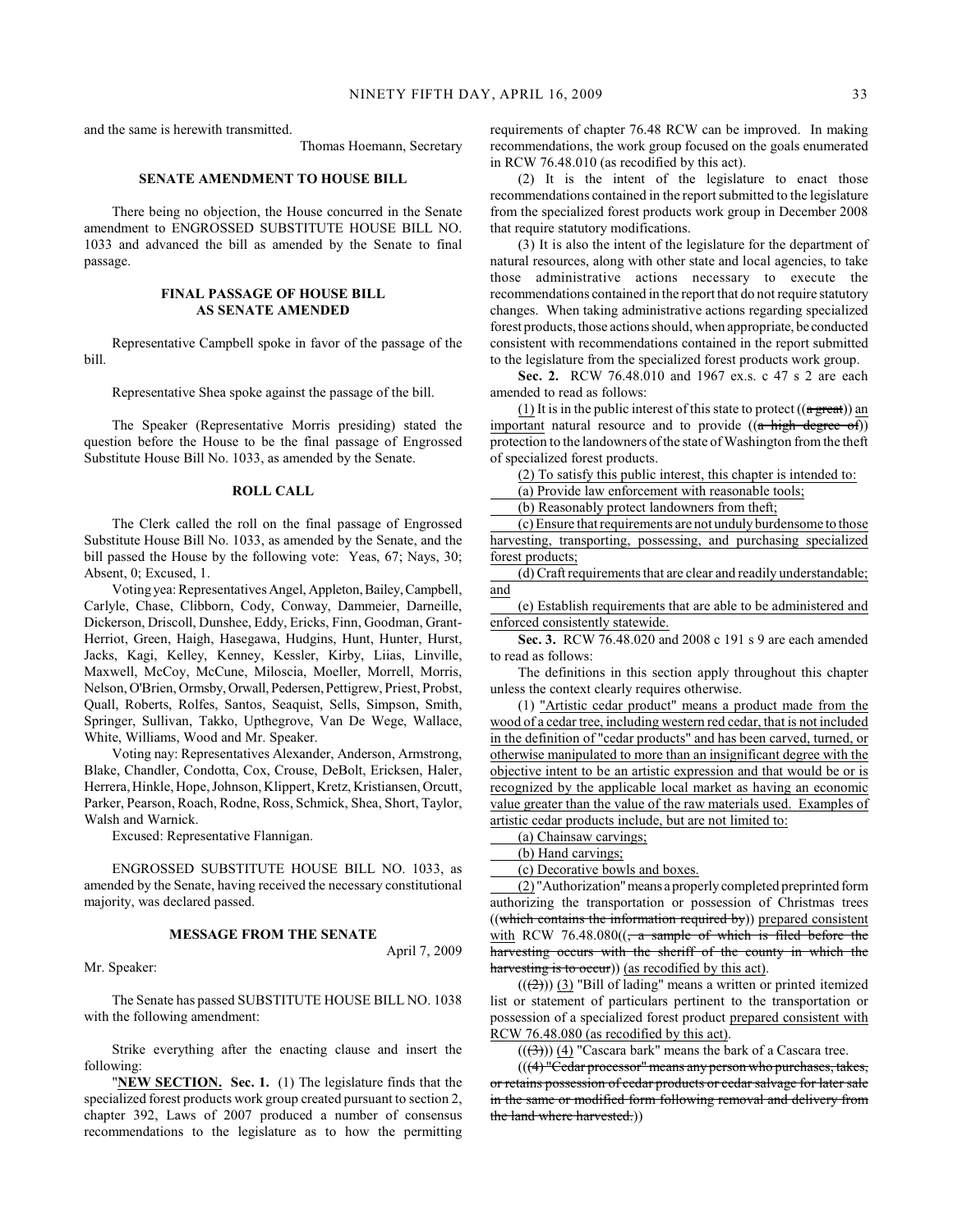and the same is herewith transmitted.

Thomas Hoemann, Secretary

### SENATE AMENDMENT TO HOUSE BILL

There being no objection, the House concurred in the Senate amendment to ENGROSSED SUBSTITUTE HOUSE BILL NO. 1033 and advanced the bill as amended by the Senate to final passage.

### FINAL PASSAGE OF HOUSE BILL AS SENATE AMENDED

Representative Campbell spoke in favor of the passage of the bill.

Representative Shea spoke against the passage of the bill.

The Speaker (Representative Morris presiding) stated the question before the House to be the final passage of Engrossed Substitute House Bill No. 1033, as amended by the Senate.

### ROLL CALL

The Clerk called the roll on the final passage of Engrossed Substitute House Bill No. 1033, as amended by the Senate, and the bill passed the House by the following vote: Yeas, 67; Nays, 30; Absent, 0; Excused, 1.

Voting yea: Representatives Angel, Appleton, Bailey, Campbell, Carlyle, Chase, Clibborn, Cody, Conway, Dammeier, Darneille, Dickerson, Driscoll, Dunshee, Eddy, Ericks, Finn, Goodman, Grant-Herriot, Green, Haigh, Hasegawa, Hudgins, Hunt, Hunter, Hurst, Jacks, Kagi, Kelley, Kenney, Kessler, Kirby, Liias, Linville, Maxwell, McCoy, McCune, Miloscia, Moeller, Morrell, Morris, Nelson, O'Brien, Ormsby, Orwall, Pedersen, Pettigrew, Priest, Probst, Quall, Roberts, Rolfes, Santos, Seaquist, Sells, Simpson, Smith, Springer, Sullivan, Takko, Upthegrove, Van De Wege, Wallace, White, Williams, Wood and Mr. Speaker.

Voting nay: Representatives Alexander, Anderson, Armstrong, Blake, Chandler, Condotta, Cox, Crouse, DeBolt, Ericksen, Haler, Herrera, Hinkle, Hope, Johnson, Klippert, Kretz, Kristiansen, Orcutt, Parker, Pearson, Roach, Rodne, Ross, Schmick, Shea, Short, Taylor, Walsh and Warnick.

Excused: Representative Flannigan.

ENGROSSED SUBSTITUTE HOUSE BILL NO. 1033, as amended by the Senate, having received the necessary constitutional majority, was declared passed.

### MESSAGE FROM THE SENATE

April 7, 2009

Mr. Speaker:

The Senate has passed SUBSTITUTE HOUSE BILL NO. 1038 with the following amendment:

Strike everything after the enacting clause and insert the following:

"**NEW SECTION. Sec. 1.** (1) The legislature finds that the specialized forest products work group created pursuant to section 2, chapter 392, Laws of 2007 produced a number of consensus recommendations to the legislature as to how the permitting requirements of chapter 76.48 RCW can be improved. In making recommendations, the work group focused on the goals enumerated in RCW 76.48.010 (as recodified by this act).

(2) It is the intent of the legislature to enact those recommendations contained in the report submitted to the legislature from the specialized forest products work group in December 2008 that require statutory modifications.

(3) It is also the intent of the legislature for the department of natural resources, along with other state and local agencies, to take those administrative actions necessary to execute the recommendations contained in the report that do not require statutory changes. When taking administrative actions regarding specialized forest products, those actions should, when appropriate, be conducted consistent with recommendations contained in the report submitted to the legislature from the specialized forest products work group.

**Sec. 2.** RCW 76.48.010 and 1967 ex.s. c 47 s 2 are each amended to read as follows:

(1) It is in the public interest of this state to protect ((~~a great~~)) an important natural resource and to provide ((~~a high degree of~~)) protection to the landowners of the state of Washington from the theft of specialized forest products.

(2) To satisfy this public interest, this chapter is intended to:

(a) Provide law enforcement with reasonable tools;

(b) Reasonably protect landowners from theft;

(c) Ensure that requirements are not unduly burdensome to those harvesting, transporting, possessing, and purchasing specialized forest products;

(d) Craft requirements that are clear and readily understandable; and

(e) Establish requirements that are able to be administered and enforced consistently statewide.

**Sec. 3.** RCW 76.48.020 and 2008 c 191 s 9 are each amended to read as follows:

The definitions in this section apply throughout this chapter unless the context clearly requires otherwise.

(1) "Artistic cedar product" means a product made from the wood of a cedar tree, including western red cedar, that is not included in the definition of "cedar products" and has been carved, turned, or otherwise manipulated to more than an insignificant degree with the objective intent to be an artistic expression and that would be or is recognized by the applicable local market as having an economic value greater than the value of the raw materials used. Examples of artistic cedar products include, but are not limited to:

(a) Chainsaw carvings;

(b) Hand carvings;

(c) Decorative bowls and boxes.

(2) "Authorization" means a properly completed preprinted form authorizing the transportation or possession of Christmas trees ((~~which contains the information required by~~)) prepared consistent with RCW 76.48.080((~~, a sample of which is filed before the harvesting occurs with the sheriff of the county in which the harvesting is to occur~~)) (as recodified by this act).

((~~(2)~~)) (3) "Bill of lading" means a written or printed itemized list or statement of particulars pertinent to the transportation or possession of a specialized forest product prepared consistent with RCW 76.48.080 (as recodified by this act).

((~~(3)~~)) (4) "Cascara bark" means the bark of a Cascara tree.

((~~(4) "Cedar processor" means any person who purchases, takes, or retains possession of cedar products or cedar salvage for later sale in the same or modified form following removal and delivery from the land where harvested.~~))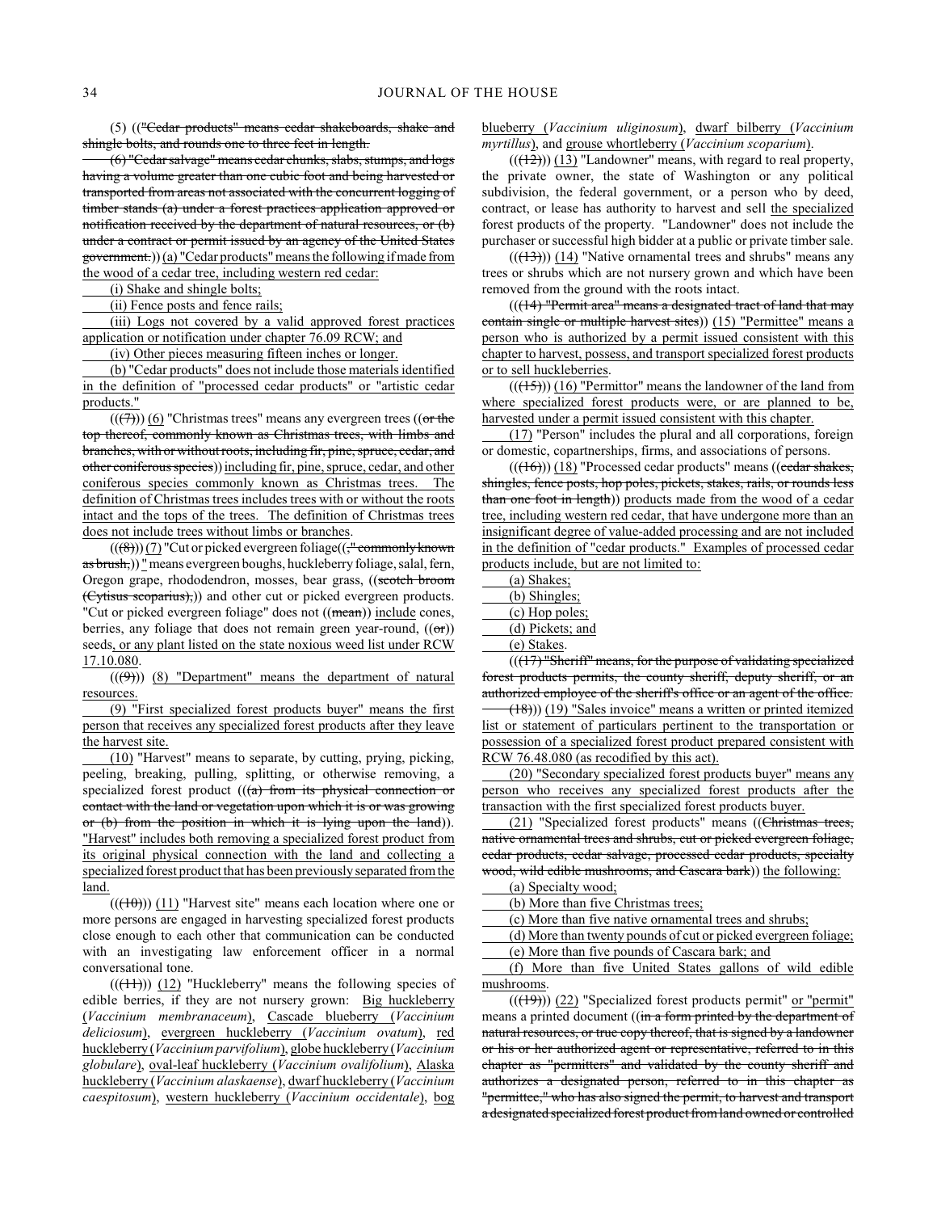(5) (("Cedar products" means cedar shakeboards, shake and shingle bolts, and rounds one to three feet in length.

(6) "Cedar salvage" means cedar chunks, slabs, stumps, and logs having a volume greater than one cubic foot and being harvested or transported from areas not associated with the concurrent logging of timber stands (a) under a forest practices application approved or notification received by the department of natural resources, or (b) under a contract or permit issued by an agency of the United States government.)) (a) "Cedar products" means the following if made from the wood of a cedar tree, including western red cedar:

(i) Shake and shingle bolts;

(ii) Fence posts and fence rails;

(iii) Logs not covered by a valid approved forest practices application or notification under chapter 76.09 RCW; and

(iv) Other pieces measuring fifteen inches or longer.

(b) "Cedar products" does not include those materials identified in the definition of "processed cedar products" or "artistic cedar products."

(((7))) (6) "Christmas trees" means any evergreen trees ((or the top thereof, commonly known as Christmas trees, with limbs and branches, with or without roots, including fir, pine, spruce, cedar, and other coniferous species)) including fir, pine, spruce, cedar, and other coniferous species commonly known as Christmas trees. The definition of Christmas trees includes trees with or without the roots intact and the tops of the trees. The definition of Christmas trees does not include trees without limbs or branches.

(((8))) (7) "Cut or picked evergreen foliage((," commonly known as brush,))" means evergreen boughs, huckleberry foliage, salal, fern, Oregon grape, rhododendron, mosses, bear grass, ((scotch broom (Cytisus scoparius),)) and other cut or picked evergreen products. "Cut or picked evergreen foliage" does not ((mean)) include cones, berries, any foliage that does not remain green year-round, ((or)) seeds, or any plant listed on the state noxious weed list under RCW 17.10.080.

(((9))) (8) "Department" means the department of natural resources.

(9) "First specialized forest products buyer" means the first person that receives any specialized forest products after they leave the harvest site.

(10) "Harvest" means to separate, by cutting, prying, picking, peeling, breaking, pulling, splitting, or otherwise removing, a specialized forest product (((a) from its physical connection or contact with the land or vegetation upon which it is or was growing or (b) from the position in which it is lying upon the land)). "Harvest" includes both removing a specialized forest product from its original physical connection with the land and collecting a specialized forest product that has been previously separated from the land.

(((10))) (11) "Harvest site" means each location where one or more persons are engaged in harvesting specialized forest products close enough to each other that communication can be conducted with an investigating law enforcement officer in a normal conversational tone.

(((11))) (12) "Huckleberry" means the following species of edible berries, if they are not nursery grown: Big huckleberry (*Vaccinium membranaceum*), Cascade blueberry (*Vaccinium deliciosum*), evergreen huckleberry (*Vaccinium ovatum*), red huckleberry (*Vaccinium parvifolium*), globe huckleberry (*Vaccinium globulare*), oval-leaf huckleberry (*Vaccinium ovalifolium*), Alaska huckleberry (*Vaccinium alaskaense*), dwarf huckleberry (*Vaccinium caespitosum*), western huckleberry (*Vaccinium occidentale*), bog blueberry (*Vaccinium uliginosum*), dwarf bilberry (*Vaccinium myrtillus*), and grouse whortleberry (*Vaccinium scoparium*).

(((12))) (13) "Landowner" means, with regard to real property, the private owner, the state of Washington or any political subdivision, the federal government, or a person who by deed, contract, or lease has authority to harvest and sell the specialized forest products of the property. "Landowner" does not include the purchaser or successful high bidder at a public or private timber sale.

(((13))) (14) "Native ornamental trees and shrubs" means any trees or shrubs which are not nursery grown and which have been removed from the ground with the roots intact.

(((14) "Permit area" means a designated tract of land that may contain single or multiple harvest sites)) (15) "Permittee" means a person who is authorized by a permit issued consistent with this chapter to harvest, possess, and transport specialized forest products or to sell huckleberries.

(((15))) (16) "Permittor" means the landowner of the land from where specialized forest products were, or are planned to be, harvested under a permit issued consistent with this chapter.

(17) "Person" includes the plural and all corporations, foreign or domestic, copartnerships, firms, and associations of persons.

(((16))) (18) "Processed cedar products" means ((cedar shakes, shingles, fence posts, hop poles, pickets, stakes, rails, or rounds less than one foot in length)) products made from the wood of a cedar tree, including western red cedar, that have undergone more than an insignificant degree of value-added processing and are not included in the definition of "cedar products." Examples of processed cedar products include, but are not limited to:

(a) Shakes;

(b) Shingles;

(c) Hop poles;

(d) Pickets; and

(e) Stakes.

(((17) "Sheriff" means, for the purpose of validating specialized forest products permits, the county sheriff, deputy sheriff, or an authorized employee of the sheriff's office or an agent of the office.

(18))) (19) "Sales invoice" means a written or printed itemized list or statement of particulars pertinent to the transportation or possession of a specialized forest product prepared consistent with RCW 76.48.080 (as recodified by this act).

(20) "Secondary specialized forest products buyer" means any person who receives any specialized forest products after the transaction with the first specialized forest products buyer.

(21) "Specialized forest products" means ((Christmas trees, native ornamental trees and shrubs, cut or picked evergreen foliage, cedar products, cedar salvage, processed cedar products, specialty wood, wild edible mushrooms, and Cascara bark)) the following:

(a) Specialty wood;

(b) More than five Christmas trees;

(c) More than five native ornamental trees and shrubs;

(d) More than twenty pounds of cut or picked evergreen foliage;

(e) More than five pounds of Cascara bark; and

(f) More than five United States gallons of wild edible mushrooms.

(((19))) (22) "Specialized forest products permit" or "permit" means a printed document ((in a form printed by the department of natural resources, or true copy thereof, that is signed by a landowner or his or her authorized agent or representative, referred to in this chapter as "permitters" and validated by the county sheriff and authorizes a designated person, referred to in this chapter as "permittee," who has also signed the permit, to harvest and transport a designated specialized forest product from land owned or controlled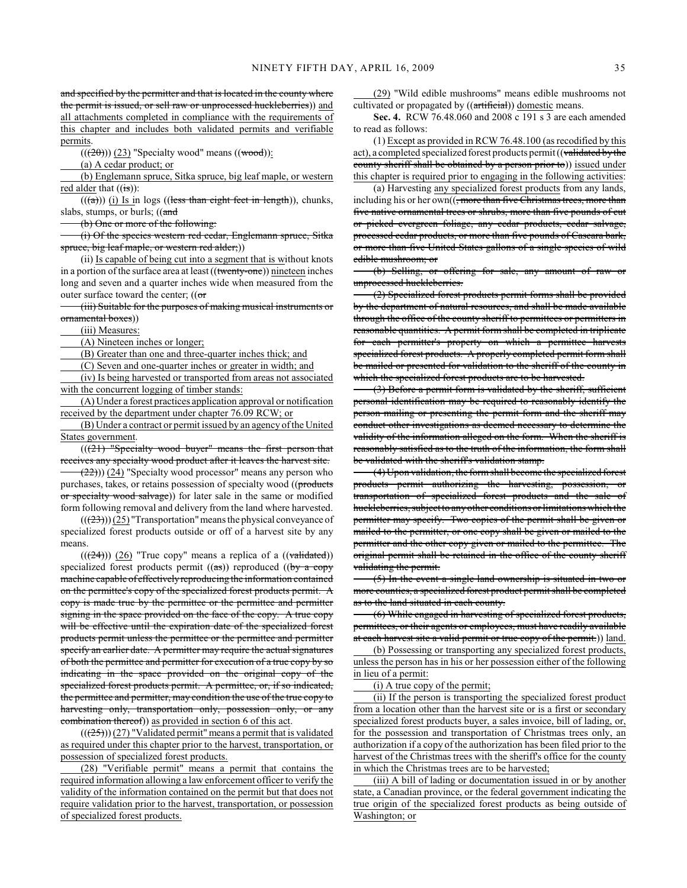and specified by the permitter and that is located in the county where the permit is issued, or sell raw or unprocessed huckleberries)) and all attachments completed in compliance with the requirements of this chapter and includes both validated permits and verifiable permits.

(((20))) (23) "Specialty wood" means ((wood)):

(a) A cedar product; or

(b) Englemann spruce, Sitka spruce, big leaf maple, or western red alder that ((is)):

(((a))) (i) Is in logs ((less than eight feet in length)), chunks, slabs, stumps, or burls; ((and

(b) One or more of the following:

(i) Of the species western red cedar, Englemann spruce, Sitka spruce, big leaf maple, or western red alder;))

(ii) Is capable of being cut into a segment that is without knots in a portion of the surface area at least ((twenty-one)) nineteen inches long and seven and a quarter inches wide when measured from the outer surface toward the center; ((or

(iii) Suitable for the purposes of making musical instruments or ornamental boxes))

(iii) Measures:

(A) Nineteen inches or longer;

(B) Greater than one and three-quarter inches thick; and

(C) Seven and one-quarter inches or greater in width; and

(iv) Is being harvested or transported from areas not associated with the concurrent logging of timber stands:

(A) Under a forest practices application approval or notification received by the department under chapter 76.09 RCW; or

(B) Under a contract or permit issued by an agency of the United States government.

(((21) "Specialty wood buyer" means the first person that receives any specialty wood product after it leaves the harvest site.

(22))) (24) "Specialty wood processor" means any person who purchases, takes, or retains possession of specialty wood ((products or specialty wood salvage)) for later sale in the same or modified form following removal and delivery from the land where harvested.

(((23))) (25) "Transportation" means the physical conveyance of specialized forest products outside or off of a harvest site by any means.

(((24))) (26) "True copy" means a replica of a ((validated)) specialized forest products permit ((as)) reproduced ((by a copy machine capable of effectively reproducing the information contained on the permittee's copy of the specialized forest products permit. A copy is made true by the permittee or the permittee and permitter signing in the space provided on the face of the copy. A true copy will be effective until the expiration date of the specialized forest products permit unless the permittee or the permittee and permitter specify an earlier date. A permitter may require the actual signatures of both the permittee and permitter for execution of a true copy by so indicating in the space provided on the original copy of the specialized forest products permit. A permittee, or, if so indicated, the permittee and permitter, may condition the use of the true copy to harvesting only, transportation only, possession only, or any combination thereof)) as provided in section 6 of this act.

(((25))) (27) "Validated permit" means a permit that is validated as required under this chapter prior to the harvest, transportation, or possession of specialized forest products.

(28) "Verifiable permit" means a permit that contains the required information allowing a law enforcement officer to verify the validity of the information contained on the permit but that does not require validation prior to the harvest, transportation, or possession of specialized forest products.

(29) "Wild edible mushrooms" means edible mushrooms not cultivated or propagated by ((artificial)) domestic means.

**Sec. 4.** RCW 76.48.060 and 2008 c 191 s 3 are each amended to read as follows:

(1) Except as provided in RCW 76.48.100 (as recodified by this act), a completed specialized forest products permit ((validated by the county sheriff shall be obtained by a person prior to)) issued under this chapter is required prior to engaging in the following activities:

(a) Harvesting any specialized forest products from any lands, including his or her own((, more than five Christmas trees, more than five native ornamental trees or shrubs, more than five pounds of cut or picked evergreen foliage, any cedar products, cedar salvage, processed cedar products, or more than five pounds of Cascara bark, or more than five United States gallons of a single species of wild edible mushroom; or

(b) Selling, or offering for sale, any amount of raw or unprocessed huckleberries.

(2) Specialized forest products permit forms shall be provided by the department of natural resources, and shall be made available through the office of the county sheriff to permittees or permitters in reasonable quantities. A permit form shall be completed in triplicate for each permitter's property on which a permittee harvests specialized forest products. A properly completed permit form shall be mailed or presented for validation to the sheriff of the county in which the specialized forest products are to be harvested.

(3) Before a permit form is validated by the sheriff, sufficient personal identification may be required to reasonably identify the person mailing or presenting the permit form and the sheriff may conduct other investigations as deemed necessary to determine the validity of the information alleged on the form. When the sheriff is reasonably satisfied as to the truth of the information, the form shall be validated with the sheriff's validation stamp.

(4) Upon validation, the form shall become the specialized forest products permit authorizing the harvesting, possession, or transportation of specialized forest products and the sale of huckleberries, subject to any other conditions or limitations which the permitter may specify. Two copies of the permit shall be given or mailed to the permittee, or one copy shall be given or mailed to the permitter and the other copy given or mailed to the permittee. The original permit shall be retained in the office of the county sheriff validating the permit.

(5) In the event a single land ownership is situated in two or more counties, a specialized forest product permit shall be completed as to the land situated in each county.

(6) While engaged in harvesting of specialized forest products, permittees, or their agents or employees, must have readily available at each harvest site a valid permit or true copy of the permit.)) land.

(b) Possessing or transporting any specialized forest products, unless the person has in his or her possession either of the following in lieu of a permit:

(i) A true copy of the permit;

(ii) If the person is transporting the specialized forest product from a location other than the harvest site or is a first or secondary specialized forest products buyer, a sales invoice, bill of lading, or, for the possession and transportation of Christmas trees only, an authorization if a copy of the authorization has been filed prior to the harvest of the Christmas trees with the sheriff's office for the county in which the Christmas trees are to be harvested;

(iii) A bill of lading or documentation issued in or by another state, a Canadian province, or the federal government indicating the true origin of the specialized forest products as being outside of Washington; or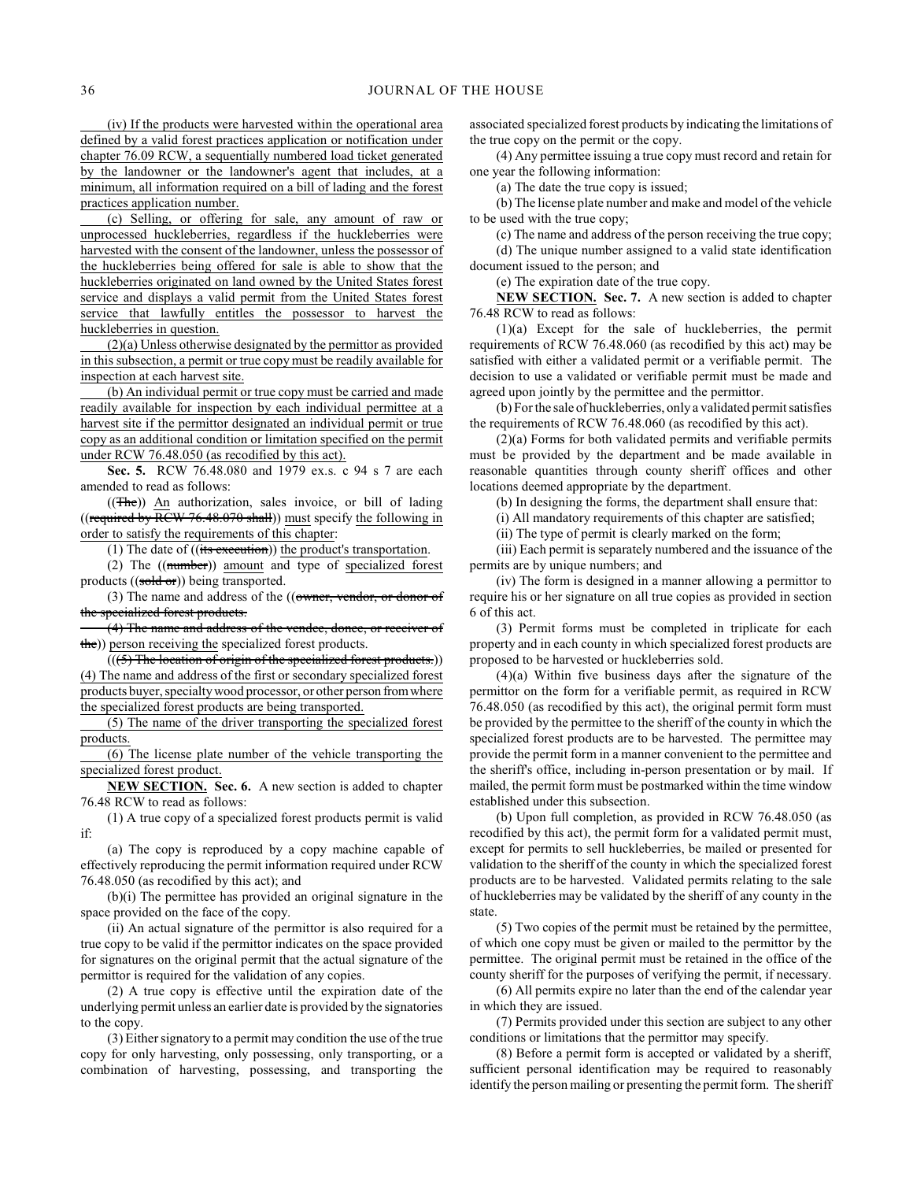(iv) If the products were harvested within the operational area defined by a valid forest practices application or notification under chapter 76.09 RCW, a sequentially numbered load ticket generated by the landowner or the landowner's agent that includes, at a minimum, all information required on a bill of lading and the forest practices application number.

(c) Selling, or offering for sale, any amount of raw or unprocessed huckleberries, regardless if the huckleberries were harvested with the consent of the landowner, unless the possessor of the huckleberries being offered for sale is able to show that the huckleberries originated on land owned by the United States forest service and displays a valid permit from the United States forest service that lawfully entitles the possessor to harvest the huckleberries in question.

(2)(a) Unless otherwise designated by the permittor as provided in this subsection, a permit or true copy must be readily available for inspection at each harvest site.

(b) An individual permit or true copy must be carried and made readily available for inspection by each individual permittee at a harvest site if the permittor designated an individual permit or true copy as an additional condition or limitation specified on the permit under RCW 76.48.050 (as recodified by this act).

**Sec. 5.** RCW 76.48.080 and 1979 ex.s. c 94 s 7 are each amended to read as follows:

((The)) An authorization, sales invoice, or bill of lading ((required by RCW 76.48.070 shall)) must specify the following in order to satisfy the requirements of this chapter:

(1) The date of ((its execution)) the product's transportation.

(2) The ((number)) amount and type of specialized forest products ((sold or)) being transported.

(3) The name and address of the ((owner, vendor, or donor of the specialized forest products.

(4) The name and address of the vendee, donee, or receiver of the)) person receiving the specialized forest products.

(((5) The location of origin of the specialized forest products.)) (4) The name and address of the first or secondary specialized forest products buyer, specialty wood processor, or other person from where the specialized forest products are being transported.

(5) The name of the driver transporting the specialized forest products.

(6) The license plate number of the vehicle transporting the specialized forest product.

**NEW SECTION. Sec. 6.** A new section is added to chapter 76.48 RCW to read as follows:

(1) A true copy of a specialized forest products permit is valid if:

(a) The copy is reproduced by a copy machine capable of effectively reproducing the permit information required under RCW 76.48.050 (as recodified by this act); and

(b)(i) The permittee has provided an original signature in the space provided on the face of the copy.

(ii) An actual signature of the permittor is also required for a true copy to be valid if the permittor indicates on the space provided for signatures on the original permit that the actual signature of the permittor is required for the validation of any copies.

(2) A true copy is effective until the expiration date of the underlying permit unless an earlier date is provided by the signatories to the copy.

(3) Either signatory to a permit may condition the use of the true copy for only harvesting, only possessing, only transporting, or a combination of harvesting, possessing, and transporting the associated specialized forest products by indicating the limitations of the true copy on the permit or the copy.

(4) Any permittee issuing a true copy must record and retain for one year the following information:

(a) The date the true copy is issued;

(b) The license plate number and make and model of the vehicle to be used with the true copy;

(c) The name and address of the person receiving the true copy;

(d) The unique number assigned to a valid state identification document issued to the person; and

(e) The expiration date of the true copy.

**NEW SECTION. Sec. 7.** A new section is added to chapter 76.48 RCW to read as follows:

(1)(a) Except for the sale of huckleberries, the permit requirements of RCW 76.48.060 (as recodified by this act) may be satisfied with either a validated permit or a verifiable permit. The decision to use a validated or verifiable permit must be made and agreed upon jointly by the permittee and the permittor.

(b) For the sale of huckleberries, only a validated permit satisfies the requirements of RCW 76.48.060 (as recodified by this act).

(2)(a) Forms for both validated permits and verifiable permits must be provided by the department and be made available in reasonable quantities through county sheriff offices and other locations deemed appropriate by the department.

(b) In designing the forms, the department shall ensure that:

(i) All mandatory requirements of this chapter are satisfied;

(ii) The type of permit is clearly marked on the form;

(iii) Each permit is separately numbered and the issuance of the permits are by unique numbers; and

(iv) The form is designed in a manner allowing a permittor to require his or her signature on all true copies as provided in section 6 of this act.

(3) Permit forms must be completed in triplicate for each property and in each county in which specialized forest products are proposed to be harvested or huckleberries sold.

(4)(a) Within five business days after the signature of the permittor on the form for a verifiable permit, as required in RCW 76.48.050 (as recodified by this act), the original permit form must be provided by the permittee to the sheriff of the county in which the specialized forest products are to be harvested. The permittee may provide the permit form in a manner convenient to the permittee and the sheriff's office, including in-person presentation or by mail. If mailed, the permit form must be postmarked within the time window established under this subsection.

(b) Upon full completion, as provided in RCW 76.48.050 (as recodified by this act), the permit form for a validated permit must, except for permits to sell huckleberries, be mailed or presented for validation to the sheriff of the county in which the specialized forest products are to be harvested. Validated permits relating to the sale of huckleberries may be validated by the sheriff of any county in the state.

(5) Two copies of the permit must be retained by the permittee, of which one copy must be given or mailed to the permittor by the permittee. The original permit must be retained in the office of the county sheriff for the purposes of verifying the permit, if necessary.

(6) All permits expire no later than the end of the calendar year in which they are issued.

(7) Permits provided under this section are subject to any other conditions or limitations that the permittor may specify.

(8) Before a permit form is accepted or validated by a sheriff, sufficient personal identification may be required to reasonably identify the person mailing or presenting the permit form. The sheriff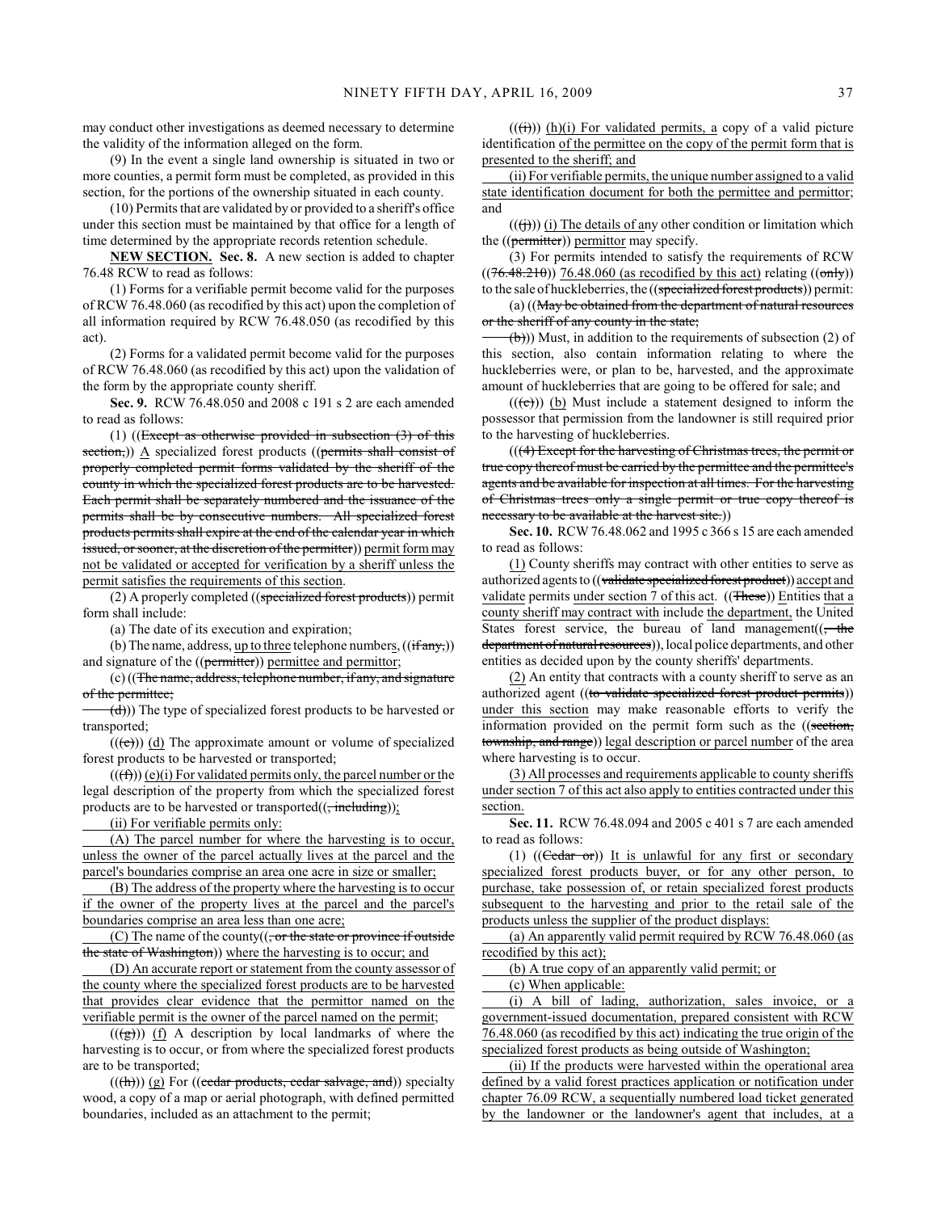may conduct other investigations as deemed necessary to determine the validity of the information alleged on the form.

(9) In the event a single land ownership is situated in two or more counties, a permit form must be completed, as provided in this section, for the portions of the ownership situated in each county.

(10) Permits that are validated by or provided to a sheriff's office under this section must be maintained by that office for a length of time determined by the appropriate records retention schedule.

**NEW SECTION. Sec. 8.** A new section is added to chapter 76.48 RCW to read as follows:

(1) Forms for a verifiable permit become valid for the purposes of RCW 76.48.060 (as recodified by this act) upon the completion of all information required by RCW 76.48.050 (as recodified by this act).

(2) Forms for a validated permit become valid for the purposes of RCW 76.48.060 (as recodified by this act) upon the validation of the form by the appropriate county sheriff.

**Sec. 9.** RCW 76.48.050 and 2008 c 191 s 2 are each amended to read as follows:

(1) ((~~Except as otherwise provided in subsection (3) of this section,~~)) A specialized forest products ((~~permits shall consist of properly completed permit forms validated by the sheriff of the county in which the specialized forest products are to be harvested. Each permit shall be separately numbered and the issuance of the permits shall be by consecutive numbers. All specialized forest products permits shall expire at the end of the calendar year in which issued, or sooner, at the discretion of the permitter~~)) permit form may not be validated or accepted for verification by a sheriff unless the permit satisfies the requirements of this section.

(2) A properly completed ((~~specialized forest products~~)) permit form shall include:

(a) The date of its execution and expiration;

(b) The name, address, up to three telephone numbers, ((~~if any,~~)) and signature of the ((~~permitter~~)) permittee and permittor;

(c) ((~~The name, address, telephone number, if any, and signature of the permittee;~~

~~(d)~~)) The type of specialized forest products to be harvested or transported;

((~~(e)~~)) (d) The approximate amount or volume of specialized forest products to be harvested or transported;

((~~(f)~~)) (e)(i) For validated permits only, the parcel number or the legal description of the property from which the specialized forest products are to be harvested or transported((~~, including~~));

(ii) For verifiable permits only:

(A) The parcel number for where the harvesting is to occur, unless the owner of the parcel actually lives at the parcel and the parcel's boundaries comprise an area one acre in size or smaller;

(B) The address of the property where the harvesting is to occur if the owner of the property lives at the parcel and the parcel's boundaries comprise an area less than one acre;

(C) The name of the county((~~, or the state or province if outside the state of Washington~~)) where the harvesting is to occur; and

(D) An accurate report or statement from the county assessor of the county where the specialized forest products are to be harvested that provides clear evidence that the permittor named on the verifiable permit is the owner of the parcel named on the permit;

((~~(g)~~)) (f) A description by local landmarks of where the harvesting is to occur, or from where the specialized forest products are to be transported;

((~~(h)~~)) (g) For ((~~cedar products, cedar salvage, and~~)) specialty wood, a copy of a map or aerial photograph, with defined permitted boundaries, included as an attachment to the permit;

((~~(i)~~)) (h)(i) For validated permits, a copy of a valid picture identification of the permittee on the copy of the permit form that is presented to the sheriff; and

(ii) For verifiable permits, the unique number assigned to a valid state identification document for both the permittee and permittor; and

((~~(j)~~)) (i) The details of any other condition or limitation which the ((~~permitter~~)) permittor may specify.

(3) For permits intended to satisfy the requirements of RCW ((~~76.48.210~~)) 76.48.060 (as recodified by this act) relating ((~~only~~)) to the sale of huckleberries, the ((~~specialized forest products~~)) permit:

(a) ((~~May be obtained from the department of natural resources or the sheriff of any county in the state;~~

~~(b)~~)) Must, in addition to the requirements of subsection (2) of this section, also contain information relating to where the huckleberries were, or plan to be, harvested, and the approximate amount of huckleberries that are going to be offered for sale; and

((~~(c)~~)) (b) Must include a statement designed to inform the possessor that permission from the landowner is still required prior to the harvesting of huckleberries.

((~~(4) Except for the harvesting of Christmas trees, the permit or true copy thereof must be carried by the permittee and the permittee's agents and be available for inspection at all times. For the harvesting of Christmas trees only a single permit or true copy thereof is necessary to be available at the harvest site.~~))

**Sec. 10.** RCW 76.48.062 and 1995 c 366 s 15 are each amended to read as follows:

(1) County sheriffs may contract with other entities to serve as authorized agents to ((~~validate specialized forest product~~)) accept and validate permits under section 7 of this act. ((~~These~~)) Entities that a county sheriff may contract with include the department, the United States forest service, the bureau of land management((~~, the department of natural resources~~)), local police departments, and other entities as decided upon by the county sheriffs' departments.

(2) An entity that contracts with a county sheriff to serve as an authorized agent ((~~to validate specialized forest product permits~~)) under this section may make reasonable efforts to verify the information provided on the permit form such as the ((~~section, township, and range~~)) legal description or parcel number of the area where harvesting is to occur.

(3) All processes and requirements applicable to county sheriffs under section 7 of this act also apply to entities contracted under this section.

**Sec. 11.** RCW 76.48.094 and 2005 c 401 s 7 are each amended to read as follows:

(1) ((~~Cedar or~~)) It is unlawful for any first or secondary specialized forest products buyer, or for any other person, to purchase, take possession of, or retain specialized forest products subsequent to the harvesting and prior to the retail sale of the products unless the supplier of the product displays:

(a) An apparently valid permit required by RCW 76.48.060 (as recodified by this act);

(b) A true copy of an apparently valid permit; or

(c) When applicable:

(i) A bill of lading, authorization, sales invoice, or a government-issued documentation, prepared consistent with RCW 76.48.060 (as recodified by this act) indicating the true origin of the specialized forest products as being outside of Washington;

(ii) If the products were harvested within the operational area defined by a valid forest practices application or notification under chapter 76.09 RCW, a sequentially numbered load ticket generated by the landowner or the landowner's agent that includes, at a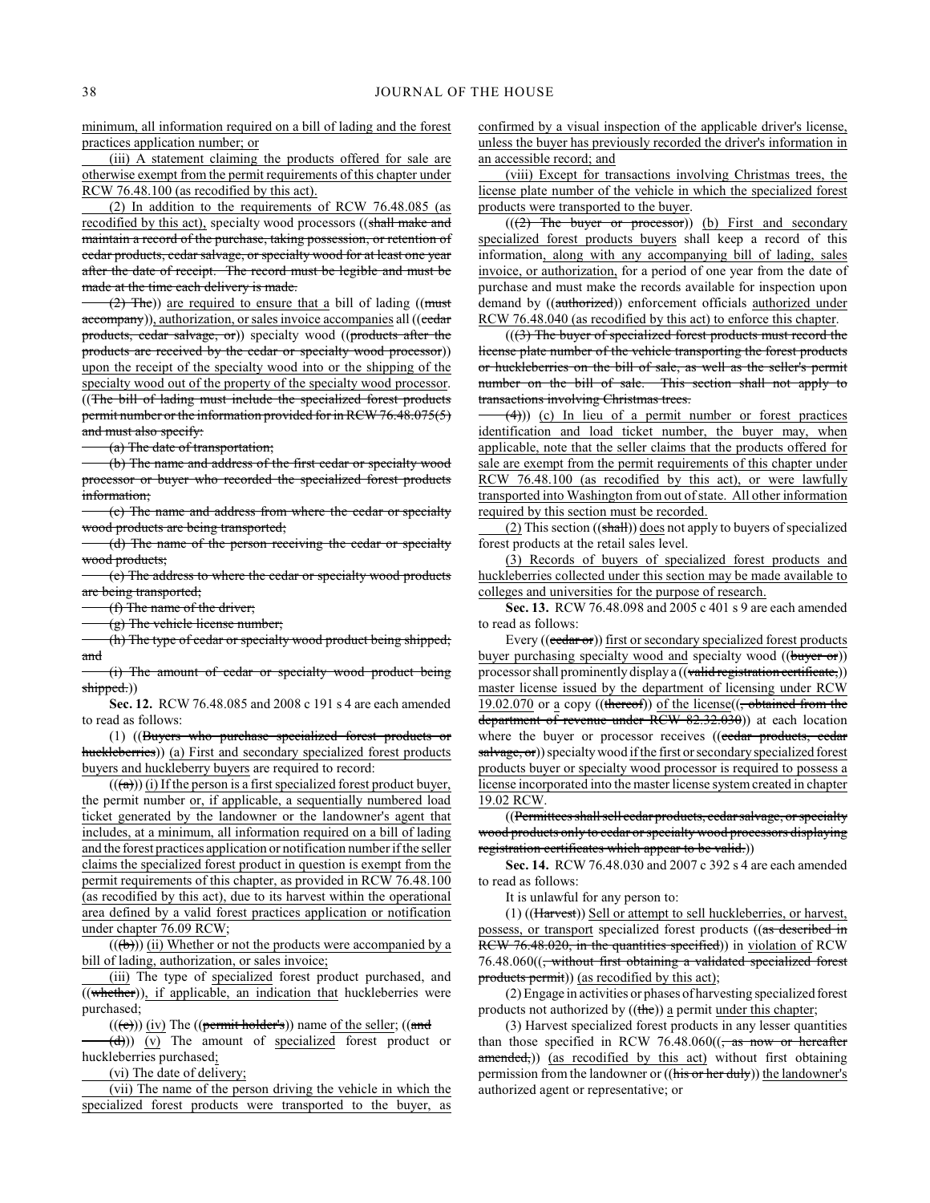minimum, all information required on a bill of lading and the forest practices application number; or

(iii) A statement claiming the products offered for sale are otherwise exempt from the permit requirements of this chapter under RCW 76.48.100 (as recodified by this act).

(2) In addition to the requirements of RCW 76.48.085 (as recodified by this act), specialty wood processors ((shall make and maintain a record of the purchase, taking possession, or retention of cedar products, cedar salvage, or specialty wood for at least one year after the date of receipt. The record must be legible and must be made at the time each delivery is made.

(2) The)) are required to ensure that a bill of lading ((must accompany)), authorization, or sales invoice accompanies all ((cedar products, cedar salvage, or)) specialty wood ((products after the products are received by the cedar or specialty wood processor)) upon the receipt of the specialty wood into or the shipping of the specialty wood out of the property of the specialty wood processor. ((The bill of lading must include the specialized forest products permit number or the information provided for in RCW 76.48.075(5) and must also specify:

(a) The date of transportation;

(b) The name and address of the first cedar or specialty wood processor or buyer who recorded the specialized forest products information;

(c) The name and address from where the cedar or specialty wood products are being transported;

(d) The name of the person receiving the cedar or specialty wood products;

(e) The address to where the cedar or specialty wood products are being transported;

(f) The name of the driver;

(g) The vehicle license number;

(h) The type of cedar or specialty wood product being shipped; and

(i) The amount of cedar or specialty wood product being shipped.))

**Sec. 12.** RCW 76.48.085 and 2008 c 191 s 4 are each amended to read as follows:

(1) ((Buyers who purchase specialized forest products or huckleberries)) (a) First and secondary specialized forest products buyers and huckleberry buyers are required to record:

(((a))) (i) If the person is a first specialized forest product buyer, the permit number or, if applicable, a sequentially numbered load ticket generated by the landowner or the landowner's agent that includes, at a minimum, all information required on a bill of lading and the forest practices application or notification number if the seller claims the specialized forest product in question is exempt from the permit requirements of this chapter, as provided in RCW 76.48.100 (as recodified by this act), due to its harvest within the operational area defined by a valid forest practices application or notification under chapter 76.09 RCW;

(((b))) (ii) Whether or not the products were accompanied by a bill of lading, authorization, or sales invoice;

(iii) The type of specialized forest product purchased, and ((whether)), if applicable, an indication that huckleberries were purchased;

(((c))) (iv) The ((permit holder's)) name of the seller; ((and

(d))) (v) The amount of specialized forest product or huckleberries purchased;

(vi) The date of delivery;

(vii) The name of the person driving the vehicle in which the specialized forest products were transported to the buyer, as confirmed by a visual inspection of the applicable driver's license, unless the buyer has previously recorded the driver's information in an accessible record; and

(viii) Except for transactions involving Christmas trees, the license plate number of the vehicle in which the specialized forest products were transported to the buyer.

(((2) The buyer or processor)) (b) First and secondary specialized forest products buyers shall keep a record of this information, along with any accompanying bill of lading, sales invoice, or authorization, for a period of one year from the date of purchase and must make the records available for inspection upon demand by ((authorized)) enforcement officials authorized under RCW 76.48.040 (as recodified by this act) to enforce this chapter.

(((3) The buyer of specialized forest products must record the license plate number of the vehicle transporting the forest products or huckleberries on the bill of sale, as well as the seller's permit number on the bill of sale. This section shall not apply to transactions involving Christmas trees.

(4))) (c) In lieu of a permit number or forest practices identification and load ticket number, the buyer may, when applicable, note that the seller claims that the products offered for sale are exempt from the permit requirements of this chapter under RCW 76.48.100 (as recodified by this act), or were lawfully transported into Washington from out of state. All other information required by this section must be recorded.

(2) This section ((shall)) does not apply to buyers of specialized forest products at the retail sales level.

(3) Records of buyers of specialized forest products and huckleberries collected under this section may be made available to colleges and universities for the purpose of research.

**Sec. 13.** RCW 76.48.098 and 2005 c 401 s 9 are each amended to read as follows:

Every ((cedar or)) first or secondary specialized forest products buyer purchasing specialty wood and specialty wood ((buyer or)) processor shall prominently display a ((valid registration certificate,)) master license issued by the department of licensing under RCW 19.02.070 or a copy ((thereof)) of the license((, obtained from the department of revenue under RCW 82.32.030)) at each location where the buyer or processor receives ((cedar products, cedar salvage, or)) specialty wood if the first or secondary specialized forest products buyer or specialty wood processor is required to possess a license incorporated into the master license system created in chapter 19.02 RCW.

((Permittees shall sell cedar products, cedar salvage, or specialty wood products only to cedar or specialty wood processors displaying registration certificates which appear to be valid.))

**Sec. 14.** RCW 76.48.030 and 2007 c 392 s 4 are each amended to read as follows:

It is unlawful for any person to:

(1) ((Harvest)) Sell or attempt to sell huckleberries, or harvest, possess, or transport specialized forest products ((as described in RCW 76.48.020, in the quantities specified)) in violation of RCW 76.48.060((, without first obtaining a validated specialized forest products permit)) (as recodified by this act);

(2) Engage in activities or phases of harvesting specialized forest products not authorized by ((the)) a permit under this chapter;

(3) Harvest specialized forest products in any lesser quantities than those specified in RCW 76.48.060((, as now or hereafter amended,)) (as recodified by this act) without first obtaining permission from the landowner or ((his or her duly)) the landowner's authorized agent or representative; or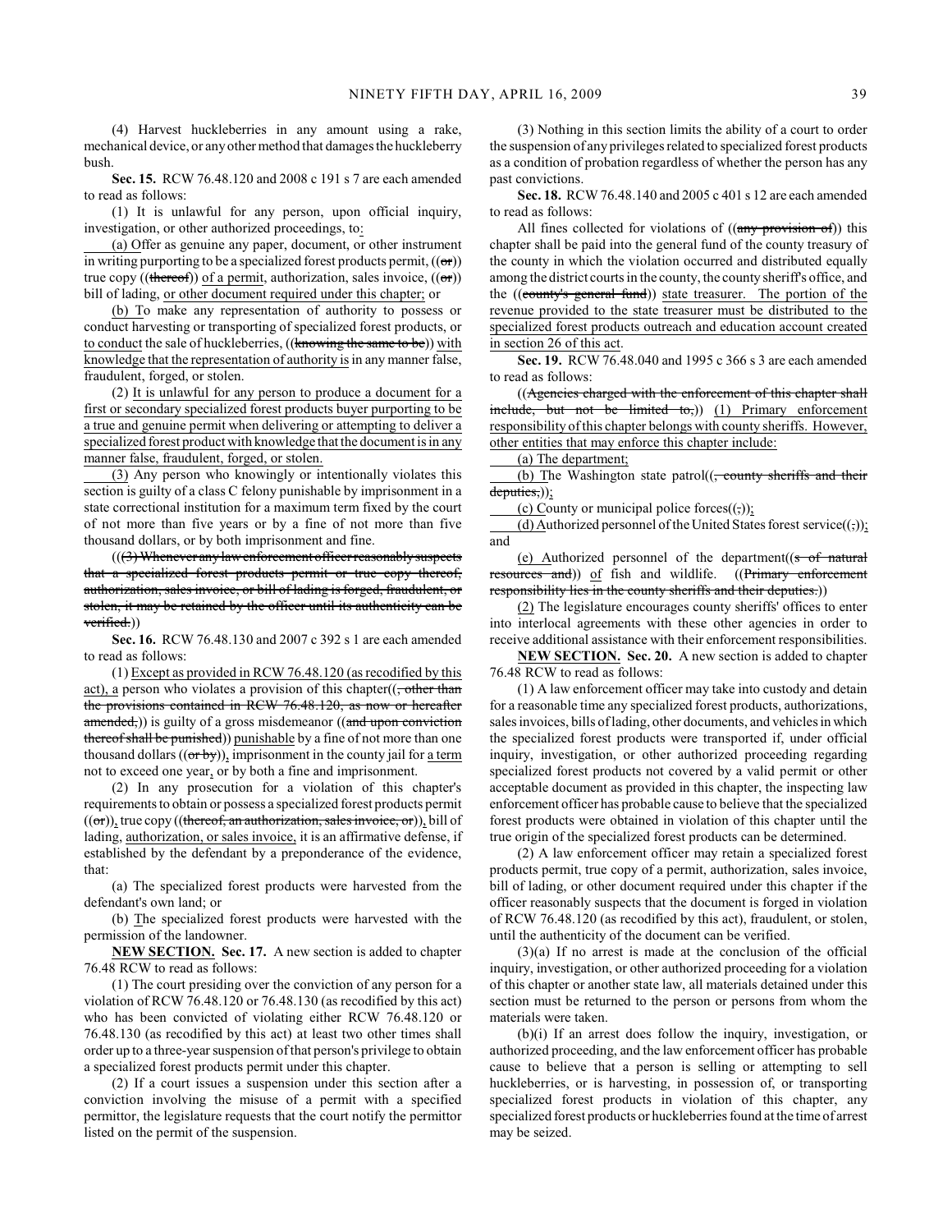(4) Harvest huckleberries in any amount using a rake, mechanical device, or any other method that damages the huckleberry bush.

**Sec. 15.** RCW 76.48.120 and 2008 c 191 s 7 are each amended to read as follows:

(1) It is unlawful for any person, upon official inquiry, investigation, or other authorized proceedings, to:

(a) Offer as genuine any paper, document, or other instrument in writing purporting to be a specialized forest products permit, ((or)) true copy ((thereof)) of a permit, authorization, sales invoice, ((or)) bill of lading, or other document required under this chapter; or

(b) To make any representation of authority to possess or conduct harvesting or transporting of specialized forest products, or to conduct the sale of huckleberries, ((knowing the same to be)) with knowledge that the representation of authority is in any manner false, fraudulent, forged, or stolen.

(2) It is unlawful for any person to produce a document for a first or secondary specialized forest products buyer purporting to be a true and genuine permit when delivering or attempting to deliver a specialized forest product with knowledge that the document is in any manner false, fraudulent, forged, or stolen.

(3) Any person who knowingly or intentionally violates this section is guilty of a class C felony punishable by imprisonment in a state correctional institution for a maximum term fixed by the court of not more than five years or by a fine of not more than five thousand dollars, or by both imprisonment and fine.

(((3) Whenever any law enforcement officer reasonably suspects that a specialized forest products permit or true copy thereof, authorization, sales invoice, or bill of lading is forged, fraudulent, or stolen, it may be retained by the officer until its authenticity can be verified.))

**Sec. 16.** RCW 76.48.130 and 2007 c 392 s 1 are each amended to read as follows:

(1) Except as provided in RCW 76.48.120 (as recodified by this act), a person who violates a provision of this chapter((, other than the provisions contained in RCW 76.48.120, as now or hereafter amended,)) is guilty of a gross misdemeanor ((and upon conviction thereof shall be punished)) punishable by a fine of not more than one thousand dollars ((or by)), imprisonment in the county jail for a term not to exceed one year, or by both a fine and imprisonment.

(2) In any prosecution for a violation of this chapter's requirements to obtain or possess a specialized forest products permit ((or)), true copy ((thereof, an authorization, sales invoice, or)), bill of lading, authorization, or sales invoice, it is an affirmative defense, if established by the defendant by a preponderance of the evidence, that:

(a) The specialized forest products were harvested from the defendant's own land; or

(b) The specialized forest products were harvested with the permission of the landowner.

**NEW SECTION. Sec. 17.** A new section is added to chapter 76.48 RCW to read as follows:

(1) The court presiding over the conviction of any person for a violation of RCW 76.48.120 or 76.48.130 (as recodified by this act) who has been convicted of violating either RCW 76.48.120 or 76.48.130 (as recodified by this act) at least two other times shall order up to a three-year suspension of that person's privilege to obtain a specialized forest products permit under this chapter.

(2) If a court issues a suspension under this section after a conviction involving the misuse of a permit with a specified permittor, the legislature requests that the court notify the permittor listed on the permit of the suspension.

(3) Nothing in this section limits the ability of a court to order the suspension of any privileges related to specialized forest products as a condition of probation regardless of whether the person has any past convictions.

**Sec. 18.** RCW 76.48.140 and 2005 c 401 s 12 are each amended to read as follows:

All fines collected for violations of ((any provision of)) this chapter shall be paid into the general fund of the county treasury of the county in which the violation occurred and distributed equally among the district courts in the county, the county sheriff's office, and the ((county's general fund)) state treasurer. The portion of the revenue provided to the state treasurer must be distributed to the specialized forest products outreach and education account created in section 26 of this act.

**Sec. 19.** RCW 76.48.040 and 1995 c 366 s 3 are each amended to read as follows:

((Agencies charged with the enforcement of this chapter shall include, but not be limited to,)) (1) Primary enforcement responsibility of this chapter belongs with county sheriffs. However, other entities that may enforce this chapter include:

(a) The department;

(b) The Washington state patrol((, county sheriffs and their deputies,));

(c) County or municipal police forces((,));

(d) Authorized personnel of the United States forest service((,)); and

(e) Authorized personnel of the department((s of natural resources and)) of fish and wildlife. ((Primary enforcement responsibility lies in the county sheriffs and their deputies.))

(2) The legislature encourages county sheriffs' offices to enter into interlocal agreements with these other agencies in order to receive additional assistance with their enforcement responsibilities.

**NEW SECTION. Sec. 20.** A new section is added to chapter 76.48 RCW to read as follows:

(1) A law enforcement officer may take into custody and detain for a reasonable time any specialized forest products, authorizations, sales invoices, bills of lading, other documents, and vehicles in which the specialized forest products were transported if, under official inquiry, investigation, or other authorized proceeding regarding specialized forest products not covered by a valid permit or other acceptable document as provided in this chapter, the inspecting law enforcement officer has probable cause to believe that the specialized forest products were obtained in violation of this chapter until the true origin of the specialized forest products can be determined.

(2) A law enforcement officer may retain a specialized forest products permit, true copy of a permit, authorization, sales invoice, bill of lading, or other document required under this chapter if the officer reasonably suspects that the document is forged in violation of RCW 76.48.120 (as recodified by this act), fraudulent, or stolen, until the authenticity of the document can be verified.

(3)(a) If no arrest is made at the conclusion of the official inquiry, investigation, or other authorized proceeding for a violation of this chapter or another state law, all materials detained under this section must be returned to the person or persons from whom the materials were taken.

(b)(i) If an arrest does follow the inquiry, investigation, or authorized proceeding, and the law enforcement officer has probable cause to believe that a person is selling or attempting to sell huckleberries, or is harvesting, in possession of, or transporting specialized forest products in violation of this chapter, any specialized forest products or huckleberries found at the time of arrest may be seized.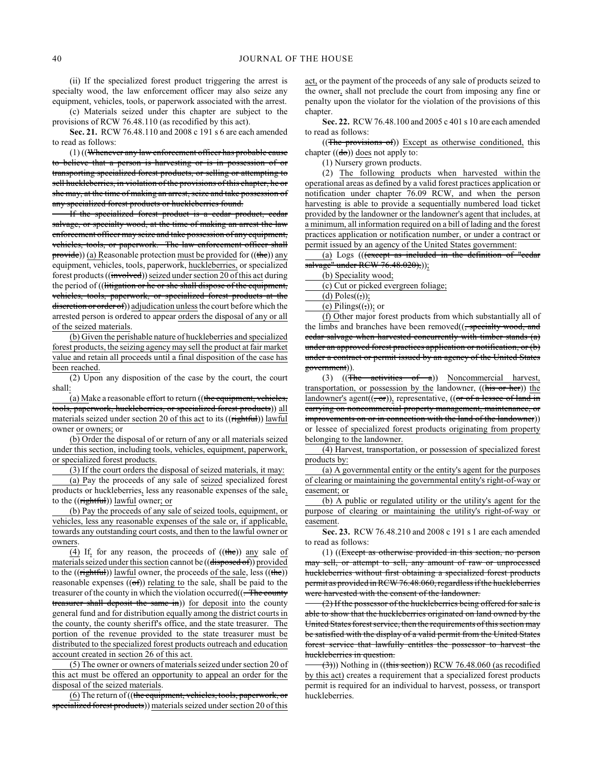(ii) If the specialized forest product triggering the arrest is specialty wood, the law enforcement officer may also seize any equipment, vehicles, tools, or paperwork associated with the arrest.

(c) Materials seized under this chapter are subject to the provisions of RCW 76.48.110 (as recodified by this act).

**Sec. 21.** RCW 76.48.110 and 2008 c 191 s 6 are each amended to read as follows:

(1) ((~~Whenever any law enforcement officer has probable cause to believe that a person is harvesting or is in possession of or transporting specialized forest products, or selling or attempting to sell huckleberries, in violation of the provisions of this chapter, he or she may, at the time of making an arrest, seize and take possession of any specialized forest products or huckleberries found.~~

~~If the specialized forest product is a cedar product, cedar salvage, or specialty wood, at the time of making an arrest the law enforcement officer may seize and take possession of any equipment, vehicles, tools, or paperwork. The law enforcement officer shall provide~~)) (a) Reasonable protection must be provided for ((~~the~~)) any equipment, vehicles, tools, paperwork, huckleberries, or specialized forest products ((~~involved~~)) seized under section 20 of this act during the period of ((~~litigation or he or she shall dispose of the equipment, vehicles, tools, paperwork, or specialized forest products at the discretion or order of~~)) adjudication unless the court before which the arrested person is ordered to appear orders the disposal of any or all of the seized materials.

(b) Given the perishable nature of huckleberries and specialized forest products, the seizing agency may sell the product at fair market value and retain all proceeds until a final disposition of the case has been reached.

(2) Upon any disposition of the case by the court, the court shall:

(a) Make a reasonable effort to return ((~~the equipment, vehicles, tools, paperwork, huckleberries, or specialized forest products~~)) all materials seized under section 20 of this act to its ((~~rightful~~)) lawful owner or owners; or

(b) Order the disposal of or return of any or all materials seized under this section, including tools, vehicles, equipment, paperwork, or specialized forest products.

(3) If the court orders the disposal of seized materials, it may:

(a) Pay the proceeds of any sale of seized specialized forest products or huckleberries, less any reasonable expenses of the sale, to the ((~~rightful~~)) lawful owner; or

(b) Pay the proceeds of any sale of seized tools, equipment, or vehicles, less any reasonable expenses of the sale or, if applicable, towards any outstanding court costs, and then to the lawful owner or owners.

(4) If, for any reason, the proceeds of ((~~the~~)) any sale of materials seized under this section cannot be ((~~disposed of~~)) provided to the ((~~rightful~~)) lawful owner, the proceeds of the sale, less ((~~the~~)) reasonable expenses ((~~of~~)) relating to the sale, shall be paid to the treasurer of the county in which the violation occurred((~~. The county treasurer shall deposit the same in~~)) for deposit into the county general fund and for distribution equally among the district courts in the county, the county sheriff's office, and the state treasurer. The portion of the revenue provided to the state treasurer must be distributed to the specialized forest products outreach and education account created in section 26 of this act.

(5) The owner or owners of materials seized under section 20 of this act must be offered an opportunity to appeal an order for the disposal of the seized materials.

(6) The return of ((~~the equipment, vehicles, tools, paperwork, or specialized forest products~~)) materials seized under section 20 of this act, or the payment of the proceeds of any sale of products seized to the owner, shall not preclude the court from imposing any fine or penalty upon the violator for the violation of the provisions of this chapter.

**Sec. 22.** RCW 76.48.100 and 2005 c 401 s 10 are each amended to read as follows:

((~~The provisions of~~)) Except as otherwise conditioned, this chapter ((~~do~~)) does not apply to:

(1) Nursery grown products.

(2) The following products when harvested within the operational areas as defined by a valid forest practices application or notification under chapter 76.09 RCW, and when the person harvesting is able to provide a sequentially numbered load ticket provided by the landowner or the landowner's agent that includes, at a minimum, all information required on a bill of lading and the forest practices application or notification number, or under a contract or permit issued by an agency of the United States government:

(a) Logs ((~~(except as included in the definition of "cedar salvage" under RCW 76.48.020),~~));

(b) Speciality wood;

(c) Cut or picked evergreen foliage;

(d) Poles((~~,~~));

(e) Pilings((~~,~~)); or

(f) Other major forest products from which substantially all of the limbs and branches have been removed((~~, specialty wood, and cedar salvage when harvested concurrently with timber stands (a) under an approved forest practices application or notification, or (b) under a contract or permit issued by an agency of the United States government~~)).

(3) ((~~The activities of a~~)) Noncommercial harvest, transportation, or possession by the landowner, ((~~his or her~~)) the landowner's agent((~~, or~~)), representative, ((~~or of a lessee of land in carrying on noncommercial property management, maintenance, or improvements on or in connection with the land of the landowner~~)) or lessee of specialized forest products originating from property belonging to the landowner.

(4) Harvest, transportation, or possession of specialized forest products by:

(a) A governmental entity or the entity's agent for the purposes of clearing or maintaining the governmental entity's right-of-way or easement; or

(b) A public or regulated utility or the utility's agent for the purpose of clearing or maintaining the utility's right-of-way or easement.

**Sec. 23.** RCW 76.48.210 and 2008 c 191 s 1 are each amended to read as follows:

(1) ((~~Except as otherwise provided in this section, no person may sell, or attempt to sell, any amount of raw or unprocessed huckleberries without first obtaining a specialized forest products permit as provided in RCW 76.48.060, regardless if the huckleberries were harvested with the consent of the landowner.~~

~~(2) If the possessor of the huckleberries being offered for sale is able to show that the huckleberries originated on land owned by the United States forest service, then the requirements of this section may be satisfied with the display of a valid permit from the United States forest service that lawfully entitles the possessor to harvest the huckleberries in question.~~

~~(3)~~)) Nothing in ((~~this section~~)) RCW 76.48.060 (as recodified by this act) creates a requirement that a specialized forest products permit is required for an individual to harvest, possess, or transport huckleberries.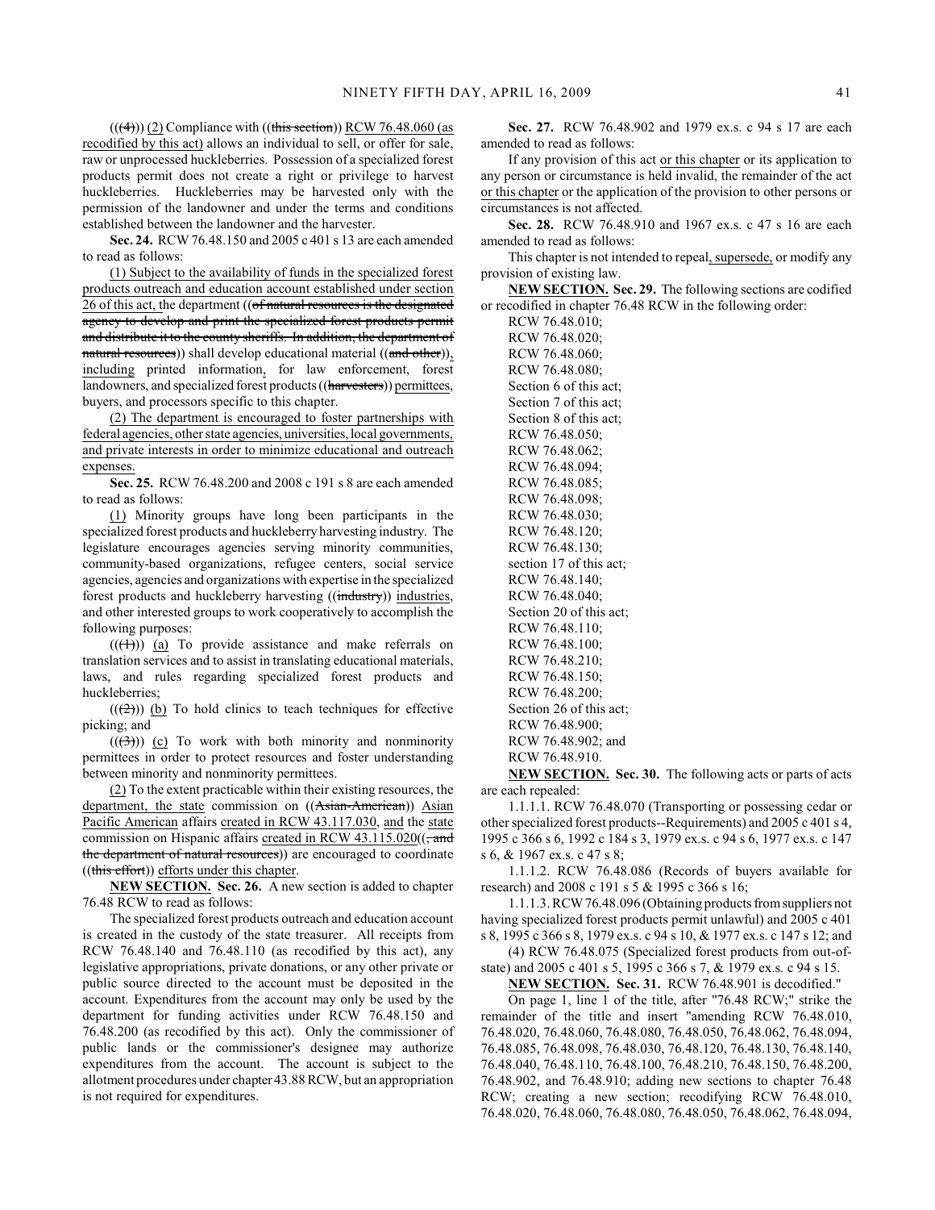(((4))) (2) Compliance with ((this section)) RCW 76.48.060 (as recodified by this act) allows an individual to sell, or offer for sale, raw or unprocessed huckleberries. Possession of a specialized forest products permit does not create a right or privilege to harvest huckleberries. Huckleberries may be harvested only with the permission of the landowner and under the terms and conditions established between the landowner and the harvester.

**Sec. 24.** RCW 76.48.150 and 2005 c 401 s 13 are each amended to read as follows:

(1) Subject to the availability of funds in the specialized forest products outreach and education account established under section 26 of this act, the department ((of natural resources is the designated agency to develop and print the specialized forest products permit and distribute it to the county sheriffs. In addition, the department of natural resources)) shall develop educational material ((and other)), including printed information, for law enforcement, forest landowners, and specialized forest products ((harvesters)) permittees, buyers, and processors specific to this chapter.

(2) The department is encouraged to foster partnerships with federal agencies, other state agencies, universities, local governments, and private interests in order to minimize educational and outreach expenses.

**Sec. 25.** RCW 76.48.200 and 2008 c 191 s 8 are each amended to read as follows:

(1) Minority groups have long been participants in the specialized forest products and huckleberry harvesting industry. The legislature encourages agencies serving minority communities, community-based organizations, refugee centers, social service agencies, agencies and organizations with expertise in the specialized forest products and huckleberry harvesting ((industry)) industries, and other interested groups to work cooperatively to accomplish the following purposes:

(((1))) (a) To provide assistance and make referrals on translation services and to assist in translating educational materials, laws, and rules regarding specialized forest products and huckleberries;

(((2))) (b) To hold clinics to teach techniques for effective picking; and

(((3))) (c) To work with both minority and nonminority permittees in order to protect resources and foster understanding between minority and nonminority permittees.

(2) To the extent practicable within their existing resources, the department, the state commission on ((Asian-American)) Asian Pacific American affairs created in RCW 43.117.030, and the state commission on Hispanic affairs created in RCW 43.115.020((, and the department of natural resources)) are encouraged to coordinate ((this effort)) efforts under this chapter.

**NEW SECTION. Sec. 26.** A new section is added to chapter 76.48 RCW to read as follows:

The specialized forest products outreach and education account is created in the custody of the state treasurer. All receipts from RCW 76.48.140 and 76.48.110 (as recodified by this act), any legislative appropriations, private donations, or any other private or public source directed to the account must be deposited in the account. Expenditures from the account may only be used by the department for funding activities under RCW 76.48.150 and 76.48.200 (as recodified by this act). Only the commissioner of public lands or the commissioner's designee may authorize expenditures from the account. The account is subject to the allotment procedures under chapter 43.88 RCW, but an appropriation is not required for expenditures.

**Sec. 27.** RCW 76.48.902 and 1979 ex.s. c 94 s 17 are each amended to read as follows:

If any provision of this act or this chapter or its application to any person or circumstance is held invalid, the remainder of the act or this chapter or the application of the provision to other persons or circumstances is not affected.

**Sec. 28.** RCW 76.48.910 and 1967 ex.s. c 47 s 16 are each amended to read as follows:

This chapter is not intended to repeal, supersede, or modify any provision of existing law.

**NEW SECTION. Sec. 29.** The following sections are codified or recodified in chapter 76.48 RCW in the following order:

RCW 76.48.010;
RCW 76.48.020;
RCW 76.48.060;
RCW 76.48.080;
Section 6 of this act;
Section 7 of this act;
Section 8 of this act;
RCW 76.48.050;
RCW 76.48.062;
RCW 76.48.094;
RCW 76.48.085;
RCW 76.48.098;
RCW 76.48.030;
RCW 76.48.120;
RCW 76.48.130;
section 17 of this act;
RCW 76.48.140;
RCW 76.48.040;
Section 20 of this act;
RCW 76.48.110;
RCW 76.48.100;
RCW 76.48.210;
RCW 76.48.150;
RCW 76.48.200;
Section 26 of this act;
RCW 76.48.900;
RCW 76.48.902; and
RCW 76.48.910.

**NEW SECTION. Sec. 30.** The following acts or parts of acts are each repealed:

1.1.1.1. RCW 76.48.070 (Transporting or possessing cedar or other specialized forest products--Requirements) and 2005 c 401 s 4, 1995 c 366 s 6, 1992 c 184 s 3, 1979 ex.s. c 94 s 6, 1977 ex.s. c 147 s 6, & 1967 ex.s. c 47 s 8;

1.1.1.2. RCW 76.48.086 (Records of buyers available for research) and 2008 c 191 s 5 & 1995 c 366 s 16;

1.1.1.3. RCW 76.48.096 (Obtaining products from suppliers not having specialized forest products permit unlawful) and 2005 c 401 s 8, 1995 c 366 s 8, 1979 ex.s. c 94 s 10, & 1977 ex.s. c 147 s 12; and

(4) RCW 76.48.075 (Specialized forest products from out-of-state) and 2005 c 401 s 5, 1995 c 366 s 7, & 1979 ex.s. c 94 s 15.

**NEW SECTION. Sec. 31.** RCW 76.48.901 is decodified."

On page 1, line 1 of the title, after "76.48 RCW;" strike the remainder of the title and insert "amending RCW 76.48.010, 76.48.020, 76.48.060, 76.48.080, 76.48.050, 76.48.062, 76.48.094, 76.48.085, 76.48.098, 76.48.030, 76.48.120, 76.48.130, 76.48.140, 76.48.040, 76.48.110, 76.48.100, 76.48.210, 76.48.150, 76.48.200, 76.48.902, and 76.48.910; adding new sections to chapter 76.48 RCW; creating a new section; recodifying RCW 76.48.010, 76.48.020, 76.48.060, 76.48.080, 76.48.050, 76.48.062, 76.48.094,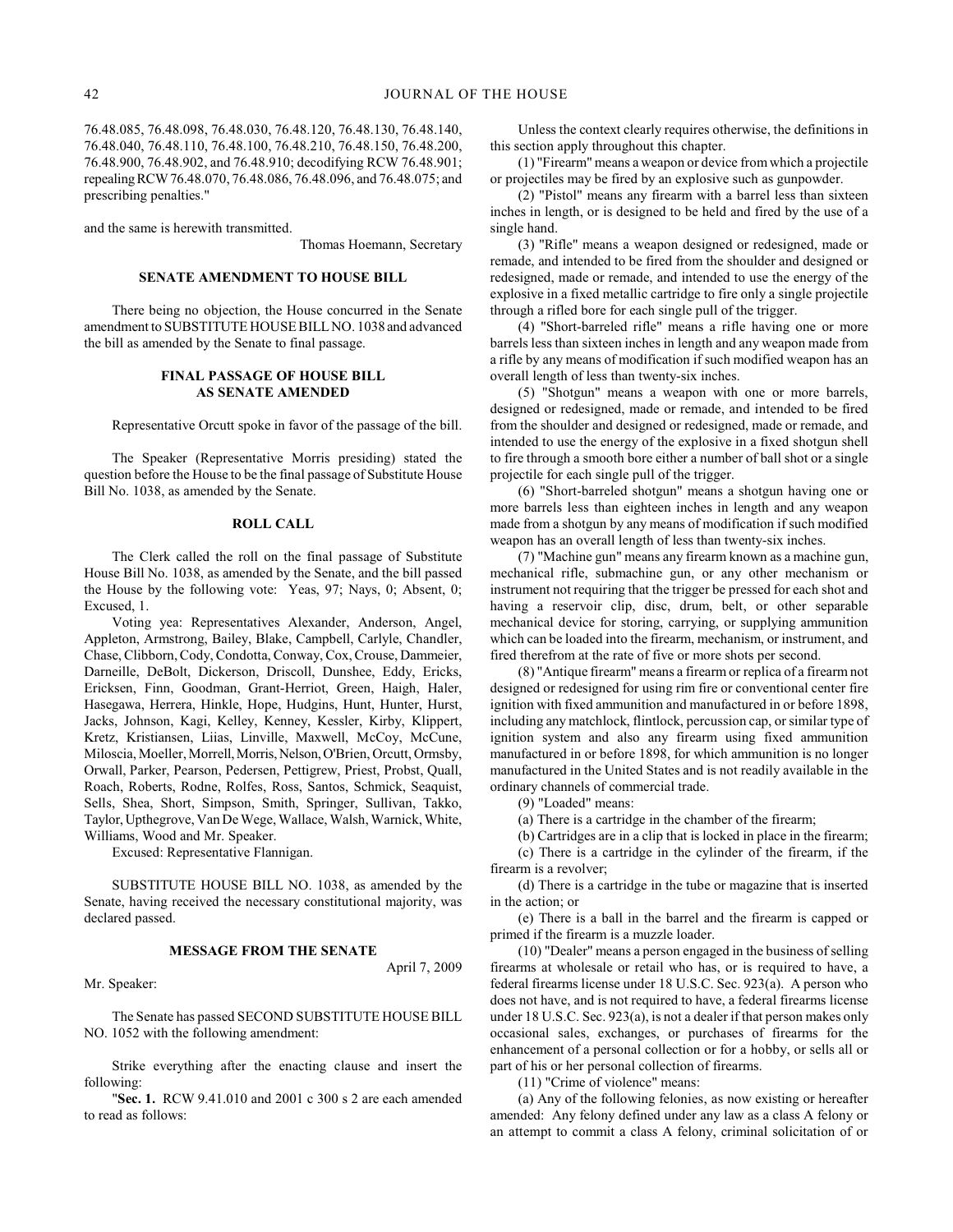76.48.085, 76.48.098, 76.48.030, 76.48.120, 76.48.130, 76.48.140, 76.48.040, 76.48.110, 76.48.100, 76.48.210, 76.48.150, 76.48.200, 76.48.900, 76.48.902, and 76.48.910; decodifying RCW 76.48.901; repealing RCW 76.48.070, 76.48.086, 76.48.096, and 76.48.075; and prescribing penalties."

and the same is herewith transmitted.

Thomas Hoemann, Secretary

### SENATE AMENDMENT TO HOUSE BILL

There being no objection, the House concurred in the Senate amendment to SUBSTITUTE HOUSE BILL NO. 1038 and advanced the bill as amended by the Senate to final passage.

### FINAL PASSAGE OF HOUSE BILL AS SENATE AMENDED

Representative Orcutt spoke in favor of the passage of the bill.

The Speaker (Representative Morris presiding) stated the question before the House to be the final passage of Substitute House Bill No. 1038, as amended by the Senate.

### ROLL CALL

The Clerk called the roll on the final passage of Substitute House Bill No. 1038, as amended by the Senate, and the bill passed the House by the following vote: Yeas, 97; Nays, 0; Absent, 0; Excused, 1.

Voting yea: Representatives Alexander, Anderson, Angel, Appleton, Armstrong, Bailey, Blake, Campbell, Carlyle, Chandler, Chase, Clibborn, Cody, Condotta, Conway, Cox, Crouse, Dammeier, Darneille, DeBolt, Dickerson, Driscoll, Dunshee, Eddy, Ericks, Ericksen, Finn, Goodman, Grant-Herriot, Green, Haigh, Haler, Hasegawa, Herrera, Hinkle, Hope, Hudgins, Hunt, Hunter, Hurst, Jacks, Johnson, Kagi, Kelley, Kenney, Kessler, Kirby, Klippert, Kretz, Kristiansen, Liias, Linville, Maxwell, McCoy, McCune, Miloscia, Moeller, Morrell, Morris, Nelson, O'Brien, Orcutt, Ormsby, Orwall, Parker, Pearson, Pedersen, Pettigrew, Priest, Probst, Quall, Roach, Roberts, Rodne, Rolfes, Ross, Santos, Schmick, Seaquist, Sells, Shea, Short, Simpson, Smith, Springer, Sullivan, Takko, Taylor, Upthegrove, Van De Wege, Wallace, Walsh, Warnick, White, Williams, Wood and Mr. Speaker.

Excused: Representative Flannigan.

SUBSTITUTE HOUSE BILL NO. 1038, as amended by the Senate, having received the necessary constitutional majority, was declared passed.

### MESSAGE FROM THE SENATE

April 7, 2009

Mr. Speaker:

The Senate has passed SECOND SUBSTITUTE HOUSE BILL NO. 1052 with the following amendment:

Strike everything after the enacting clause and insert the following:

"**Sec. 1.** RCW 9.41.010 and 2001 c 300 s 2 are each amended to read as follows:

Unless the context clearly requires otherwise, the definitions in this section apply throughout this chapter.

(1) "Firearm" means a weapon or device from which a projectile or projectiles may be fired by an explosive such as gunpowder.

(2) "Pistol" means any firearm with a barrel less than sixteen inches in length, or is designed to be held and fired by the use of a single hand.

(3) "Rifle" means a weapon designed or redesigned, made or remade, and intended to be fired from the shoulder and designed or redesigned, made or remade, and intended to use the energy of the explosive in a fixed metallic cartridge to fire only a single projectile through a rifled bore for each single pull of the trigger.

(4) "Short-barreled rifle" means a rifle having one or more barrels less than sixteen inches in length and any weapon made from a rifle by any means of modification if such modified weapon has an overall length of less than twenty-six inches.

(5) "Shotgun" means a weapon with one or more barrels, designed or redesigned, made or remade, and intended to be fired from the shoulder and designed or redesigned, made or remade, and intended to use the energy of the explosive in a fixed shotgun shell to fire through a smooth bore either a number of ball shot or a single projectile for each single pull of the trigger.

(6) "Short-barreled shotgun" means a shotgun having one or more barrels less than eighteen inches in length and any weapon made from a shotgun by any means of modification if such modified weapon has an overall length of less than twenty-six inches.

(7) "Machine gun" means any firearm known as a machine gun, mechanical rifle, submachine gun, or any other mechanism or instrument not requiring that the trigger be pressed for each shot and having a reservoir clip, disc, drum, belt, or other separable mechanical device for storing, carrying, or supplying ammunition which can be loaded into the firearm, mechanism, or instrument, and fired therefrom at the rate of five or more shots per second.

(8) "Antique firearm" means a firearm or replica of a firearm not designed or redesigned for using rim fire or conventional center fire ignition with fixed ammunition and manufactured in or before 1898, including any matchlock, flintlock, percussion cap, or similar type of ignition system and also any firearm using fixed ammunition manufactured in or before 1898, for which ammunition is no longer manufactured in the United States and is not readily available in the ordinary channels of commercial trade.

(9) "Loaded" means:

(a) There is a cartridge in the chamber of the firearm;

(b) Cartridges are in a clip that is locked in place in the firearm;

(c) There is a cartridge in the cylinder of the firearm, if the firearm is a revolver;

(d) There is a cartridge in the tube or magazine that is inserted in the action; or

(e) There is a ball in the barrel and the firearm is capped or primed if the firearm is a muzzle loader.

(10) "Dealer" means a person engaged in the business of selling firearms at wholesale or retail who has, or is required to have, a federal firearms license under 18 U.S.C. Sec. 923(a). A person who does not have, and is not required to have, a federal firearms license under 18 U.S.C. Sec. 923(a), is not a dealer if that person makes only occasional sales, exchanges, or purchases of firearms for the enhancement of a personal collection or for a hobby, or sells all or part of his or her personal collection of firearms.

(11) "Crime of violence" means:

(a) Any of the following felonies, as now existing or hereafter amended: Any felony defined under any law as a class A felony or an attempt to commit a class A felony, criminal solicitation of or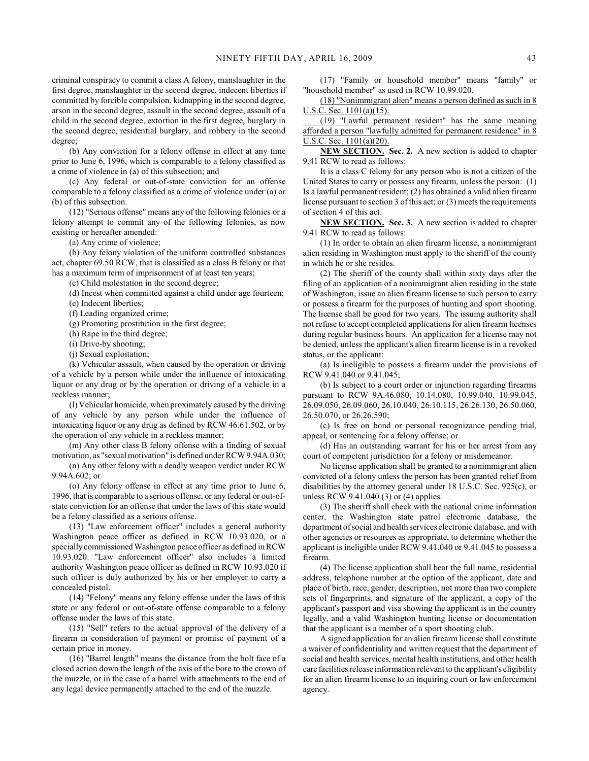criminal conspiracy to commit a class A felony, manslaughter in the first degree, manslaughter in the second degree, indecent liberties if committed by forcible compulsion, kidnapping in the second degree, arson in the second degree, assault in the second degree, assault of a child in the second degree, extortion in the first degree, burglary in the second degree, residential burglary, and robbery in the second degree;

(b) Any conviction for a felony offense in effect at any time prior to June 6, 1996, which is comparable to a felony classified as a crime of violence in (a) of this subsection; and

(c) Any federal or out-of-state conviction for an offense comparable to a felony classified as a crime of violence under (a) or (b) of this subsection.

(12) "Serious offense" means any of the following felonies or a felony attempt to commit any of the following felonies, as now existing or hereafter amended:

(a) Any crime of violence;

(b) Any felony violation of the uniform controlled substances act, chapter 69.50 RCW, that is classified as a class B felony or that has a maximum term of imprisonment of at least ten years;

(c) Child molestation in the second degree;

(d) Incest when committed against a child under age fourteen;

(e) Indecent liberties;

(f) Leading organized crime;

(g) Promoting prostitution in the first degree;

(h) Rape in the third degree;

(i) Drive-by shooting;

(j) Sexual exploitation;

(k) Vehicular assault, when caused by the operation or driving of a vehicle by a person while under the influence of intoxicating liquor or any drug or by the operation or driving of a vehicle in a reckless manner;

(l) Vehicular homicide, when proximately caused by the driving of any vehicle by any person while under the influence of intoxicating liquor or any drug as defined by RCW 46.61.502, or by the operation of any vehicle in a reckless manner;

(m) Any other class B felony offense with a finding of sexual motivation, as "sexual motivation" is defined under RCW 9.94A.030;

(n) Any other felony with a deadly weapon verdict under RCW 9.94A.602; or

(o) Any felony offense in effect at any time prior to June 6, 1996, that is comparable to a serious offense, or any federal or out-of-state conviction for an offense that under the laws of this state would be a felony classified as a serious offense.

(13) "Law enforcement officer" includes a general authority Washington peace officer as defined in RCW 10.93.020, or a specially commissioned Washington peace officer as defined in RCW 10.93.020. "Law enforcement officer" also includes a limited authority Washington peace officer as defined in RCW 10.93.020 if such officer is duly authorized by his or her employer to carry a concealed pistol.

(14) "Felony" means any felony offense under the laws of this state or any federal or out-of-state offense comparable to a felony offense under the laws of this state.

(15) "Sell" refers to the actual approval of the delivery of a firearm in consideration of payment or promise of payment of a certain price in money.

(16) "Barrel length" means the distance from the bolt face of a closed action down the length of the axis of the bore to the crown of the muzzle, or in the case of a barrel with attachments to the end of any legal device permanently attached to the end of the muzzle.

(17) "Family or household member" means "family" or "household member" as used in RCW 10.99.020.

<u>(18) "Nonimmigrant alien" means a person defined as such in 8 U.S.C. Sec. 1101(a)(15).</u>

<u>(19) "Lawful permanent resident" has the same meaning afforded a person "lawfully admitted for permanent residence" in 8 U.S.C. Sec. 1101(a)(20).</u>

**NEW SECTION. Sec. 2.** A new section is added to chapter 9.41 RCW to read as follows:

It is a class C felony for any person who is not a citizen of the United States to carry or possess any firearm, unless the person: (1) Is a lawful permanent resident; (2) has obtained a valid alien firearm license pursuant to section 3 of this act; or (3) meets the requirements of section 4 of this act.

**NEW SECTION. Sec. 3.** A new section is added to chapter 9.41 RCW to read as follows:

(1) In order to obtain an alien firearm license, a nonimmigrant alien residing in Washington must apply to the sheriff of the county in which he or she resides.

(2) The sheriff of the county shall within sixty days after the filing of an application of a nonimmigrant alien residing in the state of Washington, issue an alien firearm license to such person to carry or possess a firearm for the purposes of hunting and sport shooting. The license shall be good for two years. The issuing authority shall not refuse to accept completed applications for alien firearm licenses during regular business hours. An application for a license may not be denied, unless the applicant's alien firearm license is in a revoked status, or the applicant:

(a) Is ineligible to possess a firearm under the provisions of RCW 9.41.040 or 9.41.045;

(b) Is subject to a court order or injunction regarding firearms pursuant to RCW 9A.46.080, 10.14.080, 10.99.040, 10.99.045, 26.09.050, 26.09.060, 26.10.040, 26.10.115, 26.26.130, 26.50.060, 26.50.070, or 26.26.590;

(c) Is free on bond or personal recognizance pending trial, appeal, or sentencing for a felony offense; or

(d) Has an outstanding warrant for his or her arrest from any court of competent jurisdiction for a felony or misdemeanor.

No license application shall be granted to a nonimmigrant alien convicted of a felony unless the person has been granted relief from disabilities by the attorney general under 18 U.S.C. Sec. 925(c), or unless RCW 9.41.040 (3) or (4) applies.

(3) The sheriff shall check with the national crime information center, the Washington state patrol electronic database, the department of social and health services electronic database, and with other agencies or resources as appropriate, to determine whether the applicant is ineligible under RCW 9.41.040 or 9.41.045 to possess a firearm.

(4) The license application shall bear the full name, residential address, telephone number at the option of the applicant, date and place of birth, race, gender, description, not more than two complete sets of fingerprints, and signature of the applicant, a copy of the applicant's passport and visa showing the applicant is in the country legally, and a valid Washington hunting license or documentation that the applicant is a member of a sport shooting club.

A signed application for an alien firearm license shall constitute a waiver of confidentiality and written request that the department of social and health services, mental health institutions, and other health care facilities release information relevant to the applicant's eligibility for an alien firearm license to an inquiring court or law enforcement agency.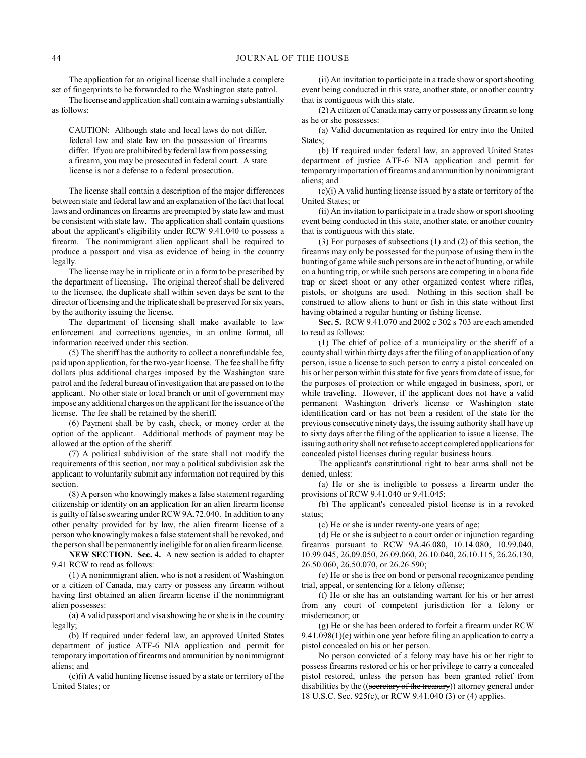The application for an original license shall include a complete set of fingerprints to be forwarded to the Washington state patrol.

The license and application shall contain a warning substantially as follows:

> CAUTION: Although state and local laws do not differ, federal law and state law on the possession of firearms differ. If you are prohibited by federal law from possessing a firearm, you may be prosecuted in federal court. A state license is not a defense to a federal prosecution.

The license shall contain a description of the major differences between state and federal law and an explanation of the fact that local laws and ordinances on firearms are preempted by state law and must be consistent with state law. The application shall contain questions about the applicant's eligibility under RCW 9.41.040 to possess a firearm. The nonimmigrant alien applicant shall be required to produce a passport and visa as evidence of being in the country legally.

The license may be in triplicate or in a form to be prescribed by the department of licensing. The original thereof shall be delivered to the licensee, the duplicate shall within seven days be sent to the director of licensing and the triplicate shall be preserved for six years, by the authority issuing the license.

The department of licensing shall make available to law enforcement and corrections agencies, in an online format, all information received under this section.

(5) The sheriff has the authority to collect a nonrefundable fee, paid upon application, for the two-year license. The fee shall be fifty dollars plus additional charges imposed by the Washington state patrol and the federal bureau of investigation that are passed on to the applicant. No other state or local branch or unit of government may impose any additional charges on the applicant for the issuance of the license. The fee shall be retained by the sheriff.

(6) Payment shall be by cash, check, or money order at the option of the applicant. Additional methods of payment may be allowed at the option of the sheriff.

(7) A political subdivision of the state shall not modify the requirements of this section, nor may a political subdivision ask the applicant to voluntarily submit any information not required by this section.

(8) A person who knowingly makes a false statement regarding citizenship or identity on an application for an alien firearm license is guilty of false swearing under RCW 9A.72.040. In addition to any other penalty provided for by law, the alien firearm license of a person who knowingly makes a false statement shall be revoked, and the person shall be permanently ineligible for an alien firearm license.

<u>**NEW SECTION.**</u> **Sec. 4.** A new section is added to chapter 9.41 RCW to read as follows:

(1) A nonimmigrant alien, who is not a resident of Washington or a citizen of Canada, may carry or possess any firearm without having first obtained an alien firearm license if the nonimmigrant alien possesses:

(a) A valid passport and visa showing he or she is in the country legally;

(b) If required under federal law, an approved United States department of justice ATF-6 NIA application and permit for temporary importation of firearms and ammunition by nonimmigrant aliens; and

(c)(i) A valid hunting license issued by a state or territory of the United States; or

(ii) An invitation to participate in a trade show or sport shooting event being conducted in this state, another state, or another country that is contiguous with this state.

(2) A citizen of Canada may carry or possess any firearm so long as he or she possesses:

(a) Valid documentation as required for entry into the United States;

(b) If required under federal law, an approved United States department of justice ATF-6 NIA application and permit for temporary importation of firearms and ammunition by nonimmigrant aliens; and

(c)(i) A valid hunting license issued by a state or territory of the United States; or

(ii) An invitation to participate in a trade show or sport shooting event being conducted in this state, another state, or another country that is contiguous with this state.

(3) For purposes of subsections (1) and (2) of this section, the firearms may only be possessed for the purpose of using them in the hunting of game while such persons are in the act of hunting, or while on a hunting trip, or while such persons are competing in a bona fide trap or skeet shoot or any other organized contest where rifles, pistols, or shotguns are used. Nothing in this section shall be construed to allow aliens to hunt or fish in this state without first having obtained a regular hunting or fishing license.

**Sec. 5.** RCW 9.41.070 and 2002 c 302 s 703 are each amended to read as follows:

(1) The chief of police of a municipality or the sheriff of a county shall within thirty days after the filing of an application of any person, issue a license to such person to carry a pistol concealed on his or her person within this state for five years from date of issue, for the purposes of protection or while engaged in business, sport, or while traveling. However, if the applicant does not have a valid permanent Washington driver's license or Washington state identification card or has not been a resident of the state for the previous consecutive ninety days, the issuing authority shall have up to sixty days after the filing of the application to issue a license. The issuing authority shall not refuse to accept completed applications for concealed pistol licenses during regular business hours.

The applicant's constitutional right to bear arms shall not be denied, unless:

(a) He or she is ineligible to possess a firearm under the provisions of RCW 9.41.040 or 9.41.045;

(b) The applicant's concealed pistol license is in a revoked status;

(c) He or she is under twenty-one years of age;

(d) He or she is subject to a court order or injunction regarding firearms pursuant to RCW 9A.46.080, 10.14.080, 10.99.040, 10.99.045, 26.09.050, 26.09.060, 26.10.040, 26.10.115, 26.26.130, 26.50.060, 26.50.070, or 26.26.590;

(e) He or she is free on bond or personal recognizance pending trial, appeal, or sentencing for a felony offense;

(f) He or she has an outstanding warrant for his or her arrest from any court of competent jurisdiction for a felony or misdemeanor; or

(g) He or she has been ordered to forfeit a firearm under RCW 9.41.098(1)(e) within one year before filing an application to carry a pistol concealed on his or her person.

No person convicted of a felony may have his or her right to possess firearms restored or his or her privilege to carry a concealed pistol restored, unless the person has been granted relief from disabilities by the ((~~secretary of the treasury~~)) <u>attorney general</u> under 18 U.S.C. Sec. 925(c), or RCW 9.41.040 (3) or (4) applies.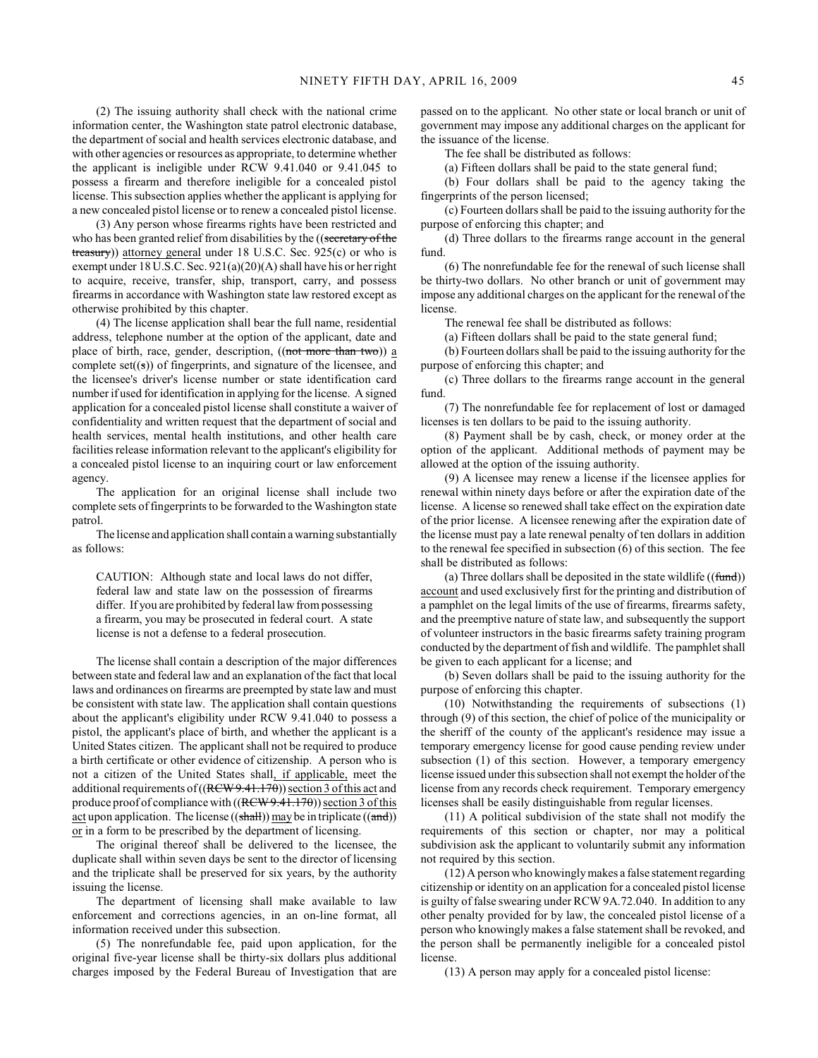(2) The issuing authority shall check with the national crime information center, the Washington state patrol electronic database, the department of social and health services electronic database, and with other agencies or resources as appropriate, to determine whether the applicant is ineligible under RCW 9.41.040 or 9.41.045 to possess a firearm and therefore ineligible for a concealed pistol license. This subsection applies whether the applicant is applying for a new concealed pistol license or to renew a concealed pistol license.

(3) Any person whose firearms rights have been restricted and who has been granted relief from disabilities by the ((~~secretary of the treasury~~)) attorney general under 18 U.S.C. Sec. 925(c) or who is exempt under 18 U.S.C. Sec. 921(a)(20)(A) shall have his or her right to acquire, receive, transfer, ship, transport, carry, and possess firearms in accordance with Washington state law restored except as otherwise prohibited by this chapter.

(4) The license application shall bear the full name, residential address, telephone number at the option of the applicant, date and place of birth, race, gender, description, ((~~not more than two~~)) a complete set((~~s~~)) of fingerprints, and signature of the licensee, and the licensee's driver's license number or state identification card number if used for identification in applying for the license. A signed application for a concealed pistol license shall constitute a waiver of confidentiality and written request that the department of social and health services, mental health institutions, and other health care facilities release information relevant to the applicant's eligibility for a concealed pistol license to an inquiring court or law enforcement agency.

The application for an original license shall include two complete sets of fingerprints to be forwarded to the Washington state patrol.

The license and application shall contain a warning substantially as follows:

> CAUTION: Although state and local laws do not differ, federal law and state law on the possession of firearms differ. If you are prohibited by federal law from possessing a firearm, you may be prosecuted in federal court. A state license is not a defense to a federal prosecution.

The license shall contain a description of the major differences between state and federal law and an explanation of the fact that local laws and ordinances on firearms are preempted by state law and must be consistent with state law. The application shall contain questions about the applicant's eligibility under RCW 9.41.040 to possess a pistol, the applicant's place of birth, and whether the applicant is a United States citizen. The applicant shall not be required to produce a birth certificate or other evidence of citizenship. A person who is not a citizen of the United States shall, if applicable, meet the additional requirements of ((~~RCW 9.41.170~~)) section 3 of this act and produce proof of compliance with ((~~RCW 9.41.170~~)) section 3 of this act upon application. The license ((~~shall~~)) may be in triplicate ((~~and~~)) or in a form to be prescribed by the department of licensing.

The original thereof shall be delivered to the licensee, the duplicate shall within seven days be sent to the director of licensing and the triplicate shall be preserved for six years, by the authority issuing the license.

The department of licensing shall make available to law enforcement and corrections agencies, in an on-line format, all information received under this subsection.

(5) The nonrefundable fee, paid upon application, for the original five-year license shall be thirty-six dollars plus additional charges imposed by the Federal Bureau of Investigation that are passed on to the applicant. No other state or local branch or unit of government may impose any additional charges on the applicant for the issuance of the license.

The fee shall be distributed as follows:

(a) Fifteen dollars shall be paid to the state general fund;

(b) Four dollars shall be paid to the agency taking the fingerprints of the person licensed;

(c) Fourteen dollars shall be paid to the issuing authority for the purpose of enforcing this chapter; and

(d) Three dollars to the firearms range account in the general fund.

(6) The nonrefundable fee for the renewal of such license shall be thirty-two dollars. No other branch or unit of government may impose any additional charges on the applicant for the renewal of the license.

The renewal fee shall be distributed as follows:

(a) Fifteen dollars shall be paid to the state general fund;

(b) Fourteen dollars shall be paid to the issuing authority for the purpose of enforcing this chapter; and

(c) Three dollars to the firearms range account in the general fund.

(7) The nonrefundable fee for replacement of lost or damaged licenses is ten dollars to be paid to the issuing authority.

(8) Payment shall be by cash, check, or money order at the option of the applicant. Additional methods of payment may be allowed at the option of the issuing authority.

(9) A licensee may renew a license if the licensee applies for renewal within ninety days before or after the expiration date of the license. A license so renewed shall take effect on the expiration date of the prior license. A licensee renewing after the expiration date of the license must pay a late renewal penalty of ten dollars in addition to the renewal fee specified in subsection (6) of this section. The fee shall be distributed as follows:

(a) Three dollars shall be deposited in the state wildlife ((~~fund~~)) account and used exclusively first for the printing and distribution of a pamphlet on the legal limits of the use of firearms, firearms safety, and the preemptive nature of state law, and subsequently the support of volunteer instructors in the basic firearms safety training program conducted by the department of fish and wildlife. The pamphlet shall be given to each applicant for a license; and

(b) Seven dollars shall be paid to the issuing authority for the purpose of enforcing this chapter.

(10) Notwithstanding the requirements of subsections (1) through (9) of this section, the chief of police of the municipality or the sheriff of the county of the applicant's residence may issue a temporary emergency license for good cause pending review under subsection (1) of this section. However, a temporary emergency license issued under this subsection shall not exempt the holder of the license from any records check requirement. Temporary emergency licenses shall be easily distinguishable from regular licenses.

(11) A political subdivision of the state shall not modify the requirements of this section or chapter, nor may a political subdivision ask the applicant to voluntarily submit any information not required by this section.

(12) A person who knowingly makes a false statement regarding citizenship or identity on an application for a concealed pistol license is guilty of false swearing under RCW 9A.72.040. In addition to any other penalty provided for by law, the concealed pistol license of a person who knowingly makes a false statement shall be revoked, and the person shall be permanently ineligible for a concealed pistol license.

(13) A person may apply for a concealed pistol license: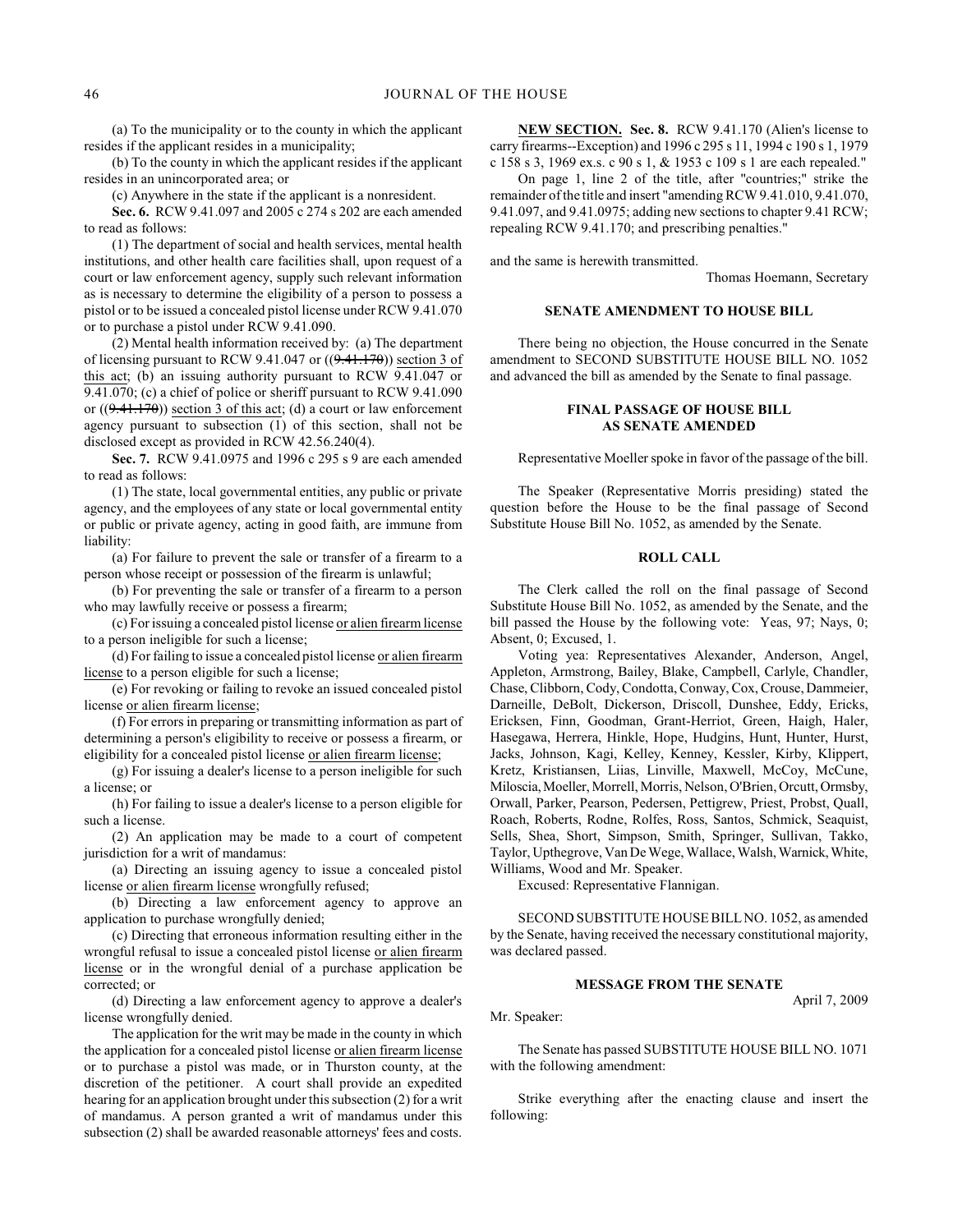(a) To the municipality or to the county in which the applicant resides if the applicant resides in a municipality;

(b) To the county in which the applicant resides if the applicant resides in an unincorporated area; or

(c) Anywhere in the state if the applicant is a nonresident.

**Sec. 6.** RCW 9.41.097 and 2005 c 274 s 202 are each amended to read as follows:

(1) The department of social and health services, mental health institutions, and other health care facilities shall, upon request of a court or law enforcement agency, supply such relevant information as is necessary to determine the eligibility of a person to possess a pistol or to be issued a concealed pistol license under RCW 9.41.070 or to purchase a pistol under RCW 9.41.090.

(2) Mental health information received by: (a) The department of licensing pursuant to RCW 9.41.047 or ((~~9.41.170~~)) section 3 of this act; (b) an issuing authority pursuant to RCW 9.41.047 or 9.41.070; (c) a chief of police or sheriff pursuant to RCW 9.41.090 or ((~~9.41.170~~)) section 3 of this act; (d) a court or law enforcement agency pursuant to subsection (1) of this section, shall not be disclosed except as provided in RCW 42.56.240(4).

**Sec. 7.** RCW 9.41.0975 and 1996 c 295 s 9 are each amended to read as follows:

(1) The state, local governmental entities, any public or private agency, and the employees of any state or local governmental entity or public or private agency, acting in good faith, are immune from liability:

(a) For failure to prevent the sale or transfer of a firearm to a person whose receipt or possession of the firearm is unlawful;

(b) For preventing the sale or transfer of a firearm to a person who may lawfully receive or possess a firearm;

(c) For issuing a concealed pistol license or alien firearm license to a person ineligible for such a license;

(d) For failing to issue a concealed pistol license or alien firearm license to a person eligible for such a license;

(e) For revoking or failing to revoke an issued concealed pistol license or alien firearm license;

(f) For errors in preparing or transmitting information as part of determining a person's eligibility to receive or possess a firearm, or eligibility for a concealed pistol license or alien firearm license;

(g) For issuing a dealer's license to a person ineligible for such a license; or

(h) For failing to issue a dealer's license to a person eligible for such a license.

(2) An application may be made to a court of competent jurisdiction for a writ of mandamus:

(a) Directing an issuing agency to issue a concealed pistol license or alien firearm license wrongfully refused;

(b) Directing a law enforcement agency to approve an application to purchase wrongfully denied;

(c) Directing that erroneous information resulting either in the wrongful refusal to issue a concealed pistol license or alien firearm license or in the wrongful denial of a purchase application be corrected; or

(d) Directing a law enforcement agency to approve a dealer's license wrongfully denied.

The application for the writ may be made in the county in which the application for a concealed pistol license or alien firearm license or to purchase a pistol was made, or in Thurston county, at the discretion of the petitioner. A court shall provide an expedited hearing for an application brought under this subsection (2) for a writ of mandamus. A person granted a writ of mandamus under this subsection (2) shall be awarded reasonable attorneys' fees and costs.

NEW SECTION. **Sec. 8.** RCW 9.41.170 (Alien's license to carry firearms--Exception) and 1996 c 295 s 11, 1994 c 190 s 1, 1979 c 158 s 3, 1969 ex.s. c 90 s 1, & 1953 c 109 s 1 are each repealed."

On page 1, line 2 of the title, after "countries;" strike the remainder of the title and insert "amending RCW 9.41.010, 9.41.070, 9.41.097, and 9.41.0975; adding new sections to chapter 9.41 RCW; repealing RCW 9.41.170; and prescribing penalties."

and the same is herewith transmitted.

Thomas Hoemann, Secretary

### SENATE AMENDMENT TO HOUSE BILL

There being no objection, the House concurred in the Senate amendment to SECOND SUBSTITUTE HOUSE BILL NO. 1052 and advanced the bill as amended by the Senate to final passage.

### FINAL PASSAGE OF HOUSE BILL AS SENATE AMENDED

Representative Moeller spoke in favor of the passage of the bill.

The Speaker (Representative Morris presiding) stated the question before the House to be the final passage of Second Substitute House Bill No. 1052, as amended by the Senate.

### ROLL CALL

The Clerk called the roll on the final passage of Second Substitute House Bill No. 1052, as amended by the Senate, and the bill passed the House by the following vote: Yeas, 97; Nays, 0; Absent, 0; Excused, 1.

Voting yea: Representatives Alexander, Anderson, Angel, Appleton, Armstrong, Bailey, Blake, Campbell, Carlyle, Chandler, Chase, Clibborn, Cody, Condotta, Conway, Cox, Crouse, Dammeier, Darneille, DeBolt, Dickerson, Driscoll, Dunshee, Eddy, Ericks, Ericksen, Finn, Goodman, Grant-Herriot, Green, Haigh, Haler, Hasegawa, Herrera, Hinkle, Hope, Hudgins, Hunt, Hunter, Hurst, Jacks, Johnson, Kagi, Kelley, Kenney, Kessler, Kirby, Klippert, Kretz, Kristiansen, Liias, Linville, Maxwell, McCoy, McCune, Miloscia, Moeller, Morrell, Morris, Nelson, O'Brien, Orcutt, Ormsby, Orwall, Parker, Pearson, Pedersen, Pettigrew, Priest, Probst, Quall, Roach, Roberts, Rodne, Rolfes, Ross, Santos, Schmick, Seaquist, Sells, Shea, Short, Simpson, Smith, Springer, Sullivan, Takko, Taylor, Upthegrove, Van De Wege, Wallace, Walsh, Warnick, White, Williams, Wood and Mr. Speaker.

Excused: Representative Flannigan.

SECOND SUBSTITUTE HOUSE BILL NO. 1052, as amended by the Senate, having received the necessary constitutional majority, was declared passed.

### MESSAGE FROM THE SENATE

April 7, 2009

Mr. Speaker:

The Senate has passed SUBSTITUTE HOUSE BILL NO. 1071 with the following amendment:

Strike everything after the enacting clause and insert the following: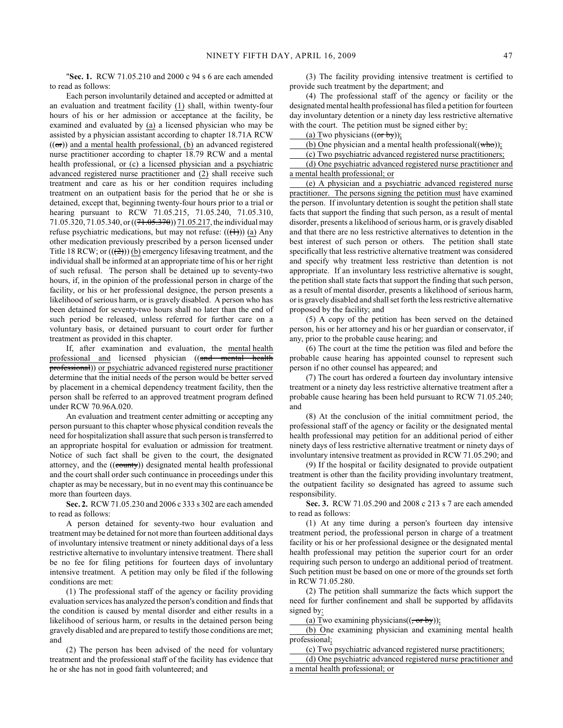"**Sec. 1.** RCW 71.05.210 and 2000 c 94 s 6 are each amended to read as follows:

Each person involuntarily detained and accepted or admitted at an evaluation and treatment facility (1) shall, within twenty-four hours of his or her admission or acceptance at the facility, be examined and evaluated by (a) a licensed physician who may be assisted by a physician assistant according to chapter 18.71A RCW ((or)) and a mental health professional, (b) an advanced registered nurse practitioner according to chapter 18.79 RCW and a mental health professional, or (c) a licensed physician and a psychiatric advanced registered nurse practitioner and (2) shall receive such treatment and care as his or her condition requires including treatment on an outpatient basis for the period that he or she is detained, except that, beginning twenty-four hours prior to a trial or hearing pursuant to RCW 71.05.215, 71.05.240, 71.05.310, 71.05.320, 71.05.340, or ((71.05.370)) 71.05.217, the individual may refuse psychiatric medications, but may not refuse: (((1))) (a) Any other medication previously prescribed by a person licensed under Title 18 RCW; or (((2))) (b) emergency lifesaving treatment, and the individual shall be informed at an appropriate time of his or her right of such refusal. The person shall be detained up to seventy-two hours, if, in the opinion of the professional person in charge of the facility, or his or her professional designee, the person presents a likelihood of serious harm, or is gravely disabled. A person who has been detained for seventy-two hours shall no later than the end of such period be released, unless referred for further care on a voluntary basis, or detained pursuant to court order for further treatment as provided in this chapter.

If, after examination and evaluation, the mental health professional and licensed physician ((and mental health professional)) or psychiatric advanced registered nurse practitioner determine that the initial needs of the person would be better served by placement in a chemical dependency treatment facility, then the person shall be referred to an approved treatment program defined under RCW 70.96A.020.

An evaluation and treatment center admitting or accepting any person pursuant to this chapter whose physical condition reveals the need for hospitalization shall assure that such person is transferred to an appropriate hospital for evaluation or admission for treatment. Notice of such fact shall be given to the court, the designated attorney, and the ((county)) designated mental health professional and the court shall order such continuance in proceedings under this chapter as may be necessary, but in no event may this continuance be more than fourteen days.

**Sec. 2.** RCW 71.05.230 and 2006 c 333 s 302 are each amended to read as follows:

A person detained for seventy-two hour evaluation and treatment may be detained for not more than fourteen additional days of involuntary intensive treatment or ninety additional days of a less restrictive alternative to involuntary intensive treatment. There shall be no fee for filing petitions for fourteen days of involuntary intensive treatment. A petition may only be filed if the following conditions are met:

(1) The professional staff of the agency or facility providing evaluation services has analyzed the person's condition and finds that the condition is caused by mental disorder and either results in a likelihood of serious harm, or results in the detained person being gravely disabled and are prepared to testify those conditions are met; and

(2) The person has been advised of the need for voluntary treatment and the professional staff of the facility has evidence that he or she has not in good faith volunteered; and

(3) The facility providing intensive treatment is certified to provide such treatment by the department; and

(4) The professional staff of the agency or facility or the designated mental health professional has filed a petition for fourteen day involuntary detention or a ninety day less restrictive alternative with the court. The petition must be signed either by:

(a) Two physicians ((or by));

(b) One physician and a mental health professional((who));

(c) Two psychiatric advanced registered nurse practitioners;

(d) One psychiatric advanced registered nurse practitioner and a mental health professional; or

(e) A physician and a psychiatric advanced registered nurse practitioner. The persons signing the petition must have examined the person. If involuntary detention is sought the petition shall state facts that support the finding that such person, as a result of mental disorder, presents a likelihood of serious harm, or is gravely disabled and that there are no less restrictive alternatives to detention in the best interest of such person or others. The petition shall state specifically that less restrictive alternative treatment was considered and specify why treatment less restrictive than detention is not appropriate. If an involuntary less restrictive alternative is sought, the petition shall state facts that support the finding that such person, as a result of mental disorder, presents a likelihood of serious harm, or is gravely disabled and shall set forth the less restrictive alternative proposed by the facility; and

(5) A copy of the petition has been served on the detained person, his or her attorney and his or her guardian or conservator, if any, prior to the probable cause hearing; and

(6) The court at the time the petition was filed and before the probable cause hearing has appointed counsel to represent such person if no other counsel has appeared; and

(7) The court has ordered a fourteen day involuntary intensive treatment or a ninety day less restrictive alternative treatment after a probable cause hearing has been held pursuant to RCW 71.05.240; and

(8) At the conclusion of the initial commitment period, the professional staff of the agency or facility or the designated mental health professional may petition for an additional period of either ninety days of less restrictive alternative treatment or ninety days of involuntary intensive treatment as provided in RCW 71.05.290; and

(9) If the hospital or facility designated to provide outpatient treatment is other than the facility providing involuntary treatment, the outpatient facility so designated has agreed to assume such responsibility.

**Sec. 3.** RCW 71.05.290 and 2008 c 213 s 7 are each amended to read as follows:

(1) At any time during a person's fourteen day intensive treatment period, the professional person in charge of a treatment facility or his or her professional designee or the designated mental health professional may petition the superior court for an order requiring such person to undergo an additional period of treatment. Such petition must be based on one or more of the grounds set forth in RCW 71.05.280.

(2) The petition shall summarize the facts which support the need for further confinement and shall be supported by affidavits signed by:

(a) Two examining physicians((, or by));

(b) One examining physician and examining mental health professional;

(c) Two psychiatric advanced registered nurse practitioners;

(d) One psychiatric advanced registered nurse practitioner and a mental health professional; or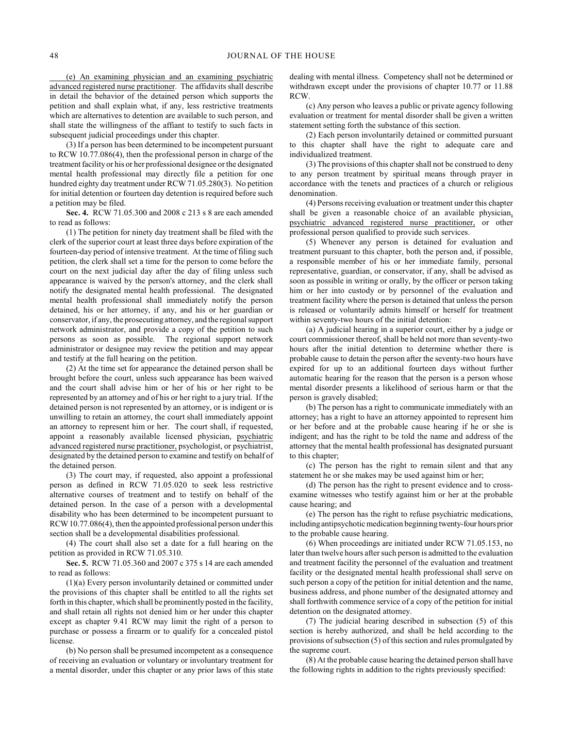(e) An examining physician and an examining psychiatric advanced registered nurse practitioner. The affidavits shall describe in detail the behavior of the detained person which supports the petition and shall explain what, if any, less restrictive treatments which are alternatives to detention are available to such person, and shall state the willingness of the affiant to testify to such facts in subsequent judicial proceedings under this chapter.

(3) If a person has been determined to be incompetent pursuant to RCW 10.77.086(4), then the professional person in charge of the treatment facility or his or her professional designee or the designated mental health professional may directly file a petition for one hundred eighty day treatment under RCW 71.05.280(3). No petition for initial detention or fourteen day detention is required before such a petition may be filed.

**Sec. 4.** RCW 71.05.300 and 2008 c 213 s 8 are each amended to read as follows:

(1) The petition for ninety day treatment shall be filed with the clerk of the superior court at least three days before expiration of the fourteen-day period of intensive treatment. At the time of filing such petition, the clerk shall set a time for the person to come before the court on the next judicial day after the day of filing unless such appearance is waived by the person's attorney, and the clerk shall notify the designated mental health professional. The designated mental health professional shall immediately notify the person detained, his or her attorney, if any, and his or her guardian or conservator, if any, the prosecuting attorney, and the regional support network administrator, and provide a copy of the petition to such persons as soon as possible. The regional support network administrator or designee may review the petition and may appear and testify at the full hearing on the petition.

(2) At the time set for appearance the detained person shall be brought before the court, unless such appearance has been waived and the court shall advise him or her of his or her right to be represented by an attorney and of his or her right to a jury trial. If the detained person is not represented by an attorney, or is indigent or is unwilling to retain an attorney, the court shall immediately appoint an attorney to represent him or her. The court shall, if requested, appoint a reasonably available licensed physician, psychiatric advanced registered nurse practitioner, psychologist, or psychiatrist, designated by the detained person to examine and testify on behalf of the detained person.

(3) The court may, if requested, also appoint a professional person as defined in RCW 71.05.020 to seek less restrictive alternative courses of treatment and to testify on behalf of the detained person. In the case of a person with a developmental disability who has been determined to be incompetent pursuant to RCW 10.77.086(4), then the appointed professional person under this section shall be a developmental disabilities professional.

(4) The court shall also set a date for a full hearing on the petition as provided in RCW 71.05.310.

**Sec. 5.** RCW 71.05.360 and 2007 c 375 s 14 are each amended to read as follows:

(1)(a) Every person involuntarily detained or committed under the provisions of this chapter shall be entitled to all the rights set forth in this chapter, which shall be prominently posted in the facility, and shall retain all rights not denied him or her under this chapter except as chapter 9.41 RCW may limit the right of a person to purchase or possess a firearm or to qualify for a concealed pistol license.

(b) No person shall be presumed incompetent as a consequence of receiving an evaluation or voluntary or involuntary treatment for a mental disorder, under this chapter or any prior laws of this state dealing with mental illness. Competency shall not be determined or withdrawn except under the provisions of chapter 10.77 or 11.88 RCW.

(c) Any person who leaves a public or private agency following evaluation or treatment for mental disorder shall be given a written statement setting forth the substance of this section.

(2) Each person involuntarily detained or committed pursuant to this chapter shall have the right to adequate care and individualized treatment.

(3) The provisions of this chapter shall not be construed to deny to any person treatment by spiritual means through prayer in accordance with the tenets and practices of a church or religious denomination.

(4) Persons receiving evaluation or treatment under this chapter shall be given a reasonable choice of an available physician, psychiatric advanced registered nurse practitioner, or other professional person qualified to provide such services.

(5) Whenever any person is detained for evaluation and treatment pursuant to this chapter, both the person and, if possible, a responsible member of his or her immediate family, personal representative, guardian, or conservator, if any, shall be advised as soon as possible in writing or orally, by the officer or person taking him or her into custody or by personnel of the evaluation and treatment facility where the person is detained that unless the person is released or voluntarily admits himself or herself for treatment within seventy-two hours of the initial detention:

(a) A judicial hearing in a superior court, either by a judge or court commissioner thereof, shall be held not more than seventy-two hours after the initial detention to determine whether there is probable cause to detain the person after the seventy-two hours have expired for up to an additional fourteen days without further automatic hearing for the reason that the person is a person whose mental disorder presents a likelihood of serious harm or that the person is gravely disabled;

(b) The person has a right to communicate immediately with an attorney; has a right to have an attorney appointed to represent him or her before and at the probable cause hearing if he or she is indigent; and has the right to be told the name and address of the attorney that the mental health professional has designated pursuant to this chapter;

(c) The person has the right to remain silent and that any statement he or she makes may be used against him or her;

(d) The person has the right to present evidence and to cross-examine witnesses who testify against him or her at the probable cause hearing; and

(e) The person has the right to refuse psychiatric medications, including antipsychotic medication beginning twenty-four hours prior to the probable cause hearing.

(6) When proceedings are initiated under RCW 71.05.153, no later than twelve hours after such person is admitted to the evaluation and treatment facility the personnel of the evaluation and treatment facility or the designated mental health professional shall serve on such person a copy of the petition for initial detention and the name, business address, and phone number of the designated attorney and shall forthwith commence service of a copy of the petition for initial detention on the designated attorney.

(7) The judicial hearing described in subsection (5) of this section is hereby authorized, and shall be held according to the provisions of subsection (5) of this section and rules promulgated by the supreme court.

(8) At the probable cause hearing the detained person shall have the following rights in addition to the rights previously specified: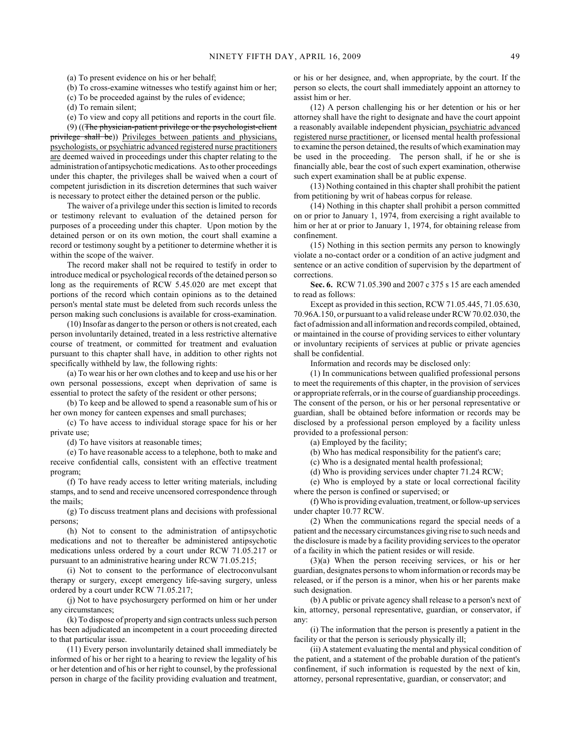(a) To present evidence on his or her behalf;

(b) To cross-examine witnesses who testify against him or her;

(c) To be proceeded against by the rules of evidence;

(d) To remain silent;

(e) To view and copy all petitions and reports in the court file.

(9) ((~~The physician-patient privilege or the psychologist-client privilege shall be~~)) Privileges between patients and physicians, psychologists, or psychiatric advanced registered nurse practitioners are deemed waived in proceedings under this chapter relating to the administration of antipsychotic medications. As to other proceedings under this chapter, the privileges shall be waived when a court of competent jurisdiction in its discretion determines that such waiver is necessary to protect either the detained person or the public.

The waiver of a privilege under this section is limited to records or testimony relevant to evaluation of the detained person for purposes of a proceeding under this chapter. Upon motion by the detained person or on its own motion, the court shall examine a record or testimony sought by a petitioner to determine whether it is within the scope of the waiver.

The record maker shall not be required to testify in order to introduce medical or psychological records of the detained person so long as the requirements of RCW 5.45.020 are met except that portions of the record which contain opinions as to the detained person's mental state must be deleted from such records unless the person making such conclusions is available for cross-examination.

(10) Insofar as danger to the person or others is not created, each person involuntarily detained, treated in a less restrictive alternative course of treatment, or committed for treatment and evaluation pursuant to this chapter shall have, in addition to other rights not specifically withheld by law, the following rights:

(a) To wear his or her own clothes and to keep and use his or her own personal possessions, except when deprivation of same is essential to protect the safety of the resident or other persons;

(b) To keep and be allowed to spend a reasonable sum of his or her own money for canteen expenses and small purchases;

(c) To have access to individual storage space for his or her private use;

(d) To have visitors at reasonable times;

(e) To have reasonable access to a telephone, both to make and receive confidential calls, consistent with an effective treatment program;

(f) To have ready access to letter writing materials, including stamps, and to send and receive uncensored correspondence through the mails;

(g) To discuss treatment plans and decisions with professional persons;

(h) Not to consent to the administration of antipsychotic medications and not to thereafter be administered antipsychotic medications unless ordered by a court under RCW 71.05.217 or pursuant to an administrative hearing under RCW 71.05.215;

(i) Not to consent to the performance of electroconvulsant therapy or surgery, except emergency life-saving surgery, unless ordered by a court under RCW 71.05.217;

(j) Not to have psychosurgery performed on him or her under any circumstances;

(k) To dispose of property and sign contracts unless such person has been adjudicated an incompetent in a court proceeding directed to that particular issue.

(11) Every person involuntarily detained shall immediately be informed of his or her right to a hearing to review the legality of his or her detention and of his or her right to counsel, by the professional person in charge of the facility providing evaluation and treatment, or his or her designee, and, when appropriate, by the court. If the person so elects, the court shall immediately appoint an attorney to assist him or her.

(12) A person challenging his or her detention or his or her attorney shall have the right to designate and have the court appoint a reasonably available independent physician, psychiatric advanced registered nurse practitioner, or licensed mental health professional to examine the person detained, the results of which examination may be used in the proceeding. The person shall, if he or she is financially able, bear the cost of such expert examination, otherwise such expert examination shall be at public expense.

(13) Nothing contained in this chapter shall prohibit the patient from petitioning by writ of habeas corpus for release.

(14) Nothing in this chapter shall prohibit a person committed on or prior to January 1, 1974, from exercising a right available to him or her at or prior to January 1, 1974, for obtaining release from confinement.

(15) Nothing in this section permits any person to knowingly violate a no-contact order or a condition of an active judgment and sentence or an active condition of supervision by the department of corrections.

**Sec. 6.** RCW 71.05.390 and 2007 c 375 s 15 are each amended to read as follows:

Except as provided in this section, RCW 71.05.445, 71.05.630, 70.96A.150, or pursuant to a valid release under RCW 70.02.030, the fact of admission and all information and records compiled, obtained, or maintained in the course of providing services to either voluntary or involuntary recipients of services at public or private agencies shall be confidential.

Information and records may be disclosed only:

(1) In communications between qualified professional persons to meet the requirements of this chapter, in the provision of services or appropriate referrals, or in the course of guardianship proceedings. The consent of the person, or his or her personal representative or guardian, shall be obtained before information or records may be disclosed by a professional person employed by a facility unless provided to a professional person:

(a) Employed by the facility;

(b) Who has medical responsibility for the patient's care;

(c) Who is a designated mental health professional;

(d) Who is providing services under chapter 71.24 RCW;

(e) Who is employed by a state or local correctional facility where the person is confined or supervised; or

(f) Who is providing evaluation, treatment, or follow-up services under chapter 10.77 RCW.

(2) When the communications regard the special needs of a patient and the necessary circumstances giving rise to such needs and the disclosure is made by a facility providing services to the operator of a facility in which the patient resides or will reside.

(3)(a) When the person receiving services, or his or her guardian, designates persons to whom information or records may be released, or if the person is a minor, when his or her parents make such designation.

(b) A public or private agency shall release to a person's next of kin, attorney, personal representative, guardian, or conservator, if any:

(i) The information that the person is presently a patient in the facility or that the person is seriously physically ill;

(ii) A statement evaluating the mental and physical condition of the patient, and a statement of the probable duration of the patient's confinement, if such information is requested by the next of kin, attorney, personal representative, guardian, or conservator; and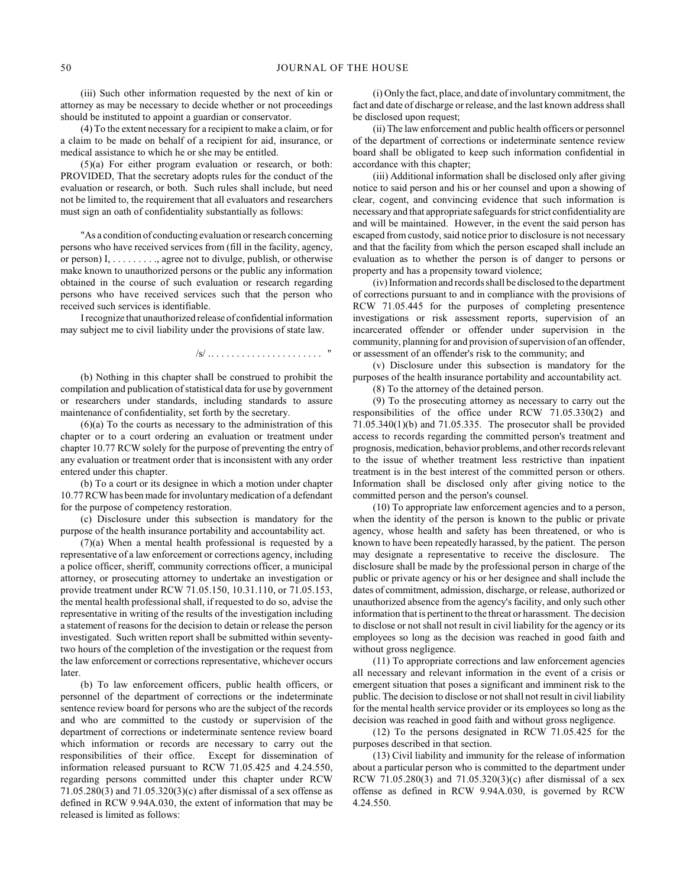(iii) Such other information requested by the next of kin or attorney as may be necessary to decide whether or not proceedings should be instituted to appoint a guardian or conservator.

(4) To the extent necessary for a recipient to make a claim, or for a claim to be made on behalf of a recipient for aid, insurance, or medical assistance to which he or she may be entitled.

(5)(a) For either program evaluation or research, or both: PROVIDED, That the secretary adopts rules for the conduct of the evaluation or research, or both. Such rules shall include, but need not be limited to, the requirement that all evaluators and researchers must sign an oath of confidentiality substantially as follows:

"As a condition of conducting evaluation or research concerning persons who have received services from (fill in the facility, agency, or person) I, . . . . . . . . ., agree not to divulge, publish, or otherwise make known to unauthorized persons or the public any information obtained in the course of such evaluation or research regarding persons who have received services such that the person who received such services is identifiable.

I recognize that unauthorized release of confidential information may subject me to civil liability under the provisions of state law.

/s/ . . . . . . . . . . . . . . . . . . . . . . "

(b) Nothing in this chapter shall be construed to prohibit the compilation and publication of statistical data for use by government or researchers under standards, including standards to assure maintenance of confidentiality, set forth by the secretary.

(6)(a) To the courts as necessary to the administration of this chapter or to a court ordering an evaluation or treatment under chapter 10.77 RCW solely for the purpose of preventing the entry of any evaluation or treatment order that is inconsistent with any order entered under this chapter.

(b) To a court or its designee in which a motion under chapter 10.77 RCW has been made for involuntary medication of a defendant for the purpose of competency restoration.

(c) Disclosure under this subsection is mandatory for the purpose of the health insurance portability and accountability act.

(7)(a) When a mental health professional is requested by a representative of a law enforcement or corrections agency, including a police officer, sheriff, community corrections officer, a municipal attorney, or prosecuting attorney to undertake an investigation or provide treatment under RCW 71.05.150, 10.31.110, or 71.05.153, the mental health professional shall, if requested to do so, advise the representative in writing of the results of the investigation including a statement of reasons for the decision to detain or release the person investigated. Such written report shall be submitted within seventy-two hours of the completion of the investigation or the request from the law enforcement or corrections representative, whichever occurs later.

(b) To law enforcement officers, public health officers, or personnel of the department of corrections or the indeterminate sentence review board for persons who are the subject of the records and who are committed to the custody or supervision of the department of corrections or indeterminate sentence review board which information or records are necessary to carry out the responsibilities of their office. Except for dissemination of information released pursuant to RCW 71.05.425 and 4.24.550, regarding persons committed under this chapter under RCW 71.05.280(3) and 71.05.320(3)(c) after dismissal of a sex offense as defined in RCW 9.94A.030, the extent of information that may be released is limited as follows:

(i) Only the fact, place, and date of involuntary commitment, the fact and date of discharge or release, and the last known address shall be disclosed upon request;

(ii) The law enforcement and public health officers or personnel of the department of corrections or indeterminate sentence review board shall be obligated to keep such information confidential in accordance with this chapter;

(iii) Additional information shall be disclosed only after giving notice to said person and his or her counsel and upon a showing of clear, cogent, and convincing evidence that such information is necessary and that appropriate safeguards for strict confidentiality are and will be maintained. However, in the event the said person has escaped from custody, said notice prior to disclosure is not necessary and that the facility from which the person escaped shall include an evaluation as to whether the person is of danger to persons or property and has a propensity toward violence;

(iv) Information and records shall be disclosed to the department of corrections pursuant to and in compliance with the provisions of RCW 71.05.445 for the purposes of completing presentence investigations or risk assessment reports, supervision of an incarcerated offender or offender under supervision in the community, planning for and provision of supervision of an offender, or assessment of an offender's risk to the community; and

(v) Disclosure under this subsection is mandatory for the purposes of the health insurance portability and accountability act.

(8) To the attorney of the detained person.

(9) To the prosecuting attorney as necessary to carry out the responsibilities of the office under RCW 71.05.330(2) and 71.05.340(1)(b) and 71.05.335. The prosecutor shall be provided access to records regarding the committed person's treatment and prognosis, medication, behavior problems, and other records relevant to the issue of whether treatment less restrictive than inpatient treatment is in the best interest of the committed person or others. Information shall be disclosed only after giving notice to the committed person and the person's counsel.

(10) To appropriate law enforcement agencies and to a person, when the identity of the person is known to the public or private agency, whose health and safety has been threatened, or who is known to have been repeatedly harassed, by the patient. The person may designate a representative to receive the disclosure. The disclosure shall be made by the professional person in charge of the public or private agency or his or her designee and shall include the dates of commitment, admission, discharge, or release, authorized or unauthorized absence from the agency's facility, and only such other information that is pertinent to the threat or harassment. The decision to disclose or not shall not result in civil liability for the agency or its employees so long as the decision was reached in good faith and without gross negligence.

(11) To appropriate corrections and law enforcement agencies all necessary and relevant information in the event of a crisis or emergent situation that poses a significant and imminent risk to the public. The decision to disclose or not shall not result in civil liability for the mental health service provider or its employees so long as the decision was reached in good faith and without gross negligence.

(12) To the persons designated in RCW 71.05.425 for the purposes described in that section.

(13) Civil liability and immunity for the release of information about a particular person who is committed to the department under RCW 71.05.280(3) and 71.05.320(3)(c) after dismissal of a sex offense as defined in RCW 9.94A.030, is governed by RCW 4.24.550.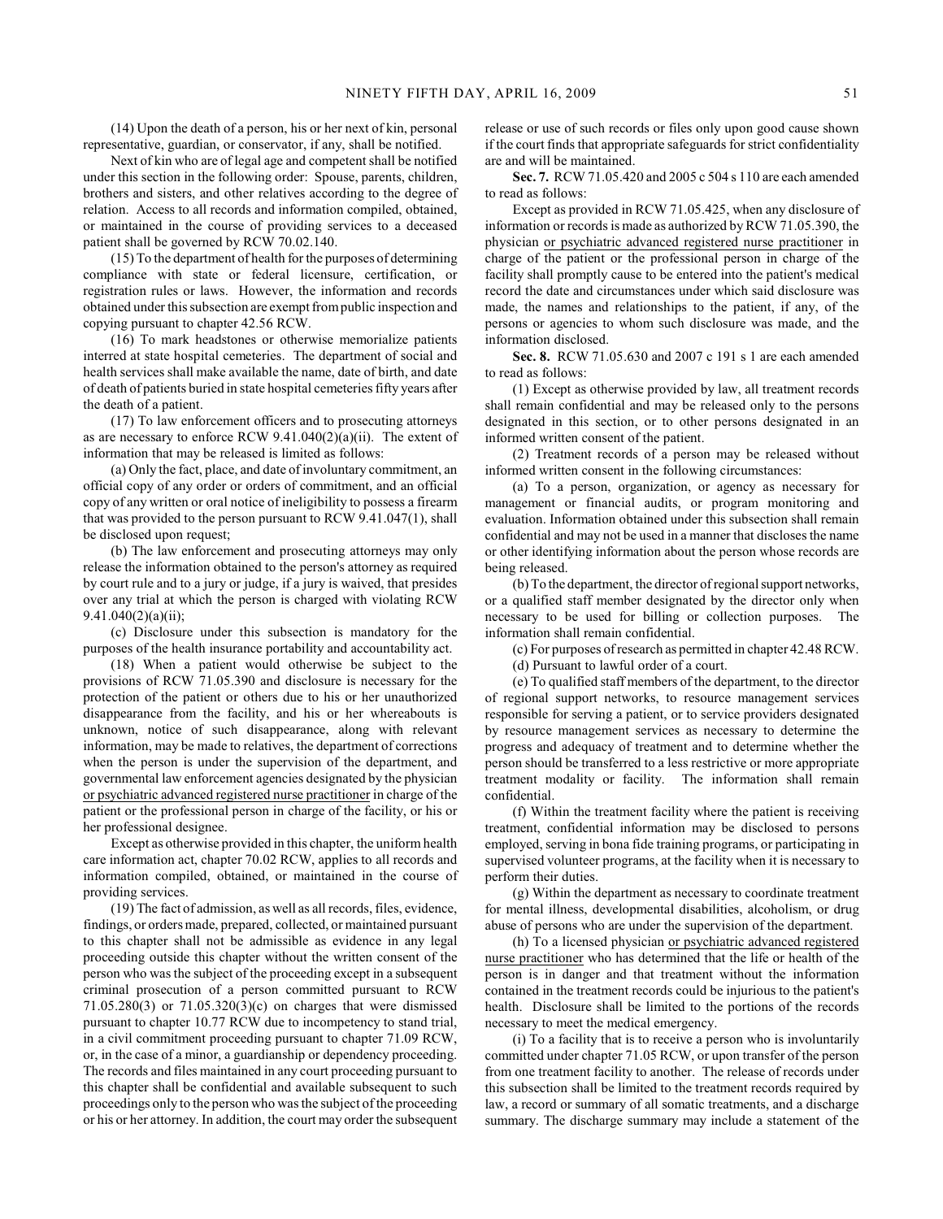(14) Upon the death of a person, his or her next of kin, personal representative, guardian, or conservator, if any, shall be notified.

Next of kin who are of legal age and competent shall be notified under this section in the following order: Spouse, parents, children, brothers and sisters, and other relatives according to the degree of relation. Access to all records and information compiled, obtained, or maintained in the course of providing services to a deceased patient shall be governed by RCW 70.02.140.

(15) To the department of health for the purposes of determining compliance with state or federal licensure, certification, or registration rules or laws. However, the information and records obtained under this subsection are exempt from public inspection and copying pursuant to chapter 42.56 RCW.

(16) To mark headstones or otherwise memorialize patients interred at state hospital cemeteries. The department of social and health services shall make available the name, date of birth, and date of death of patients buried in state hospital cemeteries fifty years after the death of a patient.

(17) To law enforcement officers and to prosecuting attorneys as are necessary to enforce RCW 9.41.040(2)(a)(ii). The extent of information that may be released is limited as follows:

(a) Only the fact, place, and date of involuntary commitment, an official copy of any order or orders of commitment, and an official copy of any written or oral notice of ineligibility to possess a firearm that was provided to the person pursuant to RCW 9.41.047(1), shall be disclosed upon request;

(b) The law enforcement and prosecuting attorneys may only release the information obtained to the person's attorney as required by court rule and to a jury or judge, if a jury is waived, that presides over any trial at which the person is charged with violating RCW 9.41.040(2)(a)(ii);

(c) Disclosure under this subsection is mandatory for the purposes of the health insurance portability and accountability act.

(18) When a patient would otherwise be subject to the provisions of RCW 71.05.390 and disclosure is necessary for the protection of the patient or others due to his or her unauthorized disappearance from the facility, and his or her whereabouts is unknown, notice of such disappearance, along with relevant information, may be made to relatives, the department of corrections when the person is under the supervision of the department, and governmental law enforcement agencies designated by the physician or psychiatric advanced registered nurse practitioner in charge of the patient or the professional person in charge of the facility, or his or her professional designee.

Except as otherwise provided in this chapter, the uniform health care information act, chapter 70.02 RCW, applies to all records and information compiled, obtained, or maintained in the course of providing services.

(19) The fact of admission, as well as all records, files, evidence, findings, or orders made, prepared, collected, or maintained pursuant to this chapter shall not be admissible as evidence in any legal proceeding outside this chapter without the written consent of the person who was the subject of the proceeding except in a subsequent criminal prosecution of a person committed pursuant to RCW 71.05.280(3) or 71.05.320(3)(c) on charges that were dismissed pursuant to chapter 10.77 RCW due to incompetency to stand trial, in a civil commitment proceeding pursuant to chapter 71.09 RCW, or, in the case of a minor, a guardianship or dependency proceeding. The records and files maintained in any court proceeding pursuant to this chapter shall be confidential and available subsequent to such proceedings only to the person who was the subject of the proceeding or his or her attorney. In addition, the court may order the subsequent release or use of such records or files only upon good cause shown if the court finds that appropriate safeguards for strict confidentiality are and will be maintained.

**Sec. 7.** RCW 71.05.420 and 2005 c 504 s 110 are each amended to read as follows:

Except as provided in RCW 71.05.425, when any disclosure of information or records is made as authorized by RCW 71.05.390, the physician or psychiatric advanced registered nurse practitioner in charge of the patient or the professional person in charge of the facility shall promptly cause to be entered into the patient's medical record the date and circumstances under which said disclosure was made, the names and relationships to the patient, if any, of the persons or agencies to whom such disclosure was made, and the information disclosed.

**Sec. 8.** RCW 71.05.630 and 2007 c 191 s 1 are each amended to read as follows:

(1) Except as otherwise provided by law, all treatment records shall remain confidential and may be released only to the persons designated in this section, or to other persons designated in an informed written consent of the patient.

(2) Treatment records of a person may be released without informed written consent in the following circumstances:

(a) To a person, organization, or agency as necessary for management or financial audits, or program monitoring and evaluation. Information obtained under this subsection shall remain confidential and may not be used in a manner that discloses the name or other identifying information about the person whose records are being released.

(b) To the department, the director of regional support networks, or a qualified staff member designated by the director only when necessary to be used for billing or collection purposes. The information shall remain confidential.

(c) For purposes of research as permitted in chapter 42.48 RCW.

(d) Pursuant to lawful order of a court.

(e) To qualified staff members of the department, to the director of regional support networks, to resource management services responsible for serving a patient, or to service providers designated by resource management services as necessary to determine the progress and adequacy of treatment and to determine whether the person should be transferred to a less restrictive or more appropriate treatment modality or facility. The information shall remain confidential.

(f) Within the treatment facility where the patient is receiving treatment, confidential information may be disclosed to persons employed, serving in bona fide training programs, or participating in supervised volunteer programs, at the facility when it is necessary to perform their duties.

(g) Within the department as necessary to coordinate treatment for mental illness, developmental disabilities, alcoholism, or drug abuse of persons who are under the supervision of the department.

(h) To a licensed physician or psychiatric advanced registered nurse practitioner who has determined that the life or health of the person is in danger and that treatment without the information contained in the treatment records could be injurious to the patient's health. Disclosure shall be limited to the portions of the records necessary to meet the medical emergency.

(i) To a facility that is to receive a person who is involuntarily committed under chapter 71.05 RCW, or upon transfer of the person from one treatment facility to another. The release of records under this subsection shall be limited to the treatment records required by law, a record or summary of all somatic treatments, and a discharge summary. The discharge summary may include a statement of the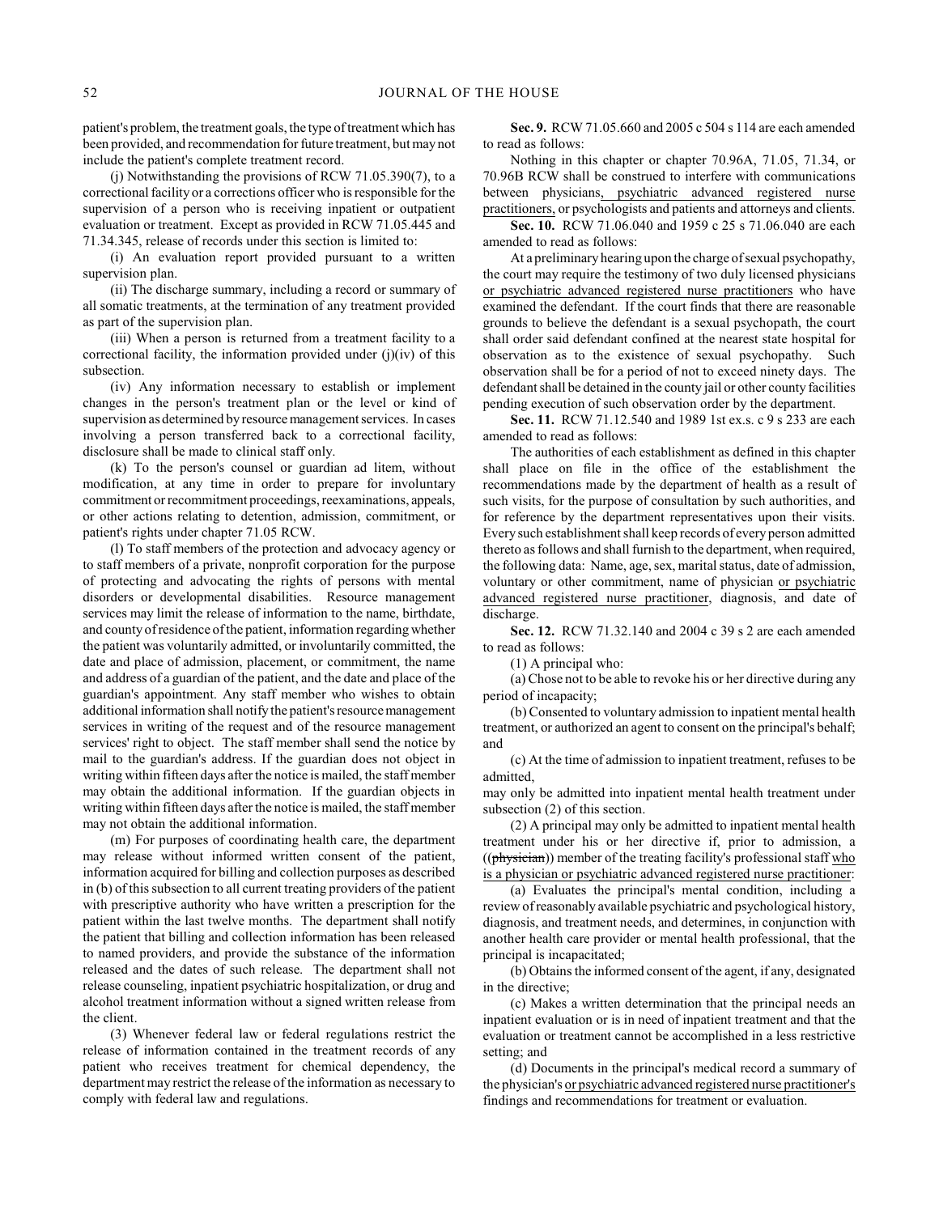patient's problem, the treatment goals, the type of treatment which has been provided, and recommendation for future treatment, but may not include the patient's complete treatment record.

(j) Notwithstanding the provisions of RCW 71.05.390(7), to a correctional facility or a corrections officer who is responsible for the supervision of a person who is receiving inpatient or outpatient evaluation or treatment. Except as provided in RCW 71.05.445 and 71.34.345, release of records under this section is limited to:

(i) An evaluation report provided pursuant to a written supervision plan.

(ii) The discharge summary, including a record or summary of all somatic treatments, at the termination of any treatment provided as part of the supervision plan.

(iii) When a person is returned from a treatment facility to a correctional facility, the information provided under (j)(iv) of this subsection.

(iv) Any information necessary to establish or implement changes in the person's treatment plan or the level or kind of supervision as determined by resource management services. In cases involving a person transferred back to a correctional facility, disclosure shall be made to clinical staff only.

(k) To the person's counsel or guardian ad litem, without modification, at any time in order to prepare for involuntary commitment or recommitment proceedings, reexaminations, appeals, or other actions relating to detention, admission, commitment, or patient's rights under chapter 71.05 RCW.

(l) To staff members of the protection and advocacy agency or to staff members of a private, nonprofit corporation for the purpose of protecting and advocating the rights of persons with mental disorders or developmental disabilities. Resource management services may limit the release of information to the name, birthdate, and county of residence of the patient, information regarding whether the patient was voluntarily admitted, or involuntarily committed, the date and place of admission, placement, or commitment, the name and address of a guardian of the patient, and the date and place of the guardian's appointment. Any staff member who wishes to obtain additional information shall notify the patient's resource management services in writing of the request and of the resource management services' right to object. The staff member shall send the notice by mail to the guardian's address. If the guardian does not object in writing within fifteen days after the notice is mailed, the staff member may obtain the additional information. If the guardian objects in writing within fifteen days after the notice is mailed, the staff member may not obtain the additional information.

(m) For purposes of coordinating health care, the department may release without informed written consent of the patient, information acquired for billing and collection purposes as described in (b) of this subsection to all current treating providers of the patient with prescriptive authority who have written a prescription for the patient within the last twelve months. The department shall notify the patient that billing and collection information has been released to named providers, and provide the substance of the information released and the dates of such release. The department shall not release counseling, inpatient psychiatric hospitalization, or drug and alcohol treatment information without a signed written release from the client.

(3) Whenever federal law or federal regulations restrict the release of information contained in the treatment records of any patient who receives treatment for chemical dependency, the department may restrict the release of the information as necessary to comply with federal law and regulations.

**Sec. 9.** RCW 71.05.660 and 2005 c 504 s 114 are each amended to read as follows:

Nothing in this chapter or chapter 70.96A, 71.05, 71.34, or 70.96B RCW shall be construed to interfere with communications between physicians, psychiatric advanced registered nurse practitioners, or psychologists and patients and attorneys and clients.

**Sec. 10.** RCW 71.06.040 and 1959 c 25 s 71.06.040 are each amended to read as follows:

At a preliminary hearing upon the charge of sexual psychopathy, the court may require the testimony of two duly licensed physicians or psychiatric advanced registered nurse practitioners who have examined the defendant. If the court finds that there are reasonable grounds to believe the defendant is a sexual psychopath, the court shall order said defendant confined at the nearest state hospital for observation as to the existence of sexual psychopathy. Such observation shall be for a period of not to exceed ninety days. The defendant shall be detained in the county jail or other county facilities pending execution of such observation order by the department.

**Sec. 11.** RCW 71.12.540 and 1989 1st ex.s. c 9 s 233 are each amended to read as follows:

The authorities of each establishment as defined in this chapter shall place on file in the office of the establishment the recommendations made by the department of health as a result of such visits, for the purpose of consultation by such authorities, and for reference by the department representatives upon their visits. Every such establishment shall keep records of every person admitted thereto as follows and shall furnish to the department, when required, the following data: Name, age, sex, marital status, date of admission, voluntary or other commitment, name of physician or psychiatric advanced registered nurse practitioner, diagnosis, and date of discharge.

**Sec. 12.** RCW 71.32.140 and 2004 c 39 s 2 are each amended to read as follows:

(1) A principal who:

(a) Chose not to be able to revoke his or her directive during any period of incapacity;

(b) Consented to voluntary admission to inpatient mental health treatment, or authorized an agent to consent on the principal's behalf; and

(c) At the time of admission to inpatient treatment, refuses to be admitted,

may only be admitted into inpatient mental health treatment under subsection (2) of this section.

(2) A principal may only be admitted to inpatient mental health treatment under his or her directive if, prior to admission, a ((~~physician~~)) member of the treating facility's professional staff who is a physician or psychiatric advanced registered nurse practitioner:

(a) Evaluates the principal's mental condition, including a review of reasonably available psychiatric and psychological history, diagnosis, and treatment needs, and determines, in conjunction with another health care provider or mental health professional, that the principal is incapacitated;

(b) Obtains the informed consent of the agent, if any, designated in the directive;

(c) Makes a written determination that the principal needs an inpatient evaluation or is in need of inpatient treatment and that the evaluation or treatment cannot be accomplished in a less restrictive setting; and

(d) Documents in the principal's medical record a summary of the physician's or psychiatric advanced registered nurse practitioner's findings and recommendations for treatment or evaluation.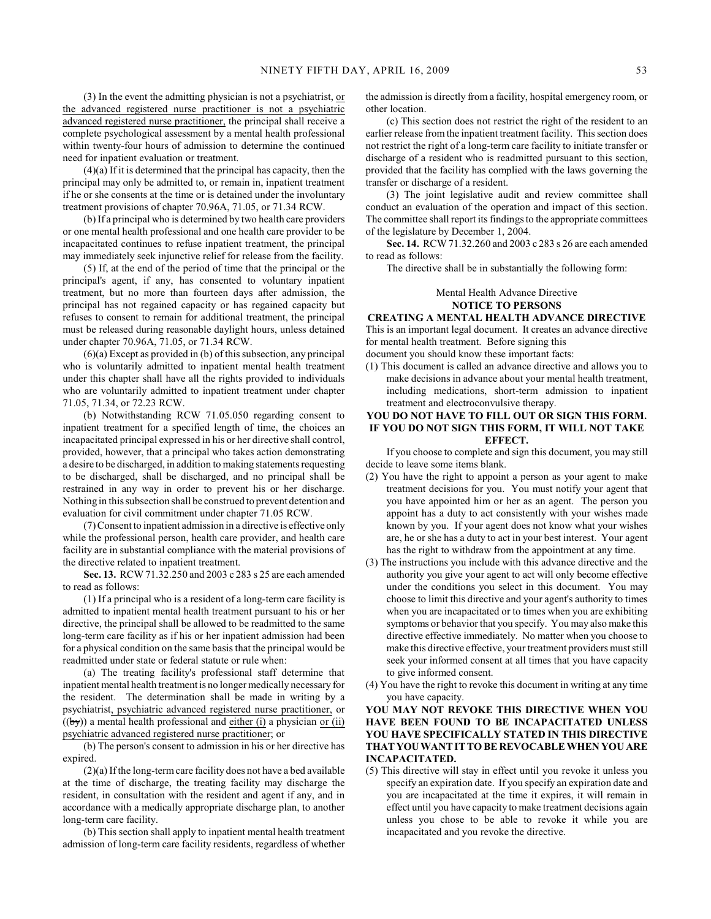(3) In the event the admitting physician is not a psychiatrist, or the advanced registered nurse practitioner is not a psychiatric advanced registered nurse practitioner, the principal shall receive a complete psychological assessment by a mental health professional within twenty-four hours of admission to determine the continued need for inpatient evaluation or treatment.

(4)(a) If it is determined that the principal has capacity, then the principal may only be admitted to, or remain in, inpatient treatment if he or she consents at the time or is detained under the involuntary treatment provisions of chapter 70.96A, 71.05, or 71.34 RCW.

(b) If a principal who is determined by two health care providers or one mental health professional and one health care provider to be incapacitated continues to refuse inpatient treatment, the principal may immediately seek injunctive relief for release from the facility.

(5) If, at the end of the period of time that the principal or the principal's agent, if any, has consented to voluntary inpatient treatment, but no more than fourteen days after admission, the principal has not regained capacity or has regained capacity but refuses to consent to remain for additional treatment, the principal must be released during reasonable daylight hours, unless detained under chapter 70.96A, 71.05, or 71.34 RCW.

(6)(a) Except as provided in (b) of this subsection, any principal who is voluntarily admitted to inpatient mental health treatment under this chapter shall have all the rights provided to individuals who are voluntarily admitted to inpatient treatment under chapter 71.05, 71.34, or 72.23 RCW.

(b) Notwithstanding RCW 71.05.050 regarding consent to inpatient treatment for a specified length of time, the choices an incapacitated principal expressed in his or her directive shall control, provided, however, that a principal who takes action demonstrating a desire to be discharged, in addition to making statements requesting to be discharged, shall be discharged, and no principal shall be restrained in any way in order to prevent his or her discharge. Nothing in this subsection shall be construed to prevent detention and evaluation for civil commitment under chapter 71.05 RCW.

(7) Consent to inpatient admission in a directive is effective only while the professional person, health care provider, and health care facility are in substantial compliance with the material provisions of the directive related to inpatient treatment.

**Sec. 13.** RCW 71.32.250 and 2003 c 283 s 25 are each amended to read as follows:

(1) If a principal who is a resident of a long-term care facility is admitted to inpatient mental health treatment pursuant to his or her directive, the principal shall be allowed to be readmitted to the same long-term care facility as if his or her inpatient admission had been for a physical condition on the same basis that the principal would be readmitted under state or federal statute or rule when:

(a) The treating facility's professional staff determine that inpatient mental health treatment is no longer medically necessary for the resident. The determination shall be made in writing by a psychiatrist, psychiatric advanced registered nurse practitioner, or ((~~by~~)) a mental health professional and either (i) a physician or (ii) psychiatric advanced registered nurse practitioner; or

(b) The person's consent to admission in his or her directive has expired.

(2)(a) If the long-term care facility does not have a bed available at the time of discharge, the treating facility may discharge the resident, in consultation with the resident and agent if any, and in accordance with a medically appropriate discharge plan, to another long-term care facility.

(b) This section shall apply to inpatient mental health treatment admission of long-term care facility residents, regardless of whether the admission is directly from a facility, hospital emergency room, or other location.

(c) This section does not restrict the right of the resident to an earlier release from the inpatient treatment facility. This section does not restrict the right of a long-term care facility to initiate transfer or discharge of a resident who is readmitted pursuant to this section, provided that the facility has complied with the laws governing the transfer or discharge of a resident.

(3) The joint legislative audit and review committee shall conduct an evaluation of the operation and impact of this section. The committee shall report its findings to the appropriate committees of the legislature by December 1, 2004.

**Sec. 14.** RCW 71.32.260 and 2003 c 283 s 26 are each amended to read as follows:

The directive shall be in substantially the following form:

Mental Health Advance Directive
**NOTICE TO PERSONS**
**CREATING A MENTAL HEALTH ADVANCE DIRECTIVE**

This is an important legal document. It creates an advance directive for mental health treatment. Before signing this document you should know these important facts:

(1) This document is called an advance directive and allows you to make decisions in advance about your mental health treatment, including medications, short-term admission to inpatient treatment and electroconvulsive therapy.

**YOU DO NOT HAVE TO FILL OUT OR SIGN THIS FORM. IF YOU DO NOT SIGN THIS FORM, IT WILL NOT TAKE EFFECT.**

If you choose to complete and sign this document, you may still decide to leave some items blank.

(2) You have the right to appoint a person as your agent to make treatment decisions for you. You must notify your agent that you have appointed him or her as an agent. The person you appoint has a duty to act consistently with your wishes made known by you. If your agent does not know what your wishes are, he or she has a duty to act in your best interest. Your agent has the right to withdraw from the appointment at any time.

(3) The instructions you include with this advance directive and the authority you give your agent to act will only become effective under the conditions you select in this document. You may choose to limit this directive and your agent's authority to times when you are incapacitated or to times when you are exhibiting symptoms or behavior that you specify. You may also make this directive effective immediately. No matter when you choose to make this directive effective, your treatment providers must still seek your informed consent at all times that you have capacity to give informed consent.

(4) You have the right to revoke this document in writing at any time you have capacity.

**YOU MAY NOT REVOKE THIS DIRECTIVE WHEN YOU HAVE BEEN FOUND TO BE INCAPACITATED UNLESS YOU HAVE SPECIFICALLY STATED IN THIS DIRECTIVE THAT YOU WANT IT TO BE REVOCABLE WHEN YOU ARE INCAPACITATED.**

(5) This directive will stay in effect until you revoke it unless you specify an expiration date. If you specify an expiration date and you are incapacitated at the time it expires, it will remain in effect until you have capacity to make treatment decisions again unless you chose to be able to revoke it while you are incapacitated and you revoke the directive.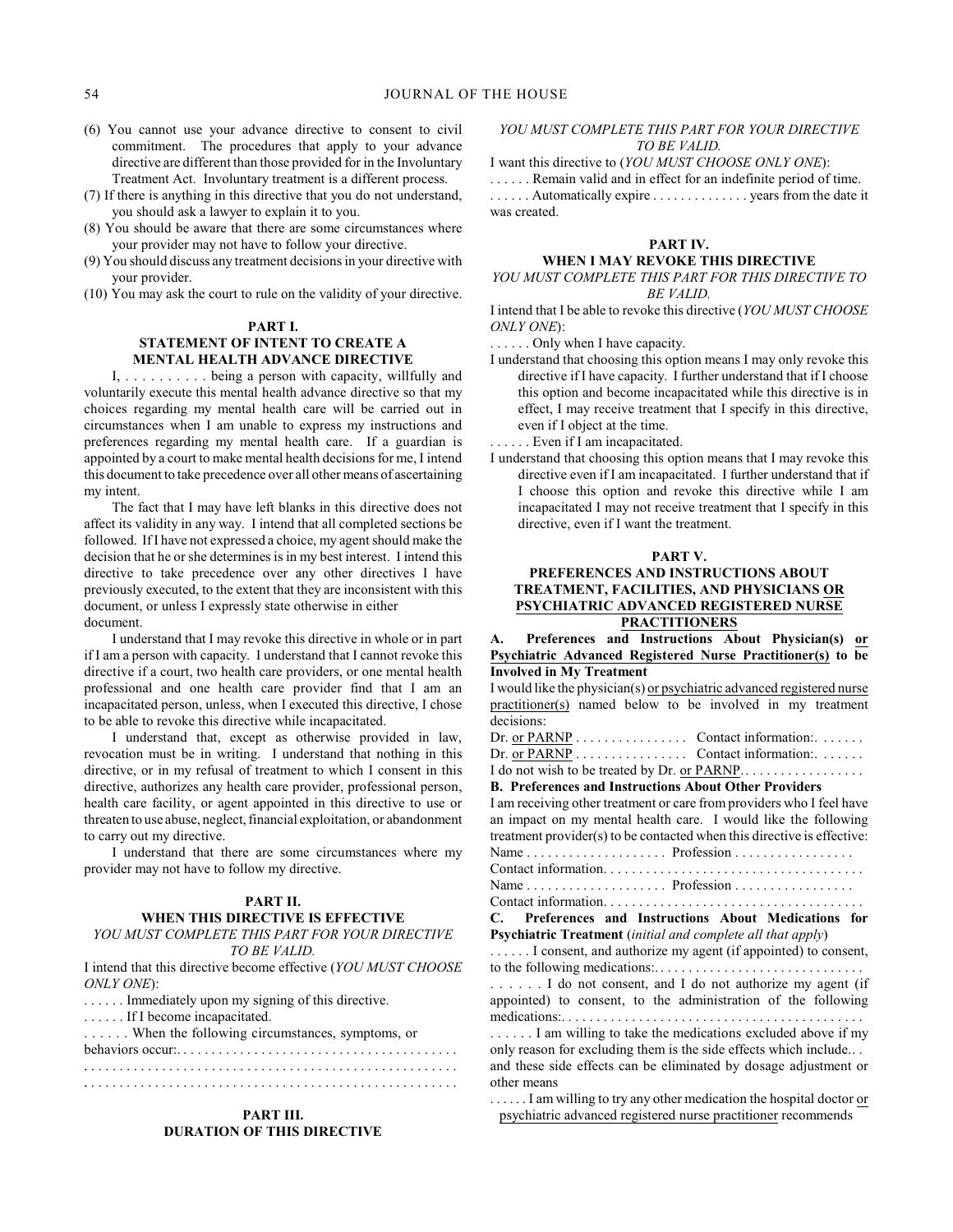(6) You cannot use your advance directive to consent to civil commitment. The procedures that apply to your advance directive are different than those provided for in the Involuntary Treatment Act. Involuntary treatment is a different process.
(7) If there is anything in this directive that you do not understand, you should ask a lawyer to explain it to you.
(8) You should be aware that there are some circumstances where your provider may not have to follow your directive.
(9) You should discuss any treatment decisions in your directive with your provider.
(10) You may ask the court to rule on the validity of your directive.

**PART I.**
**STATEMENT OF INTENT TO CREATE A MENTAL HEALTH ADVANCE DIRECTIVE**

I, . . . . . . . . . . being a person with capacity, willfully and voluntarily execute this mental health advance directive so that my choices regarding my mental health care will be carried out in circumstances when I am unable to express my instructions and preferences regarding my mental health care. If a guardian is appointed by a court to make mental health decisions for me, I intend this document to take precedence over all other means of ascertaining my intent.

The fact that I may have left blanks in this directive does not affect its validity in any way. I intend that all completed sections be followed. If I have not expressed a choice, my agent should make the decision that he or she determines is in my best interest. I intend this directive to take precedence over any other directives I have previously executed, to the extent that they are inconsistent with this document, or unless I expressly state otherwise in either document.

I understand that I may revoke this directive in whole or in part if I am a person with capacity. I understand that I cannot revoke this directive if a court, two health care providers, or one mental health professional and one health care provider find that I am an incapacitated person, unless, when I executed this directive, I chose to be able to revoke this directive while incapacitated.

I understand that, except as otherwise provided in law, revocation must be in writing. I understand that nothing in this directive, or in my refusal of treatment to which I consent in this directive, authorizes any health care provider, professional person, health care facility, or agent appointed in this directive to use or threaten to use abuse, neglect, financial exploitation, or abandonment to carry out my directive.

I understand that there are some circumstances where my provider may not have to follow my directive.

**PART II.**
**WHEN THIS DIRECTIVE IS EFFECTIVE**
*YOU MUST COMPLETE THIS PART FOR YOUR DIRECTIVE TO BE VALID.*

I intend that this directive become effective (*YOU MUST CHOOSE ONLY ONE*):

. . . . . . Immediately upon my signing of this directive.
. . . . . . If I become incapacitated.
. . . . . . When the following circumstances, symptoms, or behaviors occur:. . . . . . . . . . . . . . . . . . . . . . . . . . . . . . . . . . . . . . .
. . . . . . . . . . . . . . . . . . . . . . . . . . . . . . . . . . . . . . . . . . . . . . . . . . . .
. . . . . . . . . . . . . . . . . . . . . . . . . . . . . . . . . . . . . . . . . . . . . . . . . . . .

**PART III.**
**DURATION OF THIS DIRECTIVE**
*YOU MUST COMPLETE THIS PART FOR YOUR DIRECTIVE TO BE VALID.*

I want this directive to (*YOU MUST CHOOSE ONLY ONE*):

. . . . . . Remain valid and in effect for an indefinite period of time.
. . . . . . Automatically expire . . . . . . . . . . . . . . years from the date it was created.

**PART IV.**
**WHEN I MAY REVOKE THIS DIRECTIVE**
*YOU MUST COMPLETE THIS PART FOR THIS DIRECTIVE TO BE VALID.*

I intend that I be able to revoke this directive (*YOU MUST CHOOSE ONLY ONE*):

. . . . . . Only when I have capacity.

I understand that choosing this option means I may only revoke this directive if I have capacity. I further understand that if I choose this option and become incapacitated while this directive is in effect, I may receive treatment that I specify in this directive, even if I object at the time.

. . . . . . Even if I am incapacitated.

I understand that choosing this option means that I may revoke this directive even if I am incapacitated. I further understand that if I choose this option and revoke this directive while I am incapacitated I may not receive treatment that I specify in this directive, even if I want the treatment.

**PART V.**
**PREFERENCES AND INSTRUCTIONS ABOUT TREATMENT, FACILITIES, AND PHYSICIANS OR PSYCHIATRIC ADVANCED REGISTERED NURSE PRACTITIONERS**

**A. Preferences and Instructions About Physician(s) or Psychiatric Advanced Registered Nurse Practitioner(s) to be Involved in My Treatment**

I would like the physician(s) or psychiatric advanced registered nurse practitioner(s) named below to be involved in my treatment decisions:

Dr. or PARNP . . . . . . . . . . . . . . . . Contact information:. . . . . . .
Dr. or PARNP . . . . . . . . . . . . . . . . Contact information:. . . . . . .
I do not wish to be treated by Dr. or PARNP. . . . . . . . . . . . . . . . . .

**B. Preferences and Instructions About Other Providers**

I am receiving other treatment or care from providers who I feel have an impact on my mental health care. I would like the following treatment provider(s) to be contacted when this directive is effective:

Name . . . . . . . . . . . . . . . . . . . Profession . . . . . . . . . . . . . . . .
Contact information. . . . . . . . . . . . . . . . . . . . . . . . . . . . . . . . . . . . .
Name . . . . . . . . . . . . . . . . . . . Profession . . . . . . . . . . . . . . . .
Contact information. . . . . . . . . . . . . . . . . . . . . . . . . . . . . . . . . . . . .

**C. Preferences and Instructions About Medications for Psychiatric Treatment** (*initial and complete all that apply*)

. . . . . . I consent, and authorize my agent (if appointed) to consent, to the following medications:. . . . . . . . . . . . . . . . . . . . . . . . . . . .
. . . . . . I do not consent, and I do not authorize my agent (if appointed) to consent, to the administration of the following medications:. . . . . . . . . . . . . . . . . . . . . . . . . . . . . . . . . . . . . . . . .
. . . . . . I am willing to take the medications excluded above if my only reason for excluding them is the side effects which include.. . and these side effects can be eliminated by dosage adjustment or other means
. . . . . . I am willing to try any other medication the hospital doctor or psychiatric advanced registered nurse practitioner recommends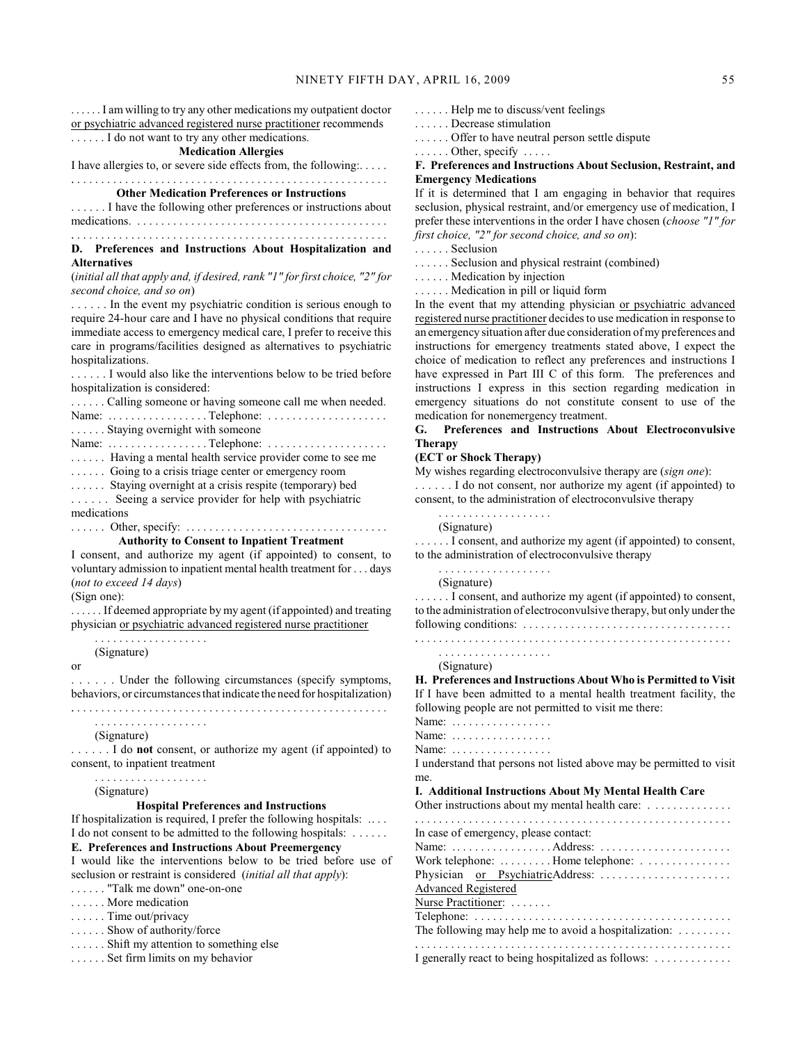. . . . . . I am willing to try any other medications my outpatient doctor or psychiatric advanced registered nurse practitioner recommends

. . . . . . I do not want to try any other medications.

**Medication Allergies**

I have allergies to, or severe side effects from, the following:. . . . .

. . . . . . . . . . . . . . . . . . . . . . . . . . . . . . . . . . . . . . . . . . . . . . . . . . . .

**Other Medication Preferences or Instructions**

. . . . . . I have the following other preferences or instructions about medications. . . . . . . . . . . . . . . . . . . . . . . . . . . . . . . . . . . . . . . . . .

. . . . . . . . . . . . . . . . . . . . . . . . . . . . . . . . . . . . . . . . . . . . . . . . . . . .

**D. Preferences and Instructions About Hospitalization and Alternatives**

(*initial all that apply and, if desired, rank "1" for first choice, "2" for second choice, and so on*)

. . . . . . In the event my psychiatric condition is serious enough to require 24-hour care and I have no physical conditions that require immediate access to emergency medical care, I prefer to receive this care in programs/facilities designed as alternatives to psychiatric hospitalizations.

. . . . . . I would also like the interventions below to be tried before hospitalization is considered:

. . . . . . Calling someone or having someone call me when needed.

Name: . . . . . . . . . . . . . . . . . Telephone: . . . . . . . . . . . . . . . . . . . .

. . . . . . Staying overnight with someone

Name: . . . . . . . . . . . . . . . . . Telephone: . . . . . . . . . . . . . . . . . . . .

. . . . . . Having a mental health service provider come to see me

. . . . . . Going to a crisis triage center or emergency room

. . . . . . Staying overnight at a crisis respite (temporary) bed

. . . . . . Seeing a service provider for help with psychiatric medications

. . . . . . Other, specify: . . . . . . . . . . . . . . . . . . . . . . . . . . . . . . . . .

**Authority to Consent to Inpatient Treatment**

I consent, and authorize my agent (if appointed) to consent, to voluntary admission to inpatient mental health treatment for . . . days (*not to exceed 14 days*)

(Sign one):

. . . . . . If deemed appropriate by my agent (if appointed) and treating physician or psychiatric advanced registered nurse practitioner

. . . . . . . . . . . . . . . . . .
(Signature)

or

. . . . . . Under the following circumstances (specify symptoms, behaviors, or circumstances that indicate the need for hospitalization)

. . . . . . . . . . . . . . . . . . . . . . . . . . . . . . . . . . . . . . . . . . . . . . . . . . . .

. . . . . . . . . . . . . . . . . .
(Signature)

. . . . . . I do **not** consent, or authorize my agent (if appointed) to consent, to inpatient treatment

. . . . . . . . . . . . . . . . . .
(Signature)

**Hospital Preferences and Instructions**

If hospitalization is required, I prefer the following hospitals: .. . .

I do not consent to be admitted to the following hospitals: . . . . . .

**E. Preferences and Instructions About Preemergency**

I would like the interventions below to be tried before use of seclusion or restraint is considered (*initial all that apply*):

. . . . . . "Talk me down" one-on-one

. . . . . . More medication

. . . . . . Time out/privacy

. . . . . . Show of authority/force

. . . . . . Shift my attention to something else

. . . . . . Set firm limits on my behavior

. . . . . . Help me to discuss/vent feelings

. . . . . . Decrease stimulation

. . . . . . Offer to have neutral person settle dispute

. . . . . . Other, specify . . . . .

**F. Preferences and Instructions About Seclusion, Restraint, and Emergency Medications**

If it is determined that I am engaging in behavior that requires seclusion, physical restraint, and/or emergency use of medication, I prefer these interventions in the order I have chosen (*choose "1" for first choice, "2" for second choice, and so on*):

. . . . . . Seclusion

. . . . . . Seclusion and physical restraint (combined)

. . . . . . Medication by injection

. . . . . . Medication in pill or liquid form

In the event that my attending physician or psychiatric advanced registered nurse practitioner decides to use medication in response to an emergency situation after due consideration of my preferences and instructions for emergency treatments stated above, I expect the choice of medication to reflect any preferences and instructions I have expressed in Part III C of this form. The preferences and instructions I express in this section regarding medication in emergency situations do not constitute consent to use of the medication for nonemergency treatment.

**G. Preferences and Instructions About Electroconvulsive Therapy**

**(ECT or Shock Therapy)**

My wishes regarding electroconvulsive therapy are (*sign one*):

. . . . . . I do not consent, nor authorize my agent (if appointed) to consent, to the administration of electroconvulsive therapy

. . . . . . . . . . . . . . . . . .
(Signature)

. . . . . . I consent, and authorize my agent (if appointed) to consent, to the administration of electroconvulsive therapy

. . . . . . . . . . . . . . . . . .
(Signature)

. . . . . . I consent, and authorize my agent (if appointed) to consent, to the administration of electroconvulsive therapy, but only under the following conditions: . . . . . . . . . . . . . . . . . . . . . . . . . . . . . . . . . .

. . . . . . . . . . . . . . . . . . . . . . . . . . . . . . . . . . . . . . . . . . . . . . . . . . . .

. . . . . . . . . . . . . . . . . .
(Signature)

**H. Preferences and Instructions About Who is Permitted to Visit**

If I have been admitted to a mental health treatment facility, the following people are not permitted to visit me there:

Name: . . . . . . . . . . . . . . . .

Name: . . . . . . . . . . . . . . . .

Name: . . . . . . . . . . . . . . . .

I understand that persons not listed above may be permitted to visit me.

**I. Additional Instructions About My Mental Health Care**

Other instructions about my mental health care: . . . . . . . . . . . . .

. . . . . . . . . . . . . . . . . . . . . . . . . . . . . . . . . . . . . . . . . . . . . . . . . . . .

In case of emergency, please contact:

Name: . . . . . . . . . . . . . . . . . Address: . . . . . . . . . . . . . . . . . . . . .

Work telephone: . . . . . . . . . Home telephone: . . . . . . . . . . . . . .

Physician or Psychiatric Advanced Registered Nurse Practitioner: . . . . . . . Address: . . . . . . . . . . . . . . . . . . . . .

Telephone: . . . . . . . . . . . . . . . . . . . . . . . . . . . . . . . . . . . . . . . . . .

The following may help me to avoid a hospitalization: . . . . . . . . .

. . . . . . . . . . . . . . . . . . . . . . . . . . . . . . . . . . . . . . . . . . . . . . . . . . . .

I generally react to being hospitalized as follows: . . . . . . . . . . . .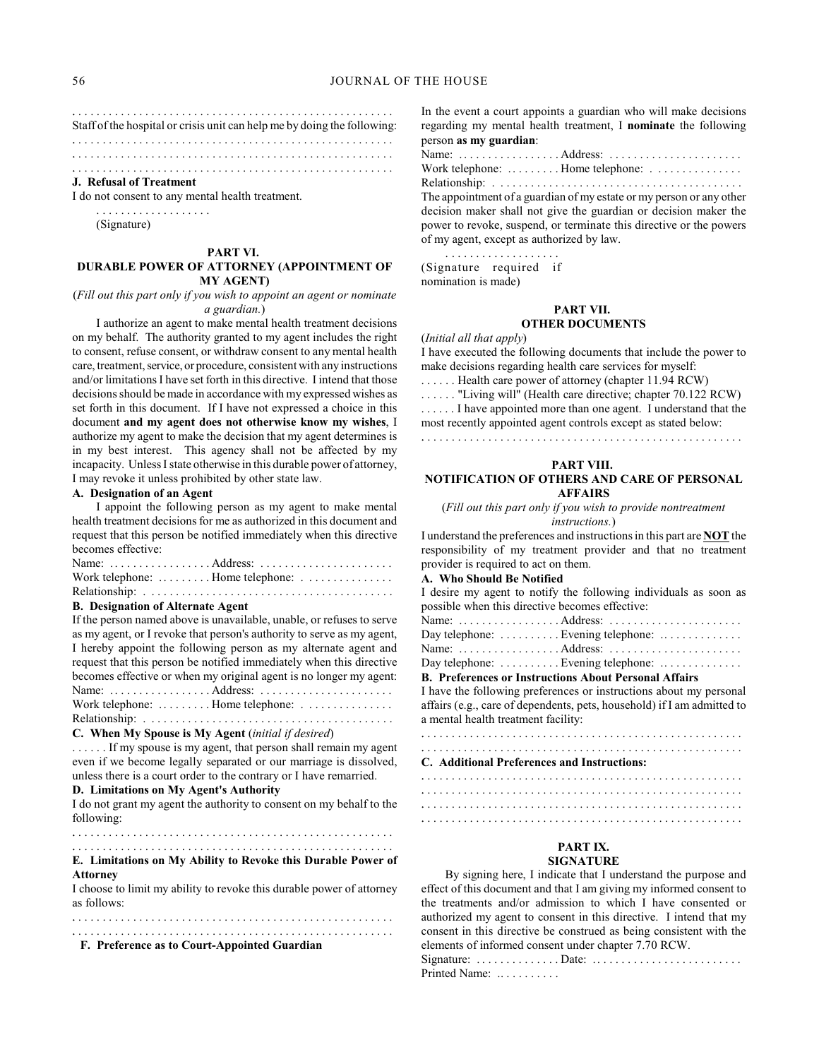. . . . . . . . . . . . . . . . . . . . . . . . . . . . . . . . . . . . . . . . . . . . . . . . . . . . .

Staff of the hospital or crisis unit can help me by doing the following:

. . . . . . . . . . . . . . . . . . . . . . . . . . . . . . . . . . . . . . . . . . . . . . . . . . . . .

. . . . . . . . . . . . . . . . . . . . . . . . . . . . . . . . . . . . . . . . . . . . . . . . . . . . .

. . . . . . . . . . . . . . . . . . . . . . . . . . . . . . . . . . . . . . . . . . . . . . . . . . . . .

**J. Refusal of Treatment**

I do not consent to any mental health treatment.

. . . . . . . . . . . . . . . . . . .
(Signature)

## PART VI.
## DURABLE POWER OF ATTORNEY (APPOINTMENT OF MY AGENT)

(*Fill out this part only if you wish to appoint an agent or nominate a guardian.*)

I authorize an agent to make mental health treatment decisions on my behalf. The authority granted to my agent includes the right to consent, refuse consent, or withdraw consent to any mental health care, treatment, service, or procedure, consistent with any instructions and/or limitations I have set forth in this directive. I intend that those decisions should be made in accordance with my expressed wishes as set forth in this document. If I have not expressed a choice in this document **and my agent does not otherwise know my wishes**, I authorize my agent to make the decision that my agent determines is in my best interest. This agency shall not be affected by my incapacity. Unless I state otherwise in this durable power of attorney, I may revoke it unless prohibited by other state law.

**A. Designation of an Agent**

I appoint the following person as my agent to make mental health treatment decisions for me as authorized in this document and request that this person be notified immediately when this directive becomes effective:

Name: . . . . . . . . . . . . . . . . . Address: . . . . . . . . . . . . . . . . . . . . . .
Work telephone: . . . . . . . . . Home telephone: . . . . . . . . . . . . . . .
Relationship: . . . . . . . . . . . . . . . . . . . . . . . . . . . . . . . . . . . . . . . . .

**B. Designation of Alternate Agent**

If the person named above is unavailable, unable, or refuses to serve as my agent, or I revoke that person's authority to serve as my agent, I hereby appoint the following person as my alternate agent and request that this person be notified immediately when this directive becomes effective or when my original agent is no longer my agent:

Name: . . . . . . . . . . . . . . . . . Address: . . . . . . . . . . . . . . . . . . . . . .
Work telephone: . . . . . . . . . Home telephone: . . . . . . . . . . . . . . .
Relationship: . . . . . . . . . . . . . . . . . . . . . . . . . . . . . . . . . . . . . . . . .

**C. When My Spouse is My Agent** (*initial if desired*)

. . . . . . If my spouse is my agent, that person shall remain my agent even if we become legally separated or our marriage is dissolved, unless there is a court order to the contrary or I have remarried.

**D. Limitations on My Agent's Authority**

I do not grant my agent the authority to consent on my behalf to the following:

. . . . . . . . . . . . . . . . . . . . . . . . . . . . . . . . . . . . . . . . . . . . . . . . . . . . .

. . . . . . . . . . . . . . . . . . . . . . . . . . . . . . . . . . . . . . . . . . . . . . . . . . . . .

**E. Limitations on My Ability to Revoke this Durable Power of Attorney**

I choose to limit my ability to revoke this durable power of attorney as follows:

. . . . . . . . . . . . . . . . . . . . . . . . . . . . . . . . . . . . . . . . . . . . . . . . . . . . .

. . . . . . . . . . . . . . . . . . . . . . . . . . . . . . . . . . . . . . . . . . . . . . . . . . . . .

**F. Preference as to Court-Appointed Guardian**

In the event a court appoints a guardian who will make decisions regarding my mental health treatment, I **nominate** the following person **as my guardian**:

Name: . . . . . . . . . . . . . . . . . Address: . . . . . . . . . . . . . . . . . . . . . .
Work telephone: . . . . . . . . . Home telephone: . . . . . . . . . . . . . . .
Relationship: . . . . . . . . . . . . . . . . . . . . . . . . . . . . . . . . . . . . . . . . .

The appointment of a guardian of my estate or my person or any other decision maker shall not give the guardian or decision maker the power to revoke, suspend, or terminate this directive or the powers of my agent, except as authorized by law.

. . . . . . . . . . . . . . . . . . .
(Signature required if nomination is made)

## PART VII.
## OTHER DOCUMENTS

(*Initial all that apply*)

I have executed the following documents that include the power to make decisions regarding health care services for myself:

. . . . . . Health care power of attorney (chapter 11.94 RCW)
. . . . . . "Living will" (Health care directive; chapter 70.122 RCW)
. . . . . . I have appointed more than one agent. I understand that the most recently appointed agent controls except as stated below:

. . . . . . . . . . . . . . . . . . . . . . . . . . . . . . . . . . . . . . . . . . . . . . . . . . . . .

## PART VIII.
## NOTIFICATION OF OTHERS AND CARE OF PERSONAL AFFAIRS

(*Fill out this part only if you wish to provide nontreatment instructions.*)

I understand the preferences and instructions in this part are **NOT** the responsibility of my treatment provider and that no treatment provider is required to act on them.

**A. Who Should Be Notified**

I desire my agent to notify the following individuals as soon as possible when this directive becomes effective:

Name: . . . . . . . . . . . . . . . . . Address: . . . . . . . . . . . . . . . . . . . . . .
Day telephone: . . . . . . . . . . Evening telephone: . . . . . . . . . . . . . .
Name: . . . . . . . . . . . . . . . . . Address: . . . . . . . . . . . . . . . . . . . . . .
Day telephone: . . . . . . . . . . Evening telephone: . . . . . . . . . . . . . .

**B. Preferences or Instructions About Personal Affairs**

I have the following preferences or instructions about my personal affairs (e.g., care of dependents, pets, household) if I am admitted to a mental health treatment facility:

. . . . . . . . . . . . . . . . . . . . . . . . . . . . . . . . . . . . . . . . . . . . . . . . . . . . .

. . . . . . . . . . . . . . . . . . . . . . . . . . . . . . . . . . . . . . . . . . . . . . . . . . . . .

**C. Additional Preferences and Instructions:**

. . . . . . . . . . . . . . . . . . . . . . . . . . . . . . . . . . . . . . . . . . . . . . . . . . . . .

. . . . . . . . . . . . . . . . . . . . . . . . . . . . . . . . . . . . . . . . . . . . . . . . . . . . .

. . . . . . . . . . . . . . . . . . . . . . . . . . . . . . . . . . . . . . . . . . . . . . . . . . . . .

. . . . . . . . . . . . . . . . . . . . . . . . . . . . . . . . . . . . . . . . . . . . . . . . . . . . .

## PART IX.
## SIGNATURE

By signing here, I indicate that I understand the purpose and effect of this document and that I am giving my informed consent to the treatments and/or admission to which I have consented or authorized my agent to consent in this directive. I intend that my consent in this directive be construed as being consistent with the elements of informed consent under chapter 7.70 RCW.

Signature: . . . . . . . . . . . . . . . Date: . . . . . . . . . . . . . . . . . . . . . . . . .
Printed Name: . . . . . . . . . . .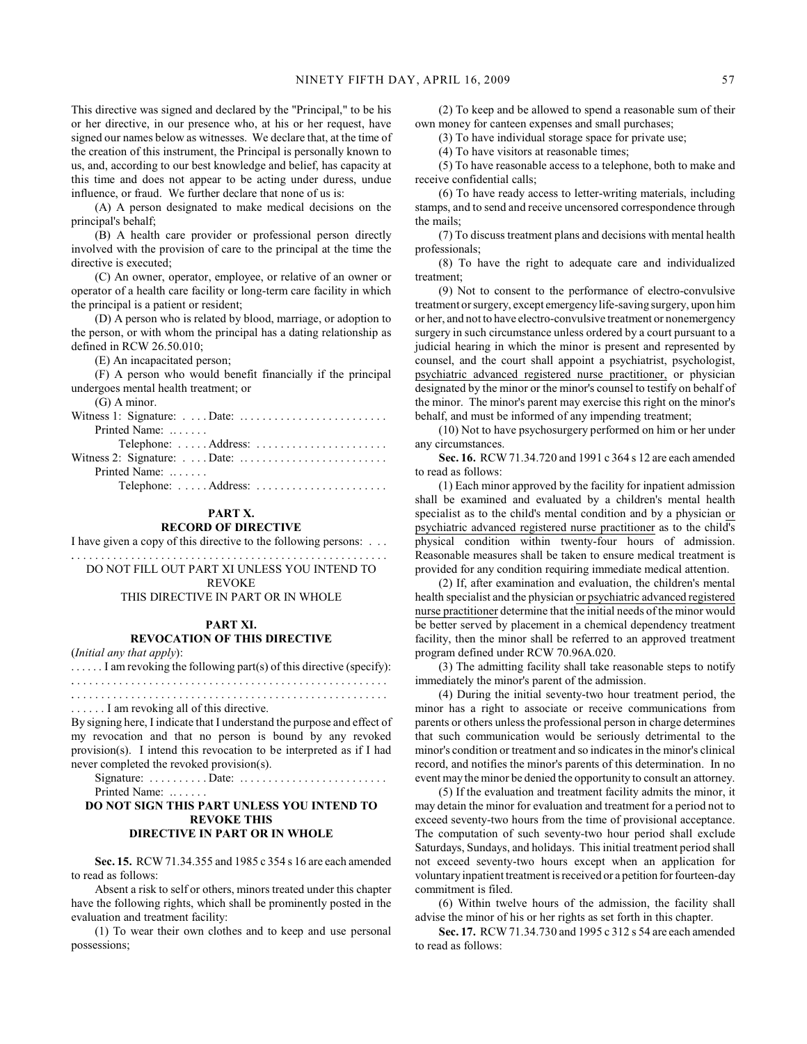This directive was signed and declared by the "Principal," to be his or her directive, in our presence who, at his or her request, have signed our names below as witnesses. We declare that, at the time of the creation of this instrument, the Principal is personally known to us, and, according to our best knowledge and belief, has capacity at this time and does not appear to be acting under duress, undue influence, or fraud. We further declare that none of us is:

(A) A person designated to make medical decisions on the principal's behalf;

(B) A health care provider or professional person directly involved with the provision of care to the principal at the time the directive is executed;

(C) An owner, operator, employee, or relative of an owner or operator of a health care facility or long-term care facility in which the principal is a patient or resident;

(D) A person who is related by blood, marriage, or adoption to the person, or with whom the principal has a dating relationship as defined in RCW 26.50.010;

(E) An incapacitated person;

(F) A person who would benefit financially if the principal undergoes mental health treatment; or

(G) A minor.

Witness 1: Signature: . . . . Date: . . . . . . . . . . . . . . . . . . . . . . . . .
Printed Name: .. . . . . .
Telephone: . . . . . Address: . . . . . . . . . . . . . . . . . . . . . .
Witness 2: Signature: . . . . Date: . . . . . . . . . . . . . . . . . . . . . . . . .
Printed Name: .. . . . . .
Telephone: . . . . . Address: . . . . . . . . . . . . . . . . . . . . . .

**PART X.**
**RECORD OF DIRECTIVE**

I have given a copy of this directive to the following persons: . . .
. . . . . . . . . . . . . . . . . . . . . . . . . . . . . . . . . . . . . . . . . . . . . . . . . . . .

DO NOT FILL OUT PART XI UNLESS YOU INTEND TO REVOKE
THIS DIRECTIVE IN PART OR IN WHOLE

**PART XI.**
**REVOCATION OF THIS DIRECTIVE**

(*Initial any that apply*):

. . . . . . I am revoking the following part(s) of this directive (specify):
. . . . . . . . . . . . . . . . . . . . . . . . . . . . . . . . . . . . . . . . . . . . . . . . . . . .
. . . . . . . . . . . . . . . . . . . . . . . . . . . . . . . . . . . . . . . . . . . . . . . . . . . .
. . . . . . I am revoking all of this directive.

By signing here, I indicate that I understand the purpose and effect of my revocation and that no person is bound by any revoked provision(s). I intend this revocation to be interpreted as if I had never completed the revoked provision(s).

Signature: . . . . . . . . . . Date: . . . . . . . . . . . . . . . . . . . . . . . . .
Printed Name: .. . . . . .

**DO NOT SIGN THIS PART UNLESS YOU INTEND TO REVOKE THIS DIRECTIVE IN PART OR IN WHOLE**

**Sec. 15.** RCW 71.34.355 and 1985 c 354 s 16 are each amended to read as follows:

Absent a risk to self or others, minors treated under this chapter have the following rights, which shall be prominently posted in the evaluation and treatment facility:

(1) To wear their own clothes and to keep and use personal possessions;

(2) To keep and be allowed to spend a reasonable sum of their own money for canteen expenses and small purchases;

(3) To have individual storage space for private use;

(4) To have visitors at reasonable times;

(5) To have reasonable access to a telephone, both to make and receive confidential calls;

(6) To have ready access to letter-writing materials, including stamps, and to send and receive uncensored correspondence through the mails;

(7) To discuss treatment plans and decisions with mental health professionals;

(8) To have the right to adequate care and individualized treatment;

(9) Not to consent to the performance of electro-convulsive treatment or surgery, except emergency life-saving surgery, upon him or her, and not to have electro-convulsive treatment or nonemergency surgery in such circumstance unless ordered by a court pursuant to a judicial hearing in which the minor is present and represented by counsel, and the court shall appoint a psychiatrist, psychologist, psychiatric advanced registered nurse practitioner, or physician designated by the minor or the minor's counsel to testify on behalf of the minor. The minor's parent may exercise this right on the minor's behalf, and must be informed of any impending treatment;

(10) Not to have psychosurgery performed on him or her under any circumstances.

**Sec. 16.** RCW 71.34.720 and 1991 c 364 s 12 are each amended to read as follows:

(1) Each minor approved by the facility for inpatient admission shall be examined and evaluated by a children's mental health specialist as to the child's mental condition and by a physician or psychiatric advanced registered nurse practitioner as to the child's physical condition within twenty-four hours of admission. Reasonable measures shall be taken to ensure medical treatment is provided for any condition requiring immediate medical attention.

(2) If, after examination and evaluation, the children's mental health specialist and the physician or psychiatric advanced registered nurse practitioner determine that the initial needs of the minor would be better served by placement in a chemical dependency treatment facility, then the minor shall be referred to an approved treatment program defined under RCW 70.96A.020.

(3) The admitting facility shall take reasonable steps to notify immediately the minor's parent of the admission.

(4) During the initial seventy-two hour treatment period, the minor has a right to associate or receive communications from parents or others unless the professional person in charge determines that such communication would be seriously detrimental to the minor's condition or treatment and so indicates in the minor's clinical record, and notifies the minor's parents of this determination. In no event may the minor be denied the opportunity to consult an attorney.

(5) If the evaluation and treatment facility admits the minor, it may detain the minor for evaluation and treatment for a period not to exceed seventy-two hours from the time of provisional acceptance. The computation of such seventy-two hour period shall exclude Saturdays, Sundays, and holidays. This initial treatment period shall not exceed seventy-two hours except when an application for voluntary inpatient treatment is received or a petition for fourteen-day commitment is filed.

(6) Within twelve hours of the admission, the facility shall advise the minor of his or her rights as set forth in this chapter.

**Sec. 17.** RCW 71.34.730 and 1995 c 312 s 54 are each amended to read as follows: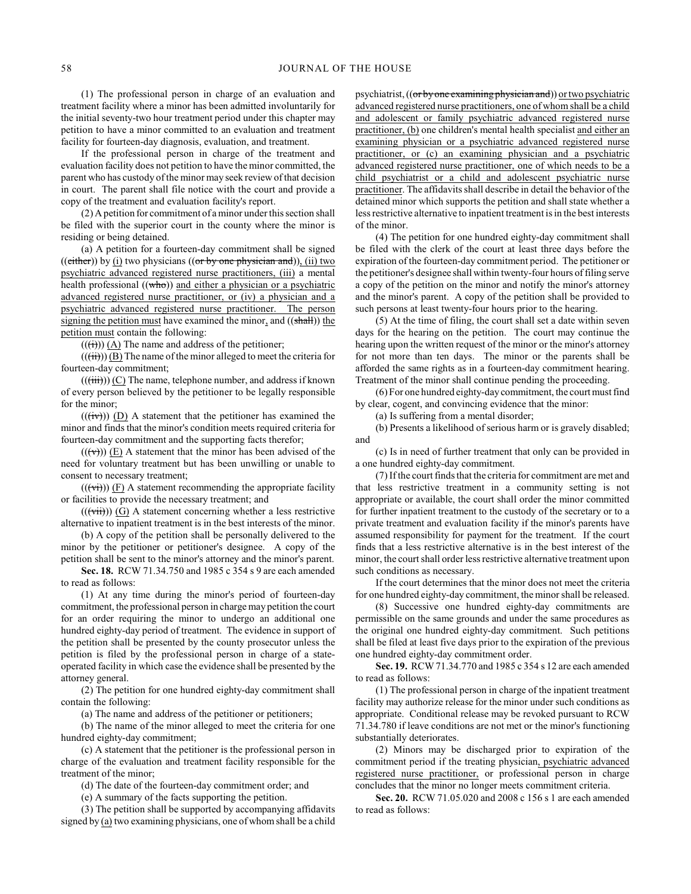(1) The professional person in charge of an evaluation and treatment facility where a minor has been admitted involuntarily for the initial seventy-two hour treatment period under this chapter may petition to have a minor committed to an evaluation and treatment facility for fourteen-day diagnosis, evaluation, and treatment.

If the professional person in charge of the treatment and evaluation facility does not petition to have the minor committed, the parent who has custody of the minor may seek review of that decision in court. The parent shall file notice with the court and provide a copy of the treatment and evaluation facility's report.

(2) A petition for commitment of a minor under this section shall be filed with the superior court in the county where the minor is residing or being detained.

(a) A petition for a fourteen-day commitment shall be signed ((~~either~~)) by (i) two physicians ((~~or by one physician and~~)), (ii) two psychiatric advanced registered nurse practitioners, (iii) a mental health professional ((~~who~~)) and either a physician or a psychiatric advanced registered nurse practitioner, or (iv) a physician and a psychiatric advanced registered nurse practitioner. The person signing the petition must have examined the minor, and ((~~shall~~)) the petition must contain the following:

((~~(i)~~)) (A) The name and address of the petitioner;

((~~(ii)~~)) (B) The name of the minor alleged to meet the criteria for fourteen-day commitment;

((~~(iii)~~)) (C) The name, telephone number, and address if known of every person believed by the petitioner to be legally responsible for the minor;

((~~(iv)~~)) (D) A statement that the petitioner has examined the minor and finds that the minor's condition meets required criteria for fourteen-day commitment and the supporting facts therefor;

((~~(v)~~)) (E) A statement that the minor has been advised of the need for voluntary treatment but has been unwilling or unable to consent to necessary treatment;

((~~(vi)~~)) (F) A statement recommending the appropriate facility or facilities to provide the necessary treatment; and

((~~(vii)~~)) (G) A statement concerning whether a less restrictive alternative to inpatient treatment is in the best interests of the minor.

(b) A copy of the petition shall be personally delivered to the minor by the petitioner or petitioner's designee. A copy of the petition shall be sent to the minor's attorney and the minor's parent.

**Sec. 18.** RCW 71.34.750 and 1985 c 354 s 9 are each amended to read as follows:

(1) At any time during the minor's period of fourteen-day commitment, the professional person in charge may petition the court for an order requiring the minor to undergo an additional one hundred eighty-day period of treatment. The evidence in support of the petition shall be presented by the county prosecutor unless the petition is filed by the professional person in charge of a state-operated facility in which case the evidence shall be presented by the attorney general.

(2) The petition for one hundred eighty-day commitment shall contain the following:

(a) The name and address of the petitioner or petitioners;

(b) The name of the minor alleged to meet the criteria for one hundred eighty-day commitment;

(c) A statement that the petitioner is the professional person in charge of the evaluation and treatment facility responsible for the treatment of the minor;

(d) The date of the fourteen-day commitment order; and

(e) A summary of the facts supporting the petition.

(3) The petition shall be supported by accompanying affidavits signed by (a) two examining physicians, one of whom shall be a child psychiatrist, ((~~or by one examining physician and~~)) or two psychiatric advanced registered nurse practitioners, one of whom shall be a child and adolescent or family psychiatric advanced registered nurse practitioner, (b) one children's mental health specialist and either an examining physician or a psychiatric advanced registered nurse practitioner, or (c) an examining physician and a psychiatric advanced registered nurse practitioner, one of which needs to be a child psychiatrist or a child and adolescent psychiatric nurse practitioner. The affidavits shall describe in detail the behavior of the detained minor which supports the petition and shall state whether a less restrictive alternative to inpatient treatment is in the best interests of the minor.

(4) The petition for one hundred eighty-day commitment shall be filed with the clerk of the court at least three days before the expiration of the fourteen-day commitment period. The petitioner or the petitioner's designee shall within twenty-four hours of filing serve a copy of the petition on the minor and notify the minor's attorney and the minor's parent. A copy of the petition shall be provided to such persons at least twenty-four hours prior to the hearing.

(5) At the time of filing, the court shall set a date within seven days for the hearing on the petition. The court may continue the hearing upon the written request of the minor or the minor's attorney for not more than ten days. The minor or the parents shall be afforded the same rights as in a fourteen-day commitment hearing. Treatment of the minor shall continue pending the proceeding.

(6) For one hundred eighty-day commitment, the court must find by clear, cogent, and convincing evidence that the minor:

(a) Is suffering from a mental disorder;

(b) Presents a likelihood of serious harm or is gravely disabled; and

(c) Is in need of further treatment that only can be provided in a one hundred eighty-day commitment.

(7) If the court finds that the criteria for commitment are met and that less restrictive treatment in a community setting is not appropriate or available, the court shall order the minor committed for further inpatient treatment to the custody of the secretary or to a private treatment and evaluation facility if the minor's parents have assumed responsibility for payment for the treatment. If the court finds that a less restrictive alternative is in the best interest of the minor, the court shall order less restrictive alternative treatment upon such conditions as necessary.

If the court determines that the minor does not meet the criteria for one hundred eighty-day commitment, the minor shall be released.

(8) Successive one hundred eighty-day commitments are permissible on the same grounds and under the same procedures as the original one hundred eighty-day commitment. Such petitions shall be filed at least five days prior to the expiration of the previous one hundred eighty-day commitment order.

**Sec. 19.** RCW 71.34.770 and 1985 c 354 s 12 are each amended to read as follows:

(1) The professional person in charge of the inpatient treatment facility may authorize release for the minor under such conditions as appropriate. Conditional release may be revoked pursuant to RCW 71.34.780 if leave conditions are not met or the minor's functioning substantially deteriorates.

(2) Minors may be discharged prior to expiration of the commitment period if the treating physician, psychiatric advanced registered nurse practitioner, or professional person in charge concludes that the minor no longer meets commitment criteria.

**Sec. 20.** RCW 71.05.020 and 2008 c 156 s 1 are each amended to read as follows: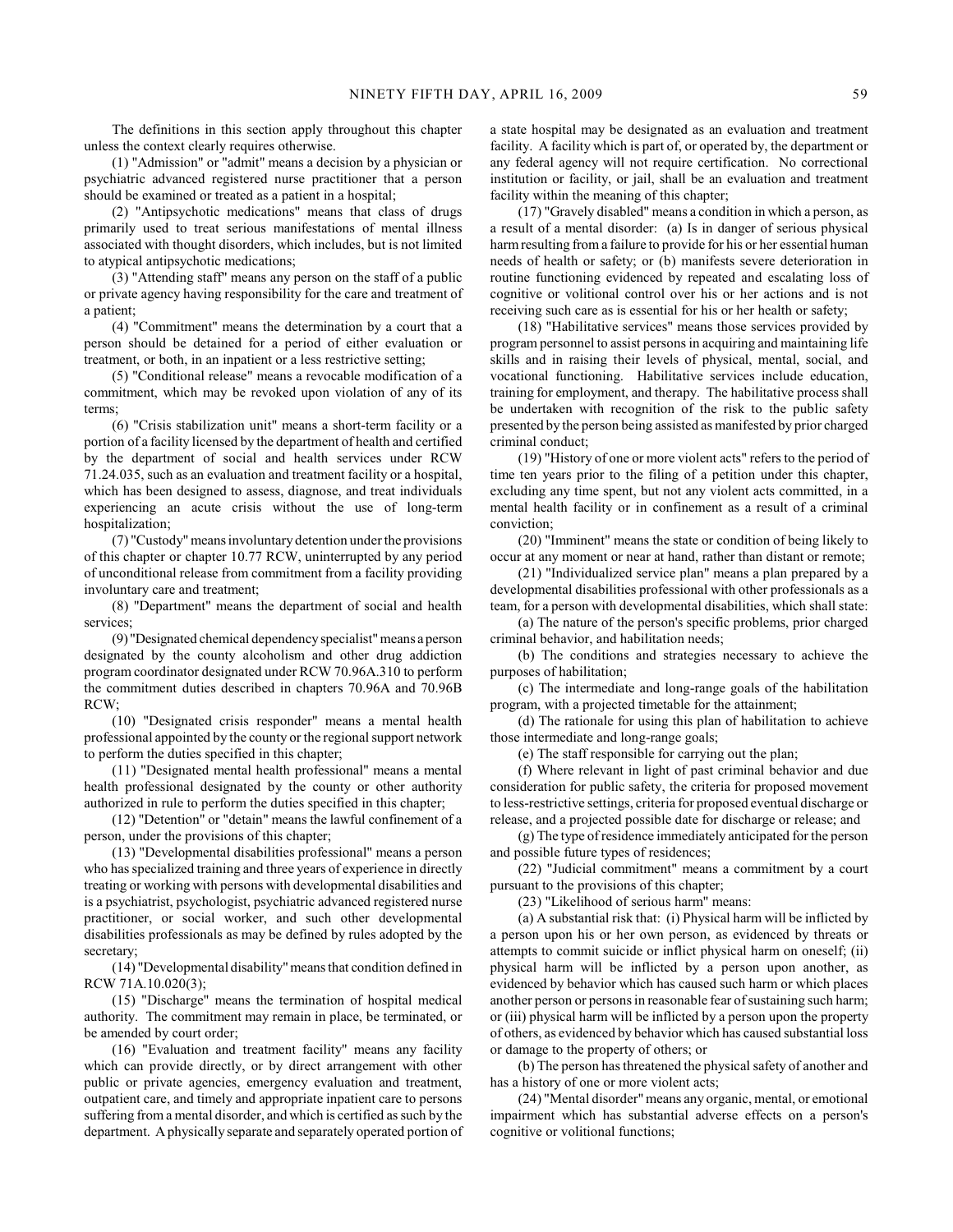The definitions in this section apply throughout this chapter unless the context clearly requires otherwise.

(1) "Admission" or "admit" means a decision by a physician or psychiatric advanced registered nurse practitioner that a person should be examined or treated as a patient in a hospital;

(2) "Antipsychotic medications" means that class of drugs primarily used to treat serious manifestations of mental illness associated with thought disorders, which includes, but is not limited to atypical antipsychotic medications;

(3) "Attending staff" means any person on the staff of a public or private agency having responsibility for the care and treatment of a patient;

(4) "Commitment" means the determination by a court that a person should be detained for a period of either evaluation or treatment, or both, in an inpatient or a less restrictive setting;

(5) "Conditional release" means a revocable modification of a commitment, which may be revoked upon violation of any of its terms;

(6) "Crisis stabilization unit" means a short-term facility or a portion of a facility licensed by the department of health and certified by the department of social and health services under RCW 71.24.035, such as an evaluation and treatment facility or a hospital, which has been designed to assess, diagnose, and treat individuals experiencing an acute crisis without the use of long-term hospitalization;

(7) "Custody" means involuntary detention under the provisions of this chapter or chapter 10.77 RCW, uninterrupted by any period of unconditional release from commitment from a facility providing involuntary care and treatment;

(8) "Department" means the department of social and health services;

(9) "Designated chemical dependency specialist" means a person designated by the county alcoholism and other drug addiction program coordinator designated under RCW 70.96A.310 to perform the commitment duties described in chapters 70.96A and 70.96B RCW;

(10) "Designated crisis responder" means a mental health professional appointed by the county or the regional support network to perform the duties specified in this chapter;

(11) "Designated mental health professional" means a mental health professional designated by the county or other authority authorized in rule to perform the duties specified in this chapter;

(12) "Detention" or "detain" means the lawful confinement of a person, under the provisions of this chapter;

(13) "Developmental disabilities professional" means a person who has specialized training and three years of experience in directly treating or working with persons with developmental disabilities and is a psychiatrist, psychologist, psychiatric advanced registered nurse practitioner, or social worker, and such other developmental disabilities professionals as may be defined by rules adopted by the secretary;

(14) "Developmental disability" means that condition defined in RCW 71A.10.020(3);

(15) "Discharge" means the termination of hospital medical authority. The commitment may remain in place, be terminated, or be amended by court order;

(16) "Evaluation and treatment facility" means any facility which can provide directly, or by direct arrangement with other public or private agencies, emergency evaluation and treatment, outpatient care, and timely and appropriate inpatient care to persons suffering from a mental disorder, and which is certified as such by the department. A physically separate and separately operated portion of a state hospital may be designated as an evaluation and treatment facility. A facility which is part of, or operated by, the department or any federal agency will not require certification. No correctional institution or facility, or jail, shall be an evaluation and treatment facility within the meaning of this chapter;

(17) "Gravely disabled" means a condition in which a person, as a result of a mental disorder: (a) Is in danger of serious physical harm resulting from a failure to provide for his or her essential human needs of health or safety; or (b) manifests severe deterioration in routine functioning evidenced by repeated and escalating loss of cognitive or volitional control over his or her actions and is not receiving such care as is essential for his or her health or safety;

(18) "Habilitative services" means those services provided by program personnel to assist persons in acquiring and maintaining life skills and in raising their levels of physical, mental, social, and vocational functioning. Habilitative services include education, training for employment, and therapy. The habilitative process shall be undertaken with recognition of the risk to the public safety presented by the person being assisted as manifested by prior charged criminal conduct;

(19) "History of one or more violent acts" refers to the period of time ten years prior to the filing of a petition under this chapter, excluding any time spent, but not any violent acts committed, in a mental health facility or in confinement as a result of a criminal conviction;

(20) "Imminent" means the state or condition of being likely to occur at any moment or near at hand, rather than distant or remote;

(21) "Individualized service plan" means a plan prepared by a developmental disabilities professional with other professionals as a team, for a person with developmental disabilities, which shall state:

(a) The nature of the person's specific problems, prior charged criminal behavior, and habilitation needs;

(b) The conditions and strategies necessary to achieve the purposes of habilitation;

(c) The intermediate and long-range goals of the habilitation program, with a projected timetable for the attainment;

(d) The rationale for using this plan of habilitation to achieve those intermediate and long-range goals;

(e) The staff responsible for carrying out the plan;

(f) Where relevant in light of past criminal behavior and due consideration for public safety, the criteria for proposed movement to less-restrictive settings, criteria for proposed eventual discharge or release, and a projected possible date for discharge or release; and

(g) The type of residence immediately anticipated for the person and possible future types of residences;

(22) "Judicial commitment" means a commitment by a court pursuant to the provisions of this chapter;

(23) "Likelihood of serious harm" means:

(a) A substantial risk that: (i) Physical harm will be inflicted by a person upon his or her own person, as evidenced by threats or attempts to commit suicide or inflict physical harm on oneself; (ii) physical harm will be inflicted by a person upon another, as evidenced by behavior which has caused such harm or which places another person or persons in reasonable fear of sustaining such harm; or (iii) physical harm will be inflicted by a person upon the property of others, as evidenced by behavior which has caused substantial loss or damage to the property of others; or

(b) The person has threatened the physical safety of another and has a history of one or more violent acts;

(24) "Mental disorder" means any organic, mental, or emotional impairment which has substantial adverse effects on a person's cognitive or volitional functions;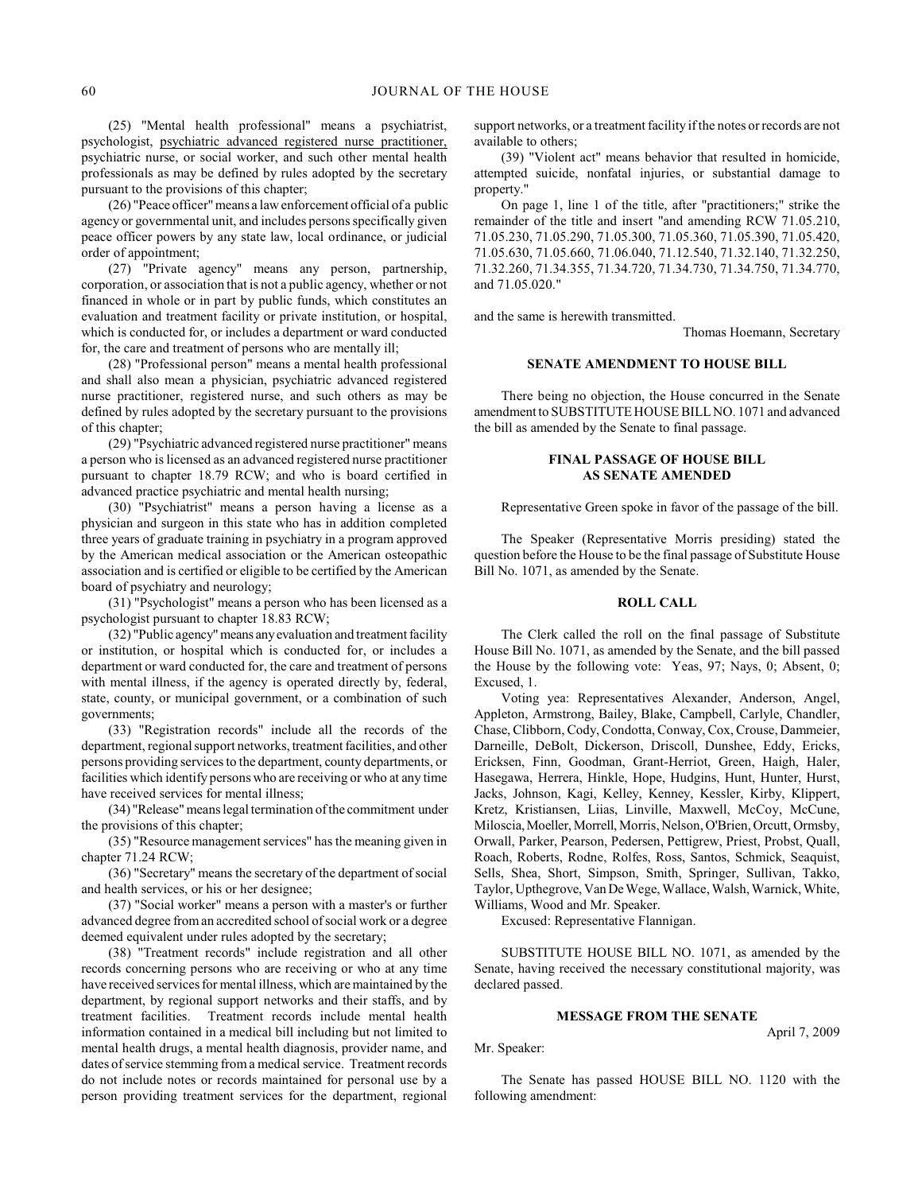(25) "Mental health professional" means a psychiatrist, psychologist, psychiatric advanced registered nurse practitioner, psychiatric nurse, or social worker, and such other mental health professionals as may be defined by rules adopted by the secretary pursuant to the provisions of this chapter;

(26) "Peace officer" means a law enforcement official of a public agency or governmental unit, and includes persons specifically given peace officer powers by any state law, local ordinance, or judicial order of appointment;

(27) "Private agency" means any person, partnership, corporation, or association that is not a public agency, whether or not financed in whole or in part by public funds, which constitutes an evaluation and treatment facility or private institution, or hospital, which is conducted for, or includes a department or ward conducted for, the care and treatment of persons who are mentally ill;

(28) "Professional person" means a mental health professional and shall also mean a physician, psychiatric advanced registered nurse practitioner, registered nurse, and such others as may be defined by rules adopted by the secretary pursuant to the provisions of this chapter;

(29) "Psychiatric advanced registered nurse practitioner" means a person who is licensed as an advanced registered nurse practitioner pursuant to chapter 18.79 RCW; and who is board certified in advanced practice psychiatric and mental health nursing;

(30) "Psychiatrist" means a person having a license as a physician and surgeon in this state who has in addition completed three years of graduate training in psychiatry in a program approved by the American medical association or the American osteopathic association and is certified or eligible to be certified by the American board of psychiatry and neurology;

(31) "Psychologist" means a person who has been licensed as a psychologist pursuant to chapter 18.83 RCW;

(32) "Public agency" means any evaluation and treatment facility or institution, or hospital which is conducted for, or includes a department or ward conducted for, the care and treatment of persons with mental illness, if the agency is operated directly by, federal, state, county, or municipal government, or a combination of such governments;

(33) "Registration records" include all the records of the department, regional support networks, treatment facilities, and other persons providing services to the department, county departments, or facilities which identify persons who are receiving or who at any time have received services for mental illness;

(34) "Release" means legal termination of the commitment under the provisions of this chapter;

(35) "Resource management services" has the meaning given in chapter 71.24 RCW;

(36) "Secretary" means the secretary of the department of social and health services, or his or her designee;

(37) "Social worker" means a person with a master's or further advanced degree from an accredited school of social work or a degree deemed equivalent under rules adopted by the secretary;

(38) "Treatment records" include registration and all other records concerning persons who are receiving or who at any time have received services for mental illness, which are maintained by the department, by regional support networks and their staffs, and by treatment facilities. Treatment records include mental health information contained in a medical bill including but not limited to mental health drugs, a mental health diagnosis, provider name, and dates of service stemming from a medical service. Treatment records do not include notes or records maintained for personal use by a person providing treatment services for the department, regional support networks, or a treatment facility if the notes or records are not available to others;

(39) "Violent act" means behavior that resulted in homicide, attempted suicide, nonfatal injuries, or substantial damage to property."

On page 1, line 1 of the title, after "practitioners;" strike the remainder of the title and insert "and amending RCW 71.05.210, 71.05.230, 71.05.290, 71.05.300, 71.05.360, 71.05.390, 71.05.420, 71.05.630, 71.05.660, 71.06.040, 71.12.540, 71.32.140, 71.32.250, 71.32.260, 71.34.355, 71.34.720, 71.34.730, 71.34.750, 71.34.770, and 71.05.020."

and the same is herewith transmitted.

Thomas Hoemann, Secretary

### SENATE AMENDMENT TO HOUSE BILL

There being no objection, the House concurred in the Senate amendment to SUBSTITUTE HOUSE BILL NO. 1071 and advanced the bill as amended by the Senate to final passage.

### FINAL PASSAGE OF HOUSE BILL AS SENATE AMENDED

Representative Green spoke in favor of the passage of the bill.

The Speaker (Representative Morris presiding) stated the question before the House to be the final passage of Substitute House Bill No. 1071, as amended by the Senate.

### ROLL CALL

The Clerk called the roll on the final passage of Substitute House Bill No. 1071, as amended by the Senate, and the bill passed the House by the following vote: Yeas, 97; Nays, 0; Absent, 0; Excused, 1.

Voting yea: Representatives Alexander, Anderson, Angel, Appleton, Armstrong, Bailey, Blake, Campbell, Carlyle, Chandler, Chase, Clibborn, Cody, Condotta, Conway, Cox, Crouse, Dammeier, Darneille, DeBolt, Dickerson, Driscoll, Dunshee, Eddy, Ericks, Ericksen, Finn, Goodman, Grant-Herriot, Green, Haigh, Haler, Hasegawa, Herrera, Hinkle, Hope, Hudgins, Hunt, Hunter, Hurst, Jacks, Johnson, Kagi, Kelley, Kenney, Kessler, Kirby, Klippert, Kretz, Kristiansen, Liias, Linville, Maxwell, McCoy, McCune, Miloscia, Moeller, Morrell, Morris, Nelson, O'Brien, Orcutt, Ormsby, Orwall, Parker, Pearson, Pedersen, Pettigrew, Priest, Probst, Quall, Roach, Roberts, Rodne, Rolfes, Ross, Santos, Schmick, Seaquist, Sells, Shea, Short, Simpson, Smith, Springer, Sullivan, Takko, Taylor, Upthegrove, Van De Wege, Wallace, Walsh, Warnick, White, Williams, Wood and Mr. Speaker.

Excused: Representative Flannigan.

SUBSTITUTE HOUSE BILL NO. 1071, as amended by the Senate, having received the necessary constitutional majority, was declared passed.

### MESSAGE FROM THE SENATE

April 7, 2009

Mr. Speaker:

The Senate has passed HOUSE BILL NO. 1120 with the following amendment: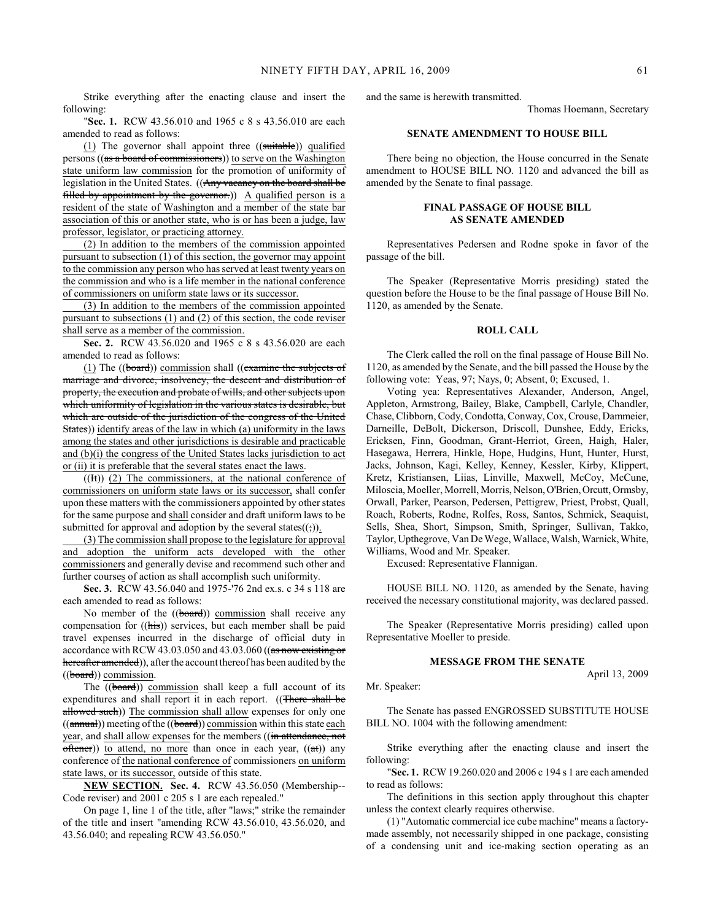Strike everything after the enacting clause and insert the following:

"**Sec. 1.** RCW 43.56.010 and 1965 c 8 s 43.56.010 are each amended to read as follows:

(1) The governor shall appoint three ((~~suitable~~)) qualified persons ((~~as a board of commissioners~~)) to serve on the Washington state uniform law commission for the promotion of uniformity of legislation in the United States. ((~~Any vacancy on the board shall be filled by appointment by the governor.~~)) A qualified person is a resident of the state of Washington and a member of the state bar association of this or another state, who is or has been a judge, law professor, legislator, or practicing attorney.

(2) In addition to the members of the commission appointed pursuant to subsection (1) of this section, the governor may appoint to the commission any person who has served at least twenty years on the commission and who is a life member in the national conference of commissioners on uniform state laws or its successor.

(3) In addition to the members of the commission appointed pursuant to subsections (1) and (2) of this section, the code reviser shall serve as a member of the commission.

**Sec. 2.** RCW 43.56.020 and 1965 c 8 s 43.56.020 are each amended to read as follows:

(1) The ((~~board~~)) commission shall ((~~examine the subjects of marriage and divorce, insolvency, the descent and distribution of property, the execution and probate of wills, and other subjects upon which uniformity of legislation in the various states is desirable, but which are outside of the jurisdiction of the congress of the United States~~)) identify areas of the law in which (a) uniformity in the laws among the states and other jurisdictions is desirable and practicable and (b)(i) the congress of the United States lacks jurisdiction to act or (ii) it is preferable that the several states enact the laws.

((~~It~~)) (2) The commissioners, at the national conference of commissioners on uniform state laws or its successor, shall confer upon these matters with the commissioners appointed by other states for the same purpose and shall consider and draft uniform laws to be submitted for approval and adoption by the several states((~~;~~)).

(3) The commission shall propose to the legislature for approval and adoption the uniform acts developed with the other commissioners and generally devise and recommend such other and further courses of action as shall accomplish such uniformity.

**Sec. 3.** RCW 43.56.040 and 1975-'76 2nd ex.s. c 34 s 118 are each amended to read as follows:

No member of the ((~~board~~)) commission shall receive any compensation for ((~~his~~)) services, but each member shall be paid travel expenses incurred in the discharge of official duty in accordance with RCW 43.03.050 and 43.03.060 ((~~as now existing or hereafter amended~~)), after the account thereof has been audited by the ((~~board~~)) commission.

The ((~~board~~)) commission shall keep a full account of its expenditures and shall report it in each report. ((~~There shall be allowed such~~)) The commission shall allow expenses for only one ((~~annual~~)) meeting of the ((~~board~~)) commission within this state each year, and shall allow expenses for the members ((~~in attendance, not oftener~~)) to attend, no more than once in each year, ((~~at~~)) any conference of the national conference of commissioners on uniform state laws, or its successor, outside of this state.

**NEW SECTION. Sec. 4.** RCW 43.56.050 (Membership--Code reviser) and 2001 c 205 s 1 are each repealed."

On page 1, line 1 of the title, after "laws;" strike the remainder of the title and insert "amending RCW 43.56.010, 43.56.020, and 43.56.040; and repealing RCW 43.56.050."

and the same is herewith transmitted.

Thomas Hoemann, Secretary

### SENATE AMENDMENT TO HOUSE BILL

There being no objection, the House concurred in the Senate amendment to HOUSE BILL NO. 1120 and advanced the bill as amended by the Senate to final passage.

### FINAL PASSAGE OF HOUSE BILL AS SENATE AMENDED

Representatives Pedersen and Rodne spoke in favor of the passage of the bill.

The Speaker (Representative Morris presiding) stated the question before the House to be the final passage of House Bill No. 1120, as amended by the Senate.

### ROLL CALL

The Clerk called the roll on the final passage of House Bill No. 1120, as amended by the Senate, and the bill passed the House by the following vote: Yeas, 97; Nays, 0; Absent, 0; Excused, 1.

Voting yea: Representatives Alexander, Anderson, Angel, Appleton, Armstrong, Bailey, Blake, Campbell, Carlyle, Chandler, Chase, Clibborn, Cody, Condotta, Conway, Cox, Crouse, Dammeier, Darneille, DeBolt, Dickerson, Driscoll, Dunshee, Eddy, Ericks, Ericksen, Finn, Goodman, Grant-Herriot, Green, Haigh, Haler, Hasegawa, Herrera, Hinkle, Hope, Hudgins, Hunt, Hunter, Hurst, Jacks, Johnson, Kagi, Kelley, Kenney, Kessler, Kirby, Klippert, Kretz, Kristiansen, Liias, Linville, Maxwell, McCoy, McCune, Miloscia, Moeller, Morrell, Morris, Nelson, O'Brien, Orcutt, Ormsby, Orwall, Parker, Pearson, Pedersen, Pettigrew, Priest, Probst, Quall, Roach, Roberts, Rodne, Rolfes, Ross, Santos, Schmick, Seaquist, Sells, Shea, Short, Simpson, Smith, Springer, Sullivan, Takko, Taylor, Upthegrove, Van De Wege, Wallace, Walsh, Warnick, White, Williams, Wood and Mr. Speaker.

Excused: Representative Flannigan.

HOUSE BILL NO. 1120, as amended by the Senate, having received the necessary constitutional majority, was declared passed.

The Speaker (Representative Morris presiding) called upon Representative Moeller to preside.

### MESSAGE FROM THE SENATE

April 13, 2009

Mr. Speaker:

The Senate has passed ENGROSSED SUBSTITUTE HOUSE BILL NO. 1004 with the following amendment:

Strike everything after the enacting clause and insert the following:

"**Sec. 1.** RCW 19.260.020 and 2006 c 194 s 1 are each amended to read as follows:

The definitions in this section apply throughout this chapter unless the context clearly requires otherwise.

(1) "Automatic commercial ice cube machine" means a factory-made assembly, not necessarily shipped in one package, consisting of a condensing unit and ice-making section operating as an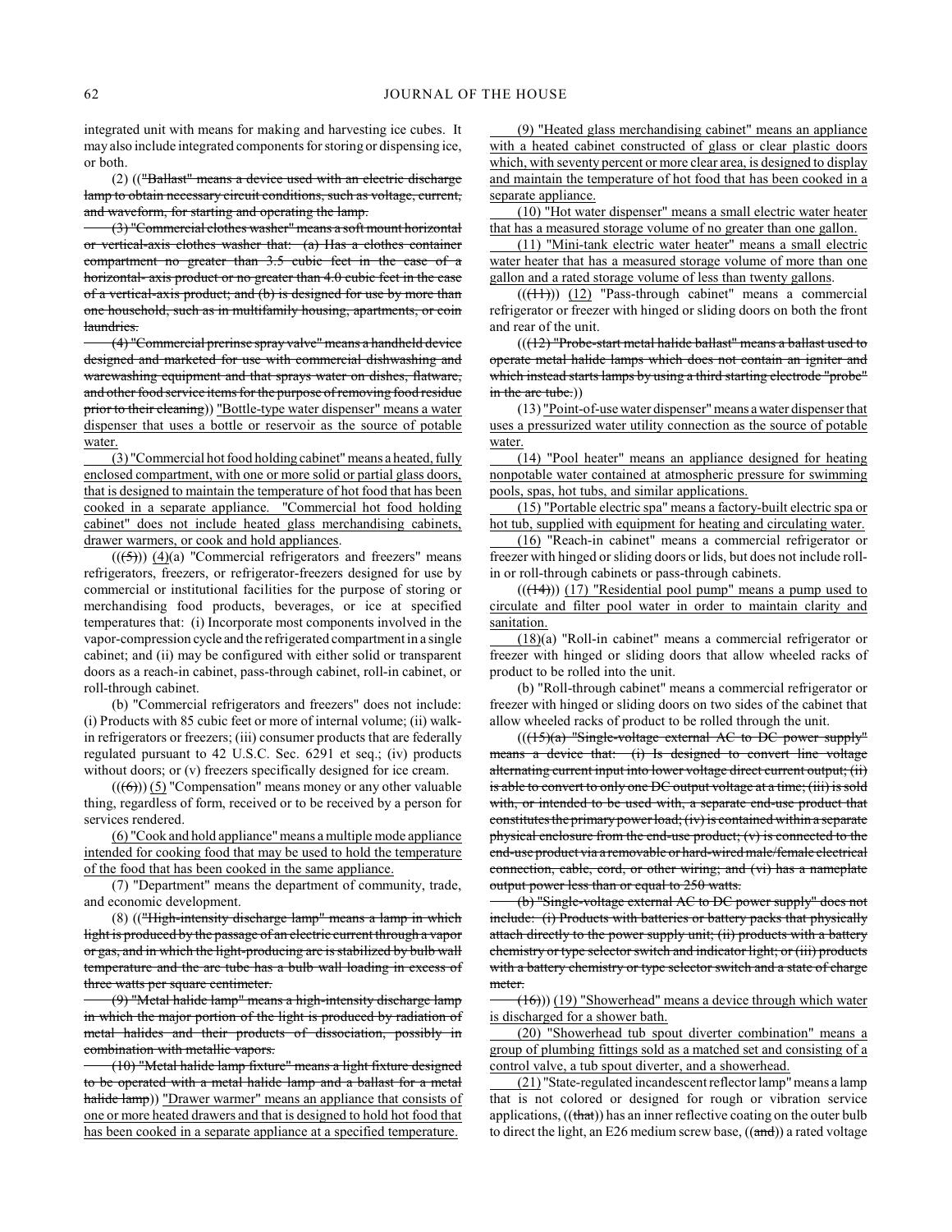integrated unit with means for making and harvesting ice cubes. It may also include integrated components for storing or dispensing ice, or both.

(2) (("Ballast" means a device used with an electric discharge lamp to obtain necessary circuit conditions, such as voltage, current, and waveform, for starting and operating the lamp.

(3) "Commercial clothes washer" means a soft mount horizontal or vertical-axis clothes washer that: (a) Has a clothes container compartment no greater than 3.5 cubic feet in the case of a horizontal- axis product or no greater than 4.0 cubic feet in the case of a vertical-axis product; and (b) is designed for use by more than one household, such as in multifamily housing, apartments, or coin laundries.

(4) "Commercial prerinse spray valve" means a handheld device designed and marketed for use with commercial dishwashing and warewashing equipment and that sprays water on dishes, flatware, and other food service items for the purpose of removing food residue prior to their cleaning)) "Bottle-type water dispenser" means a water dispenser that uses a bottle or reservoir as the source of potable water.

(3) "Commercial hot food holding cabinet" means a heated, fully enclosed compartment, with one or more solid or partial glass doors, that is designed to maintain the temperature of hot food that has been cooked in a separate appliance. "Commercial hot food holding cabinet" does not include heated glass merchandising cabinets, drawer warmers, or cook and hold appliances.

(((5))) (4)(a) "Commercial refrigerators and freezers" means refrigerators, freezers, or refrigerator-freezers designed for use by commercial or institutional facilities for the purpose of storing or merchandising food products, beverages, or ice at specified temperatures that: (i) Incorporate most components involved in the vapor-compression cycle and the refrigerated compartment in a single cabinet; and (ii) may be configured with either solid or transparent doors as a reach-in cabinet, pass-through cabinet, roll-in cabinet, or roll-through cabinet.

(b) "Commercial refrigerators and freezers" does not include: (i) Products with 85 cubic feet or more of internal volume; (ii) walk-in refrigerators or freezers; (iii) consumer products that are federally regulated pursuant to 42 U.S.C. Sec. 6291 et seq.; (iv) products without doors; or (v) freezers specifically designed for ice cream.

(((6))) (5) "Compensation" means money or any other valuable thing, regardless of form, received or to be received by a person for services rendered.

(6) "Cook and hold appliance" means a multiple mode appliance intended for cooking food that may be used to hold the temperature of the food that has been cooked in the same appliance.

(7) "Department" means the department of community, trade, and economic development.

(8) (("High-intensity discharge lamp" means a lamp in which light is produced by the passage of an electric current through a vapor or gas, and in which the light-producing arc is stabilized by bulb wall temperature and the arc tube has a bulb wall loading in excess of three watts per square centimeter.

(9) "Metal halide lamp" means a high-intensity discharge lamp in which the major portion of the light is produced by radiation of metal halides and their products of dissociation, possibly in combination with metallic vapors.

(10) "Metal halide lamp fixture" means a light fixture designed to be operated with a metal halide lamp and a ballast for a metal halide lamp)) "Drawer warmer" means an appliance that consists of one or more heated drawers and that is designed to hold hot food that has been cooked in a separate appliance at a specified temperature.

(9) "Heated glass merchandising cabinet" means an appliance with a heated cabinet constructed of glass or clear plastic doors which, with seventy percent or more clear area, is designed to display and maintain the temperature of hot food that has been cooked in a separate appliance.

(10) "Hot water dispenser" means a small electric water heater that has a measured storage volume of no greater than one gallon.

(11) "Mini-tank electric water heater" means a small electric water heater that has a measured storage volume of more than one gallon and a rated storage volume of less than twenty gallons.

(((11))) (12) "Pass-through cabinet" means a commercial refrigerator or freezer with hinged or sliding doors on both the front and rear of the unit.

(((12) "Probe-start metal halide ballast" means a ballast used to operate metal halide lamps which does not contain an igniter and which instead starts lamps by using a third starting electrode "probe" in the arc tube.))

(13) "Point-of-use water dispenser" means a water dispenser that uses a pressurized water utility connection as the source of potable water.

(14) "Pool heater" means an appliance designed for heating nonpotable water contained at atmospheric pressure for swimming pools, spas, hot tubs, and similar applications.

(15) "Portable electric spa" means a factory-built electric spa or hot tub, supplied with equipment for heating and circulating water.

(16) "Reach-in cabinet" means a commercial refrigerator or freezer with hinged or sliding doors or lids, but does not include roll-in or roll-through cabinets or pass-through cabinets.

(((14))) (17) "Residential pool pump" means a pump used to circulate and filter pool water in order to maintain clarity and sanitation.

(18)(a) "Roll-in cabinet" means a commercial refrigerator or freezer with hinged or sliding doors that allow wheeled racks of product to be rolled into the unit.

(b) "Roll-through cabinet" means a commercial refrigerator or freezer with hinged or sliding doors on two sides of the cabinet that allow wheeled racks of product to be rolled through the unit.

(((15)(a) "Single-voltage external AC to DC power supply" means a device that: (i) Is designed to convert line voltage alternating current input into lower voltage direct current output; (ii) is able to convert to only one DC output voltage at a time; (iii) is sold with, or intended to be used with, a separate end-use product that constitutes the primary power load; (iv) is contained within a separate physical enclosure from the end-use product; (v) is connected to the end-use product via a removable or hard-wired male/female electrical connection, cable, cord, or other wiring; and (vi) has a nameplate output power less than or equal to 250 watts.

(b) "Single-voltage external AC to DC power supply" does not include: (i) Products with batteries or battery packs that physically attach directly to the power supply unit; (ii) products with a battery chemistry or type selector switch and indicator light; or (iii) products with a battery chemistry or type selector switch and a state of charge meter.

(16))) (19) "Showerhead" means a device through which water is discharged for a shower bath.

(20) "Showerhead tub spout diverter combination" means a group of plumbing fittings sold as a matched set and consisting of a control valve, a tub spout diverter, and a showerhead.

(21) "State-regulated incandescent reflector lamp" means a lamp that is not colored or designed for rough or vibration service applications, ((that)) has an inner reflective coating on the outer bulb to direct the light, an E26 medium screw base, ((and)) a rated voltage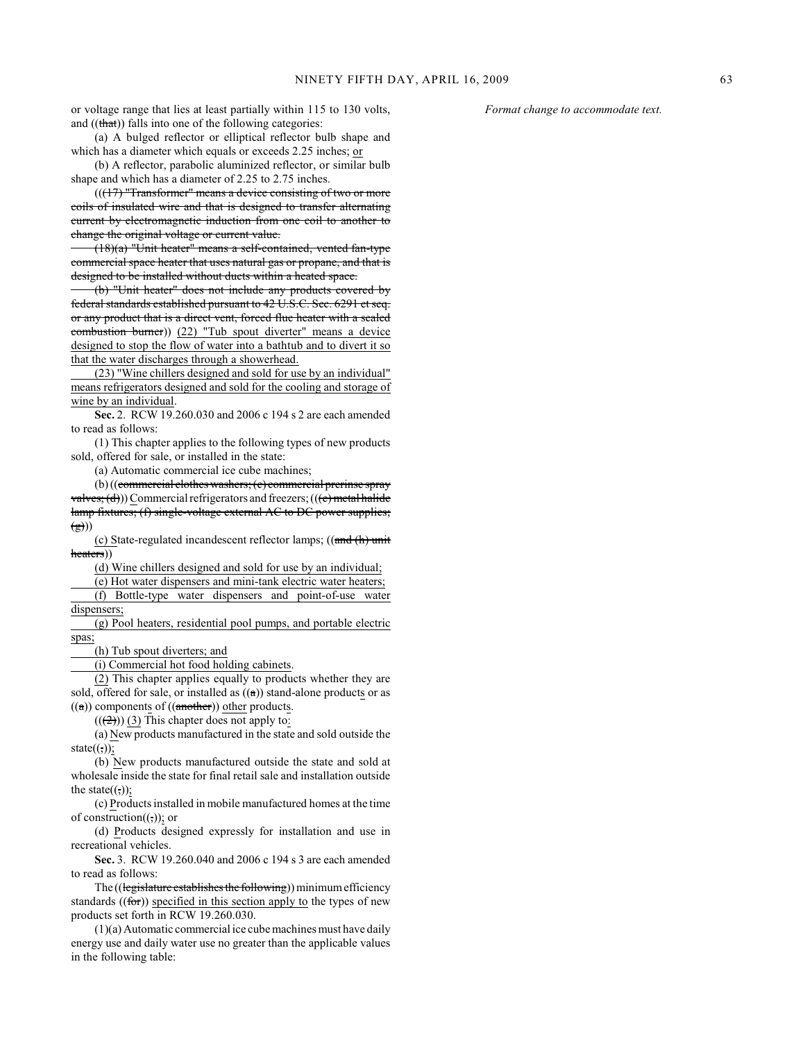or voltage range that lies at least partially within 115 to 130 volts, and ((~~that~~)) falls into one of the following categories:

(a) A bulged reflector or elliptical reflector bulb shape and which has a diameter which equals or exceeds 2.25 inches; <u>or</u>

(b) A reflector, parabolic aluminized reflector, or similar bulb shape and which has a diameter of 2.25 to 2.75 inches.

((~~(17) "Transformer" means a device consisting of two or more coils of insulated wire and that is designed to transfer alternating current by electromagnetic induction from one coil to another to change the original voltage or current value.~~

~~(18)(a) "Unit heater" means a self-contained, vented fan-type commercial space heater that uses natural gas or propane, and that is designed to be installed without ducts within a heated space.~~

~~(b) "Unit heater" does not include any products covered by federal standards established pursuant to 42 U.S.C. Sec. 6291 et seq. or any product that is a direct vent, forced flue heater with a sealed combustion burner~~)) <u>(22) "Tub spout diverter" means a device designed to stop the flow of water into a bathtub and to divert it so that the water discharges through a showerhead.</u>

<u>(23) "Wine chillers designed and sold for use by an individual" means refrigerators designed and sold for the cooling and storage of wine by an individual</u>.

**Sec.** 2. RCW 19.260.030 and 2006 c 194 s 2 are each amended to read as follows:

(1) This chapter applies to the following types of new products sold, offered for sale, or installed in the state:

(a) Automatic commercial ice cube machines;

(b) ((~~commercial clothes washers; (c) commercial prerinse spray valves; (d)~~)) <u>C</u>ommercial refrigerators and freezers; ((~~(e) metal halide lamp fixtures; (f) single-voltage external AC to DC power supplies; (g)~~))

<u>(c) S</u>tate-regulated incandescent reflector lamps; ((~~and (h) unit heaters~~))

<u>(d) Wine chillers designed and sold for use by an individual;</u>

<u>(e) Hot water dispensers and mini-tank electric water heaters;</u>

<u>(f) Bottle-type water dispensers and point-of-use water dispensers;</u>

<u>(g) Pool heaters, residential pool pumps, and portable electric spas;</u>

<u>(h) Tub spout diverters; and</u>

<u>(i) Commercial hot food holding cabinets.</u>

<u>(2)</u> This chapter applies equally to products whether they are sold, offered for sale, or installed as ((~~a~~)) stand-alone product<u>s</u> or as ((~~a~~)) component<u>s</u> of ((~~another~~)) <u>other</u> product<u>s</u>.

((~~(2)~~)) <u>(3)</u> This chapter does not apply to<u>:</u>

<u>(a) N</u>ew products manufactured in the state and sold outside the state((~~,~~))<u>;</u>

<u>(b) N</u>ew products manufactured outside the state and sold at wholesale inside the state for final retail sale and installation outside the state((~~,~~))<u>;</u>

<u>(c) P</u>roducts installed in mobile manufactured homes at the time of construction((~~,~~))<u>;</u> or

<u>(d) P</u>roducts designed expressly for installation and use in recreational vehicles.

**Sec.** 3. RCW 19.260.040 and 2006 c 194 s 3 are each amended to read as follows:

The ((~~legislature establishes the following~~)) minimum efficiency standards ((~~for~~)) <u>specified in this section apply to</u> the types of new products set forth in RCW 19.260.030.

(1)(a) Automatic commercial ice cube machines must have daily energy use and daily water use no greater than the applicable values in the following table:

*Format change to accommodate text.*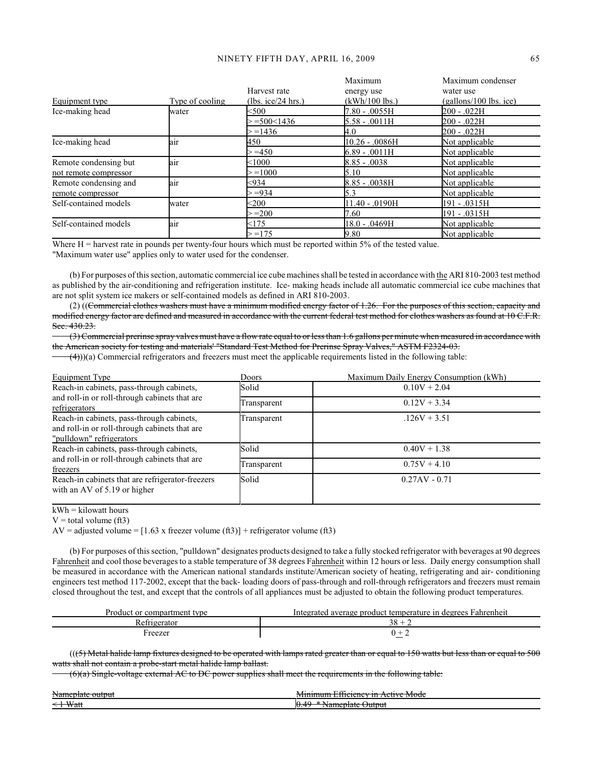| Equipment type | Type of cooling | Harvest rate (lbs. ice/24 hrs.) | Maximum energy use (kWh/100 lbs.) | Maximum condenser water use (gallons/100 lbs. ice) |
|---|---|---|---|---|
| Ice-making head | water | <500 | 7.80 - .0055H | 200 - .022H |
| | | > =500<1436 | 5.58 - .0011H | 200 - .022H |
| | | > =1436 | 4.0 | 200 - .022H |
| Ice-making head | air | 450 | 10.26 - .0086H | Not applicable |
| | | > =450 | 6.89 - .0011H | Not applicable |
| Remote condensing but not remote compressor | air | <1000 | 8.85 - .0038 | Not applicable |
| | | > =1000 | 5.10 | Not applicable |
| Remote condensing and remote compressor | air | <934 | 8.85 - .0038H | Not applicable |
| | | > =934 | 5.3 | Not applicable |
| Self-contained models | water | <200 | 11.40 - .0190H | 191 - .0315H |
| | | > =200 | 7.60 | 191 - .0315H |
| Self-contained models | air | <175 | 18.0 - .0469H | Not applicable |
| | | > =175 | 9.80 | Not applicable |

Where H = harvest rate in pounds per twenty-four hours which must be reported within 5% of the tested value.
"Maximum water use" applies only to water used for the condenser.

(b) For purposes of this section, automatic commercial ice cube machines shall be tested in accordance with the ARI 810-2003 test method as published by the air-conditioning and refrigeration institute. Ice- making heads include all automatic commercial ice cube machines that are not split system ice makers or self-contained models as defined in ARI 810-2003.

(2) ((~~Commercial clothes washers must have a minimum modified energy factor of 1.26. For the purposes of this section, capacity and modified energy factor are defined and measured in accordance with the current federal test method for clothes washers as found at 10 C.F.R. Sec. 430.23.~~

~~(3) Commercial prerinse spray valves must have a flow rate equal to or less than 1.6 gallons per minute when measured in accordance with the American society for testing and materials' "Standard Test Method for Prerinse Spray Valves," ASTM F2324-03.~~

~~(4)~~))(a) Commercial refrigerators and freezers must meet the applicable requirements listed in the following table:

| Equipment Type | Doors | Maximum Daily Energy Consumption (kWh) |
|---|---|---|
| Reach-in cabinets, pass-through cabinets, and roll-in or roll-through cabinets that are refrigerators | Solid | 0.10V + 2.04 |
| | Transparent | 0.12V + 3.34 |
| Reach-in cabinets, pass-through cabinets, and roll-in or roll-through cabinets that are "pulldown" refrigerators | Transparent | .126V + 3.51 |
| Reach-in cabinets, pass-through cabinets, and roll-in or roll-through cabinets that are freezers | Solid | 0.40V + 1.38 |
| | Transparent | 0.75V + 4.10 |
| Reach-in cabinets that are refrigerator-freezers with an AV of 5.19 or higher | Solid | 0.27AV - 0.71 |

kWh = kilowatt hours
V = total volume (ft3)
AV = adjusted volume = [1.63 x freezer volume (ft3)] + refrigerator volume (ft3)

(b) For purposes of this section, "pulldown" designates products designed to take a fully stocked refrigerator with beverages at 90 degrees Fahrenheit and cool those beverages to a stable temperature of 38 degrees Fahrenheit within 12 hours or less. Daily energy consumption shall be measured in accordance with the American national standards institute/American society of heating, refrigerating and air- conditioning engineers test method 117-2002, except that the back- loading doors of pass-through and roll-through refrigerators and freezers must remain closed throughout the test, and except that the controls of all appliances must be adjusted to obtain the following product temperatures.

| Product or compartment type | Integrated average product temperature in degrees Fahrenheit |
|---|---|
| Refrigerator | 38 + 2 |
| Freezer | 0 + 2 |

((~~(5) Metal halide lamp fixtures designed to be operated with lamps rated greater than or equal to 150 watts but less than or equal to 500 watts shall not contain a probe-start metal halide lamp ballast.~~

~~(6)(a) Single-voltage external AC to DC power supplies shall meet the requirements in the following table:~~

| ~~Nameplate output~~ | ~~Minimum Efficiency in Active Mode~~ |
|---|---|
| ~~< 1 Watt~~ | ~~0.49 * Nameplate Output~~ |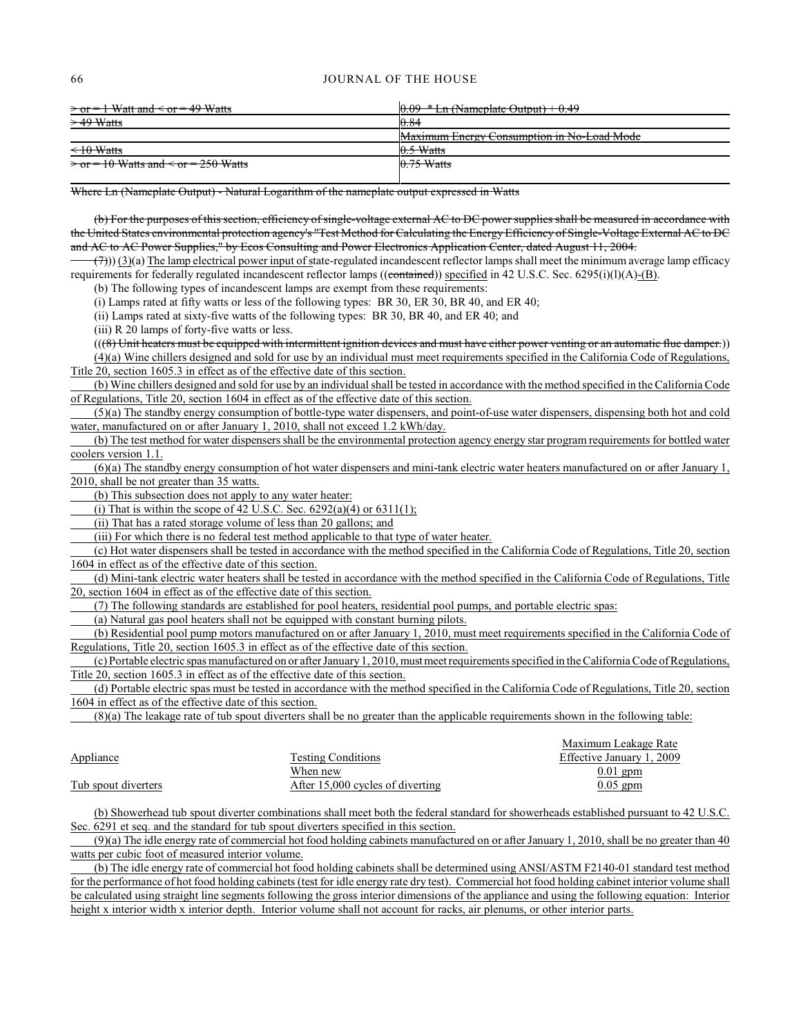| | |
|---|---|
| ~~> or = 1 Watt and < or = 49 Watts~~ | ~~0.09 * Ln (Nameplate Output) + 0.49~~ |
| ~~> 49 Watts~~ | ~~0.84~~ |
| | ~~Maximum Energy Consumption in No-Load Mode~~ |
| ~~< 10 Watts~~ | ~~0.5 Watts~~ |
| ~~> or = 10 Watts and < or = 250 Watts~~ | ~~0.75 Watts~~ |

~~Where Ln (Nameplate Output) - Natural Logarithm of the nameplate output expressed in Watts~~

~~(b) For the purposes of this section, efficiency of single-voltage external AC to DC power supplies shall be measured in accordance with the United States environmental protection agency's "Test Method for Calculating the Energy Efficiency of Single-Voltage External AC to DC and AC to AC Power Supplies," by Ecos Consulting and Power Electronics Application Center, dated August 11, 2004.~~

((~~(7)~~)) <u>(3)(a) The lamp electrical power input of</u> state-regulated incandescent reflector lamps shall meet the minimum average lamp efficacy requirements for federally regulated incandescent reflector lamps ((~~contained~~)) <u>specified</u> in 42 U.S.C. Sec. 6295(i)(l)(A)<u>-(B)</u>.

(b) The following types of incandescent lamps are exempt from these requirements:

(i) Lamps rated at fifty watts or less of the following types: BR 30, ER 30, BR 40, and ER 40;

(ii) Lamps rated at sixty-five watts of the following types: BR 30, BR 40, and ER 40; and

(iii) R 20 lamps of forty-five watts or less.

((~~(8) Unit heaters must be equipped with intermittent ignition devices and must have either power venting or an automatic flue damper.~~))

<u>(4)(a) Wine chillers designed and sold for use by an individual must meet requirements specified in the California Code of Regulations, Title 20, section 1605.3 in effect as of the effective date of this section.</u>

<u>(b) Wine chillers designed and sold for use by an individual shall be tested in accordance with the method specified in the California Code of Regulations, Title 20, section 1604 in effect as of the effective date of this section.</u>

<u>(5)(a) The standby energy consumption of bottle-type water dispensers, and point-of-use water dispensers, dispensing both hot and cold water, manufactured on or after January 1, 2010, shall not exceed 1.2 kWh/day.</u>

<u>(b) The test method for water dispensers shall be the environmental protection agency energy star program requirements for bottled water coolers version 1.1.</u>

<u>(6)(a) The standby energy consumption of hot water dispensers and mini-tank electric water heaters manufactured on or after January 1, 2010, shall be not greater than 35 watts.</u>

<u>(b) This subsection does not apply to any water heater:</u>

<u>(i) That is within the scope of 42 U.S.C. Sec. 6292(a)(4) or 6311(1);</u>

<u>(ii) That has a rated storage volume of less than 20 gallons; and</u>

<u>(iii) For which there is no federal test method applicable to that type of water heater.</u>

<u>(c) Hot water dispensers shall be tested in accordance with the method specified in the California Code of Regulations, Title 20, section 1604 in effect as of the effective date of this section.</u>

<u>(d) Mini-tank electric water heaters shall be tested in accordance with the method specified in the California Code of Regulations, Title 20, section 1604 in effect as of the effective date of this section.</u>

<u>(7) The following standards are established for pool heaters, residential pool pumps, and portable electric spas:</u>

<u>(a) Natural gas pool heaters shall not be equipped with constant burning pilots.</u>

<u>(b) Residential pool pump motors manufactured on or after January 1, 2010, must meet requirements specified in the California Code of Regulations, Title 20, section 1605.3 in effect as of the effective date of this section.</u>

<u>(c) Portable electric spas manufactured on or after January 1, 2010, must meet requirements specified in the California Code of Regulations, Title 20, section 1605.3 in effect as of the effective date of this section.</u>

<u>(d) Portable electric spas must be tested in accordance with the method specified in the California Code of Regulations, Title 20, section 1604 in effect as of the effective date of this section.</u>

<u>(8)(a) The leakage rate of tub spout diverters shall be no greater than the applicable requirements shown in the following table:</u>

| <u>Appliance</u> | <u>Testing Conditions</u> | <u>Maximum Leakage Rate Effective January 1, 2009</u> |
|---|---|---|
| | <u>When new</u> | <u>0.01 gpm</u> |
| <u>Tub spout diverters</u> | <u>After 15,000 cycles of diverting</u> | <u>0.05 gpm</u> |

<u>(b) Showerhead tub spout diverter combinations shall meet both the federal standard for showerheads established pursuant to 42 U.S.C. Sec. 6291 et seq. and the standard for tub spout diverters specified in this section.</u>

<u>(9)(a) The idle energy rate of commercial hot food holding cabinets manufactured on or after January 1, 2010, shall be no greater than 40 watts per cubic foot of measured interior volume.</u>

<u>(b) The idle energy rate of commercial hot food holding cabinets shall be determined using ANSI/ASTM F2140-01 standard test method for the performance of hot food holding cabinets (test for idle energy rate dry test). Commercial hot food holding cabinet interior volume shall be calculated using straight line segments following the gross interior dimensions of the appliance and using the following equation: Interior height x interior width x interior depth. Interior volume shall not account for racks, air plenums, or other interior parts.</u>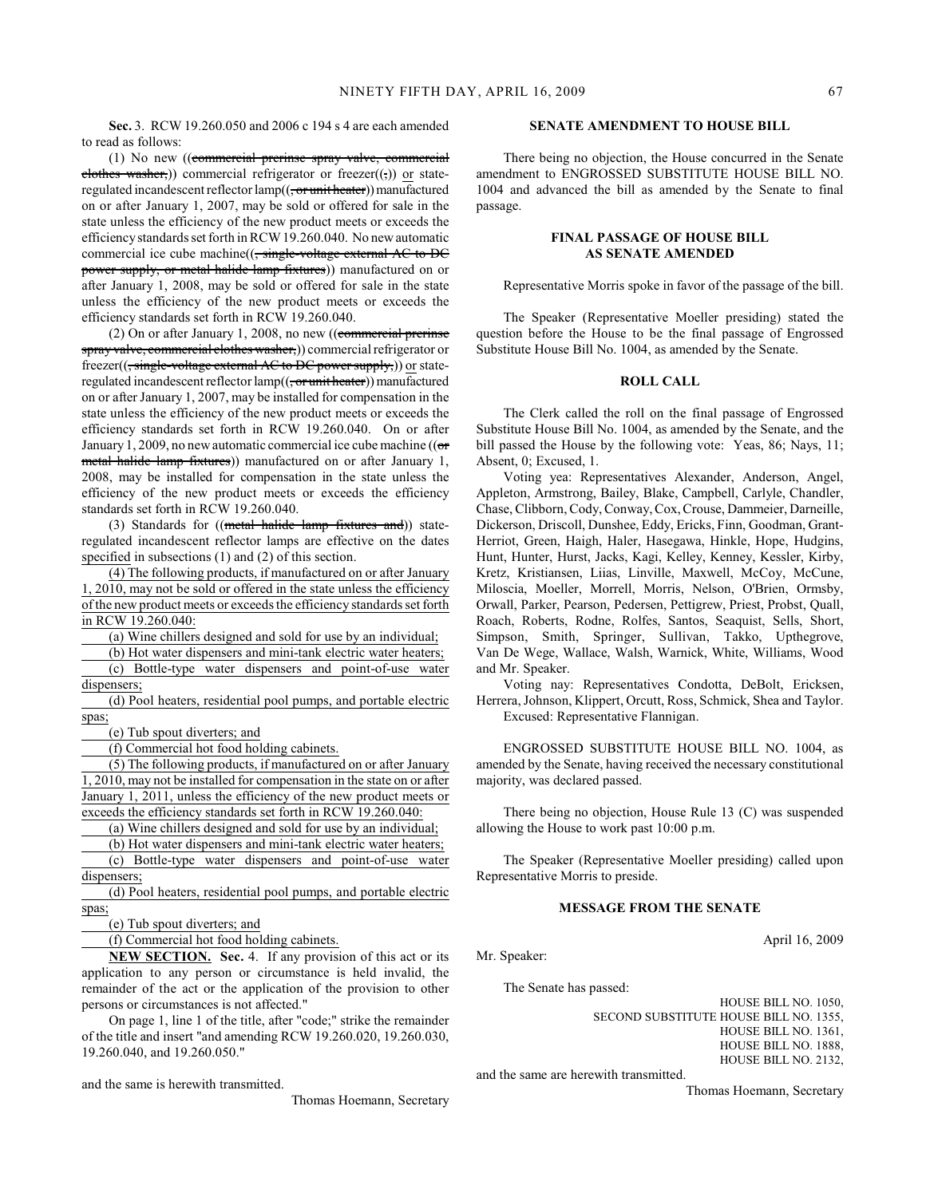**Sec.** 3. RCW 19.260.050 and 2006 c 194 s 4 are each amended to read as follows:

(1) No new ((~~commercial prerinse spray valve, commercial clothes washer,~~)) commercial refrigerator or freezer((~~,~~)) or state-regulated incandescent reflector lamp((~~, or unit heater~~)) manufactured on or after January 1, 2007, may be sold or offered for sale in the state unless the efficiency of the new product meets or exceeds the efficiency standards set forth in RCW 19.260.040. No new automatic commercial ice cube machine((~~, single-voltage external AC to DC power supply, or metal halide lamp fixtures~~)) manufactured on or after January 1, 2008, may be sold or offered for sale in the state unless the efficiency of the new product meets or exceeds the efficiency standards set forth in RCW 19.260.040.

(2) On or after January 1, 2008, no new ((~~commercial prerinse spray valve, commercial clothes washer,~~)) commercial refrigerator or freezer((~~, single-voltage external AC to DC power supply,~~)) or state-regulated incandescent reflector lamp((~~, or unit heater~~)) manufactured on or after January 1, 2007, may be installed for compensation in the state unless the efficiency of the new product meets or exceeds the efficiency standards set forth in RCW 19.260.040. On or after January 1, 2009, no new automatic commercial ice cube machine ((~~or metal halide lamp fixtures~~)) manufactured on or after January 1, 2008, may be installed for compensation in the state unless the efficiency of the new product meets or exceeds the efficiency standards set forth in RCW 19.260.040.

(3) Standards for ((~~metal halide lamp fixtures and~~)) state-regulated incandescent reflector lamps are effective on the dates specified in subsections (1) and (2) of this section.

(4) The following products, if manufactured on or after January 1, 2010, may not be sold or offered in the state unless the efficiency of the new product meets or exceeds the efficiency standards set forth in RCW 19.260.040:

(a) Wine chillers designed and sold for use by an individual;

(b) Hot water dispensers and mini-tank electric water heaters;

(c) Bottle-type water dispensers and point-of-use water dispensers;

(d) Pool heaters, residential pool pumps, and portable electric spas;

(e) Tub spout diverters; and

(f) Commercial hot food holding cabinets.

(5) The following products, if manufactured on or after January 1, 2010, may not be installed for compensation in the state on or after January 1, 2011, unless the efficiency of the new product meets or exceeds the efficiency standards set forth in RCW 19.260.040:

(a) Wine chillers designed and sold for use by an individual;

(b) Hot water dispensers and mini-tank electric water heaters;

(c) Bottle-type water dispensers and point-of-use water dispensers;

(d) Pool heaters, residential pool pumps, and portable electric spas;

(e) Tub spout diverters; and

(f) Commercial hot food holding cabinets.

**NEW SECTION. Sec.** 4. If any provision of this act or its application to any person or circumstance is held invalid, the remainder of the act or the application of the provision to other persons or circumstances is not affected."

On page 1, line 1 of the title, after "code;" strike the remainder of the title and insert "and amending RCW 19.260.020, 19.260.030, 19.260.040, and 19.260.050."

and the same is herewith transmitted.

Thomas Hoemann, Secretary

## SENATE AMENDMENT TO HOUSE BILL

There being no objection, the House concurred in the Senate amendment to ENGROSSED SUBSTITUTE HOUSE BILL NO. 1004 and advanced the bill as amended by the Senate to final passage.

## FINAL PASSAGE OF HOUSE BILL AS SENATE AMENDED

Representative Morris spoke in favor of the passage of the bill.

The Speaker (Representative Moeller presiding) stated the question before the House to be the final passage of Engrossed Substitute House Bill No. 1004, as amended by the Senate.

## ROLL CALL

The Clerk called the roll on the final passage of Engrossed Substitute House Bill No. 1004, as amended by the Senate, and the bill passed the House by the following vote: Yeas, 86; Nays, 11; Absent, 0; Excused, 1.

Voting yea: Representatives Alexander, Anderson, Angel, Appleton, Armstrong, Bailey, Blake, Campbell, Carlyle, Chandler, Chase, Clibborn, Cody, Conway, Cox, Crouse, Dammeier, Darneille, Dickerson, Driscoll, Dunshee, Eddy, Ericks, Finn, Goodman, Grant-Herriot, Green, Haigh, Haler, Hasegawa, Hinkle, Hope, Hudgins, Hunt, Hunter, Hurst, Jacks, Kagi, Kelley, Kenney, Kessler, Kirby, Kretz, Kristiansen, Liias, Linville, Maxwell, McCoy, McCune, Miloscia, Moeller, Morrell, Morris, Nelson, O'Brien, Ormsby, Orwall, Parker, Pearson, Pedersen, Pettigrew, Priest, Probst, Quall, Roach, Roberts, Rodne, Rolfes, Santos, Seaquist, Sells, Short, Simpson, Smith, Springer, Sullivan, Takko, Upthegrove, Van De Wege, Wallace, Walsh, Warnick, White, Williams, Wood and Mr. Speaker.

Voting nay: Representatives Condotta, DeBolt, Ericksen, Herrera, Johnson, Klippert, Orcutt, Ross, Schmick, Shea and Taylor.

Excused: Representative Flannigan.

ENGROSSED SUBSTITUTE HOUSE BILL NO. 1004, as amended by the Senate, having received the necessary constitutional majority, was declared passed.

There being no objection, House Rule 13 (C) was suspended allowing the House to work past 10:00 p.m.

The Speaker (Representative Moeller presiding) called upon Representative Morris to preside.

## MESSAGE FROM THE SENATE

April 16, 2009

Mr. Speaker:

The Senate has passed:

HOUSE BILL NO. 1050,
SECOND SUBSTITUTE HOUSE BILL NO. 1355,
HOUSE BILL NO. 1361,
HOUSE BILL NO. 1888,
HOUSE BILL NO. 2132,

and the same are herewith transmitted.

Thomas Hoemann, Secretary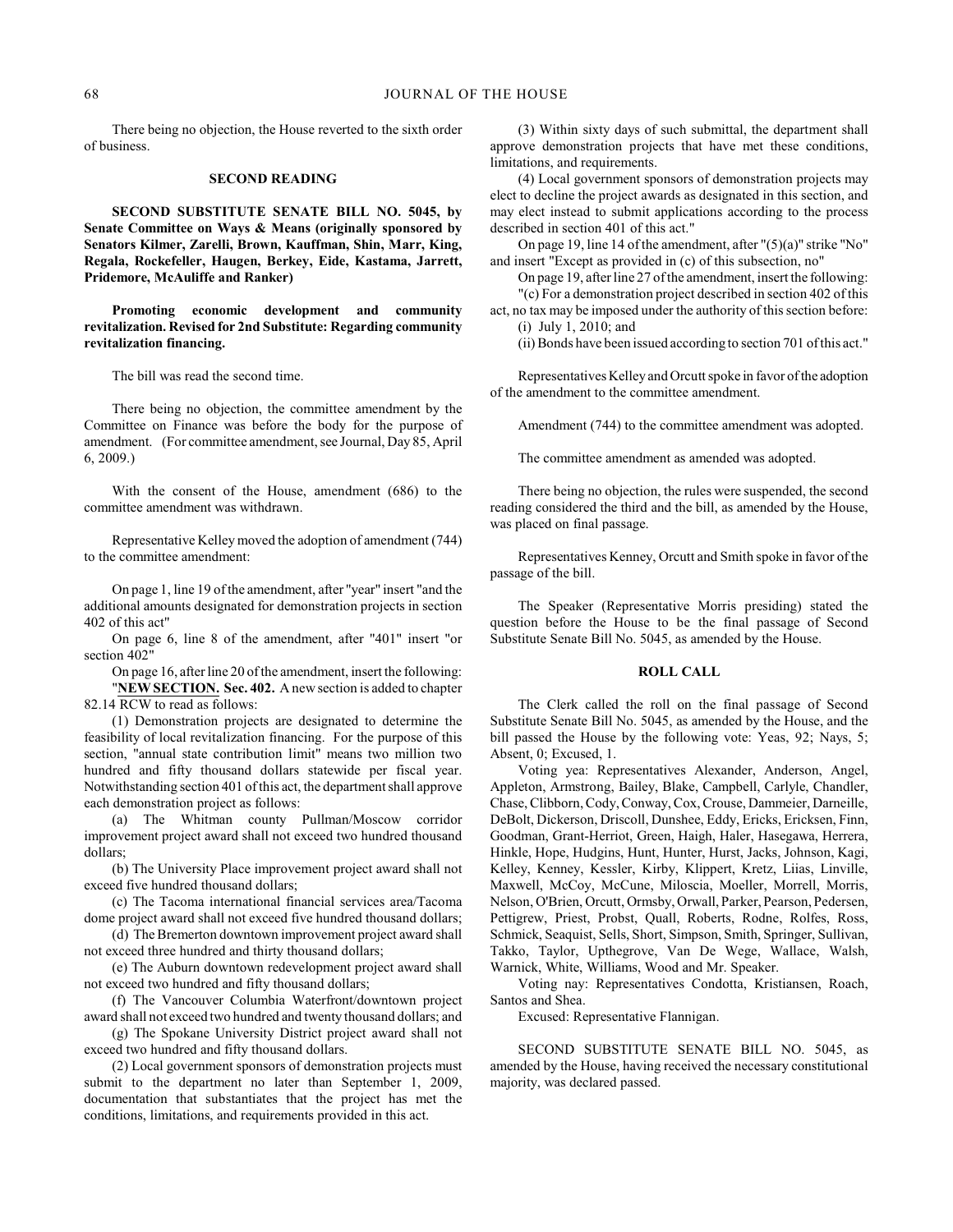There being no objection, the House reverted to the sixth order of business.

### SECOND READING

**SECOND SUBSTITUTE SENATE BILL NO. 5045, by Senate Committee on Ways & Means (originally sponsored by Senators Kilmer, Zarelli, Brown, Kauffman, Shin, Marr, King, Regala, Rockefeller, Haugen, Berkey, Eide, Kastama, Jarrett, Pridemore, McAuliffe and Ranker)**

**Promoting economic development and community revitalization. Revised for 2nd Substitute: Regarding community revitalization financing.**

The bill was read the second time.

There being no objection, the committee amendment by the Committee on Finance was before the body for the purpose of amendment. (For committee amendment, see Journal, Day 85, April 6, 2009.)

With the consent of the House, amendment (686) to the committee amendment was withdrawn.

Representative Kelley moved the adoption of amendment (744) to the committee amendment:

On page 1, line 19 of the amendment, after "year" insert "and the additional amounts designated for demonstration projects in section 402 of this act"

On page 6, line 8 of the amendment, after "401" insert "or section 402"

On page 16, after line 20 of the amendment, insert the following:

"**NEW SECTION. Sec. 402.** A new section is added to chapter 82.14 RCW to read as follows:

(1) Demonstration projects are designated to determine the feasibility of local revitalization financing. For the purpose of this section, "annual state contribution limit" means two million two hundred and fifty thousand dollars statewide per fiscal year. Notwithstanding section 401 of this act, the department shall approve each demonstration project as follows:

(a) The Whitman county Pullman/Moscow corridor improvement project award shall not exceed two hundred thousand dollars;

(b) The University Place improvement project award shall not exceed five hundred thousand dollars;

(c) The Tacoma international financial services area/Tacoma dome project award shall not exceed five hundred thousand dollars;

(d) The Bremerton downtown improvement project award shall not exceed three hundred and thirty thousand dollars;

(e) The Auburn downtown redevelopment project award shall not exceed two hundred and fifty thousand dollars;

(f) The Vancouver Columbia Waterfront/downtown project award shall not exceed two hundred and twenty thousand dollars; and

(g) The Spokane University District project award shall not exceed two hundred and fifty thousand dollars.

(2) Local government sponsors of demonstration projects must submit to the department no later than September 1, 2009, documentation that substantiates that the project has met the conditions, limitations, and requirements provided in this act.

(3) Within sixty days of such submittal, the department shall approve demonstration projects that have met these conditions, limitations, and requirements.

(4) Local government sponsors of demonstration projects may elect to decline the project awards as designated in this section, and may elect instead to submit applications according to the process described in section 401 of this act."

On page 19, line 14 of the amendment, after "(5)(a)" strike "No" and insert "Except as provided in (c) of this subsection, no"

On page 19, after line 27 of the amendment, insert the following:

"(c) For a demonstration project described in section 402 of this act, no tax may be imposed under the authority of this section before:

(i) July 1, 2010; and

(ii) Bonds have been issued according to section 701 of this act."

Representatives Kelley and Orcutt spoke in favor of the adoption of the amendment to the committee amendment.

Amendment (744) to the committee amendment was adopted.

The committee amendment as amended was adopted.

There being no objection, the rules were suspended, the second reading considered the third and the bill, as amended by the House, was placed on final passage.

Representatives Kenney, Orcutt and Smith spoke in favor of the passage of the bill.

The Speaker (Representative Morris presiding) stated the question before the House to be the final passage of Second Substitute Senate Bill No. 5045, as amended by the House.

### ROLL CALL

The Clerk called the roll on the final passage of Second Substitute Senate Bill No. 5045, as amended by the House, and the bill passed the House by the following vote: Yeas, 92; Nays, 5; Absent, 0; Excused, 1.

Voting yea: Representatives Alexander, Anderson, Angel, Appleton, Armstrong, Bailey, Blake, Campbell, Carlyle, Chandler, Chase, Clibborn, Cody, Conway, Cox, Crouse, Dammeier, Darneille, DeBolt, Dickerson, Driscoll, Dunshee, Eddy, Ericks, Ericksen, Finn, Goodman, Grant-Herriot, Green, Haigh, Haler, Hasegawa, Herrera, Hinkle, Hope, Hudgins, Hunt, Hunter, Hurst, Jacks, Johnson, Kagi, Kelley, Kenney, Kessler, Kirby, Klippert, Kretz, Liias, Linville, Maxwell, McCoy, McCune, Miloscia, Moeller, Morrell, Morris, Nelson, O'Brien, Orcutt, Ormsby, Orwall, Parker, Pearson, Pedersen, Pettigrew, Priest, Probst, Quall, Roberts, Rodne, Rolfes, Ross, Schmick, Seaquist, Sells, Short, Simpson, Smith, Springer, Sullivan, Takko, Taylor, Upthegrove, Van De Wege, Wallace, Walsh, Warnick, White, Williams, Wood and Mr. Speaker.

Voting nay: Representatives Condotta, Kristiansen, Roach, Santos and Shea.

Excused: Representative Flannigan.

SECOND SUBSTITUTE SENATE BILL NO. 5045, as amended by the House, having received the necessary constitutional majority, was declared passed.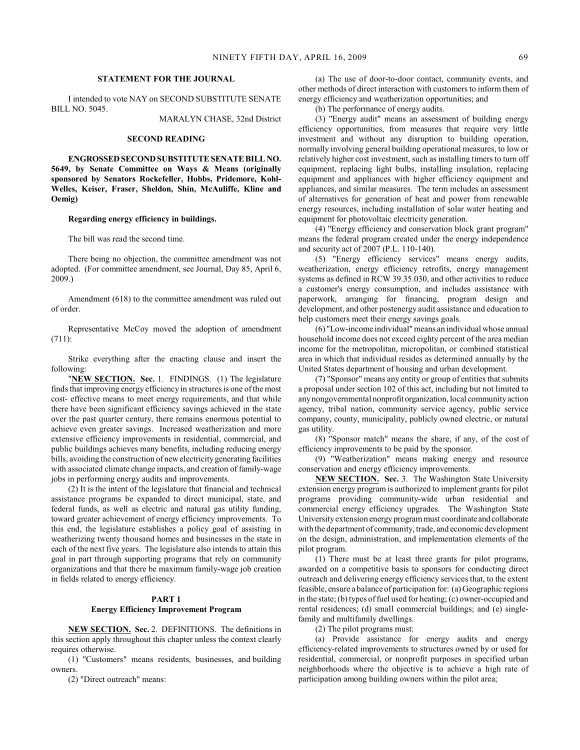## STATEMENT FOR THE JOURNAL

I intended to vote NAY on SECOND SUBSTITUTE SENATE BILL NO. 5045.

MARALYN CHASE, 32nd District

## SECOND READING

**ENGROSSED SECOND SUBSTITUTE SENATE BILL NO. 5649, by Senate Committee on Ways & Means (originally sponsored by Senators Rockefeller, Hobbs, Pridemore, Kohl-Welles, Keiser, Fraser, Sheldon, Shin, McAuliffe, Kline and Oemig)**

**Regarding energy efficiency in buildings.**

The bill was read the second time.

There being no objection, the committee amendment was not adopted. (For committee amendment, see Journal, Day 85, April 6, 2009.)

Amendment (618) to the committee amendment was ruled out of order.

Representative McCoy moved the adoption of amendment (711):

Strike everything after the enacting clause and insert the following:

"**NEW SECTION. Sec.** 1. FINDINGS. (1) The legislature finds that improving energy efficiency in structures is one of the most cost- effective means to meet energy requirements, and that while there have been significant efficiency savings achieved in the state over the past quarter century, there remains enormous potential to achieve even greater savings. Increased weatherization and more extensive efficiency improvements in residential, commercial, and public buildings achieves many benefits, including reducing energy bills, avoiding the construction of new electricity generating facilities with associated climate change impacts, and creation of family-wage jobs in performing energy audits and improvements.

(2) It is the intent of the legislature that financial and technical assistance programs be expanded to direct municipal, state, and federal funds, as well as electric and natural gas utility funding, toward greater achievement of energy efficiency improvements. To this end, the legislature establishes a policy goal of assisting in weatherizing twenty thousand homes and businesses in the state in each of the next five years. The legislature also intends to attain this goal in part through supporting programs that rely on community organizations and that there be maximum family-wage job creation in fields related to energy efficiency.

### PART 1
### Energy Efficiency Improvement Program

**NEW SECTION. Sec.** 2. DEFINITIONS. The definitions in this section apply throughout this chapter unless the context clearly requires otherwise.

(1) "Customers" means residents, businesses, and building owners.

(2) "Direct outreach" means:

(a) The use of door-to-door contact, community events, and other methods of direct interaction with customers to inform them of energy efficiency and weatherization opportunities; and

(b) The performance of energy audits.

(3) "Energy audit" means an assessment of building energy efficiency opportunities, from measures that require very little investment and without any disruption to building operation, normally involving general building operational measures, to low or relatively higher cost investment, such as installing timers to turn off equipment, replacing light bulbs, installing insulation, replacing equipment and appliances with higher efficiency equipment and appliances, and similar measures. The term includes an assessment of alternatives for generation of heat and power from renewable energy resources, including installation of solar water heating and equipment for photovoltaic electricity generation.

(4) "Energy efficiency and conservation block grant program" means the federal program created under the energy independence and security act of 2007 (P.L. 110-140).

(5) "Energy efficiency services" means energy audits, weatherization, energy efficiency retrofits, energy management systems as defined in RCW 39.35.030, and other activities to reduce a customer's energy consumption, and includes assistance with paperwork, arranging for financing, program design and development, and other postenergy audit assistance and education to help customers meet their energy savings goals.

(6) "Low-income individual" means an individual whose annual household income does not exceed eighty percent of the area median income for the metropolitan, micropolitan, or combined statistical area in which that individual resides as determined annually by the United States department of housing and urban development.

(7) "Sponsor" means any entity or group of entities that submits a proposal under section 102 of this act, including but not limited to any nongovernmental nonprofit organization, local community action agency, tribal nation, community service agency, public service company, county, municipality, publicly owned electric, or natural gas utility.

(8) "Sponsor match" means the share, if any, of the cost of efficiency improvements to be paid by the sponsor.

(9) "Weatherization" means making energy and resource conservation and energy efficiency improvements.

**NEW SECTION. Sec.** 3. The Washington State University extension energy program is authorized to implement grants for pilot programs providing community-wide urban residential and commercial energy efficiency upgrades. The Washington State University extension energy program must coordinate and collaborate with the department of community, trade, and economic development on the design, administration, and implementation elements of the pilot program.

(1) There must be at least three grants for pilot programs, awarded on a competitive basis to sponsors for conducting direct outreach and delivering energy efficiency services that, to the extent feasible, ensure a balance of participation for: (a) Geographic regions in the state; (b) types of fuel used for heating; (c) owner-occupied and rental residences; (d) small commercial buildings; and (e) single-family and multifamily dwellings.

(2) The pilot programs must:

(a) Provide assistance for energy audits and energy efficiency-related improvements to structures owned by or used for residential, commercial, or nonprofit purposes in specified urban neighborhoods where the objective is to achieve a high rate of participation among building owners within the pilot area;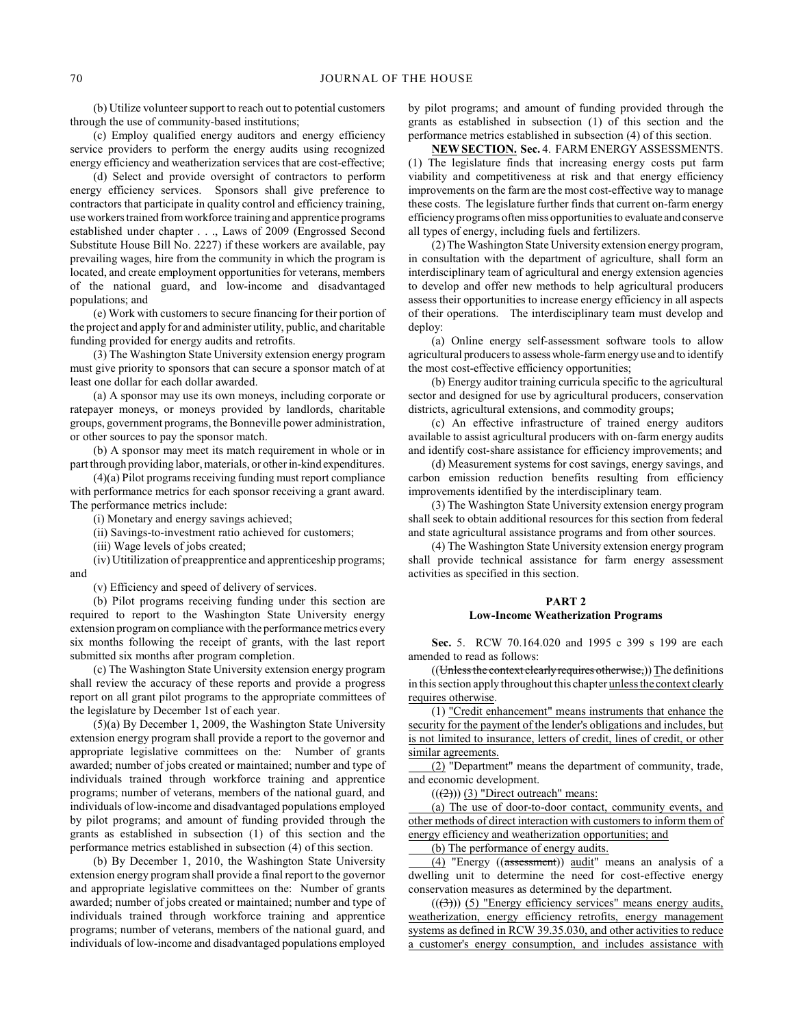(b) Utilize volunteer support to reach out to potential customers through the use of community-based institutions;

(c) Employ qualified energy auditors and energy efficiency service providers to perform the energy audits using recognized energy efficiency and weatherization services that are cost-effective;

(d) Select and provide oversight of contractors to perform energy efficiency services. Sponsors shall give preference to contractors that participate in quality control and efficiency training, use workers trained from workforce training and apprentice programs established under chapter . . ., Laws of 2009 (Engrossed Second Substitute House Bill No. 2227) if these workers are available, pay prevailing wages, hire from the community in which the program is located, and create employment opportunities for veterans, members of the national guard, and low-income and disadvantaged populations; and

(e) Work with customers to secure financing for their portion of the project and apply for and administer utility, public, and charitable funding provided for energy audits and retrofits.

(3) The Washington State University extension energy program must give priority to sponsors that can secure a sponsor match of at least one dollar for each dollar awarded.

(a) A sponsor may use its own moneys, including corporate or ratepayer moneys, or moneys provided by landlords, charitable groups, government programs, the Bonneville power administration, or other sources to pay the sponsor match.

(b) A sponsor may meet its match requirement in whole or in part through providing labor, materials, or other in-kind expenditures.

(4)(a) Pilot programs receiving funding must report compliance with performance metrics for each sponsor receiving a grant award. The performance metrics include:

(i) Monetary and energy savings achieved;

(ii) Savings-to-investment ratio achieved for customers;

(iii) Wage levels of jobs created;

(iv) Utitilization of preapprentice and apprenticeship programs; and

(v) Efficiency and speed of delivery of services.

(b) Pilot programs receiving funding under this section are required to report to the Washington State University energy extension program on compliance with the performance metrics every six months following the receipt of grants, with the last report submitted six months after program completion.

(c) The Washington State University extension energy program shall review the accuracy of these reports and provide a progress report on all grant pilot programs to the appropriate committees of the legislature by December 1st of each year.

(5)(a) By December 1, 2009, the Washington State University extension energy program shall provide a report to the governor and appropriate legislative committees on the: Number of grants awarded; number of jobs created or maintained; number and type of individuals trained through workforce training and apprentice programs; number of veterans, members of the national guard, and individuals of low-income and disadvantaged populations employed by pilot programs; and amount of funding provided through the grants as established in subsection (1) of this section and the performance metrics established in subsection (4) of this section.

(b) By December 1, 2010, the Washington State University extension energy program shall provide a final report to the governor and appropriate legislative committees on the: Number of grants awarded; number of jobs created or maintained; number and type of individuals trained through workforce training and apprentice programs; number of veterans, members of the national guard, and individuals of low-income and disadvantaged populations employed by pilot programs; and amount of funding provided through the grants as established in subsection (1) of this section and the performance metrics established in subsection (4) of this section.

**NEW SECTION. Sec.** 4. FARM ENERGY ASSESSMENTS. (1) The legislature finds that increasing energy costs put farm viability and competitiveness at risk and that energy efficiency improvements on the farm are the most cost-effective way to manage these costs. The legislature further finds that current on-farm energy efficiency programs often miss opportunities to evaluate and conserve all types of energy, including fuels and fertilizers.

(2) The Washington State University extension energy program, in consultation with the department of agriculture, shall form an interdisciplinary team of agricultural and energy extension agencies to develop and offer new methods to help agricultural producers assess their opportunities to increase energy efficiency in all aspects of their operations. The interdisciplinary team must develop and deploy:

(a) Online energy self-assessment software tools to allow agricultural producers to assess whole-farm energy use and to identify the most cost-effective efficiency opportunities;

(b) Energy auditor training curricula specific to the agricultural sector and designed for use by agricultural producers, conservation districts, agricultural extensions, and commodity groups;

(c) An effective infrastructure of trained energy auditors available to assist agricultural producers with on-farm energy audits and identify cost-share assistance for efficiency improvements; and

(d) Measurement systems for cost savings, energy savings, and carbon emission reduction benefits resulting from efficiency improvements identified by the interdisciplinary team.

(3) The Washington State University extension energy program shall seek to obtain additional resources for this section from federal and state agricultural assistance programs and from other sources.

(4) The Washington State University extension energy program shall provide technical assistance for farm energy assessment activities as specified in this section.

## PART 2
## Low-Income Weatherization Programs

**Sec.** 5. RCW 70.164.020 and 1995 c 399 s 199 are each amended to read as follows:

((~~Unless the context clearly requires otherwise,~~)) The definitions in this section apply throughout this chapter unless the context clearly requires otherwise.

(1) "Credit enhancement" means instruments that enhance the security for the payment of the lender's obligations and includes, but is not limited to insurance, letters of credit, lines of credit, or other similar agreements.

(2) "Department" means the department of community, trade, and economic development.

((~~(2)~~)) (3) "Direct outreach" means:

(a) The use of door-to-door contact, community events, and other methods of direct interaction with customers to inform them of energy efficiency and weatherization opportunities; and

(b) The performance of energy audits.

(4) "Energy ((~~assessment~~)) audit" means an analysis of a dwelling unit to determine the need for cost-effective energy conservation measures as determined by the department.

((~~(3)~~)) (5) "Energy efficiency services" means energy audits, weatherization, energy efficiency retrofits, energy management systems as defined in RCW 39.35.030, and other activities to reduce a customer's energy consumption, and includes assistance with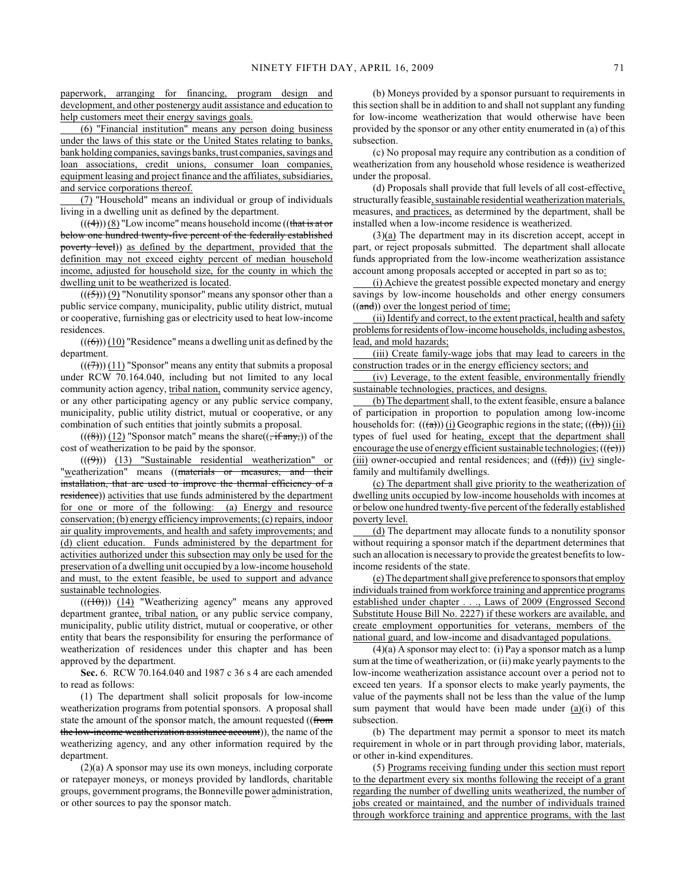paperwork, arranging for financing, program design and development, and other postenergy audit assistance and education to help customers meet their energy savings goals.

(6) "Financial institution" means any person doing business under the laws of this state or the United States relating to banks, bank holding companies, savings banks, trust companies, savings and loan associations, credit unions, consumer loan companies, equipment leasing and project finance and the affiliates, subsidiaries, and service corporations thereof.

(7) "Household" means an individual or group of individuals living in a dwelling unit as defined by the department.

(((4))) (8) "Low income" means household income ((that is at or below one hundred twenty-five percent of the federally established poverty level)) as defined by the department, provided that the definition may not exceed eighty percent of median household income, adjusted for household size, for the county in which the dwelling unit to be weatherized is located.

(((5))) (9) "Nonutility sponsor" means any sponsor other than a public service company, municipality, public utility district, mutual or cooperative, furnishing gas or electricity used to heat low-income residences.

(((6))) (10) "Residence" means a dwelling unit as defined by the department.

(((7))) (11) "Sponsor" means any entity that submits a proposal under RCW 70.164.040, including but not limited to any local community action agency, tribal nation, community service agency, or any other participating agency or any public service company, municipality, public utility district, mutual or cooperative, or any combination of such entities that jointly submits a proposal.

(((8))) (12) "Sponsor match" means the share((, if any,)) of the cost of weatherization to be paid by the sponsor.

(((9))) (13) "Sustainable residential weatherization" or "weatherization" means ((materials or measures, and their installation, that are used to improve the thermal efficiency of a residence)) activities that use funds administered by the department for one or more of the following: (a) Energy and resource conservation; (b) energy efficiency improvements; (c) repairs, indoor air quality improvements, and health and safety improvements; and (d) client education. Funds administered by the department for activities authorized under this subsection may only be used for the preservation of a dwelling unit occupied by a low-income household and must, to the extent feasible, be used to support and advance sustainable technologies.

(((10))) (14) "Weatherizing agency" means any approved department grantee, tribal nation, or any public service company, municipality, public utility district, mutual or cooperative, or other entity that bears the responsibility for ensuring the performance of weatherization of residences under this chapter and has been approved by the department.

**Sec.** 6. RCW 70.164.040 and 1987 c 36 s 4 are each amended to read as follows:

(1) The department shall solicit proposals for low-income weatherization programs from potential sponsors. A proposal shall state the amount of the sponsor match, the amount requested ((from the low-income weatherization assistance account)), the name of the weatherizing agency, and any other information required by the department.

(2)(a) A sponsor may use its own moneys, including corporate or ratepayer moneys, or moneys provided by landlords, charitable groups, government programs, the Bonneville power administration, or other sources to pay the sponsor match.

(b) Moneys provided by a sponsor pursuant to requirements in this section shall be in addition to and shall not supplant any funding for low-income weatherization that would otherwise have been provided by the sponsor or any other entity enumerated in (a) of this subsection.

(c) No proposal may require any contribution as a condition of weatherization from any household whose residence is weatherized under the proposal.

(d) Proposals shall provide that full levels of all cost-effective, structurally feasible, sustainable residential weatherization materials, measures, and practices, as determined by the department, shall be installed when a low-income residence is weatherized.

(3)(a) The department may in its discretion accept, accept in part, or reject proposals submitted. The department shall allocate funds appropriated from the low-income weatherization assistance account among proposals accepted or accepted in part so as to:

(i) Achieve the greatest possible expected monetary and energy savings by low-income households and other energy consumers ((and)) over the longest period of time;

(ii) Identify and correct, to the extent practical, health and safety problems for residents of low-income households, including asbestos, lead, and mold hazards;

(iii) Create family-wage jobs that may lead to careers in the construction trades or in the energy efficiency sectors; and

(iv) Leverage, to the extent feasible, environmentally friendly sustainable technologies, practices, and designs.

(b) The department shall, to the extent feasible, ensure a balance of participation in proportion to population among low-income households for: (((a))) (i) Geographic regions in the state; (((b))) (ii) types of fuel used for heating, except that the department shall encourage the use of energy efficient sustainable technologies; (((c))) (iii) owner-occupied and rental residences; and (((d))) (iv) single-family and multifamily dwellings.

(c) The department shall give priority to the weatherization of dwelling units occupied by low-income households with incomes at or below one hundred twenty-five percent of the federally established poverty level.

(d) The department may allocate funds to a nonutility sponsor without requiring a sponsor match if the department determines that such an allocation is necessary to provide the greatest benefits to low-income residents of the state.

(e) The department shall give preference to sponsors that employ individuals trained from workforce training and apprentice programs established under chapter . . ., Laws of 2009 (Engrossed Second Substitute House Bill No. 2227) if these workers are available, and create employment opportunities for veterans, members of the national guard, and low-income and disadvantaged populations.

(4)(a) A sponsor may elect to: (i) Pay a sponsor match as a lump sum at the time of weatherization, or (ii) make yearly payments to the low-income weatherization assistance account over a period not to exceed ten years. If a sponsor elects to make yearly payments, the value of the payments shall not be less than the value of the lump sum payment that would have been made under (a)(i) of this subsection.

(b) The department may permit a sponsor to meet its match requirement in whole or in part through providing labor, materials, or other in-kind expenditures.

(5) Programs receiving funding under this section must report to the department every six months following the receipt of a grant regarding the number of dwelling units weatherized, the number of jobs created or maintained, and the number of individuals trained through workforce training and apprentice programs, with the last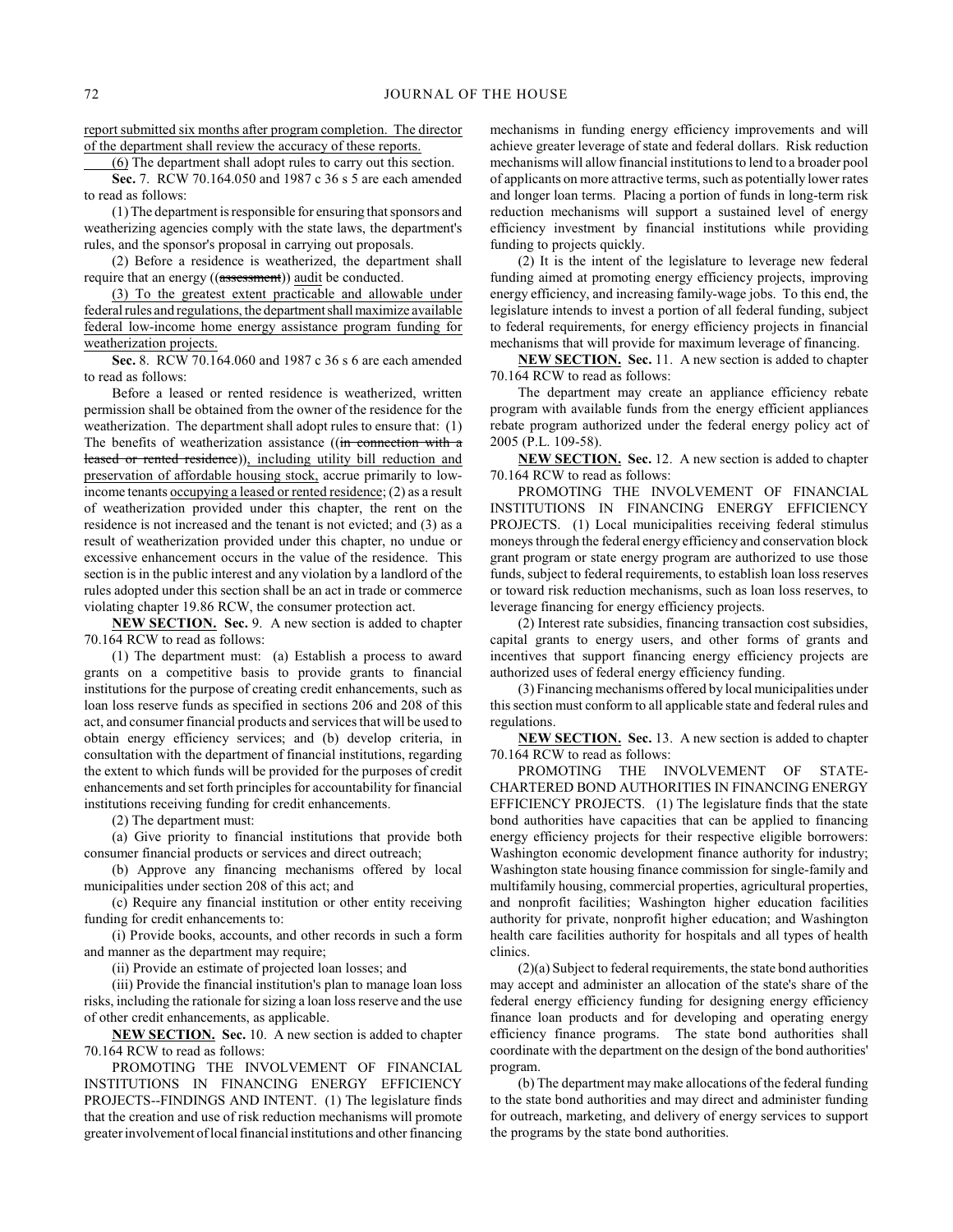report submitted six months after program completion. The director of the department shall review the accuracy of these reports.

(6) The department shall adopt rules to carry out this section.

**Sec.** 7. RCW 70.164.050 and 1987 c 36 s 5 are each amended to read as follows:

(1) The department is responsible for ensuring that sponsors and weatherizing agencies comply with the state laws, the department's rules, and the sponsor's proposal in carrying out proposals.

(2) Before a residence is weatherized, the department shall require that an energy ((~~assessment~~)) audit be conducted.

(3) To the greatest extent practicable and allowable under federal rules and regulations, the department shall maximize available federal low-income home energy assistance program funding for weatherization projects.

**Sec.** 8. RCW 70.164.060 and 1987 c 36 s 6 are each amended to read as follows:

Before a leased or rented residence is weatherized, written permission shall be obtained from the owner of the residence for the weatherization. The department shall adopt rules to ensure that: (1) The benefits of weatherization assistance ((~~in connection with a leased or rented residence~~)), including utility bill reduction and preservation of affordable housing stock, accrue primarily to low-income tenants occupying a leased or rented residence; (2) as a result of weatherization provided under this chapter, the rent on the residence is not increased and the tenant is not evicted; and (3) as a result of weatherization provided under this chapter, no undue or excessive enhancement occurs in the value of the residence. This section is in the public interest and any violation by a landlord of the rules adopted under this section shall be an act in trade or commerce violating chapter 19.86 RCW, the consumer protection act.

**NEW SECTION. Sec.** 9. A new section is added to chapter 70.164 RCW to read as follows:

(1) The department must: (a) Establish a process to award grants on a competitive basis to provide grants to financial institutions for the purpose of creating credit enhancements, such as loan loss reserve funds as specified in sections 206 and 208 of this act, and consumer financial products and services that will be used to obtain energy efficiency services; and (b) develop criteria, in consultation with the department of financial institutions, regarding the extent to which funds will be provided for the purposes of credit enhancements and set forth principles for accountability for financial institutions receiving funding for credit enhancements.

(2) The department must:

(a) Give priority to financial institutions that provide both consumer financial products or services and direct outreach;

(b) Approve any financing mechanisms offered by local municipalities under section 208 of this act; and

(c) Require any financial institution or other entity receiving funding for credit enhancements to:

(i) Provide books, accounts, and other records in such a form and manner as the department may require;

(ii) Provide an estimate of projected loan losses; and

(iii) Provide the financial institution's plan to manage loan loss risks, including the rationale for sizing a loan loss reserve and the use of other credit enhancements, as applicable.

**NEW SECTION. Sec.** 10. A new section is added to chapter 70.164 RCW to read as follows:

PROMOTING THE INVOLVEMENT OF FINANCIAL INSTITUTIONS IN FINANCING ENERGY EFFICIENCY PROJECTS--FINDINGS AND INTENT. (1) The legislature finds that the creation and use of risk reduction mechanisms will promote greater involvement of local financial institutions and other financing mechanisms in funding energy efficiency improvements and will achieve greater leverage of state and federal dollars. Risk reduction mechanisms will allow financial institutions to lend to a broader pool of applicants on more attractive terms, such as potentially lower rates and longer loan terms. Placing a portion of funds in long-term risk reduction mechanisms will support a sustained level of energy efficiency investment by financial institutions while providing funding to projects quickly.

(2) It is the intent of the legislature to leverage new federal funding aimed at promoting energy efficiency projects, improving energy efficiency, and increasing family-wage jobs. To this end, the legislature intends to invest a portion of all federal funding, subject to federal requirements, for energy efficiency projects in financial mechanisms that will provide for maximum leverage of financing.

**NEW SECTION. Sec.** 11. A new section is added to chapter 70.164 RCW to read as follows:

The department may create an appliance efficiency rebate program with available funds from the energy efficient appliances rebate program authorized under the federal energy policy act of 2005 (P.L. 109-58).

**NEW SECTION. Sec.** 12. A new section is added to chapter 70.164 RCW to read as follows:

PROMOTING THE INVOLVEMENT OF FINANCIAL INSTITUTIONS IN FINANCING ENERGY EFFICIENCY PROJECTS. (1) Local municipalities receiving federal stimulus moneys through the federal energy efficiency and conservation block grant program or state energy program are authorized to use those funds, subject to federal requirements, to establish loan loss reserves or toward risk reduction mechanisms, such as loan loss reserves, to leverage financing for energy efficiency projects.

(2) Interest rate subsidies, financing transaction cost subsidies, capital grants to energy users, and other forms of grants and incentives that support financing energy efficiency projects are authorized uses of federal energy efficiency funding.

(3) Financing mechanisms offered by local municipalities under this section must conform to all applicable state and federal rules and regulations.

**NEW SECTION. Sec.** 13. A new section is added to chapter 70.164 RCW to read as follows:

PROMOTING THE INVOLVEMENT OF STATE-CHARTERED BOND AUTHORITIES IN FINANCING ENERGY EFFICIENCY PROJECTS. (1) The legislature finds that the state bond authorities have capacities that can be applied to financing energy efficiency projects for their respective eligible borrowers: Washington economic development finance authority for industry; Washington state housing finance commission for single-family and multifamily housing, commercial properties, agricultural properties, and nonprofit facilities; Washington higher education facilities authority for private, nonprofit higher education; and Washington health care facilities authority for hospitals and all types of health clinics.

(2)(a) Subject to federal requirements, the state bond authorities may accept and administer an allocation of the state's share of the federal energy efficiency funding for designing energy efficiency finance loan products and for developing and operating energy efficiency finance programs. The state bond authorities shall coordinate with the department on the design of the bond authorities' program.

(b) The department may make allocations of the federal funding to the state bond authorities and may direct and administer funding for outreach, marketing, and delivery of energy services to support the programs by the state bond authorities.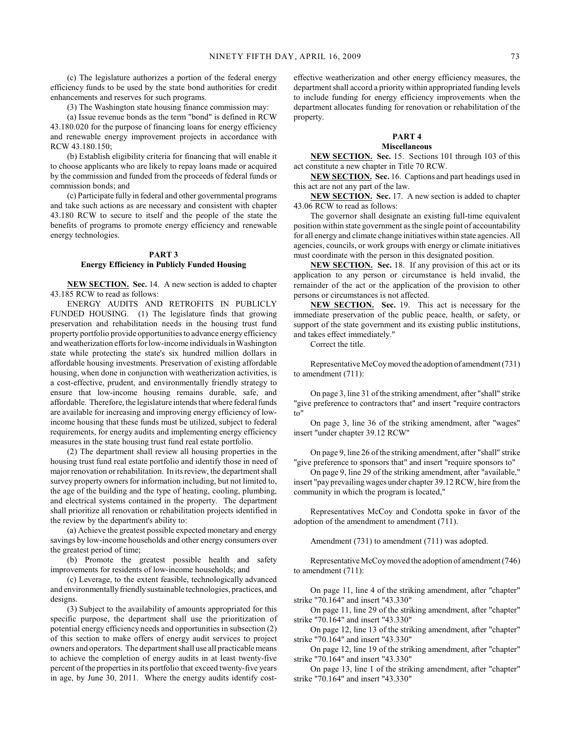(c) The legislature authorizes a portion of the federal energy efficiency funds to be used by the state bond authorities for credit enhancements and reserves for such programs.

(3) The Washington state housing finance commission may:

(a) Issue revenue bonds as the term "bond" is defined in RCW 43.180.020 for the purpose of financing loans for energy efficiency and renewable energy improvement projects in accordance with RCW 43.180.150;

(b) Establish eligibility criteria for financing that will enable it to choose applicants who are likely to repay loans made or acquired by the commission and funded from the proceeds of federal funds or commission bonds; and

(c) Participate fully in federal and other governmental programs and take such actions as are necessary and consistent with chapter 43.180 RCW to secure to itself and the people of the state the benefits of programs to promote energy efficiency and renewable energy technologies.

## PART 3
## Energy Efficiency in Publicly Funded Housing

**NEW SECTION.** **Sec.** 14. A new section is added to chapter 43.185 RCW to read as follows:

ENERGY AUDITS AND RETROFITS IN PUBLICLY FUNDED HOUSING. (1) The legislature finds that growing preservation and rehabilitation needs in the housing trust fund property portfolio provide opportunities to advance energy efficiency and weatherization efforts for low-income individuals in Washington state while protecting the state's six hundred million dollars in affordable housing investments. Preservation of existing affordable housing, when done in conjunction with weatherization activities, is a cost-effective, prudent, and environmentally friendly strategy to ensure that low-income housing remains durable, safe, and affordable. Therefore, the legislature intends that where federal funds are available for increasing and improving energy efficiency of low-income housing that these funds must be utilized, subject to federal requirements, for energy audits and implementing energy efficiency measures in the state housing trust fund real estate portfolio.

(2) The department shall review all housing properties in the housing trust fund real estate portfolio and identify those in need of major renovation or rehabilitation. In its review, the department shall survey property owners for information including, but not limited to, the age of the building and the type of heating, cooling, plumbing, and electrical systems contained in the property. The department shall prioritize all renovation or rehabilitation projects identified in the review by the department's ability to:

(a) Achieve the greatest possible expected monetary and energy savings by low-income households and other energy consumers over the greatest period of time;

(b) Promote the greatest possible health and safety improvements for residents of low-income households; and

(c) Leverage, to the extent feasible, technologically advanced and environmentally friendly sustainable technologies, practices, and designs.

(3) Subject to the availability of amounts appropriated for this specific purpose, the department shall use the prioritization of potential energy efficiency needs and opportunities in subsection (2) of this section to make offers of energy audit services to project owners and operators. The department shall use all practicable means to achieve the completion of energy audits in at least twenty-five percent of the properties in its portfolio that exceed twenty-five years in age, by June 30, 2011. Where the energy audits identify cost-effective weatherization and other energy efficiency measures, the department shall accord a priority within appropriated funding levels to include funding for energy efficiency improvements when the department allocates funding for renovation or rehabilitation of the property.

## PART 4
## Miscellaneous

**NEW SECTION.** **Sec.** 15. Sections 101 through 103 of this act constitute a new chapter in Title 70 RCW.

**NEW SECTION.** **Sec.** 16. Captions and part headings used in this act are not any part of the law.

**NEW SECTION.** **Sec.** 17. A new section is added to chapter 43.06 RCW to read as follows:

The governor shall designate an existing full-time equivalent position within state government as the single point of accountability for all energy and climate change initiatives within state agencies. All agencies, councils, or work groups with energy or climate initiatives must coordinate with the person in this designated position.

**NEW SECTION.** **Sec.** 18. If any provision of this act or its application to any person or circumstance is held invalid, the remainder of the act or the application of the provision to other persons or circumstances is not affected.

**NEW SECTION.** **Sec.** 19. This act is necessary for the immediate preservation of the public peace, health, or safety, or support of the state government and its existing public institutions, and takes effect immediately."

Correct the title.

Representative McCoy moved the adoption of amendment (731) to amendment (711):

On page 3, line 31 of the striking amendment, after "shall" strike "give preference to contractors that" and insert "require contractors to"

On page 3, line 36 of the striking amendment, after "wages" insert "under chapter 39.12 RCW"

On page 9, line 26 of the striking amendment, after "shall" strike "give preference to sponsors that" and insert "require sponsors to"

On page 9, line 29 of the striking amendment, after "available," insert "pay prevailing wages under chapter 39.12 RCW, hire from the community in which the program is located,"

Representatives McCoy and Condotta spoke in favor of the adoption of the amendment to amendment (711).

Amendment (731) to amendment (711) was adopted.

Representative McCoy moved the adoption of amendment (746) to amendment (711):

On page 11, line 4 of the striking amendment, after "chapter" strike "70.164" and insert "43.330"

On page 11, line 29 of the striking amendment, after "chapter" strike "70.164" and insert "43.330"

On page 12, line 13 of the striking amendment, after "chapter" strike "70.164" and insert "43.330"

On page 12, line 19 of the striking amendment, after "chapter" strike "70.164" and insert "43.330"

On page 13, line 1 of the striking amendment, after "chapter" strike "70.164" and insert "43.330"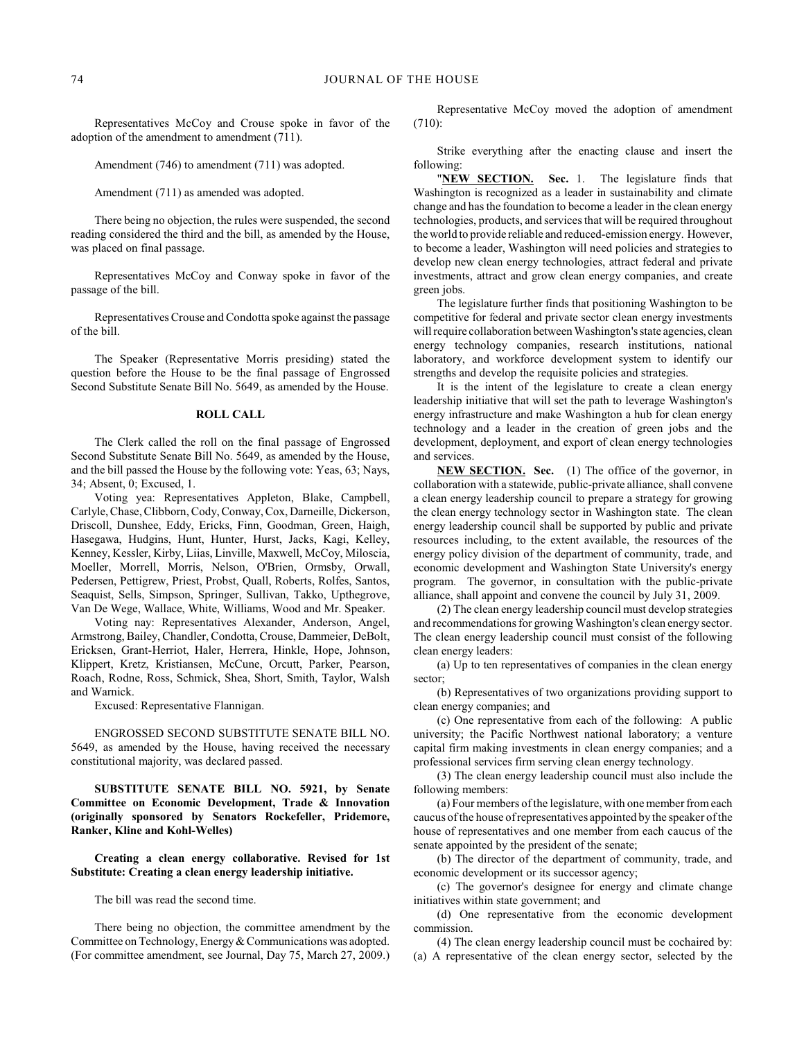Representatives McCoy and Crouse spoke in favor of the adoption of the amendment to amendment (711).

Amendment (746) to amendment (711) was adopted.

Amendment (711) as amended was adopted.

There being no objection, the rules were suspended, the second reading considered the third and the bill, as amended by the House, was placed on final passage.

Representatives McCoy and Conway spoke in favor of the passage of the bill.

Representatives Crouse and Condotta spoke against the passage of the bill.

The Speaker (Representative Morris presiding) stated the question before the House to be the final passage of Engrossed Second Substitute Senate Bill No. 5649, as amended by the House.

**ROLL CALL**

The Clerk called the roll on the final passage of Engrossed Second Substitute Senate Bill No. 5649, as amended by the House, and the bill passed the House by the following vote: Yeas, 63; Nays, 34; Absent, 0; Excused, 1.

Voting yea: Representatives Appleton, Blake, Campbell, Carlyle, Chase, Clibborn, Cody, Conway, Cox, Darneille, Dickerson, Driscoll, Dunshee, Eddy, Ericks, Finn, Goodman, Green, Haigh, Hasegawa, Hudgins, Hunt, Hunter, Hurst, Jacks, Kagi, Kelley, Kenney, Kessler, Kirby, Liias, Linville, Maxwell, McCoy, Miloscia, Moeller, Morrell, Morris, Nelson, O'Brien, Ormsby, Orwall, Pedersen, Pettigrew, Priest, Probst, Quall, Roberts, Rolfes, Santos, Seaquist, Sells, Simpson, Springer, Sullivan, Takko, Upthegrove, Van De Wege, Wallace, White, Williams, Wood and Mr. Speaker.

Voting nay: Representatives Alexander, Anderson, Angel, Armstrong, Bailey, Chandler, Condotta, Crouse, Dammeier, DeBolt, Ericksen, Grant-Herriot, Haler, Herrera, Hinkle, Hope, Johnson, Klippert, Kretz, Kristiansen, McCune, Orcutt, Parker, Pearson, Roach, Rodne, Ross, Schmick, Shea, Short, Smith, Taylor, Walsh and Warnick.

Excused: Representative Flannigan.

ENGROSSED SECOND SUBSTITUTE SENATE BILL NO. 5649, as amended by the House, having received the necessary constitutional majority, was declared passed.

**SUBSTITUTE SENATE BILL NO. 5921, by Senate Committee on Economic Development, Trade & Innovation (originally sponsored by Senators Rockefeller, Pridemore, Ranker, Kline and Kohl-Welles)**

**Creating a clean energy collaborative. Revised for 1st Substitute: Creating a clean energy leadership initiative.**

The bill was read the second time.

There being no objection, the committee amendment by the Committee on Technology, Energy & Communications was adopted. (For committee amendment, see Journal, Day 75, March 27, 2009.)

Representative McCoy moved the adoption of amendment (710):

Strike everything after the enacting clause and insert the following:

"**NEW SECTION.** **Sec.** 1. The legislature finds that Washington is recognized as a leader in sustainability and climate change and has the foundation to become a leader in the clean energy technologies, products, and services that will be required throughout the world to provide reliable and reduced-emission energy. However, to become a leader, Washington will need policies and strategies to develop new clean energy technologies, attract federal and private investments, attract and grow clean energy companies, and create green jobs.

The legislature further finds that positioning Washington to be competitive for federal and private sector clean energy investments will require collaboration between Washington's state agencies, clean energy technology companies, research institutions, national laboratory, and workforce development system to identify our strengths and develop the requisite policies and strategies.

It is the intent of the legislature to create a clean energy leadership initiative that will set the path to leverage Washington's energy infrastructure and make Washington a hub for clean energy technology and a leader in the creation of green jobs and the development, deployment, and export of clean energy technologies and services.

**NEW SECTION.** **Sec.** (1) The office of the governor, in collaboration with a statewide, public-private alliance, shall convene a clean energy leadership council to prepare a strategy for growing the clean energy technology sector in Washington state. The clean energy leadership council shall be supported by public and private resources including, to the extent available, the resources of the energy policy division of the department of community, trade, and economic development and Washington State University's energy program. The governor, in consultation with the public-private alliance, shall appoint and convene the council by July 31, 2009.

(2) The clean energy leadership council must develop strategies and recommendations for growing Washington's clean energy sector. The clean energy leadership council must consist of the following clean energy leaders:

(a) Up to ten representatives of companies in the clean energy sector;

(b) Representatives of two organizations providing support to clean energy companies; and

(c) One representative from each of the following: A public university; the Pacific Northwest national laboratory; a venture capital firm making investments in clean energy companies; and a professional services firm serving clean energy technology.

(3) The clean energy leadership council must also include the following members:

(a) Four members of the legislature, with one member from each caucus of the house of representatives appointed by the speaker of the house of representatives and one member from each caucus of the senate appointed by the president of the senate;

(b) The director of the department of community, trade, and economic development or its successor agency;

(c) The governor's designee for energy and climate change initiatives within state government; and

(d) One representative from the economic development commission.

(4) The clean energy leadership council must be cochaired by: (a) A representative of the clean energy sector, selected by the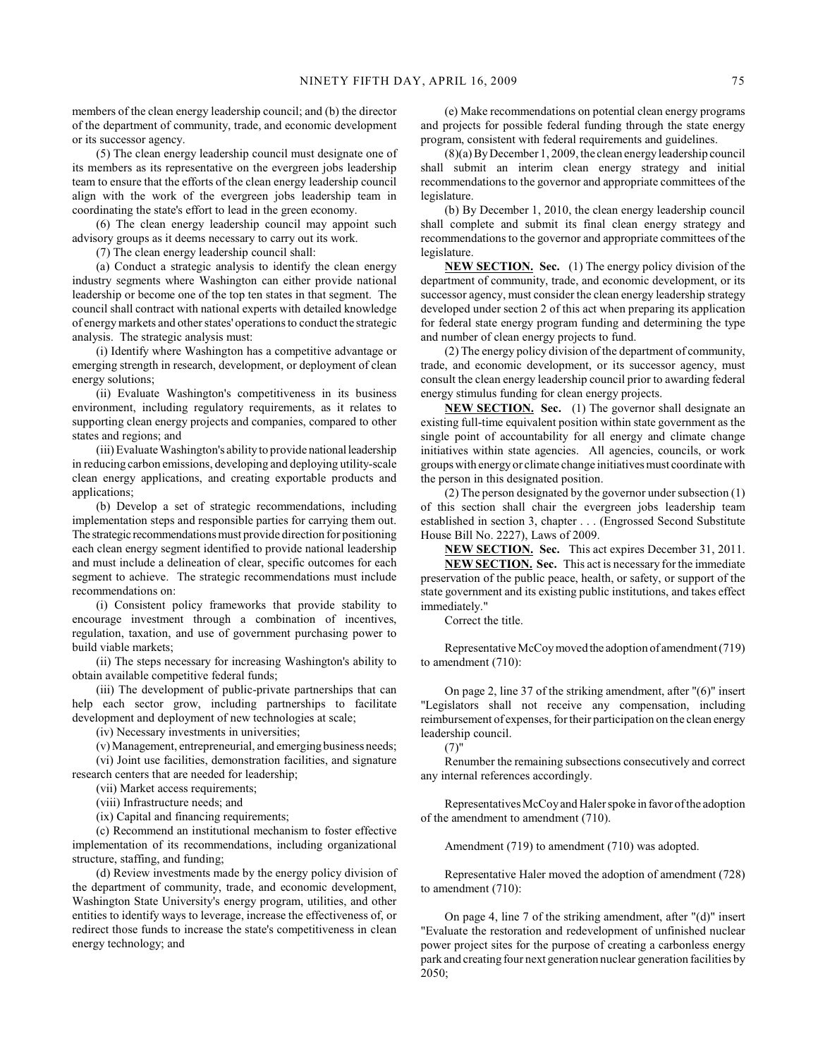members of the clean energy leadership council; and (b) the director of the department of community, trade, and economic development or its successor agency.

(5) The clean energy leadership council must designate one of its members as its representative on the evergreen jobs leadership team to ensure that the efforts of the clean energy leadership council align with the work of the evergreen jobs leadership team in coordinating the state's effort to lead in the green economy.

(6) The clean energy leadership council may appoint such advisory groups as it deems necessary to carry out its work.

(7) The clean energy leadership council shall:

(a) Conduct a strategic analysis to identify the clean energy industry segments where Washington can either provide national leadership or become one of the top ten states in that segment. The council shall contract with national experts with detailed knowledge of energy markets and other states' operations to conduct the strategic analysis. The strategic analysis must:

(i) Identify where Washington has a competitive advantage or emerging strength in research, development, or deployment of clean energy solutions;

(ii) Evaluate Washington's competitiveness in its business environment, including regulatory requirements, as it relates to supporting clean energy projects and companies, compared to other states and regions; and

(iii) Evaluate Washington's ability to provide national leadership in reducing carbon emissions, developing and deploying utility-scale clean energy applications, and creating exportable products and applications;

(b) Develop a set of strategic recommendations, including implementation steps and responsible parties for carrying them out. The strategic recommendations must provide direction for positioning each clean energy segment identified to provide national leadership and must include a delineation of clear, specific outcomes for each segment to achieve. The strategic recommendations must include recommendations on:

(i) Consistent policy frameworks that provide stability to encourage investment through a combination of incentives, regulation, taxation, and use of government purchasing power to build viable markets;

(ii) The steps necessary for increasing Washington's ability to obtain available competitive federal funds;

(iii) The development of public-private partnerships that can help each sector grow, including partnerships to facilitate development and deployment of new technologies at scale;

(iv) Necessary investments in universities;

(v) Management, entrepreneurial, and emerging business needs;

(vi) Joint use facilities, demonstration facilities, and signature research centers that are needed for leadership;

(vii) Market access requirements;

(viii) Infrastructure needs; and

(ix) Capital and financing requirements;

(c) Recommend an institutional mechanism to foster effective implementation of its recommendations, including organizational structure, staffing, and funding;

(d) Review investments made by the energy policy division of the department of community, trade, and economic development, Washington State University's energy program, utilities, and other entities to identify ways to leverage, increase the effectiveness of, or redirect those funds to increase the state's competitiveness in clean energy technology; and

(e) Make recommendations on potential clean energy programs and projects for possible federal funding through the state energy program, consistent with federal requirements and guidelines.

(8)(a) By December 1, 2009, the clean energy leadership council shall submit an interim clean energy strategy and initial recommendations to the governor and appropriate committees of the legislature.

(b) By December 1, 2010, the clean energy leadership council shall complete and submit its final clean energy strategy and recommendations to the governor and appropriate committees of the legislature.

**NEW SECTION.** **Sec.** (1) The energy policy division of the department of community, trade, and economic development, or its successor agency, must consider the clean energy leadership strategy developed under section 2 of this act when preparing its application for federal state energy program funding and determining the type and number of clean energy projects to fund.

(2) The energy policy division of the department of community, trade, and economic development, or its successor agency, must consult the clean energy leadership council prior to awarding federal energy stimulus funding for clean energy projects.

**NEW SECTION.** **Sec.** (1) The governor shall designate an existing full-time equivalent position within state government as the single point of accountability for all energy and climate change initiatives within state agencies. All agencies, councils, or work groups with energy or climate change initiatives must coordinate with the person in this designated position.

(2) The person designated by the governor under subsection (1) of this section shall chair the evergreen jobs leadership team established in section 3, chapter . . . (Engrossed Second Substitute House Bill No. 2227), Laws of 2009.

**NEW SECTION.** **Sec.** This act expires December 31, 2011.

**NEW SECTION.** **Sec.** This act is necessary for the immediate preservation of the public peace, health, or safety, or support of the state government and its existing public institutions, and takes effect immediately."

Correct the title.

Representative McCoy moved the adoption of amendment (719) to amendment (710):

On page 2, line 37 of the striking amendment, after "(6)" insert "Legislators shall not receive any compensation, including reimbursement of expenses, for their participation on the clean energy leadership council.

(7)"

Renumber the remaining subsections consecutively and correct any internal references accordingly.

Representatives McCoy and Haler spoke in favor of the adoption of the amendment to amendment (710).

Amendment (719) to amendment (710) was adopted.

Representative Haler moved the adoption of amendment (728) to amendment (710):

On page 4, line 7 of the striking amendment, after "(d)" insert "Evaluate the restoration and redevelopment of unfinished nuclear power project sites for the purpose of creating a carbonless energy park and creating four next generation nuclear generation facilities by 2050;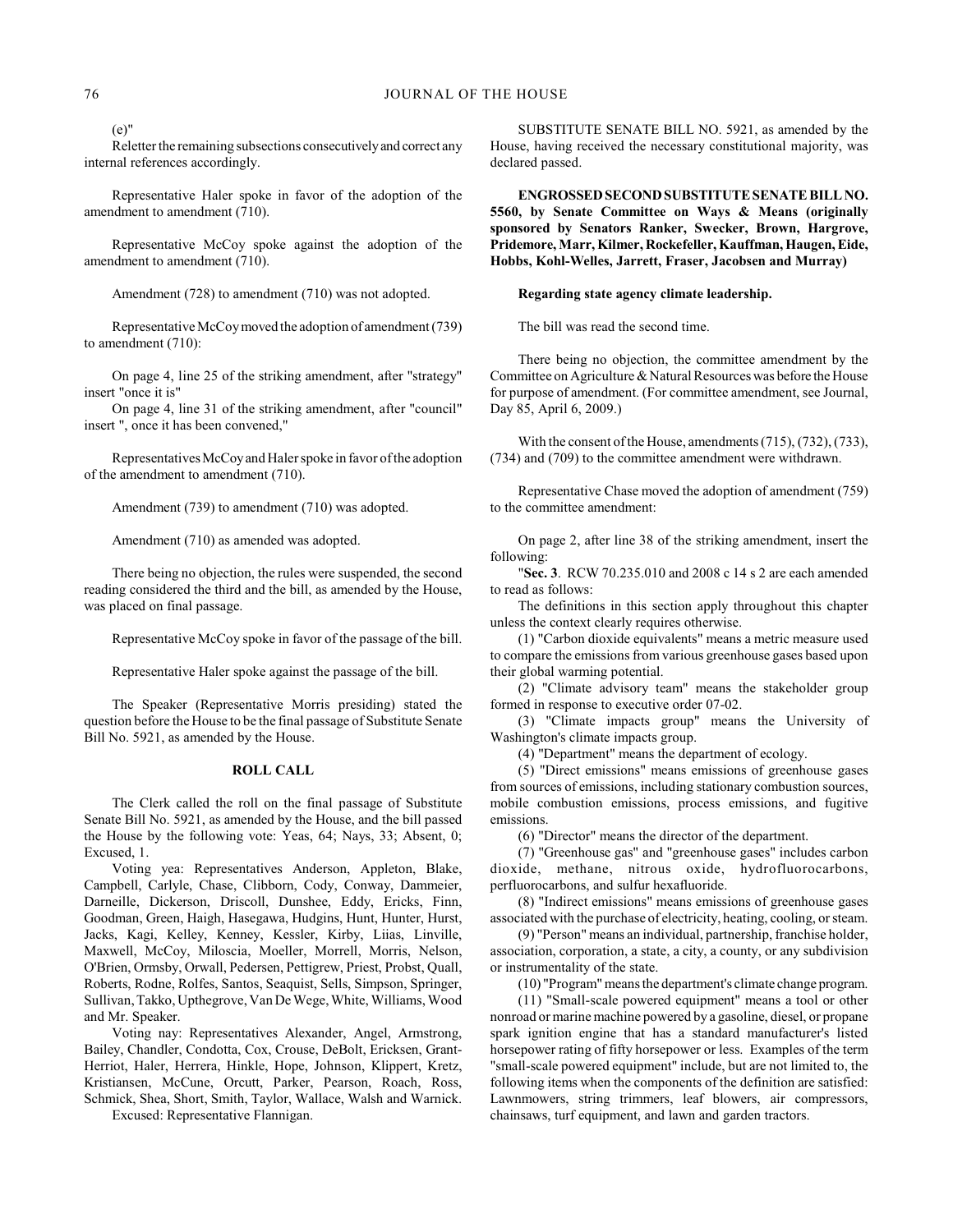(e)"

Reletter the remaining subsections consecutively and correct any internal references accordingly.

Representative Haler spoke in favor of the adoption of the amendment to amendment (710).

Representative McCoy spoke against the adoption of the amendment to amendment (710).

Amendment (728) to amendment (710) was not adopted.

Representative McCoy moved the adoption of amendment (739) to amendment (710):

On page 4, line 25 of the striking amendment, after "strategy" insert "once it is"

On page 4, line 31 of the striking amendment, after "council" insert ", once it has been convened,"

Representatives McCoy and Haler spoke in favor of the adoption of the amendment to amendment (710).

Amendment (739) to amendment (710) was adopted.

Amendment (710) as amended was adopted.

There being no objection, the rules were suspended, the second reading considered the third and the bill, as amended by the House, was placed on final passage.

Representative McCoy spoke in favor of the passage of the bill.

Representative Haler spoke against the passage of the bill.

The Speaker (Representative Morris presiding) stated the question before the House to be the final passage of Substitute Senate Bill No. 5921, as amended by the House.

**ROLL CALL**

The Clerk called the roll on the final passage of Substitute Senate Bill No. 5921, as amended by the House, and the bill passed the House by the following vote: Yeas, 64; Nays, 33; Absent, 0; Excused, 1.

Voting yea: Representatives Anderson, Appleton, Blake, Campbell, Carlyle, Chase, Clibborn, Cody, Conway, Dammeier, Darneille, Dickerson, Driscoll, Dunshee, Eddy, Ericks, Finn, Goodman, Green, Haigh, Hasegawa, Hudgins, Hunt, Hunter, Hurst, Jacks, Kagi, Kelley, Kenney, Kessler, Kirby, Liias, Linville, Maxwell, McCoy, Miloscia, Moeller, Morrell, Morris, Nelson, O'Brien, Ormsby, Orwall, Pedersen, Pettigrew, Priest, Probst, Quall, Roberts, Rodne, Rolfes, Santos, Seaquist, Sells, Simpson, Springer, Sullivan, Takko, Upthegrove, Van De Wege, White, Williams, Wood and Mr. Speaker.

Voting nay: Representatives Alexander, Angel, Armstrong, Bailey, Chandler, Condotta, Cox, Crouse, DeBolt, Ericksen, Grant-Herriot, Haler, Herrera, Hinkle, Hope, Johnson, Klippert, Kretz, Kristiansen, McCune, Orcutt, Parker, Pearson, Roach, Ross, Schmick, Shea, Short, Smith, Taylor, Wallace, Walsh and Warnick.

Excused: Representative Flannigan.

SUBSTITUTE SENATE BILL NO. 5921, as amended by the House, having received the necessary constitutional majority, was declared passed.

**ENGROSSED SECOND SUBSTITUTE SENATE BILL NO. 5560, by Senate Committee on Ways & Means (originally sponsored by Senators Ranker, Swecker, Brown, Hargrove, Pridemore, Marr, Kilmer, Rockefeller, Kauffman, Haugen, Eide, Hobbs, Kohl-Welles, Jarrett, Fraser, Jacobsen and Murray)**

**Regarding state agency climate leadership.**

The bill was read the second time.

There being no objection, the committee amendment by the Committee on Agriculture & Natural Resources was before the House for purpose of amendment. (For committee amendment, see Journal, Day 85, April 6, 2009.)

With the consent of the House, amendments (715), (732), (733), (734) and (709) to the committee amendment were withdrawn.

Representative Chase moved the adoption of amendment (759) to the committee amendment:

On page 2, after line 38 of the striking amendment, insert the following:

"**Sec. 3**. RCW 70.235.010 and 2008 c 14 s 2 are each amended to read as follows:

The definitions in this section apply throughout this chapter unless the context clearly requires otherwise.

(1) "Carbon dioxide equivalents" means a metric measure used to compare the emissions from various greenhouse gases based upon their global warming potential.

(2) "Climate advisory team" means the stakeholder group formed in response to executive order 07-02.

(3) "Climate impacts group" means the University of Washington's climate impacts group.

(4) "Department" means the department of ecology.

(5) "Direct emissions" means emissions of greenhouse gases from sources of emissions, including stationary combustion sources, mobile combustion emissions, process emissions, and fugitive emissions.

(6) "Director" means the director of the department.

(7) "Greenhouse gas" and "greenhouse gases" includes carbon dioxide, methane, nitrous oxide, hydrofluorocarbons, perfluorocarbons, and sulfur hexafluoride.

(8) "Indirect emissions" means emissions of greenhouse gases associated with the purchase of electricity, heating, cooling, or steam.

(9) "Person" means an individual, partnership, franchise holder, association, corporation, a state, a city, a county, or any subdivision or instrumentality of the state.

(10) "Program" means the department's climate change program.

(11) "Small-scale powered equipment" means a tool or other nonroad or marine machine powered by a gasoline, diesel, or propane spark ignition engine that has a standard manufacturer's listed horsepower rating of fifty horsepower or less. Examples of the term "small-scale powered equipment" include, but are not limited to, the following items when the components of the definition are satisfied: Lawnmowers, string trimmers, leaf blowers, air compressors, chainsaws, turf equipment, and lawn and garden tractors.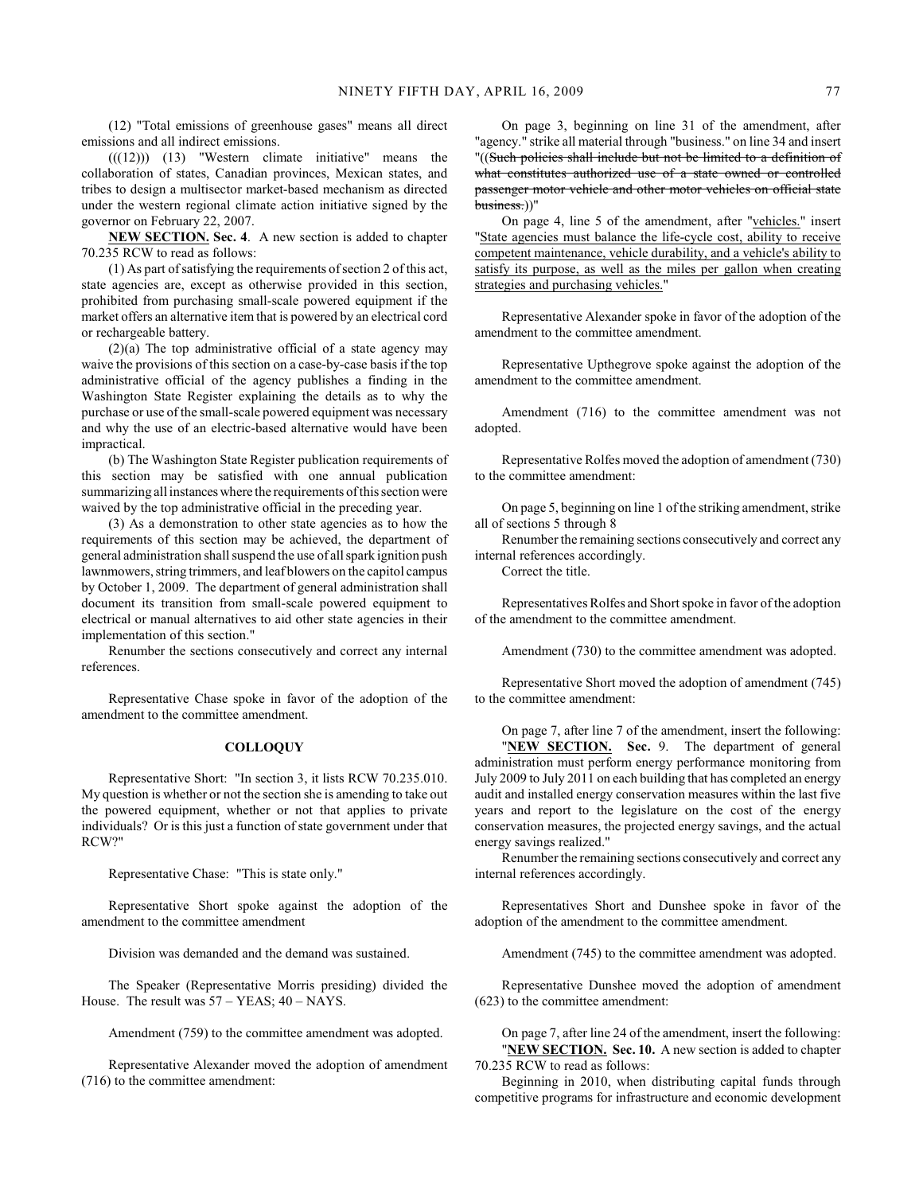(12) "Total emissions of greenhouse gases" means all direct emissions and all indirect emissions.

(((12))) (13) "Western climate initiative" means the collaboration of states, Canadian provinces, Mexican states, and tribes to design a multisector market-based mechanism as directed under the western regional climate action initiative signed by the governor on February 22, 2007.

**NEW SECTION. Sec. 4**. A new section is added to chapter 70.235 RCW to read as follows:

(1) As part of satisfying the requirements of section 2 of this act, state agencies are, except as otherwise provided in this section, prohibited from purchasing small-scale powered equipment if the market offers an alternative item that is powered by an electrical cord or rechargeable battery.

(2)(a) The top administrative official of a state agency may waive the provisions of this section on a case-by-case basis if the top administrative official of the agency publishes a finding in the Washington State Register explaining the details as to why the purchase or use of the small-scale powered equipment was necessary and why the use of an electric-based alternative would have been impractical.

(b) The Washington State Register publication requirements of this section may be satisfied with one annual publication summarizing all instances where the requirements of this section were waived by the top administrative official in the preceding year.

(3) As a demonstration to other state agencies as to how the requirements of this section may be achieved, the department of general administration shall suspend the use of all spark ignition push lawnmowers, string trimmers, and leaf blowers on the capitol campus by October 1, 2009. The department of general administration shall document its transition from small-scale powered equipment to electrical or manual alternatives to aid other state agencies in their implementation of this section."

Renumber the sections consecutively and correct any internal references.

Representative Chase spoke in favor of the adoption of the amendment to the committee amendment.

**COLLOQUY**

Representative Short: "In section 3, it lists RCW 70.235.010. My question is whether or not the section she is amending to take out the powered equipment, whether or not that applies to private individuals? Or is this just a function of state government under that RCW?"

Representative Chase: "This is state only."

Representative Short spoke against the adoption of the amendment to the committee amendment

Division was demanded and the demand was sustained.

The Speaker (Representative Morris presiding) divided the House. The result was 57 – YEAS; 40 – NAYS.

Amendment (759) to the committee amendment was adopted.

Representative Alexander moved the adoption of amendment (716) to the committee amendment:

On page 3, beginning on line 31 of the amendment, after "agency." strike all material through "business." on line 34 and insert "((~~Such policies shall include but not be limited to a definition of what constitutes authorized use of a state owned or controlled passenger motor vehicle and other motor vehicles on official state business.~~))"

On page 4, line 5 of the amendment, after "vehicles." insert "State agencies must balance the life-cycle cost, ability to receive competent maintenance, vehicle durability, and a vehicle's ability to satisfy its purpose, as well as the miles per gallon when creating strategies and purchasing vehicles."

Representative Alexander spoke in favor of the adoption of the amendment to the committee amendment.

Representative Upthegrove spoke against the adoption of the amendment to the committee amendment.

Amendment (716) to the committee amendment was not adopted.

Representative Rolfes moved the adoption of amendment (730) to the committee amendment:

On page 5, beginning on line 1 of the striking amendment, strike all of sections 5 through 8

Renumber the remaining sections consecutively and correct any internal references accordingly.

Correct the title.

Representatives Rolfes and Short spoke in favor of the adoption of the amendment to the committee amendment.

Amendment (730) to the committee amendment was adopted.

Representative Short moved the adoption of amendment (745) to the committee amendment:

On page 7, after line 7 of the amendment, insert the following:

"**NEW SECTION. Sec.** 9. The department of general administration must perform energy performance monitoring from July 2009 to July 2011 on each building that has completed an energy audit and installed energy conservation measures within the last five years and report to the legislature on the cost of the energy conservation measures, the projected energy savings, and the actual energy savings realized."

Renumber the remaining sections consecutively and correct any internal references accordingly.

Representatives Short and Dunshee spoke in favor of the adoption of the amendment to the committee amendment.

Amendment (745) to the committee amendment was adopted.

Representative Dunshee moved the adoption of amendment (623) to the committee amendment:

On page 7, after line 24 of the amendment, insert the following:

"**NEW SECTION. Sec. 10.** A new section is added to chapter 70.235 RCW to read as follows:

Beginning in 2010, when distributing capital funds through competitive programs for infrastructure and economic development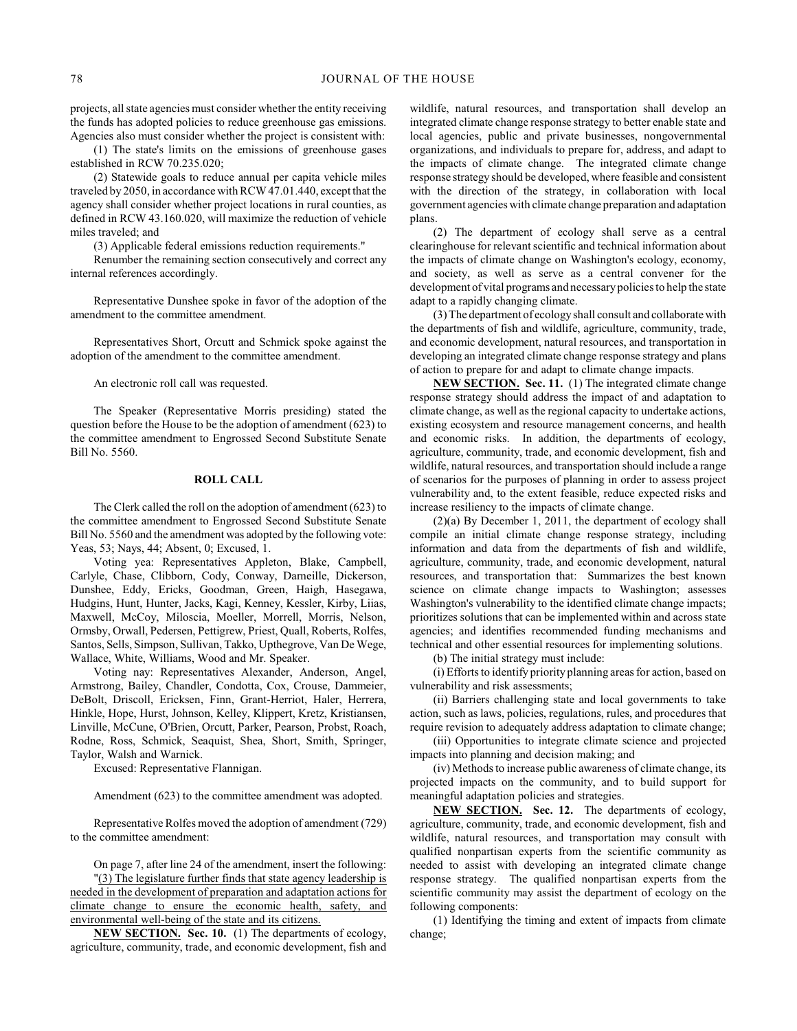projects, all state agencies must consider whether the entity receiving the funds has adopted policies to reduce greenhouse gas emissions. Agencies also must consider whether the project is consistent with:

(1) The state's limits on the emissions of greenhouse gases established in RCW 70.235.020;

(2) Statewide goals to reduce annual per capita vehicle miles traveled by 2050, in accordance with RCW 47.01.440, except that the agency shall consider whether project locations in rural counties, as defined in RCW 43.160.020, will maximize the reduction of vehicle miles traveled; and

(3) Applicable federal emissions reduction requirements."

Renumber the remaining section consecutively and correct any internal references accordingly.

Representative Dunshee spoke in favor of the adoption of the amendment to the committee amendment.

Representatives Short, Orcutt and Schmick spoke against the adoption of the amendment to the committee amendment.

An electronic roll call was requested.

The Speaker (Representative Morris presiding) stated the question before the House to be the adoption of amendment (623) to the committee amendment to Engrossed Second Substitute Senate Bill No. 5560.

## ROLL CALL

The Clerk called the roll on the adoption of amendment (623) to the committee amendment to Engrossed Second Substitute Senate Bill No. 5560 and the amendment was adopted by the following vote: Yeas, 53; Nays, 44; Absent, 0; Excused, 1.

Voting yea: Representatives Appleton, Blake, Campbell, Carlyle, Chase, Clibborn, Cody, Conway, Darneille, Dickerson, Dunshee, Eddy, Ericks, Goodman, Green, Haigh, Hasegawa, Hudgins, Hunt, Hunter, Jacks, Kagi, Kenney, Kessler, Kirby, Liias, Maxwell, McCoy, Miloscia, Moeller, Morrell, Morris, Nelson, Ormsby, Orwall, Pedersen, Pettigrew, Priest, Quall, Roberts, Rolfes, Santos, Sells, Simpson, Sullivan, Takko, Upthegrove, Van De Wege, Wallace, White, Williams, Wood and Mr. Speaker.

Voting nay: Representatives Alexander, Anderson, Angel, Armstrong, Bailey, Chandler, Condotta, Cox, Crouse, Dammeier, DeBolt, Driscoll, Ericksen, Finn, Grant-Herriot, Haler, Herrera, Hinkle, Hope, Hurst, Johnson, Kelley, Klippert, Kretz, Kristiansen, Linville, McCune, O'Brien, Orcutt, Parker, Pearson, Probst, Roach, Rodne, Ross, Schmick, Seaquist, Shea, Short, Smith, Springer, Taylor, Walsh and Warnick.

Excused: Representative Flannigan.

Amendment (623) to the committee amendment was adopted.

Representative Rolfes moved the adoption of amendment (729) to the committee amendment:

On page 7, after line 24 of the amendment, insert the following:

"(3) The legislature further finds that state agency leadership is needed in the development of preparation and adaptation actions for climate change to ensure the economic health, safety, and environmental well-being of the state and its citizens.

**NEW SECTION. Sec. 10.** (1) The departments of ecology, agriculture, community, trade, and economic development, fish and wildlife, natural resources, and transportation shall develop an integrated climate change response strategy to better enable state and local agencies, public and private businesses, nongovernmental organizations, and individuals to prepare for, address, and adapt to the impacts of climate change. The integrated climate change response strategy should be developed, where feasible and consistent with the direction of the strategy, in collaboration with local government agencies with climate change preparation and adaptation plans.

(2) The department of ecology shall serve as a central clearinghouse for relevant scientific and technical information about the impacts of climate change on Washington's ecology, economy, and society, as well as serve as a central convener for the development of vital programs and necessary policies to help the state adapt to a rapidly changing climate.

(3) The department of ecology shall consult and collaborate with the departments of fish and wildlife, agriculture, community, trade, and economic development, natural resources, and transportation in developing an integrated climate change response strategy and plans of action to prepare for and adapt to climate change impacts.

**NEW SECTION. Sec. 11.** (1) The integrated climate change response strategy should address the impact of and adaptation to climate change, as well as the regional capacity to undertake actions, existing ecosystem and resource management concerns, and health and economic risks. In addition, the departments of ecology, agriculture, community, trade, and economic development, fish and wildlife, natural resources, and transportation should include a range of scenarios for the purposes of planning in order to assess project vulnerability and, to the extent feasible, reduce expected risks and increase resiliency to the impacts of climate change.

(2)(a) By December 1, 2011, the department of ecology shall compile an initial climate change response strategy, including information and data from the departments of fish and wildlife, agriculture, community, trade, and economic development, natural resources, and transportation that: Summarizes the best known science on climate change impacts to Washington; assesses Washington's vulnerability to the identified climate change impacts; prioritizes solutions that can be implemented within and across state agencies; and identifies recommended funding mechanisms and technical and other essential resources for implementing solutions.

(b) The initial strategy must include:

(i) Efforts to identify priority planning areas for action, based on vulnerability and risk assessments;

(ii) Barriers challenging state and local governments to take action, such as laws, policies, regulations, rules, and procedures that require revision to adequately address adaptation to climate change;

(iii) Opportunities to integrate climate science and projected impacts into planning and decision making; and

(iv) Methods to increase public awareness of climate change, its projected impacts on the community, and to build support for meaningful adaptation policies and strategies.

**NEW SECTION. Sec. 12.** The departments of ecology, agriculture, community, trade, and economic development, fish and wildlife, natural resources, and transportation may consult with qualified nonpartisan experts from the scientific community as needed to assist with developing an integrated climate change response strategy. The qualified nonpartisan experts from the scientific community may assist the department of ecology on the following components:

(1) Identifying the timing and extent of impacts from climate change;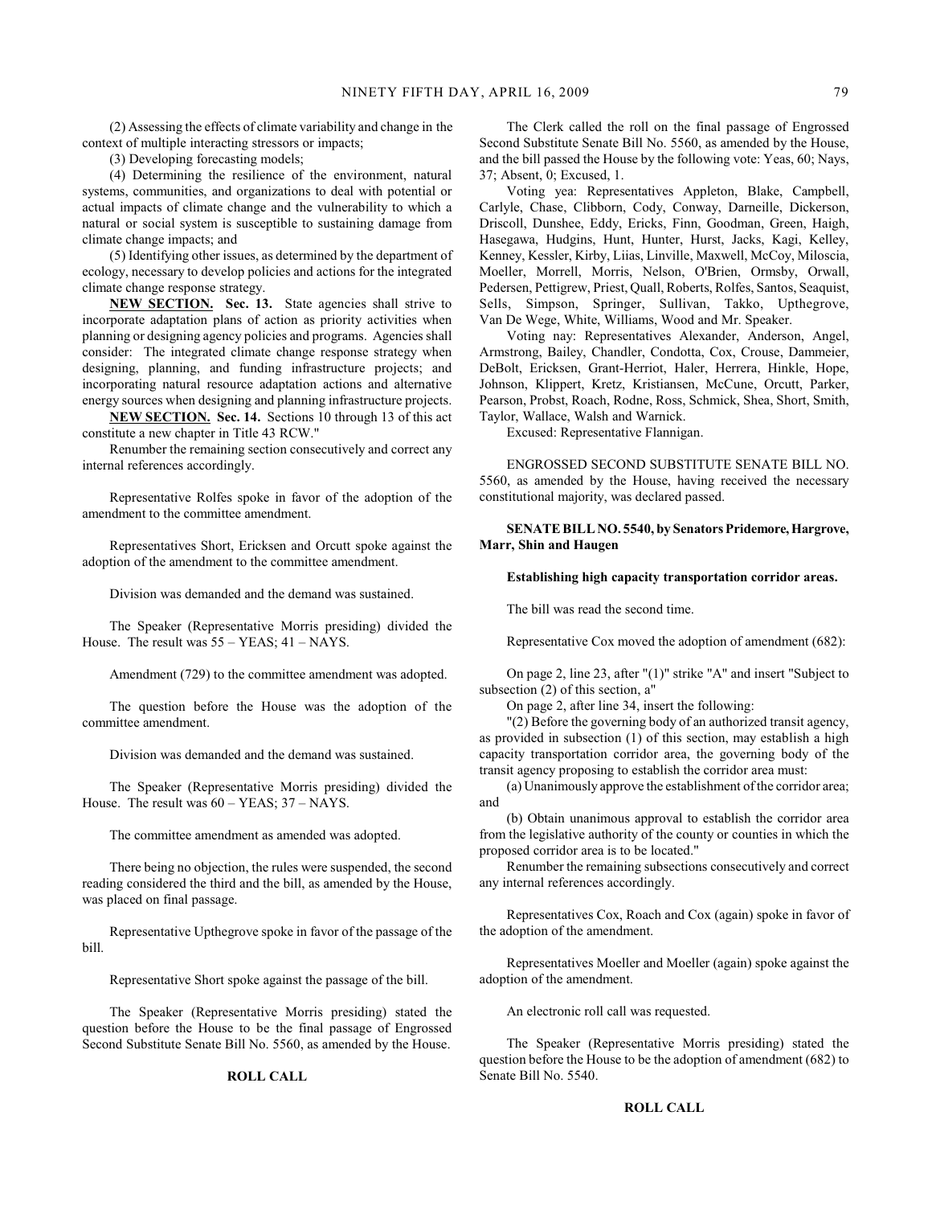(2) Assessing the effects of climate variability and change in the context of multiple interacting stressors or impacts;

(3) Developing forecasting models;

(4) Determining the resilience of the environment, natural systems, communities, and organizations to deal with potential or actual impacts of climate change and the vulnerability to which a natural or social system is susceptible to sustaining damage from climate change impacts; and

(5) Identifying other issues, as determined by the department of ecology, necessary to develop policies and actions for the integrated climate change response strategy.

**NEW SECTION. Sec. 13.** State agencies shall strive to incorporate adaptation plans of action as priority activities when planning or designing agency policies and programs. Agencies shall consider: The integrated climate change response strategy when designing, planning, and funding infrastructure projects; and incorporating natural resource adaptation actions and alternative energy sources when designing and planning infrastructure projects.

**NEW SECTION. Sec. 14.** Sections 10 through 13 of this act constitute a new chapter in Title 43 RCW."

Renumber the remaining section consecutively and correct any internal references accordingly.

Representative Rolfes spoke in favor of the adoption of the amendment to the committee amendment.

Representatives Short, Ericksen and Orcutt spoke against the adoption of the amendment to the committee amendment.

Division was demanded and the demand was sustained.

The Speaker (Representative Morris presiding) divided the House. The result was 55 – YEAS; 41 – NAYS.

Amendment (729) to the committee amendment was adopted.

The question before the House was the adoption of the committee amendment.

Division was demanded and the demand was sustained.

The Speaker (Representative Morris presiding) divided the House. The result was 60 – YEAS; 37 – NAYS.

The committee amendment as amended was adopted.

There being no objection, the rules were suspended, the second reading considered the third and the bill, as amended by the House, was placed on final passage.

Representative Upthegrove spoke in favor of the passage of the bill.

Representative Short spoke against the passage of the bill.

The Speaker (Representative Morris presiding) stated the question before the House to be the final passage of Engrossed Second Substitute Senate Bill No. 5560, as amended by the House.

**ROLL CALL**

The Clerk called the roll on the final passage of Engrossed Second Substitute Senate Bill No. 5560, as amended by the House, and the bill passed the House by the following vote: Yeas, 60; Nays, 37; Absent, 0; Excused, 1.

Voting yea: Representatives Appleton, Blake, Campbell, Carlyle, Chase, Clibborn, Cody, Conway, Darneille, Dickerson, Driscoll, Dunshee, Eddy, Ericks, Finn, Goodman, Green, Haigh, Hasegawa, Hudgins, Hunt, Hunter, Hurst, Jacks, Kagi, Kelley, Kenney, Kessler, Kirby, Liias, Linville, Maxwell, McCoy, Miloscia, Moeller, Morrell, Morris, Nelson, O'Brien, Ormsby, Orwall, Pedersen, Pettigrew, Priest, Quall, Roberts, Rolfes, Santos, Seaquist, Sells, Simpson, Springer, Sullivan, Takko, Upthegrove, Van De Wege, White, Williams, Wood and Mr. Speaker.

Voting nay: Representatives Alexander, Anderson, Angel, Armstrong, Bailey, Chandler, Condotta, Cox, Crouse, Dammeier, DeBolt, Ericksen, Grant-Herriot, Haler, Herrera, Hinkle, Hope, Johnson, Klippert, Kretz, Kristiansen, McCune, Orcutt, Parker, Pearson, Probst, Roach, Rodne, Ross, Schmick, Shea, Short, Smith, Taylor, Wallace, Walsh and Warnick.

Excused: Representative Flannigan.

ENGROSSED SECOND SUBSTITUTE SENATE BILL NO. 5560, as amended by the House, having received the necessary constitutional majority, was declared passed.

**SENATE BILL NO. 5540, by Senators Pridemore, Hargrove, Marr, Shin and Haugen**

**Establishing high capacity transportation corridor areas.**

The bill was read the second time.

Representative Cox moved the adoption of amendment (682):

On page 2, line 23, after "(1)" strike "A" and insert "Subject to subsection (2) of this section, a"

On page 2, after line 34, insert the following:

"(2) Before the governing body of an authorized transit agency, as provided in subsection (1) of this section, may establish a high capacity transportation corridor area, the governing body of the transit agency proposing to establish the corridor area must:

(a) Unanimously approve the establishment of the corridor area; and

(b) Obtain unanimous approval to establish the corridor area from the legislative authority of the county or counties in which the proposed corridor area is to be located."

Renumber the remaining subsections consecutively and correct any internal references accordingly.

Representatives Cox, Roach and Cox (again) spoke in favor of the adoption of the amendment.

Representatives Moeller and Moeller (again) spoke against the adoption of the amendment.

An electronic roll call was requested.

The Speaker (Representative Morris presiding) stated the question before the House to be the adoption of amendment (682) to Senate Bill No. 5540.

**ROLL CALL**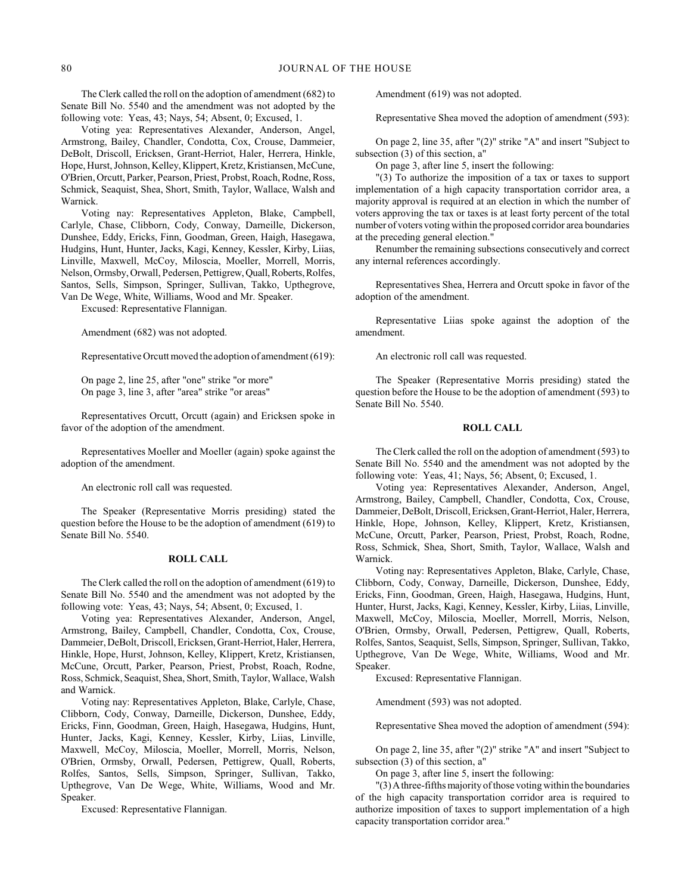The Clerk called the roll on the adoption of amendment (682) to Senate Bill No. 5540 and the amendment was not adopted by the following vote: Yeas, 43; Nays, 54; Absent, 0; Excused, 1.

Voting yea: Representatives Alexander, Anderson, Angel, Armstrong, Bailey, Chandler, Condotta, Cox, Crouse, Dammeier, DeBolt, Driscoll, Ericksen, Grant-Herriot, Haler, Hinkle, Hope, Hurst, Johnson, Kelley, Klippert, Kretz, Kristiansen, McCune, O'Brien, Orcutt, Parker, Pearson, Priest, Probst, Roach, Rodne, Ross, Schmick, Seaquist, Shea, Short, Smith, Taylor, Wallace, Walsh and Warnick.

Voting nay: Representatives Appleton, Blake, Campbell, Carlyle, Chase, Clibborn, Cody, Conway, Darneille, Dickerson, Dunshee, Eddy, Ericks, Finn, Goodman, Green, Haigh, Hasegawa, Hudgins, Hunt, Hunter, Jacks, Kagi, Kenney, Kessler, Kirby, Liias, Linville, Maxwell, McCoy, Miloscia, Moeller, Morrell, Morris, Nelson, Ormsby, Orwall, Pedersen, Pettigrew, Quall, Roberts, Rolfes, Santos, Sells, Simpson, Springer, Sullivan, Takko, Upthegrove, Van De Wege, White, Williams, Wood and Mr. Speaker.

Excused: Representative Flannigan.

Amendment (682) was not adopted.

Representative Orcutt moved the adoption of amendment (619):

On page 2, line 25, after "one" strike "or more"
On page 3, line 3, after "area" strike "or areas"

Representatives Orcutt, Orcutt (again) and Ericksen spoke in favor of the adoption of the amendment.

Representatives Moeller and Moeller (again) spoke against the adoption of the amendment.

An electronic roll call was requested.

The Speaker (Representative Morris presiding) stated the question before the House to be the adoption of amendment (619) to Senate Bill No. 5540.

## ROLL CALL

The Clerk called the roll on the adoption of amendment (619) to Senate Bill No. 5540 and the amendment was not adopted by the following vote: Yeas, 43; Nays, 54; Absent, 0; Excused, 1.

Voting yea: Representatives Alexander, Anderson, Angel, Armstrong, Bailey, Campbell, Chandler, Condotta, Cox, Crouse, Dammeier, DeBolt, Driscoll, Ericksen, Grant-Herriot, Haler, Herrera, Hinkle, Hope, Hurst, Johnson, Kelley, Klippert, Kretz, Kristiansen, McCune, Orcutt, Parker, Pearson, Priest, Probst, Roach, Rodne, Ross, Schmick, Seaquist, Shea, Short, Smith, Taylor, Wallace, Walsh and Warnick.

Voting nay: Representatives Appleton, Blake, Carlyle, Chase, Clibborn, Cody, Conway, Darneille, Dickerson, Dunshee, Eddy, Ericks, Finn, Goodman, Green, Haigh, Hasegawa, Hudgins, Hunt, Hunter, Jacks, Kagi, Kenney, Kessler, Kirby, Liias, Linville, Maxwell, McCoy, Miloscia, Moeller, Morrell, Morris, Nelson, O'Brien, Ormsby, Orwall, Pedersen, Pettigrew, Quall, Roberts, Rolfes, Santos, Sells, Simpson, Springer, Sullivan, Takko, Upthegrove, Van De Wege, White, Williams, Wood and Mr. Speaker.

Excused: Representative Flannigan.

Amendment (619) was not adopted.

Representative Shea moved the adoption of amendment (593):

On page 2, line 35, after "(2)" strike "A" and insert "Subject to subsection (3) of this section, a"

On page 3, after line 5, insert the following:

"(3) To authorize the imposition of a tax or taxes to support implementation of a high capacity transportation corridor area, a majority approval is required at an election in which the number of voters approving the tax or taxes is at least forty percent of the total number of voters voting within the proposed corridor area boundaries at the preceding general election."

Renumber the remaining subsections consecutively and correct any internal references accordingly.

Representatives Shea, Herrera and Orcutt spoke in favor of the adoption of the amendment.

Representative Liias spoke against the adoption of the amendment.

An electronic roll call was requested.

The Speaker (Representative Morris presiding) stated the question before the House to be the adoption of amendment (593) to Senate Bill No. 5540.

## ROLL CALL

The Clerk called the roll on the adoption of amendment (593) to Senate Bill No. 5540 and the amendment was not adopted by the following vote: Yeas, 41; Nays, 56; Absent, 0; Excused, 1.

Voting yea: Representatives Alexander, Anderson, Angel, Armstrong, Bailey, Campbell, Chandler, Condotta, Cox, Crouse, Dammeier, DeBolt, Driscoll, Ericksen, Grant-Herriot, Haler, Herrera, Hinkle, Hope, Johnson, Kelley, Klippert, Kretz, Kristiansen, McCune, Orcutt, Parker, Pearson, Priest, Probst, Roach, Rodne, Ross, Schmick, Shea, Short, Smith, Taylor, Wallace, Walsh and Warnick.

Voting nay: Representatives Appleton, Blake, Carlyle, Chase, Clibborn, Cody, Conway, Darneille, Dickerson, Dunshee, Eddy, Ericks, Finn, Goodman, Green, Haigh, Hasegawa, Hudgins, Hunt, Hunter, Hurst, Jacks, Kagi, Kenney, Kessler, Kirby, Liias, Linville, Maxwell, McCoy, Miloscia, Moeller, Morrell, Morris, Nelson, O'Brien, Ormsby, Orwall, Pedersen, Pettigrew, Quall, Roberts, Rolfes, Santos, Seaquist, Sells, Simpson, Springer, Sullivan, Takko, Upthegrove, Van De Wege, White, Williams, Wood and Mr. Speaker.

Excused: Representative Flannigan.

Amendment (593) was not adopted.

Representative Shea moved the adoption of amendment (594):

On page 2, line 35, after "(2)" strike "A" and insert "Subject to subsection (3) of this section, a"

On page 3, after line 5, insert the following:

"(3) A three-fifths majority of those voting within the boundaries of the high capacity transportation corridor area is required to authorize imposition of taxes to support implementation of a high capacity transportation corridor area."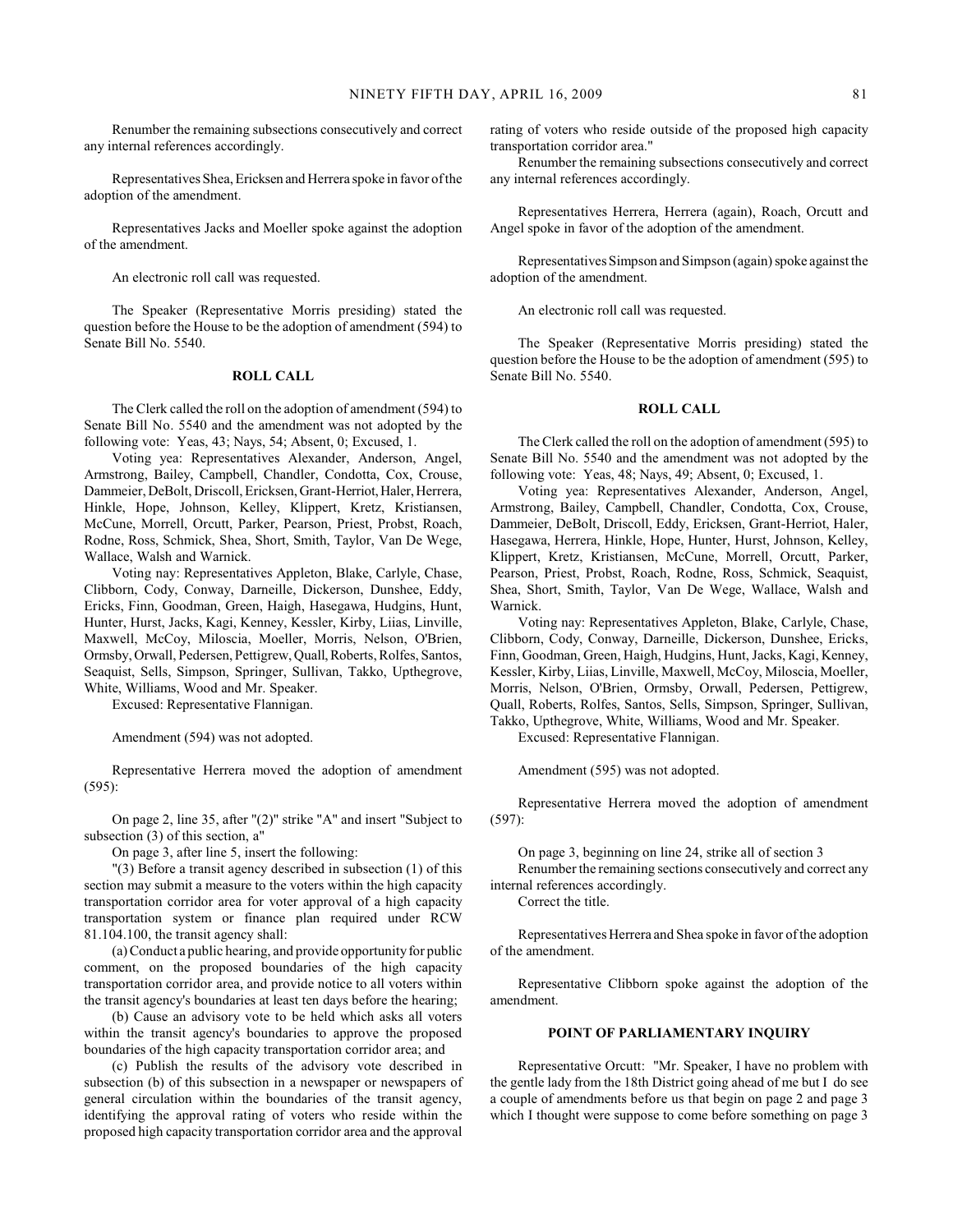Renumber the remaining subsections consecutively and correct any internal references accordingly.

Representatives Shea, Ericksen and Herrera spoke in favor of the adoption of the amendment.

Representatives Jacks and Moeller spoke against the adoption of the amendment.

An electronic roll call was requested.

The Speaker (Representative Morris presiding) stated the question before the House to be the adoption of amendment (594) to Senate Bill No. 5540.

**ROLL CALL**

The Clerk called the roll on the adoption of amendment (594) to Senate Bill No. 5540 and the amendment was not adopted by the following vote: Yeas, 43; Nays, 54; Absent, 0; Excused, 1.

Voting yea: Representatives Alexander, Anderson, Angel, Armstrong, Bailey, Campbell, Chandler, Condotta, Cox, Crouse, Dammeier, DeBolt, Driscoll, Ericksen, Grant-Herriot, Haler, Herrera, Hinkle, Hope, Johnson, Kelley, Klippert, Kretz, Kristiansen, McCune, Morrell, Orcutt, Parker, Pearson, Priest, Probst, Roach, Rodne, Ross, Schmick, Shea, Short, Smith, Taylor, Van De Wege, Wallace, Walsh and Warnick.

Voting nay: Representatives Appleton, Blake, Carlyle, Chase, Clibborn, Cody, Conway, Darneille, Dickerson, Dunshee, Eddy, Ericks, Finn, Goodman, Green, Haigh, Hasegawa, Hudgins, Hunt, Hunter, Hurst, Jacks, Kagi, Kenney, Kessler, Kirby, Liias, Linville, Maxwell, McCoy, Miloscia, Moeller, Morris, Nelson, O'Brien, Ormsby, Orwall, Pedersen, Pettigrew, Quall, Roberts, Rolfes, Santos, Seaquist, Sells, Simpson, Springer, Sullivan, Takko, Upthegrove, White, Williams, Wood and Mr. Speaker.

Excused: Representative Flannigan.

Amendment (594) was not adopted.

Representative Herrera moved the adoption of amendment (595):

On page 2, line 35, after "(2)" strike "A" and insert "Subject to subsection (3) of this section, a"

On page 3, after line 5, insert the following:

"(3) Before a transit agency described in subsection (1) of this section may submit a measure to the voters within the high capacity transportation corridor area for voter approval of a high capacity transportation system or finance plan required under RCW 81.104.100, the transit agency shall:

(a) Conduct a public hearing, and provide opportunity for public comment, on the proposed boundaries of the high capacity transportation corridor area, and provide notice to all voters within the transit agency's boundaries at least ten days before the hearing;

(b) Cause an advisory vote to be held which asks all voters within the transit agency's boundaries to approve the proposed boundaries of the high capacity transportation corridor area; and

(c) Publish the results of the advisory vote described in subsection (b) of this subsection in a newspaper or newspapers of general circulation within the boundaries of the transit agency, identifying the approval rating of voters who reside within the proposed high capacity transportation corridor area and the approval rating of voters who reside outside of the proposed high capacity transportation corridor area."

Renumber the remaining subsections consecutively and correct any internal references accordingly.

Representatives Herrera, Herrera (again), Roach, Orcutt and Angel spoke in favor of the adoption of the amendment.

Representatives Simpson and Simpson (again) spoke against the adoption of the amendment.

An electronic roll call was requested.

The Speaker (Representative Morris presiding) stated the question before the House to be the adoption of amendment (595) to Senate Bill No. 5540.

**ROLL CALL**

The Clerk called the roll on the adoption of amendment (595) to Senate Bill No. 5540 and the amendment was not adopted by the following vote: Yeas, 48; Nays, 49; Absent, 0; Excused, 1.

Voting yea: Representatives Alexander, Anderson, Angel, Armstrong, Bailey, Campbell, Chandler, Condotta, Cox, Crouse, Dammeier, DeBolt, Driscoll, Eddy, Ericksen, Grant-Herriot, Haler, Hasegawa, Herrera, Hinkle, Hope, Hunter, Hurst, Johnson, Kelley, Klippert, Kretz, Kristiansen, McCune, Morrell, Orcutt, Parker, Pearson, Priest, Probst, Roach, Rodne, Ross, Schmick, Seaquist, Shea, Short, Smith, Taylor, Van De Wege, Wallace, Walsh and Warnick.

Voting nay: Representatives Appleton, Blake, Carlyle, Chase, Clibborn, Cody, Conway, Darneille, Dickerson, Dunshee, Ericks, Finn, Goodman, Green, Haigh, Hudgins, Hunt, Jacks, Kagi, Kenney, Kessler, Kirby, Liias, Linville, Maxwell, McCoy, Miloscia, Moeller, Morris, Nelson, O'Brien, Ormsby, Orwall, Pedersen, Pettigrew, Quall, Roberts, Rolfes, Santos, Sells, Simpson, Springer, Sullivan, Takko, Upthegrove, White, Williams, Wood and Mr. Speaker.

Excused: Representative Flannigan.

Amendment (595) was not adopted.

Representative Herrera moved the adoption of amendment (597):

On page 3, beginning on line 24, strike all of section 3

Renumber the remaining sections consecutively and correct any internal references accordingly.

Correct the title.

Representatives Herrera and Shea spoke in favor of the adoption of the amendment.

Representative Clibborn spoke against the adoption of the amendment.

**POINT OF PARLIAMENTARY INQUIRY**

Representative Orcutt: "Mr. Speaker, I have no problem with the gentle lady from the 18th District going ahead of me but I do see a couple of amendments before us that begin on page 2 and page 3 which I thought were suppose to come before something on page 3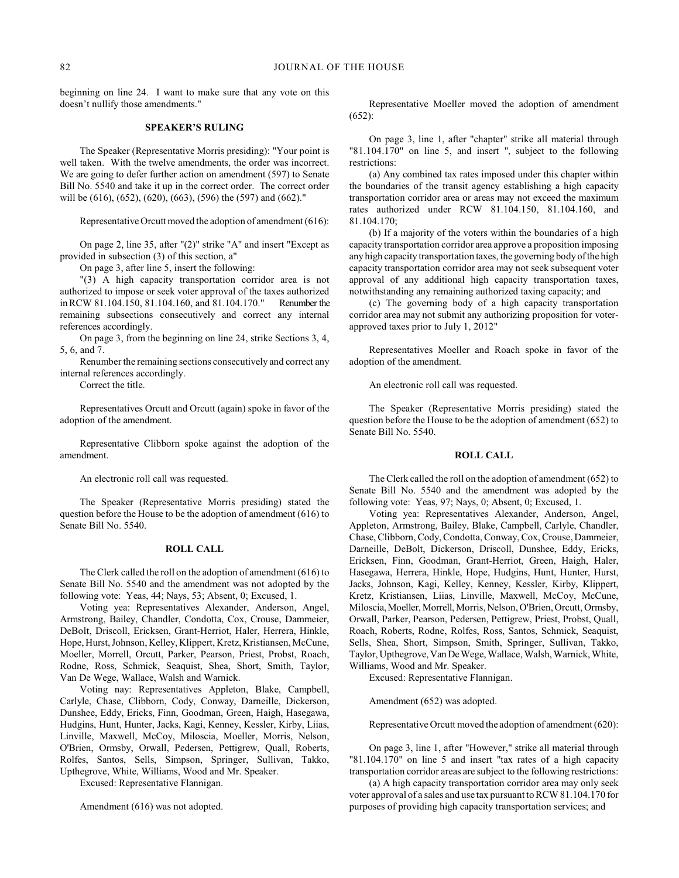beginning on line 24. I want to make sure that any vote on this doesn't nullify those amendments."

### SPEAKER'S RULING

The Speaker (Representative Morris presiding): "Your point is well taken. With the twelve amendments, the order was incorrect. We are going to defer further action on amendment (597) to Senate Bill No. 5540 and take it up in the correct order. The correct order will be (616), (652), (620), (663), (596) the (597) and (662)."

Representative Orcutt moved the adoption of amendment (616):

On page 2, line 35, after "(2)" strike "A" and insert "Except as provided in subsection (3) of this section, a"

On page 3, after line 5, insert the following:

"(3) A high capacity transportation corridor area is not authorized to impose or seek voter approval of the taxes authorized in RCW 81.104.150, 81.104.160, and 81.104.170." Renumber the remaining subsections consecutively and correct any internal references accordingly.

On page 3, from the beginning on line 24, strike Sections 3, 4, 5, 6, and 7.

Renumber the remaining sections consecutively and correct any internal references accordingly.

Correct the title.

Representatives Orcutt and Orcutt (again) spoke in favor of the adoption of the amendment.

Representative Clibborn spoke against the adoption of the amendment.

An electronic roll call was requested.

The Speaker (Representative Morris presiding) stated the question before the House to be the adoption of amendment (616) to Senate Bill No. 5540.

### ROLL CALL

The Clerk called the roll on the adoption of amendment (616) to Senate Bill No. 5540 and the amendment was not adopted by the following vote: Yeas, 44; Nays, 53; Absent, 0; Excused, 1.

Voting yea: Representatives Alexander, Anderson, Angel, Armstrong, Bailey, Chandler, Condotta, Cox, Crouse, Dammeier, DeBolt, Driscoll, Ericksen, Grant-Herriot, Haler, Herrera, Hinkle, Hope, Hurst, Johnson, Kelley, Klippert, Kretz, Kristiansen, McCune, Moeller, Morrell, Orcutt, Parker, Pearson, Priest, Probst, Roach, Rodne, Ross, Schmick, Seaquist, Shea, Short, Smith, Taylor, Van De Wege, Wallace, Walsh and Warnick.

Voting nay: Representatives Appleton, Blake, Campbell, Carlyle, Chase, Clibborn, Cody, Conway, Darneille, Dickerson, Dunshee, Eddy, Ericks, Finn, Goodman, Green, Haigh, Hasegawa, Hudgins, Hunt, Hunter, Jacks, Kagi, Kenney, Kessler, Kirby, Liias, Linville, Maxwell, McCoy, Miloscia, Moeller, Morris, Nelson, O'Brien, Ormsby, Orwall, Pedersen, Pettigrew, Quall, Roberts, Rolfes, Santos, Sells, Simpson, Springer, Sullivan, Takko, Upthegrove, White, Williams, Wood and Mr. Speaker.

Excused: Representative Flannigan.

Amendment (616) was not adopted.

Representative Moeller moved the adoption of amendment (652):

On page 3, line 1, after "chapter" strike all material through "81.104.170" on line 5, and insert ", subject to the following restrictions:

(a) Any combined tax rates imposed under this chapter within the boundaries of the transit agency establishing a high capacity transportation corridor area or areas may not exceed the maximum rates authorized under RCW 81.104.150, 81.104.160, and 81.104.170;

(b) If a majority of the voters within the boundaries of a high capacity transportation corridor area approve a proposition imposing any high capacity transportation taxes, the governing body of the high capacity transportation corridor area may not seek subsequent voter approval of any additional high capacity transportation taxes, notwithstanding any remaining authorized taxing capacity; and

(c) The governing body of a high capacity transportation corridor area may not submit any authorizing proposition for voter-approved taxes prior to July 1, 2012"

Representatives Moeller and Roach spoke in favor of the adoption of the amendment.

An electronic roll call was requested.

The Speaker (Representative Morris presiding) stated the question before the House to be the adoption of amendment (652) to Senate Bill No. 5540.

### ROLL CALL

The Clerk called the roll on the adoption of amendment (652) to Senate Bill No. 5540 and the amendment was adopted by the following vote: Yeas, 97; Nays, 0; Absent, 0; Excused, 1.

Voting yea: Representatives Alexander, Anderson, Angel, Appleton, Armstrong, Bailey, Blake, Campbell, Carlyle, Chandler, Chase, Clibborn, Cody, Condotta, Conway, Cox, Crouse, Dammeier, Darneille, DeBolt, Dickerson, Driscoll, Dunshee, Eddy, Ericks, Ericksen, Finn, Goodman, Grant-Herriot, Green, Haigh, Haler, Hasegawa, Herrera, Hinkle, Hope, Hudgins, Hunt, Hunter, Hurst, Jacks, Johnson, Kagi, Kelley, Kenney, Kessler, Kirby, Klippert, Kretz, Kristiansen, Liias, Linville, Maxwell, McCoy, McCune, Miloscia, Moeller, Morrell, Morris, Nelson, O'Brien, Orcutt, Ormsby, Orwall, Parker, Pearson, Pedersen, Pettigrew, Priest, Probst, Quall, Roach, Roberts, Rodne, Rolfes, Ross, Santos, Schmick, Seaquist, Sells, Shea, Short, Simpson, Smith, Springer, Sullivan, Takko, Taylor, Upthegrove, Van De Wege, Wallace, Walsh, Warnick, White, Williams, Wood and Mr. Speaker.

Excused: Representative Flannigan.

Amendment (652) was adopted.

Representative Orcutt moved the adoption of amendment (620):

On page 3, line 1, after "However," strike all material through "81.104.170" on line 5 and insert "tax rates of a high capacity transportation corridor areas are subject to the following restrictions:

(a) A high capacity transportation corridor area may only seek voter approval of a sales and use tax pursuant to RCW 81.104.170 for purposes of providing high capacity transportation services; and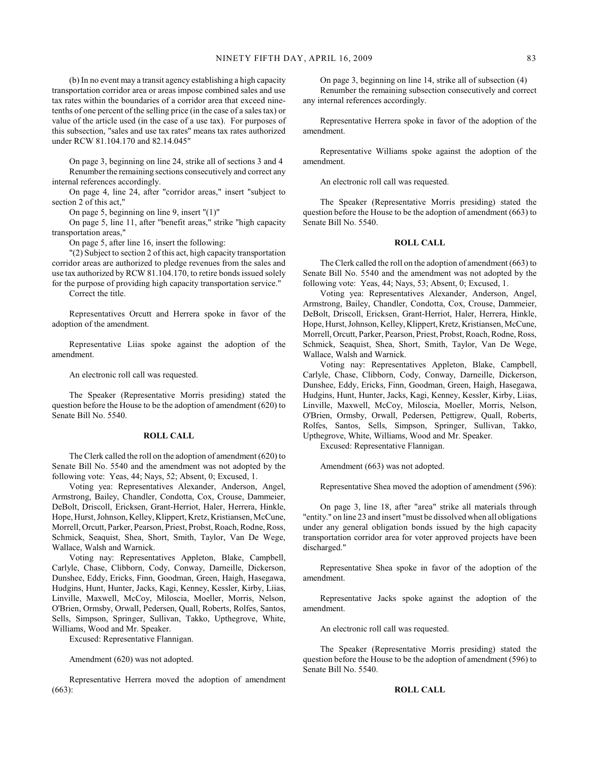(b) In no event may a transit agency establishing a high capacity transportation corridor area or areas impose combined sales and use tax rates within the boundaries of a corridor area that exceed nine-tenths of one percent of the selling price (in the case of a sales tax) or value of the article used (in the case of a use tax). For purposes of this subsection, "sales and use tax rates" means tax rates authorized under RCW 81.104.170 and 82.14.045"

On page 3, beginning on line 24, strike all of sections 3 and 4

Renumber the remaining sections consecutively and correct any internal references accordingly.

On page 4, line 24, after "corridor areas," insert "subject to section 2 of this act,"

On page 5, beginning on line 9, insert "(1)"

On page 5, line 11, after "benefit areas," strike "high capacity transportation areas,"

On page 5, after line 16, insert the following:

"(2) Subject to section 2 of this act, high capacity transportation corridor areas are authorized to pledge revenues from the sales and use tax authorized by RCW 81.104.170, to retire bonds issued solely for the purpose of providing high capacity transportation service."

Correct the title.

Representatives Orcutt and Herrera spoke in favor of the adoption of the amendment.

Representative Liias spoke against the adoption of the amendment.

An electronic roll call was requested.

The Speaker (Representative Morris presiding) stated the question before the House to be the adoption of amendment (620) to Senate Bill No. 5540.

## ROLL CALL

The Clerk called the roll on the adoption of amendment (620) to Senate Bill No. 5540 and the amendment was not adopted by the following vote: Yeas, 44; Nays, 52; Absent, 0; Excused, 1.

Voting yea: Representatives Alexander, Anderson, Angel, Armstrong, Bailey, Chandler, Condotta, Cox, Crouse, Dammeier, DeBolt, Driscoll, Ericksen, Grant-Herriot, Haler, Herrera, Hinkle, Hope, Hurst, Johnson, Kelley, Klippert, Kretz, Kristiansen, McCune, Morrell, Orcutt, Parker, Pearson, Priest, Probst, Roach, Rodne, Ross, Schmick, Seaquist, Shea, Short, Smith, Taylor, Van De Wege, Wallace, Walsh and Warnick.

Voting nay: Representatives Appleton, Blake, Campbell, Carlyle, Chase, Clibborn, Cody, Conway, Darneille, Dickerson, Dunshee, Eddy, Ericks, Finn, Goodman, Green, Haigh, Hasegawa, Hudgins, Hunt, Hunter, Jacks, Kagi, Kenney, Kessler, Kirby, Liias, Linville, Maxwell, McCoy, Miloscia, Moeller, Morris, Nelson, O'Brien, Ormsby, Orwall, Pedersen, Quall, Roberts, Rolfes, Santos, Sells, Simpson, Springer, Sullivan, Takko, Upthegrove, White, Williams, Wood and Mr. Speaker.

Excused: Representative Flannigan.

Amendment (620) was not adopted.

Representative Herrera moved the adoption of amendment (663):

On page 3, beginning on line 14, strike all of subsection (4)

Renumber the remaining subsection consecutively and correct any internal references accordingly.

Representative Herrera spoke in favor of the adoption of the amendment.

Representative Williams spoke against the adoption of the amendment.

An electronic roll call was requested.

The Speaker (Representative Morris presiding) stated the question before the House to be the adoption of amendment (663) to Senate Bill No. 5540.

## ROLL CALL

The Clerk called the roll on the adoption of amendment (663) to Senate Bill No. 5540 and the amendment was not adopted by the following vote: Yeas, 44; Nays, 53; Absent, 0; Excused, 1.

Voting yea: Representatives Alexander, Anderson, Angel, Armstrong, Bailey, Chandler, Condotta, Cox, Crouse, Dammeier, DeBolt, Driscoll, Ericksen, Grant-Herriot, Haler, Herrera, Hinkle, Hope, Hurst, Johnson, Kelley, Klippert, Kretz, Kristiansen, McCune, Morrell, Orcutt, Parker, Pearson, Priest, Probst, Roach, Rodne, Ross, Schmick, Seaquist, Shea, Short, Smith, Taylor, Van De Wege, Wallace, Walsh and Warnick.

Voting nay: Representatives Appleton, Blake, Campbell, Carlyle, Chase, Clibborn, Cody, Conway, Darneille, Dickerson, Dunshee, Eddy, Ericks, Finn, Goodman, Green, Haigh, Hasegawa, Hudgins, Hunt, Hunter, Jacks, Kagi, Kenney, Kessler, Kirby, Liias, Linville, Maxwell, McCoy, Miloscia, Moeller, Morris, Nelson, O'Brien, Ormsby, Orwall, Pedersen, Pettigrew, Quall, Roberts, Rolfes, Santos, Sells, Simpson, Springer, Sullivan, Takko, Upthegrove, White, Williams, Wood and Mr. Speaker.

Excused: Representative Flannigan.

Amendment (663) was not adopted.

Representative Shea moved the adoption of amendment (596):

On page 3, line 18, after "area" strike all materials through "entity." on line 23 and insert "must be dissolved when all obligations under any general obligation bonds issued by the high capacity transportation corridor area for voter approved projects have been discharged."

Representative Shea spoke in favor of the adoption of the amendment.

Representative Jacks spoke against the adoption of the amendment.

An electronic roll call was requested.

The Speaker (Representative Morris presiding) stated the question before the House to be the adoption of amendment (596) to Senate Bill No. 5540.

## ROLL CALL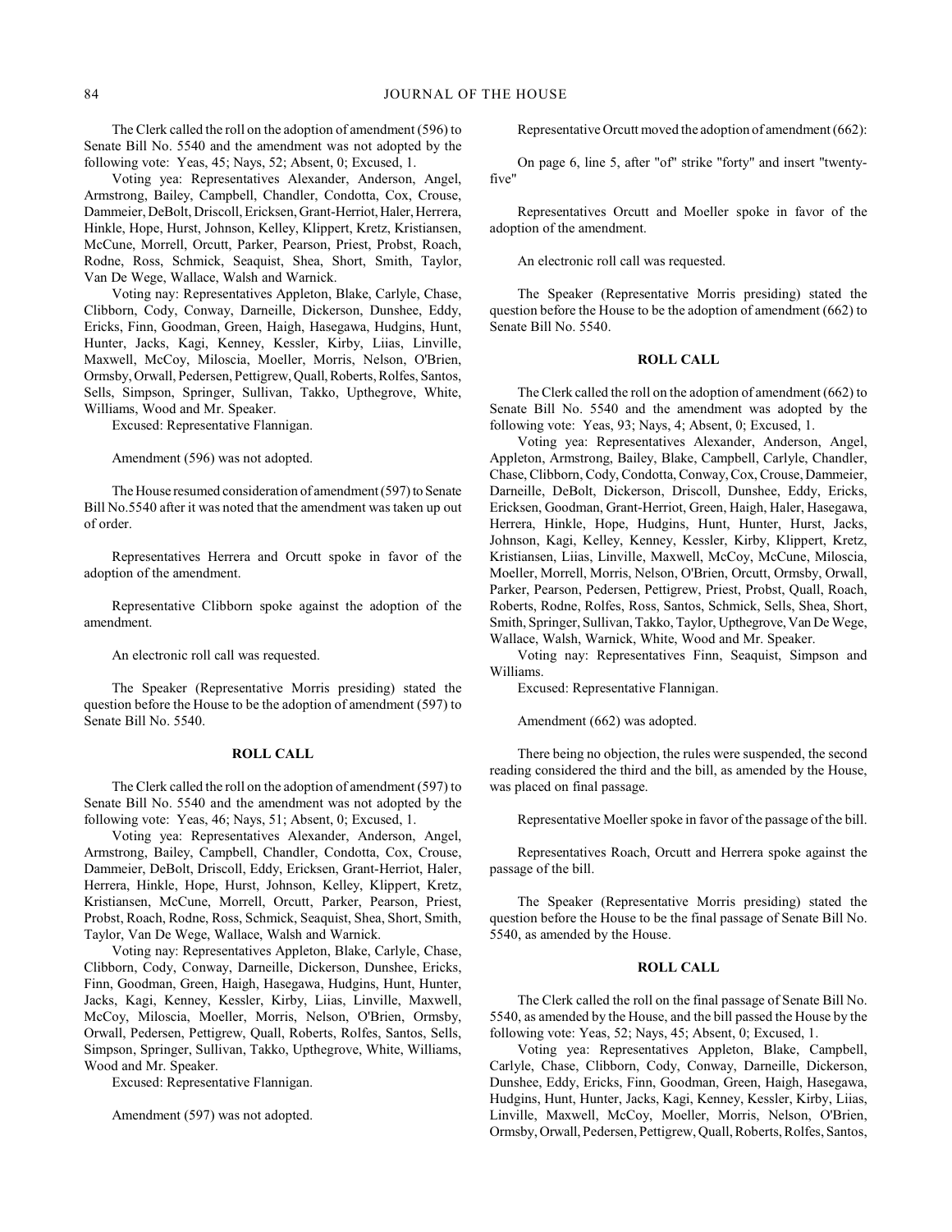The Clerk called the roll on the adoption of amendment (596) to Senate Bill No. 5540 and the amendment was not adopted by the following vote: Yeas, 45; Nays, 52; Absent, 0; Excused, 1.

Voting yea: Representatives Alexander, Anderson, Angel, Armstrong, Bailey, Campbell, Chandler, Condotta, Cox, Crouse, Dammeier, DeBolt, Driscoll, Ericksen, Grant-Herriot, Haler, Herrera, Hinkle, Hope, Hurst, Johnson, Kelley, Klippert, Kretz, Kristiansen, McCune, Morrell, Orcutt, Parker, Pearson, Priest, Probst, Roach, Rodne, Ross, Schmick, Seaquist, Shea, Short, Smith, Taylor, Van De Wege, Wallace, Walsh and Warnick.

Voting nay: Representatives Appleton, Blake, Carlyle, Chase, Clibborn, Cody, Conway, Darneille, Dickerson, Dunshee, Eddy, Ericks, Finn, Goodman, Green, Haigh, Hasegawa, Hudgins, Hunt, Hunter, Jacks, Kagi, Kenney, Kessler, Kirby, Liias, Linville, Maxwell, McCoy, Miloscia, Moeller, Morris, Nelson, O'Brien, Ormsby, Orwall, Pedersen, Pettigrew, Quall, Roberts, Rolfes, Santos, Sells, Simpson, Springer, Sullivan, Takko, Upthegrove, White, Williams, Wood and Mr. Speaker.

Excused: Representative Flannigan.

Amendment (596) was not adopted.

The House resumed consideration of amendment (597) to Senate Bill No.5540 after it was noted that the amendment was taken up out of order.

Representatives Herrera and Orcutt spoke in favor of the adoption of the amendment.

Representative Clibborn spoke against the adoption of the amendment.

An electronic roll call was requested.

The Speaker (Representative Morris presiding) stated the question before the House to be the adoption of amendment (597) to Senate Bill No. 5540.

## ROLL CALL

The Clerk called the roll on the adoption of amendment (597) to Senate Bill No. 5540 and the amendment was not adopted by the following vote: Yeas, 46; Nays, 51; Absent, 0; Excused, 1.

Voting yea: Representatives Alexander, Anderson, Angel, Armstrong, Bailey, Campbell, Chandler, Condotta, Cox, Crouse, Dammeier, DeBolt, Driscoll, Eddy, Ericksen, Grant-Herriot, Haler, Herrera, Hinkle, Hope, Hurst, Johnson, Kelley, Klippert, Kretz, Kristiansen, McCune, Morrell, Orcutt, Parker, Pearson, Priest, Probst, Roach, Rodne, Ross, Schmick, Seaquist, Shea, Short, Smith, Taylor, Van De Wege, Wallace, Walsh and Warnick.

Voting nay: Representatives Appleton, Blake, Carlyle, Chase, Clibborn, Cody, Conway, Darneille, Dickerson, Dunshee, Ericks, Finn, Goodman, Green, Haigh, Hasegawa, Hudgins, Hunt, Hunter, Jacks, Kagi, Kenney, Kessler, Kirby, Liias, Linville, Maxwell, McCoy, Miloscia, Moeller, Morris, Nelson, O'Brien, Ormsby, Orwall, Pedersen, Pettigrew, Quall, Roberts, Rolfes, Santos, Sells, Simpson, Springer, Sullivan, Takko, Upthegrove, White, Williams, Wood and Mr. Speaker.

Excused: Representative Flannigan.

Amendment (597) was not adopted.

Representative Orcutt moved the adoption of amendment (662):

On page 6, line 5, after "of" strike "forty" and insert "twenty-five"

Representatives Orcutt and Moeller spoke in favor of the adoption of the amendment.

An electronic roll call was requested.

The Speaker (Representative Morris presiding) stated the question before the House to be the adoption of amendment (662) to Senate Bill No. 5540.

## ROLL CALL

The Clerk called the roll on the adoption of amendment (662) to Senate Bill No. 5540 and the amendment was adopted by the following vote: Yeas, 93; Nays, 4; Absent, 0; Excused, 1.

Voting yea: Representatives Alexander, Anderson, Angel, Appleton, Armstrong, Bailey, Blake, Campbell, Carlyle, Chandler, Chase, Clibborn, Cody, Condotta, Conway, Cox, Crouse, Dammeier, Darneille, DeBolt, Dickerson, Driscoll, Dunshee, Eddy, Ericks, Ericksen, Goodman, Grant-Herriot, Green, Haigh, Haler, Hasegawa, Herrera, Hinkle, Hope, Hudgins, Hunt, Hunter, Hurst, Jacks, Johnson, Kagi, Kelley, Kenney, Kessler, Kirby, Klippert, Kretz, Kristiansen, Liias, Linville, Maxwell, McCoy, McCune, Miloscia, Moeller, Morrell, Morris, Nelson, O'Brien, Orcutt, Ormsby, Orwall, Parker, Pearson, Pedersen, Pettigrew, Priest, Probst, Quall, Roach, Roberts, Rodne, Rolfes, Ross, Santos, Schmick, Sells, Shea, Short, Smith, Springer, Sullivan, Takko, Taylor, Upthegrove, Van De Wege, Wallace, Walsh, Warnick, White, Wood and Mr. Speaker.

Voting nay: Representatives Finn, Seaquist, Simpson and Williams.

Excused: Representative Flannigan.

Amendment (662) was adopted.

There being no objection, the rules were suspended, the second reading considered the third and the bill, as amended by the House, was placed on final passage.

Representative Moeller spoke in favor of the passage of the bill.

Representatives Roach, Orcutt and Herrera spoke against the passage of the bill.

The Speaker (Representative Morris presiding) stated the question before the House to be the final passage of Senate Bill No. 5540, as amended by the House.

## ROLL CALL

The Clerk called the roll on the final passage of Senate Bill No. 5540, as amended by the House, and the bill passed the House by the following vote: Yeas, 52; Nays, 45; Absent, 0; Excused, 1.

Voting yea: Representatives Appleton, Blake, Campbell, Carlyle, Chase, Clibborn, Cody, Conway, Darneille, Dickerson, Dunshee, Eddy, Ericks, Finn, Goodman, Green, Haigh, Hasegawa, Hudgins, Hunt, Hunter, Jacks, Kagi, Kenney, Kessler, Kirby, Liias, Linville, Maxwell, McCoy, Moeller, Morris, Nelson, O'Brien, Ormsby, Orwall, Pedersen, Pettigrew, Quall, Roberts, Rolfes, Santos,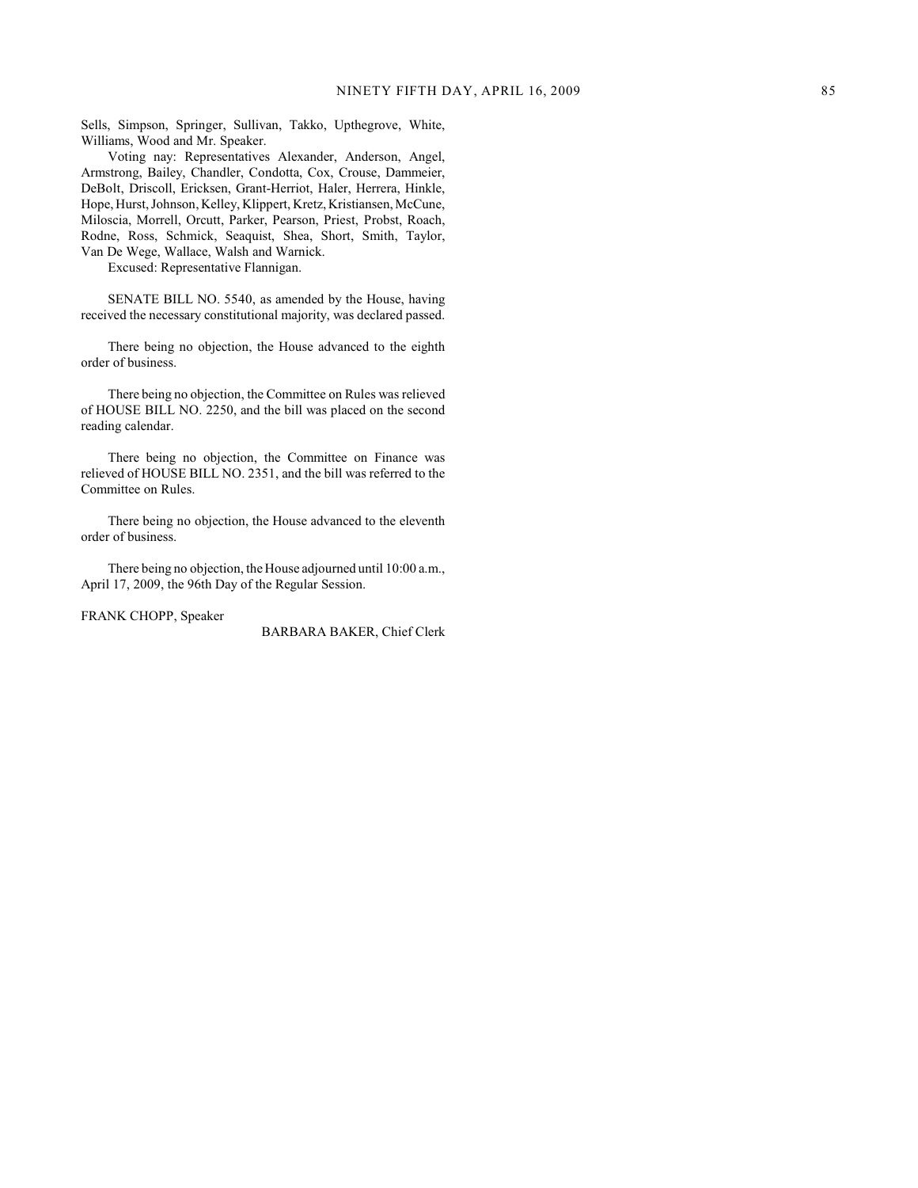Sells, Simpson, Springer, Sullivan, Takko, Upthegrove, White, Williams, Wood and Mr. Speaker.

Voting nay: Representatives Alexander, Anderson, Angel, Armstrong, Bailey, Chandler, Condotta, Cox, Crouse, Dammeier, DeBolt, Driscoll, Ericksen, Grant-Herriot, Haler, Herrera, Hinkle, Hope, Hurst, Johnson, Kelley, Klippert, Kretz, Kristiansen, McCune, Miloscia, Morrell, Orcutt, Parker, Pearson, Priest, Probst, Roach, Rodne, Ross, Schmick, Seaquist, Shea, Short, Smith, Taylor, Van De Wege, Wallace, Walsh and Warnick.

Excused: Representative Flannigan.

SENATE BILL NO. 5540, as amended by the House, having received the necessary constitutional majority, was declared passed.

There being no objection, the House advanced to the eighth order of business.

There being no objection, the Committee on Rules was relieved of HOUSE BILL NO. 2250, and the bill was placed on the second reading calendar.

There being no objection, the Committee on Finance was relieved of HOUSE BILL NO. 2351, and the bill was referred to the Committee on Rules.

There being no objection, the House advanced to the eleventh order of business.

There being no objection, the House adjourned until 10:00 a.m., April 17, 2009, the 96th Day of the Regular Session.

FRANK CHOPP, Speaker

BARBARA BAKER, Chief Clerk